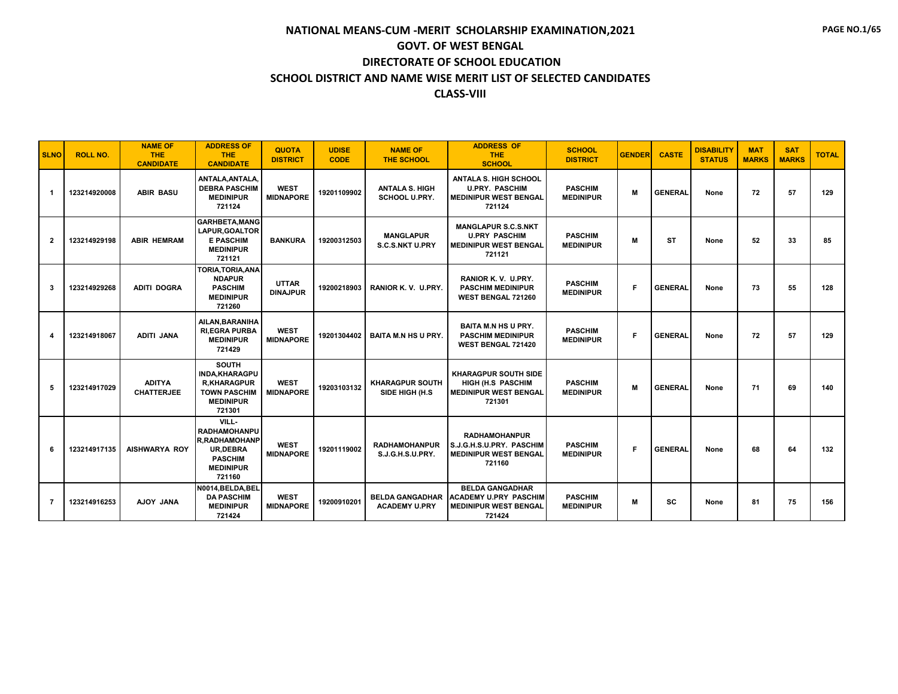# NATIONAL MEANS-CUM -MERIT SCHOLARSHIP EXAMINATION,2021

## GOVT. OF WEST BENGAL

## DIRECTORATE OF SCHOOL EDUCATION

## SCHOOL DISTRICT AND NAME WISE MERIT LIST OF SELECTED CANDIDATES

## CLASS-VIII

| SLNO | ROLL NO. | NAME OF THE CANDIDATE | ADDRESS OF THE CANDIDATE | QUOTA DISTRICT | UDISE CODE | NAME OF THE SCHOOL | ADDRESS OF THE SCHOOL | SCHOOL DISTRICT | GENDER | CASTE | DISABILITY STATUS | MAT MARKS | SAT MARKS | TOTAL |
|---|---|---|---|---|---|---|---|---|---|---|---|---|---|---|
| 1 | 123214920008 | ABIR BASU | ANTALA,ANTALA, DEBRA PASCHIM MEDINIPUR 721124 | WEST MIDNAPORE | 19201109902 | ANTALA S. HIGH SCHOOL U.PRY. | ANTALA S. HIGH SCHOOL U.PRY. PASCHIM MEDINIPUR WEST BENGAL 721124 | PASCHIM MEDINIPUR | M | GENERAL | None | 72 | 57 | 129 |
| 2 | 123214929198 | ABIR HEMRAM | GARHBETA,MANGLAPUR,GOALTORE PASCHIM MEDINIPUR 721121 | BANKURA | 19200312503 | MANGLAPUR S.C.S.NKT U.PRY | MANGLAPUR S.C.S.NKT U.PRY PASCHIM MEDINIPUR WEST BENGAL 721121 | PASCHIM MEDINIPUR | M | ST | None | 52 | 33 | 85 |
| 3 | 123214929268 | ADITI DOGRA | TORIA,TORIA,ANANDAPUR PASCHIM MEDINIPUR 721260 | UTTAR DINAJPUR | 19200218903 | RANIOR K. V. U.PRY. | RANIOR K. V. U.PRY. PASCHIM MEDINIPUR WEST BENGAL 721260 | PASCHIM MEDINIPUR | F | GENERAL | None | 73 | 55 | 128 |
| 4 | 123214918067 | ADITI JANA | AILAN,BARANIHARI,EGRA PURBA MEDINIPUR 721429 | WEST MIDNAPORE | 19201304402 | BAITA M.N HS U PRY. | BAITA M.N HS U PRY. PASCHIM MEDINIPUR WEST BENGAL 721420 | PASCHIM MEDINIPUR | F | GENERAL | None | 72 | 57 | 129 |
| 5 | 123214917029 | ADITYA CHATTERJEE | SOUTH INDA,KHARAGPUR,KHARAGPUR TOWN PASCHIM MEDINIPUR 721301 | WEST MIDNAPORE | 19203103132 | KHARAGPUR SOUTH SIDE HIGH (H.S | KHARAGPUR SOUTH SIDE HIGH (H.S PASCHIM MEDINIPUR WEST BENGAL 721301 | PASCHIM MEDINIPUR | M | GENERAL | None | 71 | 69 | 140 |
| 6 | 123214917135 | AISHWARYA ROY | VILL-RADHAMOHANPUR,RADHAMOHANPUR,DEBRA PASCHIM MEDINIPUR 721160 | WEST MIDNAPORE | 19201119002 | RADHAMOHANPUR S.J.G.H.S.U.PRY. | RADHAMOHANPUR S.J.G.H.S.U.PRY. PASCHIM MEDINIPUR WEST BENGAL 721160 | PASCHIM MEDINIPUR | F | GENERAL | None | 68 | 64 | 132 |
| 7 | 123214916253 | AJOY JANA | N0014,BELDA,BELDA PASCHIM MEDINIPUR 721424 | WEST MIDNAPORE | 19200910201 | BELDA GANGADHAR ACADEMY U.PRY | BELDA GANGADHAR ACADEMY U.PRY PASCHIM MEDINIPUR WEST BENGAL 721424 | PASCHIM MEDINIPUR | M | SC | None | 81 | 75 | 156 |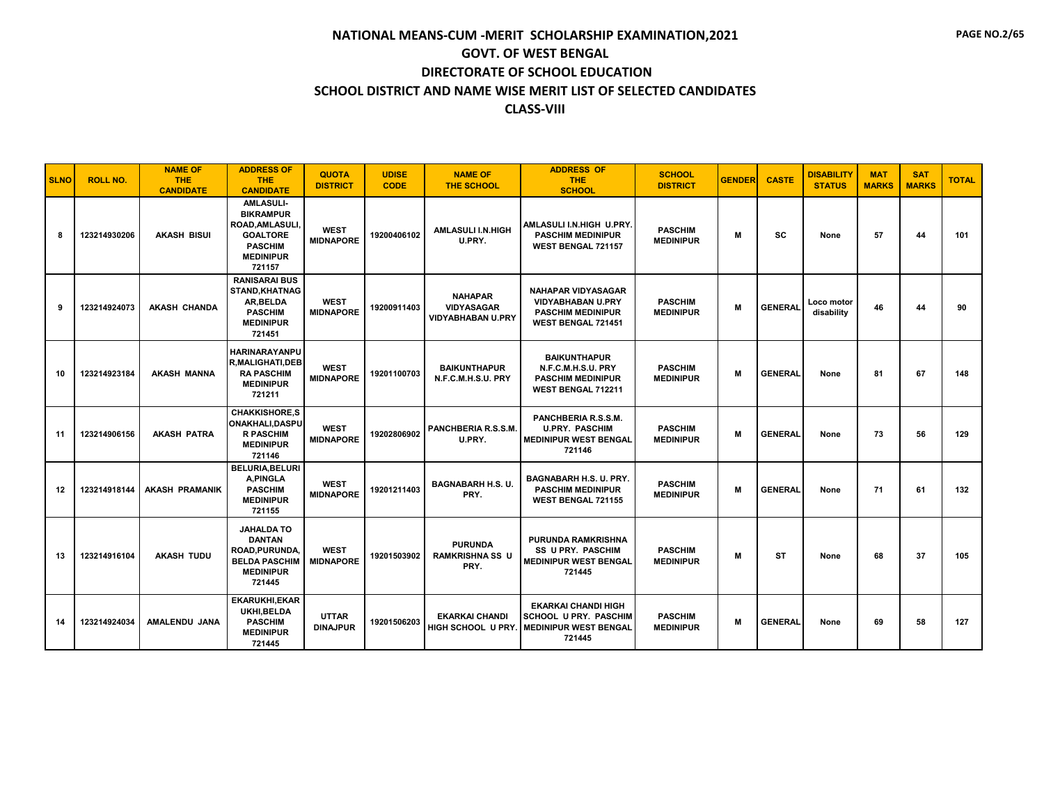# NATIONAL MEANS-CUM -MERIT SCHOLARSHIP EXAMINATION,2021

## GOVT. OF WEST BENGAL

## DIRECTORATE OF SCHOOL EDUCATION

## SCHOOL DISTRICT AND NAME WISE MERIT LIST OF SELECTED CANDIDATES

## CLASS-VIII

| SLNO | ROLL NO. | NAME OF THE CANDIDATE | ADDRESS OF THE CANDIDATE | QUOTA DISTRICT | UDISE CODE | NAME OF THE SCHOOL | ADDRESS OF THE SCHOOL | SCHOOL DISTRICT | GENDER | CASTE | DISABILITY STATUS | MAT MARKS | SAT MARKS | TOTAL |
|---|---|---|---|---|---|---|---|---|---|---|---|---|---|---|
| 8 | 123214930206 | AKASH BISUI | AMLASULI-BIKRAMPUR ROAD,AMLASULI, GOALTORE PASCHIM MEDINIPUR 721157 | WEST MIDNAPORE | 19200406102 | AMLASULI I.N.HIGH U.PRY. | AMLASULI I.N.HIGH U.PRY. PASCHIM MEDINIPUR WEST BENGAL 721157 | PASCHIM MEDINIPUR | M | SC | None | 57 | 44 | 101 |
| 9 | 123214924073 | AKASH CHANDA | RANISARAI BUS STAND,KHATNAGAR,BELDA PASCHIM MEDINIPUR 721451 | WEST MIDNAPORE | 19200911403 | NAHAPAR VIDYASAGAR VIDYABHABAN U.PRY | NAHAPAR VIDYASAGAR VIDYABHABAN U.PRY PASCHIM MEDINIPUR WEST BENGAL 721451 | PASCHIM MEDINIPUR | M | GENERAL | Loco motor disability | 46 | 44 | 90 |
| 10 | 123214923184 | AKASH MANNA | HARINARAYANPUR,MALIGHATI,DEBRA PASCHIM MEDINIPUR 721211 | WEST MIDNAPORE | 19201100703 | BAIKUNTHAPUR N.F.C.M.H.S.U. PRY | BAIKUNTHAPUR N.F.C.M.H.S.U. PRY PASCHIM MEDINIPUR WEST BENGAL 712211 | PASCHIM MEDINIPUR | M | GENERAL | None | 81 | 67 | 148 |
| 11 | 123214906156 | AKASH PATRA | CHAKKISHORE,SONAKHALI,DASPUR PASCHIM MEDINIPUR 721146 | WEST MIDNAPORE | 19202806902 | PANCHBERIA R.S.S.M. U.PRY. | PANCHBERIA R.S.S.M. U.PRY. PASCHIM MEDINIPUR WEST BENGAL 721146 | PASCHIM MEDINIPUR | M | GENERAL | None | 73 | 56 | 129 |
| 12 | 123214918144 | AKASH PRAMANIK | BELURIA,BELURIA,PINGLA PASCHIM MEDINIPUR 721155 | WEST MIDNAPORE | 19201211403 | BAGNABARH H.S. U. PRY. | BAGNABARH H.S. U. PRY. PASCHIM MEDINIPUR WEST BENGAL 721155 | PASCHIM MEDINIPUR | M | GENERAL | None | 71 | 61 | 132 |
| 13 | 123214916104 | AKASH TUDU | JAHALDA TO DANTAN ROAD,PURUNDA, BELDA PASCHIM MEDINIPUR 721445 | WEST MIDNAPORE | 19201503902 | PURUNDA RAMKRISHNA SS U PRY. | PURUNDA RAMKRISHNA SS U PRY. PASCHIM MEDINIPUR WEST BENGAL 721445 | PASCHIM MEDINIPUR | M | ST | None | 68 | 37 | 105 |
| 14 | 123214924034 | AMALENDU JANA | EKARUKHI,EKARUKHI,BELDA PASCHIM MEDINIPUR 721445 | UTTAR DINAJPUR | 19201506203 | EKARKAI CHANDI HIGH SCHOOL U PRY. | EKARKAI CHANDI HIGH SCHOOL U PRY. PASCHIM MEDINIPUR WEST BENGAL 721445 | PASCHIM MEDINIPUR | M | GENERAL | None | 69 | 58 | 127 |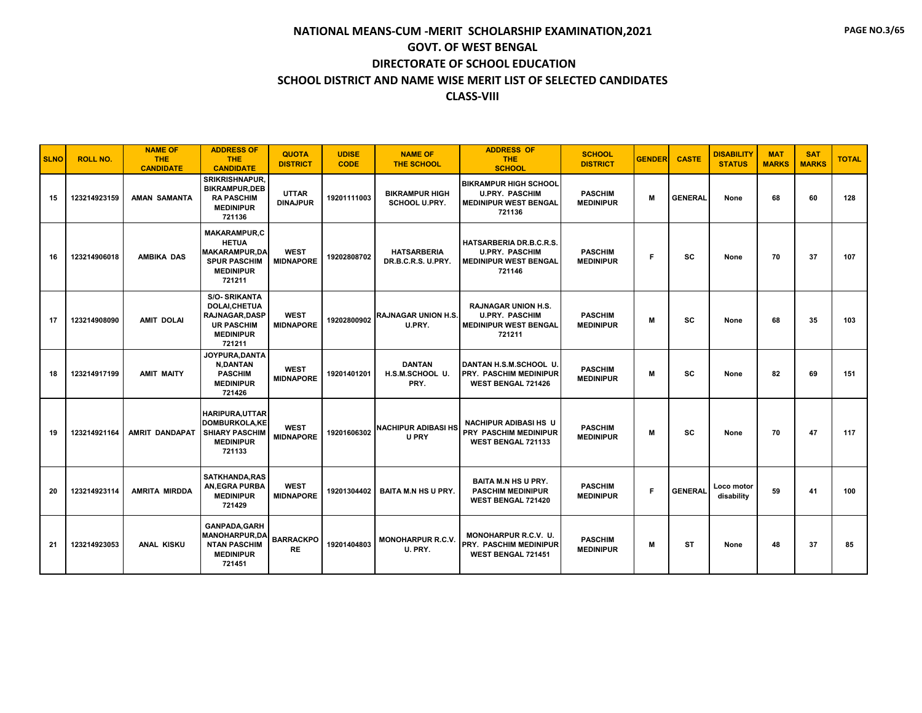# NATIONAL MEANS-CUM -MERIT SCHOLARSHIP EXAMINATION,2021

## GOVT. OF WEST BENGAL

## DIRECTORATE OF SCHOOL EDUCATION

## SCHOOL DISTRICT AND NAME WISE MERIT LIST OF SELECTED CANDIDATES

## CLASS-VIII

| SLNO | ROLL NO. | NAME OF THE CANDIDATE | ADDRESS OF THE CANDIDATE | QUOTA DISTRICT | UDISE CODE | NAME OF THE SCHOOL | ADDRESS OF THE SCHOOL | SCHOOL DISTRICT | GENDER | CASTE | DISABILITY STATUS | MAT MARKS | SAT MARKS | TOTAL |
|---|---|---|---|---|---|---|---|---|---|---|---|---|---|---|
| 15 | 123214923159 | AMAN SAMANTA | SRIKRISHNAPUR, BIKRAMPUR,DEBRA PASCHIM MEDINIPUR 721136 | UTTAR DINAJPUR | 19201111003 | BIKRAMPUR HIGH SCHOOL U.PRY. | BIKRAMPUR HIGH SCHOOL U.PRY. PASCHIM MEDINIPUR WEST BENGAL 721136 | PASCHIM MEDINIPUR | M | GENERAL | None | 68 | 60 | 128 |
| 16 | 123214906018 | AMBIKA DAS | MAKARAMPUR,CHETUA MAKARAMPUR,DASPUR PASCHIM MEDINIPUR 721211 | WEST MIDNAPORE | 19202808702 | HATSARBERIA DR.B.C.R.S. U.PRY. | HATSARBERIA DR.B.C.R.S. U.PRY. PASCHIM MEDINIPUR WEST BENGAL 721146 | PASCHIM MEDINIPUR | F | SC | None | 70 | 37 | 107 |
| 17 | 123214908090 | AMIT DOLAI | S/O- SRIKANTA DOLAI,CHETUA RAJNAGAR,DASPUR PASCHIM MEDINIPUR 721211 | WEST MIDNAPORE | 19202800902 | RAJNAGAR UNION H.S. U.PRY. | RAJNAGAR UNION H.S. U.PRY. PASCHIM MEDINIPUR WEST BENGAL 721211 | PASCHIM MEDINIPUR | M | SC | None | 68 | 35 | 103 |
| 18 | 123214917199 | AMIT MAITY | JOYPURA,DANTAN,DANTAN PASCHIM MEDINIPUR 721426 | WEST MIDNAPORE | 19201401201 | DANTAN H.S.M.SCHOOL U. PRY. | DANTAN H.S.M.SCHOOL U. PRY. PASCHIM MEDINIPUR WEST BENGAL 721426 | PASCHIM MEDINIPUR | M | SC | None | 82 | 69 | 151 |
| 19 | 123214921164 | AMRIT DANDAPAT | HARIPURA,UTTAR DOMBURKOLA,KESHIARY PASCHIM MEDINIPUR 721133 | WEST MIDNAPORE | 19201606302 | NACHIPUR ADIBASI HS U PRY | NACHIPUR ADIBASI HS U PRY PASCHIM MEDINIPUR WEST BENGAL 721133 | PASCHIM MEDINIPUR | M | SC | None | 70 | 47 | 117 |
| 20 | 123214923114 | AMRITA MIRDDA | SATKHANDA,RASAN,EGRA PURBA MEDINIPUR 721429 | WEST MIDNAPORE | 19201304402 | BAITA M.N HS U PRY. | BAITA M.N HS U PRY. PASCHIM MEDINIPUR WEST BENGAL 721420 | PASCHIM MEDINIPUR | F | GENERAL | Loco motor disability | 59 | 41 | 100 |
| 21 | 123214923053 | ANAL KISKU | GANPADA,GARH MANOHARPUR,DANTAN PASCHIM MEDINIPUR 721451 | BARRACKPORE | 19201404803 | MONOHARPUR R.C.V. U. PRY. | MONOHARPUR R.C.V. U. PRY. PASCHIM MEDINIPUR WEST BENGAL 721451 | PASCHIM MEDINIPUR | M | ST | None | 48 | 37 | 85 |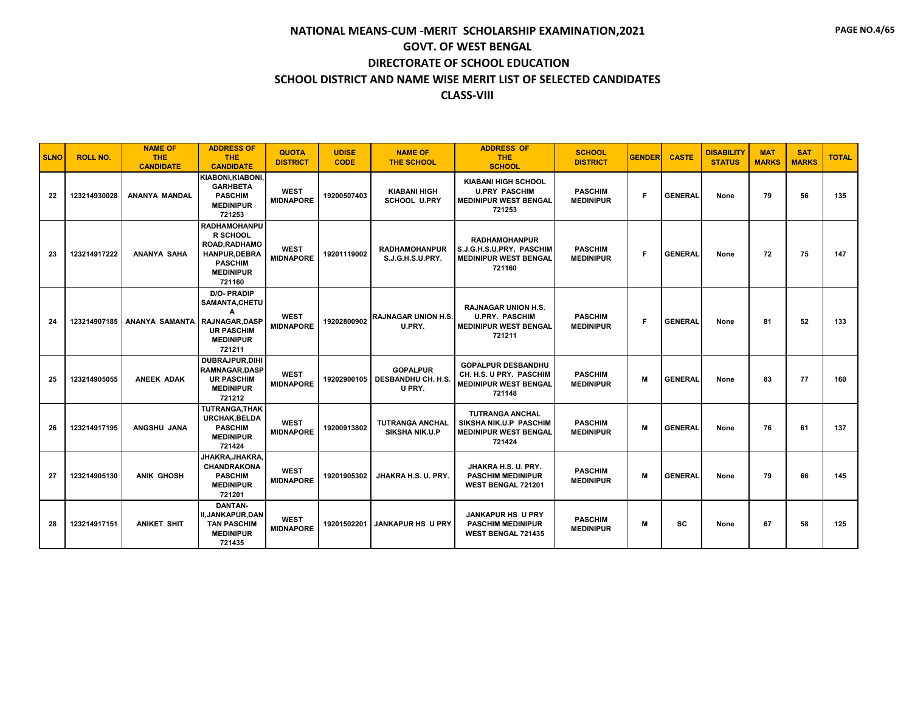# NATIONAL MEANS-CUM -MERIT SCHOLARSHIP EXAMINATION,2021
## GOVT. OF WEST BENGAL
## DIRECTORATE OF SCHOOL EDUCATION
## SCHOOL DISTRICT AND NAME WISE MERIT LIST OF SELECTED CANDIDATES
## CLASS-VIII

| SLNO | ROLL NO. | NAME OF THE CANDIDATE | ADDRESS OF THE CANDIDATE | QUOTA DISTRICT | UDISE CODE | NAME OF THE SCHOOL | ADDRESS OF THE SCHOOL | SCHOOL DISTRICT | GENDER | CASTE | DISABILITY STATUS | MAT MARKS | SAT MARKS | TOTAL |
|---|---|---|---|---|---|---|---|---|---|---|---|---|---|---|
| 22 | 123214930028 | ANANYA MANDAL | KIABONI,KIABONI, GARHBETA PASCHIM MEDINIPUR 721253 | WEST MIDNAPORE | 19200507403 | KIABANI HIGH SCHOOL U.PRY | KIABANI HIGH SCHOOL U.PRY PASCHIM MEDINIPUR WEST BENGAL 721253 | PASCHIM MEDINIPUR | F | GENERAL | None | 79 | 56 | 135 |
| 23 | 123214917222 | ANANYA SAHA | RADHAMOHANPUR SCHOOL ROAD,RADHAMOHANPUR,DEBRA PASCHIM MEDINIPUR 721160 | WEST MIDNAPORE | 19201119002 | RADHAMOHANPUR S.J.G.H.S.U.PRY. | RADHAMOHANPUR S.J.G.H.S.U.PRY. PASCHIM MEDINIPUR WEST BENGAL 721160 | PASCHIM MEDINIPUR | F | GENERAL | None | 72 | 75 | 147 |
| 24 | 123214907185 | ANANYA SAMANTA | D/O- PRADIP SAMANTA,CHETUA RAJNAGAR,DASPUR PASCHIM MEDINIPUR 721211 | WEST MIDNAPORE | 19202800902 | RAJNAGAR UNION H.S. U.PRY. | RAJNAGAR UNION H.S. U.PRY. PASCHIM MEDINIPUR WEST BENGAL 721211 | PASCHIM MEDINIPUR | F | GENERAL | None | 81 | 52 | 133 |
| 25 | 123214905055 | ANEEK ADAK | DUBRAJPUR,DIHIRAMNAGAR,DASPUR PASCHIM MEDINIPUR 721212 | WEST MIDNAPORE | 19202900105 | GOPALPUR DESBANDHU CH. H.S. U PRY. | GOPALPUR DESBANDHU CH. H.S. U PRY. PASCHIM MEDINIPUR WEST BENGAL 721148 | PASCHIM MEDINIPUR | M | GENERAL | None | 83 | 77 | 160 |
| 26 | 123214917195 | ANGSHU JANA | TUTRANGA,THAKURCHAK,BELDA PASCHIM MEDINIPUR 721424 | WEST MIDNAPORE | 19200913802 | TUTRANGA ANCHAL SIKSHA NIK.U.P | TUTRANGA ANCHAL SIKSHA NIK.U.P PASCHIM MEDINIPUR WEST BENGAL 721424 | PASCHIM MEDINIPUR | M | GENERAL | None | 76 | 61 | 137 |
| 27 | 123214905130 | ANIK GHOSH | JHAKRA,JHAKRA, CHANDRAKONA PASCHIM MEDINIPUR 721201 | WEST MIDNAPORE | 19201905302 | JHAKRA H.S. U. PRY. | JHAKRA H.S. U. PRY. PASCHIM MEDINIPUR WEST BENGAL 721201 | PASCHIM MEDINIPUR | M | GENERAL | None | 79 | 66 | 145 |
| 28 | 123214917151 | ANIKET SHIT | DANTAN-II,JANKAPUR,DANTAN PASCHIM MEDINIPUR 721435 | WEST MIDNAPORE | 19201502201 | JANKAPUR HS U PRY | JANKAPUR HS U PRY PASCHIM MEDINIPUR WEST BENGAL 721435 | PASCHIM MEDINIPUR | M | SC | None | 67 | 58 | 125 |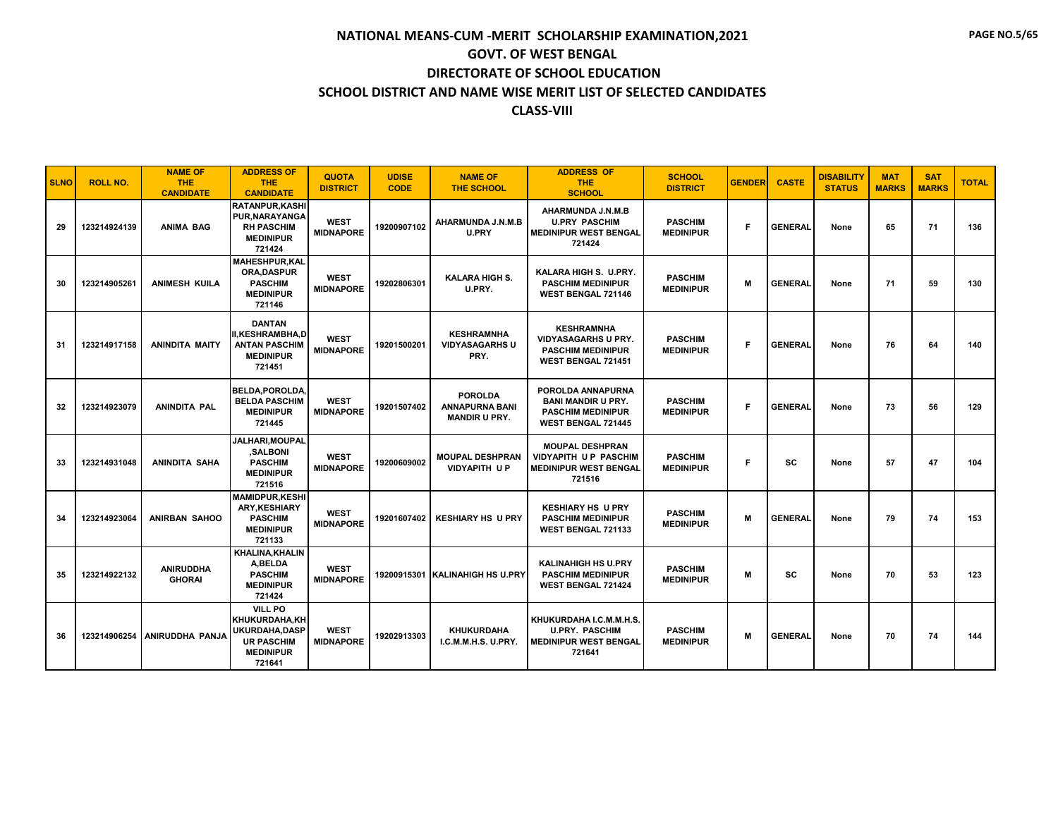# NATIONAL MEANS-CUM -MERIT SCHOLARSHIP EXAMINATION,2021

## GOVT. OF WEST BENGAL

## DIRECTORATE OF SCHOOL EDUCATION

## SCHOOL DISTRICT AND NAME WISE MERIT LIST OF SELECTED CANDIDATES

## CLASS-VIII

| SLNO | ROLL NO. | NAME OF THE CANDIDATE | ADDRESS OF THE CANDIDATE | QUOTA DISTRICT | UDISE CODE | NAME OF THE SCHOOL | ADDRESS OF THE SCHOOL | SCHOOL DISTRICT | GENDER | CASTE | DISABILITY STATUS | MAT MARKS | SAT MARKS | TOTAL |
|---|---|---|---|---|---|---|---|---|---|---|---|---|---|---|
| 29 | 123214924139 | ANIMA BAG | RATANPUR,KASHIPUR,NARAYANGARH PASCHIM MEDINIPUR 721424 | WEST MIDNAPORE | 19200907102 | AHARMUNDA J.N.M.B U.PRY | AHARMUNDA J.N.M.B U.PRY PASCHIM MEDINIPUR WEST BENGAL 721424 | PASCHIM MEDINIPUR | F | GENERAL | None | 65 | 71 | 136 |
| 30 | 123214905261 | ANIMESH KUILA | MAHESHPUR,KALORA,DASPUR PASCHIM MEDINIPUR 721146 | WEST MIDNAPORE | 19202806301 | KALARA HIGH S. U.PRY. | KALARA HIGH S. U.PRY. PASCHIM MEDINIPUR WEST BENGAL 721146 | PASCHIM MEDINIPUR | M | GENERAL | None | 71 | 59 | 130 |
| 31 | 123214917158 | ANINDITA MAITY | DANTAN II,KESHRAMBHA,DANTAN PASCHIM MEDINIPUR 721451 | WEST MIDNAPORE | 19201500201 | KESHRAMNHA VIDYASAGARHS U PRY. | KESHRAMNHA VIDYASAGARHS U PRY. PASCHIM MEDINIPUR WEST BENGAL 721451 | PASCHIM MEDINIPUR | F | GENERAL | None | 76 | 64 | 140 |
| 32 | 123214923079 | ANINDITA PAL | BELDA,POROLDA,BELDA PASCHIM MEDINIPUR 721445 | WEST MIDNAPORE | 19201507402 | POROLDA ANNAPURNA BANI MANDIR U PRY. | POROLDA ANNAPURNA BANI MANDIR U PRY. PASCHIM MEDINIPUR WEST BENGAL 721445 | PASCHIM MEDINIPUR | F | GENERAL | None | 73 | 56 | 129 |
| 33 | 123214931048 | ANINDITA SAHA | JALHARI,MOUPAL,SALBONI PASCHIM MEDINIPUR 721516 | WEST MIDNAPORE | 19200609002 | MOUPAL DESHPRAN VIDYAPITH U P | MOUPAL DESHPRAN VIDYAPITH U P PASCHIM MEDINIPUR WEST BENGAL 721516 | PASCHIM MEDINIPUR | F | SC | None | 57 | 47 | 104 |
| 34 | 123214923064 | ANIRBAN SAHOO | MAMIDPUR,KESHIARY,KESHIARY PASCHIM MEDINIPUR 721133 | WEST MIDNAPORE | 19201607402 | KESHIARY HS U PRY | KESHIARY HS U PRY PASCHIM MEDINIPUR WEST BENGAL 721133 | PASCHIM MEDINIPUR | M | GENERAL | None | 79 | 74 | 153 |
| 35 | 123214922132 | ANIRUDDHA GHORAI | KHALINA,KHALINA,BELDA PASCHIM MEDINIPUR 721424 | WEST MIDNAPORE | 19200915301 | KALINAHIGH HS U.PRY | KALINAHIGH HS U.PRY PASCHIM MEDINIPUR WEST BENGAL 721424 | PASCHIM MEDINIPUR | M | SC | None | 70 | 53 | 123 |
| 36 | 123214906254 | ANIRUDDHA PANJA | VILL PO KHUKURDAHA,KHUKURDAHA,DASPUR PASCHIM MEDINIPUR 721641 | WEST MIDNAPORE | 19202913303 | KHUKURDAHA I.C.M.M.H.S. U.PRY. | KHUKURDAHA I.C.M.M.H.S. U.PRY. PASCHIM MEDINIPUR WEST BENGAL 721641 | PASCHIM MEDINIPUR | M | GENERAL | None | 70 | 74 | 144 |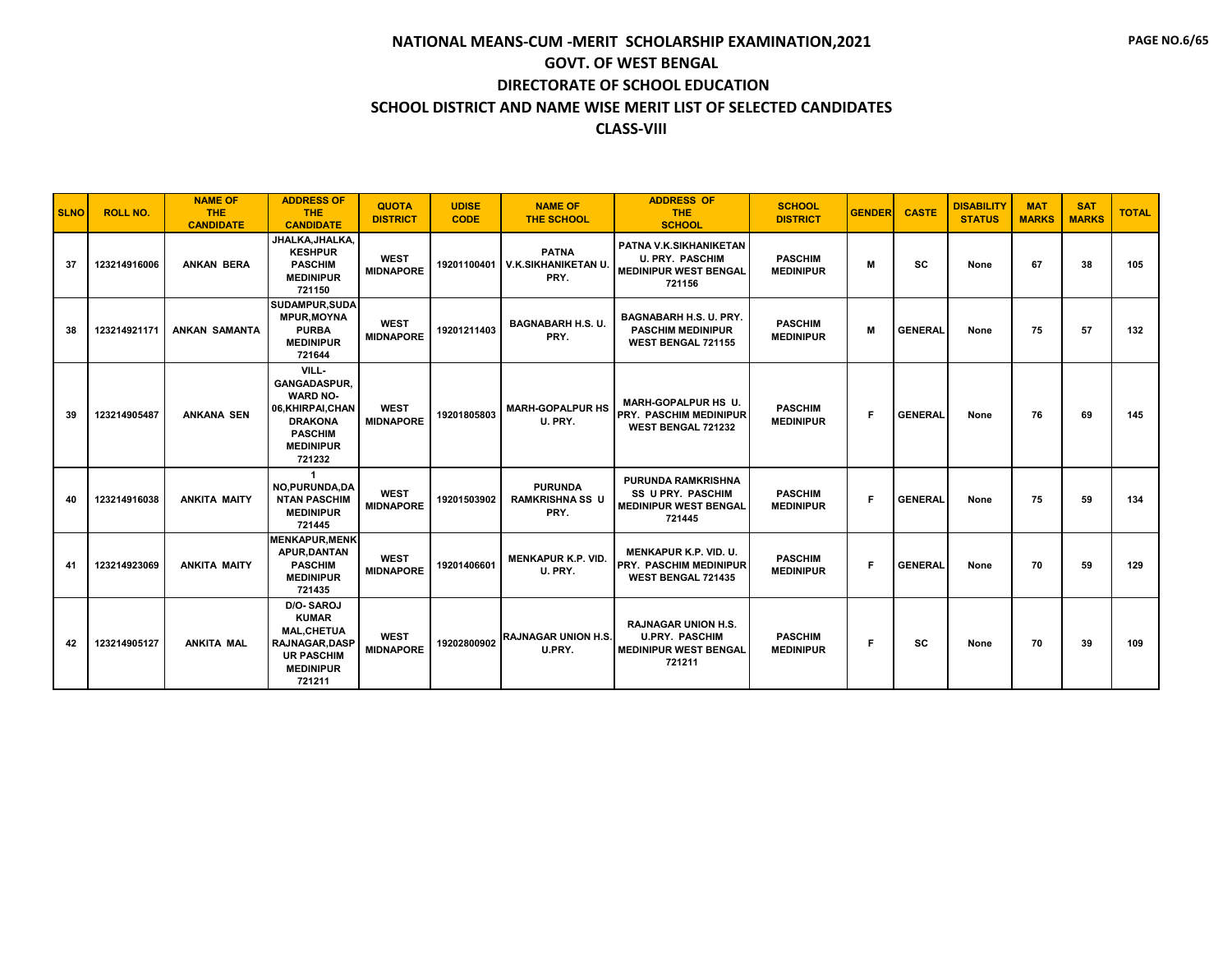# NATIONAL MEANS-CUM -MERIT SCHOLARSHIP EXAMINATION,2021

## GOVT. OF WEST BENGAL

## DIRECTORATE OF SCHOOL EDUCATION

## SCHOOL DISTRICT AND NAME WISE MERIT LIST OF SELECTED CANDIDATES

## CLASS-VIII

| SLNO | ROLL NO. | NAME OF THE CANDIDATE | ADDRESS OF THE CANDIDATE | QUOTA DISTRICT | UDISE CODE | NAME OF THE SCHOOL | ADDRESS OF THE SCHOOL | SCHOOL DISTRICT | GENDER | CASTE | DISABILITY STATUS | MAT MARKS | SAT MARKS | TOTAL |
|---|---|---|---|---|---|---|---|---|---|---|---|---|---|---|
| 37 | 123214916006 | ANKAN BERA | JHALKA,JHALKA, KESHPUR PASCHIM MEDINIPUR 721150 | WEST MIDNAPORE | 19201100401 | PATNA V.K.SIKHANIKETAN U. PRY. | PATNA V.K.SIKHANIKETAN U. PRY. PASCHIM MEDINIPUR WEST BENGAL 721156 | PASCHIM MEDINIPUR | M | SC | None | 67 | 38 | 105 |
| 38 | 123214921171 | ANKAN SAMANTA | SUDAMPUR,SUDA MPUR,MOYNA PURBA MEDINIPUR 721644 | WEST MIDNAPORE | 19201211403 | BAGNABARH H.S. U. PRY. | BAGNABARH H.S. U. PRY. PASCHIM MEDINIPUR WEST BENGAL 721155 | PASCHIM MEDINIPUR | M | GENERAL | None | 75 | 57 | 132 |
| 39 | 123214905487 | ANKANA SEN | VILL- GANGADASPUR, WARD NO- 06,KHIRPAI,CHAN DRAKONA PASCHIM MEDINIPUR 721232 | WEST MIDNAPORE | 19201805803 | MARH-GOPALPUR HS U. PRY. | MARH-GOPALPUR HS U. PRY. PASCHIM MEDINIPUR WEST BENGAL 721232 | PASCHIM MEDINIPUR | F | GENERAL | None | 76 | 69 | 145 |
| 40 | 123214916038 | ANKITA MAITY | 1 NO,PURUNDA,DA NTAN PASCHIM MEDINIPUR 721445 | WEST MIDNAPORE | 19201503902 | PURUNDA RAMKRISHNA SS U PRY. | PURUNDA RAMKRISHNA SS U PRY. PASCHIM MEDINIPUR WEST BENGAL 721445 | PASCHIM MEDINIPUR | F | GENERAL | None | 75 | 59 | 134 |
| 41 | 123214923069 | ANKITA MAITY | MENKAPUR,MENK APUR,DANTAN PASCHIM MEDINIPUR 721435 | WEST MIDNAPORE | 19201406601 | MENKAPUR K.P. VID. U. PRY. | MENKAPUR K.P. VID. U. PRY. PASCHIM MEDINIPUR WEST BENGAL 721435 | PASCHIM MEDINIPUR | F | GENERAL | None | 70 | 59 | 129 |
| 42 | 123214905127 | ANKITA MAL | D/O- SAROJ KUMAR MAL,CHETUA RAJNAGAR,DASP UR PASCHIM MEDINIPUR 721211 | WEST MIDNAPORE | 19202800902 | RAJNAGAR UNION H.S. U.PRY. | RAJNAGAR UNION H.S. U.PRY. PASCHIM MEDINIPUR WEST BENGAL 721211 | PASCHIM MEDINIPUR | F | SC | None | 70 | 39 | 109 |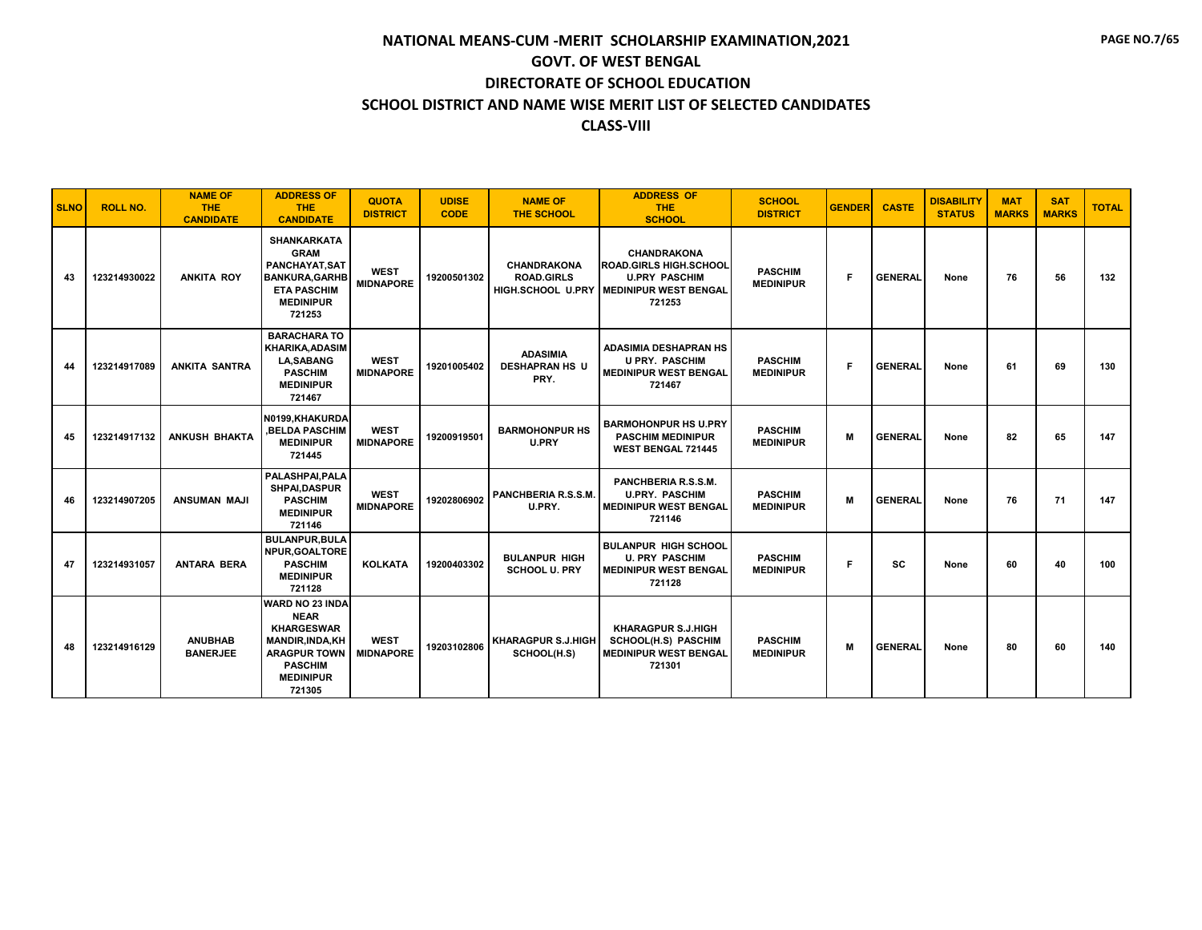# NATIONAL MEANS-CUM -MERIT SCHOLARSHIP EXAMINATION,2021

## GOVT. OF WEST BENGAL

## DIRECTORATE OF SCHOOL EDUCATION

## SCHOOL DISTRICT AND NAME WISE MERIT LIST OF SELECTED CANDIDATES

## CLASS-VIII

| SLNO | ROLL NO. | NAME OF THE CANDIDATE | ADDRESS OF THE CANDIDATE | QUOTA DISTRICT | UDISE CODE | NAME OF THE SCHOOL | ADDRESS OF THE SCHOOL | SCHOOL DISTRICT | GENDER | CASTE | DISABILITY STATUS | MAT MARKS | SAT MARKS | TOTAL |
|---|---|---|---|---|---|---|---|---|---|---|---|---|---|---|
| 43 | 123214930022 | ANKITA ROY | SHANKARKATA GRAM PANCHAYAT,SAT BANKURA,GARHB ETA PASCHIM MEDINIPUR 721253 | WEST MIDNAPORE | 19200501302 | CHANDRAKONA ROAD.GIRLS HIGH.SCHOOL U.PRY | CHANDRAKONA ROAD.GIRLS HIGH.SCHOOL U.PRY PASCHIM MEDINIPUR WEST BENGAL 721253 | PASCHIM MEDINIPUR | F | GENERAL | None | 76 | 56 | 132 |
| 44 | 123214917089 | ANKITA SANTRA | BARACHARA TO KHARIKA,ADASIM LA,SABANG PASCHIM MEDINIPUR 721467 | WEST MIDNAPORE | 19201005402 | ADASIMIA DESHAPRAN HS U PRY. | ADASIMIA DESHAPRAN HS U PRY. PASCHIM MEDINIPUR WEST BENGAL 721467 | PASCHIM MEDINIPUR | F | GENERAL | None | 61 | 69 | 130 |
| 45 | 123214917132 | ANKUSH BHAKTA | N0199,KHAKURDA ,BELDA PASCHIM MEDINIPUR 721445 | WEST MIDNAPORE | 19200919501 | BARMOHONPUR HS U.PRY | BARMOHONPUR HS U.PRY PASCHIM MEDINIPUR WEST BENGAL 721445 | PASCHIM MEDINIPUR | M | GENERAL | None | 82 | 65 | 147 |
| 46 | 123214907205 | ANSUMAN MAJI | PALASHPAI,PALA SHPAI,DASPUR PASCHIM MEDINIPUR 721146 | WEST MIDNAPORE | 19202806902 | PANCHBERIA R.S.S.M. U.PRY. | PANCHBERIA R.S.S.M. U.PRY. PASCHIM MEDINIPUR WEST BENGAL 721146 | PASCHIM MEDINIPUR | M | GENERAL | None | 76 | 71 | 147 |
| 47 | 123214931057 | ANTARA BERA | BULANPUR,BULA NPUR,GOALTORE PASCHIM MEDINIPUR 721128 | KOLKATA | 19200403302 | BULANPUR HIGH SCHOOL U. PRY | BULANPUR HIGH SCHOOL U. PRY PASCHIM MEDINIPUR WEST BENGAL 721128 | PASCHIM MEDINIPUR | F | SC | None | 60 | 40 | 100 |
| 48 | 123214916129 | ANUBHAB BANERJEE | WARD NO 23 INDA NEAR KHARGESWAR MANDIR,INDA,KH ARAGPUR TOWN PASCHIM MEDINIPUR 721305 | WEST MIDNAPORE | 19203102806 | KHARAGPUR S.J.HIGH SCHOOL(H.S) | KHARAGPUR S.J.HIGH SCHOOL(H.S) PASCHIM MEDINIPUR WEST BENGAL 721301 | PASCHIM MEDINIPUR | M | GENERAL | None | 80 | 60 | 140 |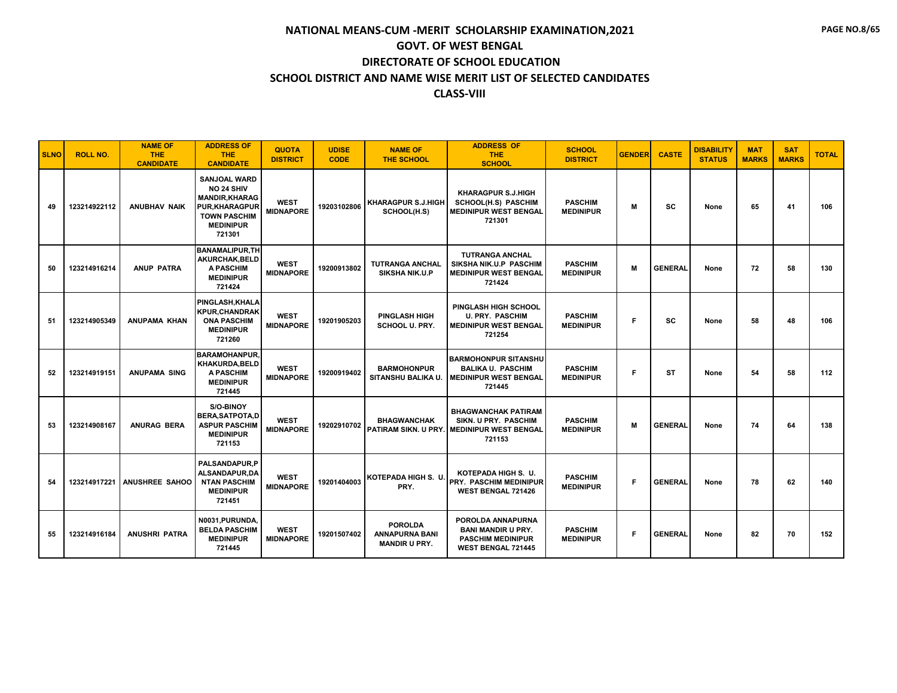# NATIONAL MEANS-CUM -MERIT SCHOLARSHIP EXAMINATION,2021

## GOVT. OF WEST BENGAL

## DIRECTORATE OF SCHOOL EDUCATION

## SCHOOL DISTRICT AND NAME WISE MERIT LIST OF SELECTED CANDIDATES

## CLASS-VIII

| SLNO | ROLL NO. | NAME OF THE CANDIDATE | ADDRESS OF THE CANDIDATE | QUOTA DISTRICT | UDISE CODE | NAME OF THE SCHOOL | ADDRESS OF THE SCHOOL | SCHOOL DISTRICT | GENDER | CASTE | DISABILITY STATUS | MAT MARKS | SAT MARKS | TOTAL |
|---|---|---|---|---|---|---|---|---|---|---|---|---|---|---|
| 49 | 123214922112 | ANUBHAV NAIK | SANJOAL WARD NO 24 SHIV MANDIR,KHARAGPUR,KHARAGPUR TOWN PASCHIM MEDINIPUR 721301 | WEST MIDNAPORE | 19203102806 | KHARAGPUR S.J.HIGH SCHOOL(H.S) | KHARAGPUR S.J.HIGH SCHOOL(H.S) PASCHIM MEDINIPUR WEST BENGAL 721301 | PASCHIM MEDINIPUR | M | SC | None | 65 | 41 | 106 |
| 50 | 123214916214 | ANUP PATRA | BANAMALIPUR,THAKURCHAK,BELDA PASCHIM MEDINIPUR 721424 | WEST MIDNAPORE | 19200913802 | TUTRANGA ANCHAL SIKSHA NIK.U.P | TUTRANGA ANCHAL SIKSHA NIK.U.P PASCHIM MEDINIPUR WEST BENGAL 721424 | PASCHIM MEDINIPUR | M | GENERAL | None | 72 | 58 | 130 |
| 51 | 123214905349 | ANUPAMA KHAN | PINGLASH,KHALAKPUR,CHANDRAKONA PASCHIM MEDINIPUR 721260 | WEST MIDNAPORE | 19201905203 | PINGLASH HIGH SCHOOL U. PRY. | PINGLASH HIGH SCHOOL U. PRY. PASCHIM MEDINIPUR WEST BENGAL 721254 | PASCHIM MEDINIPUR | F | SC | None | 58 | 48 | 106 |
| 52 | 123214919151 | ANUPAMA SING | BARAMOHANPUR,KHAKURDA,BELDA PASCHIM MEDINIPUR 721445 | WEST MIDNAPORE | 19200919402 | BARMOHONPUR SITANSHU BALIKA U. | BARMOHONPUR SITANSHU BALIKA U. PASCHIM MEDINIPUR WEST BENGAL 721445 | PASCHIM MEDINIPUR | F | ST | None | 54 | 58 | 112 |
| 53 | 123214908167 | ANURAG BERA | S/O-BINOY BERA,SATPOTA,DASPUR PASCHIM MEDINIPUR 721153 | WEST MIDNAPORE | 19202910702 | BHAGWANCHAK PATIRAM SIKN. U PRY. | BHAGWANCHAK PATIRAM SIKN. U PRY. PASCHIM MEDINIPUR WEST BENGAL 721153 | PASCHIM MEDINIPUR | M | GENERAL | None | 74 | 64 | 138 |
| 54 | 123214917221 | ANUSHREE SAHOO | PALSANDAPUR,PALSANDAPUR,DANTAN PASCHIM MEDINIPUR 721451 | WEST MIDNAPORE | 19201404003 | KOTEPADA HIGH S. U. PRY. | KOTEPADA HIGH S. U. PRY. PASCHIM MEDINIPUR WEST BENGAL 721426 | PASCHIM MEDINIPUR | F | GENERAL | None | 78 | 62 | 140 |
| 55 | 123214916184 | ANUSHRI PATRA | N0031,PURUNDA,BELDA PASCHIM MEDINIPUR 721445 | WEST MIDNAPORE | 19201507402 | POROLDA ANNAPURNA BANI MANDIR U PRY. | POROLDA ANNAPURNA BANI MANDIR U PRY. PASCHIM MEDINIPUR WEST BENGAL 721445 | PASCHIM MEDINIPUR | F | GENERAL | None | 82 | 70 | 152 |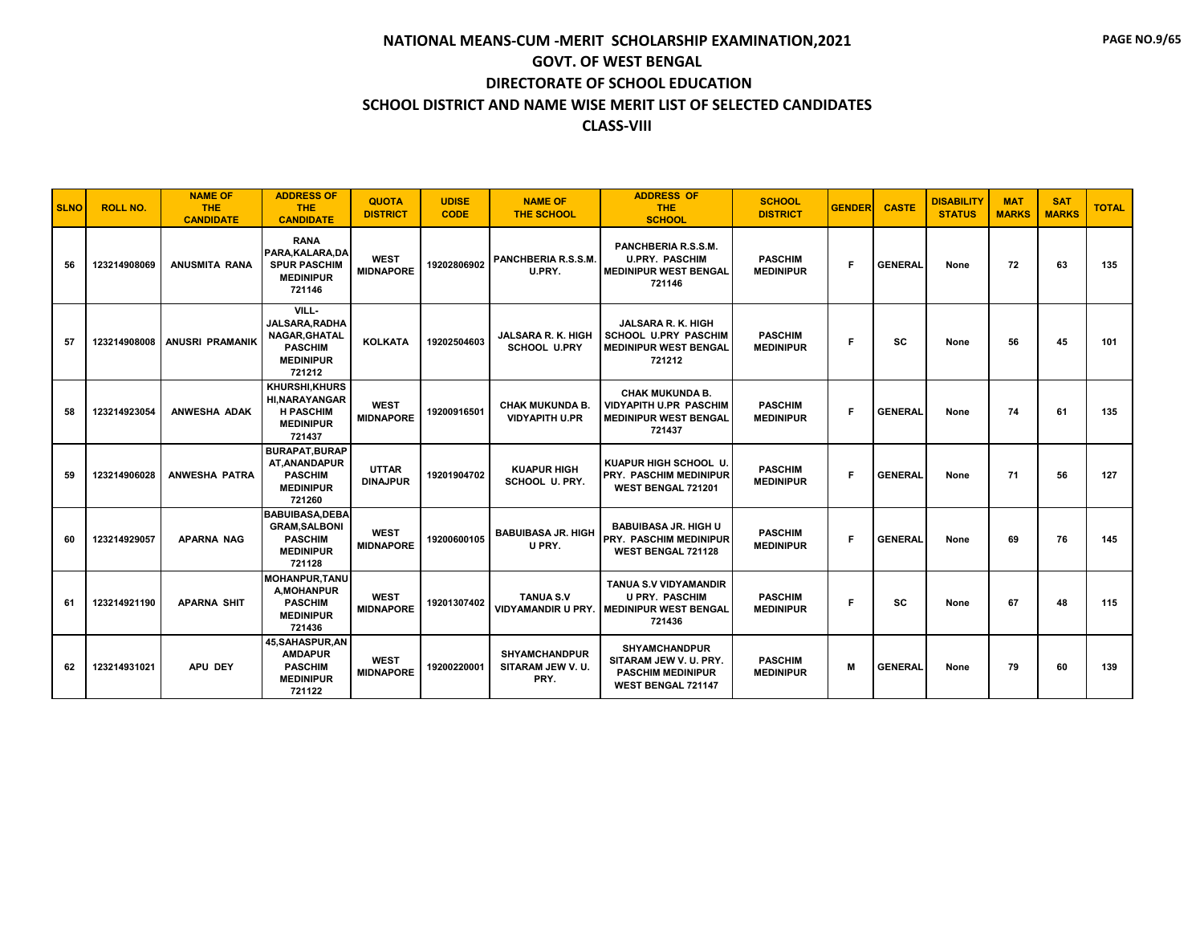# NATIONAL MEANS-CUM -MERIT SCHOLARSHIP EXAMINATION,2021

## GOVT. OF WEST BENGAL

## DIRECTORATE OF SCHOOL EDUCATION

## SCHOOL DISTRICT AND NAME WISE MERIT LIST OF SELECTED CANDIDATES

## CLASS-VIII

| SLNO | ROLL NO. | NAME OF THE CANDIDATE | ADDRESS OF THE CANDIDATE | QUOTA DISTRICT | UDISE CODE | NAME OF THE SCHOOL | ADDRESS OF THE SCHOOL | SCHOOL DISTRICT | GENDER | CASTE | DISABILITY STATUS | MAT MARKS | SAT MARKS | TOTAL |
|---|---|---|---|---|---|---|---|---|---|---|---|---|---|---|
| 56 | 123214908069 | ANUSMITA RANA | RANA PARA,KALARA,DASPUR PASCHIM MEDINIPUR 721146 | WEST MIDNAPORE | 19202806902 | PANCHBERIA R.S.S.M. U.PRY. | PANCHBERIA R.S.S.M. U.PRY. PASCHIM MEDINIPUR WEST BENGAL 721146 | PASCHIM MEDINIPUR | F | GENERAL | None | 72 | 63 | 135 |
| 57 | 123214908008 | ANUSRI PRAMANIK | VILL-JALSARA,RADHANAGAR,GHATAL PASCHIM MEDINIPUR 721212 | KOLKATA | 19202504603 | JALSARA R. K. HIGH SCHOOL U.PRY | JALSARA R. K. HIGH SCHOOL U.PRY PASCHIM MEDINIPUR WEST BENGAL 721212 | PASCHIM MEDINIPUR | F | SC | None | 56 | 45 | 101 |
| 58 | 123214923054 | ANWESHA ADAK | KHURSHI,KHURSHI,NARAYANGARH PASCHIM MEDINIPUR 721437 | WEST MIDNAPORE | 19200916501 | CHAK MUKUNDA B. VIDYAPITH U.PR | CHAK MUKUNDA B. VIDYAPITH U.PR PASCHIM MEDINIPUR WEST BENGAL 721437 | PASCHIM MEDINIPUR | F | GENERAL | None | 74 | 61 | 135 |
| 59 | 123214906028 | ANWESHA PATRA | BURAPAT,BURAPAT,ANANDAPUR PASCHIM MEDINIPUR 721260 | UTTAR DINAJPUR | 19201904702 | KUAPUR HIGH SCHOOL U. PRY. | KUAPUR HIGH SCHOOL U. PRY. PASCHIM MEDINIPUR WEST BENGAL 721201 | PASCHIM MEDINIPUR | F | GENERAL | None | 71 | 56 | 127 |
| 60 | 123214929057 | APARNA NAG | BABUIBASA,DEBAGRAM,SALBONI PASCHIM MEDINIPUR 721128 | WEST MIDNAPORE | 19200600105 | BABUIBASA JR. HIGH U PRY. | BABUIBASA JR. HIGH U PRY. PASCHIM MEDINIPUR WEST BENGAL 721128 | PASCHIM MEDINIPUR | F | GENERAL | None | 69 | 76 | 145 |
| 61 | 123214921190 | APARNA SHIT | MOHANPUR,TANUA,MOHANPUR PASCHIM MEDINIPUR 721436 | WEST MIDNAPORE | 19201307402 | TANUA S.V VIDYAMANDIR U PRY. | TANUA S.V VIDYAMANDIR U PRY. PASCHIM MEDINIPUR WEST BENGAL 721436 | PASCHIM MEDINIPUR | F | SC | None | 67 | 48 | 115 |
| 62 | 123214931021 | APU DEY | 45,SAHASPUR,ANAMDAPUR PASCHIM MEDINIPUR 721122 | WEST MIDNAPORE | 19200220001 | SHYAMCHANDPUR SITARAM JEW V. U. PRY. | SHYAMCHANDPUR SITARAM JEW V. U. PRY. PASCHIM MEDINIPUR WEST BENGAL 721147 | PASCHIM MEDINIPUR | M | GENERAL | None | 79 | 60 | 139 |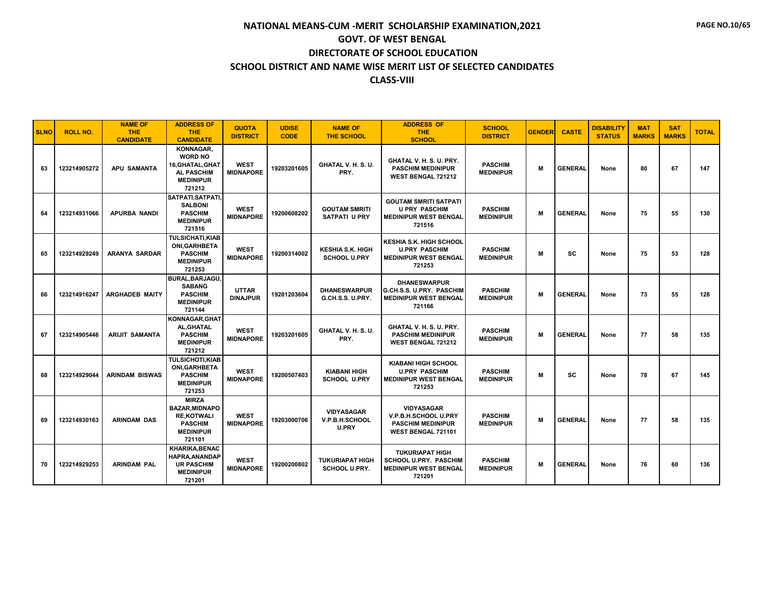# NATIONAL MEANS-CUM -MERIT SCHOLARSHIP EXAMINATION,2021

## GOVT. OF WEST BENGAL

## DIRECTORATE OF SCHOOL EDUCATION

## SCHOOL DISTRICT AND NAME WISE MERIT LIST OF SELECTED CANDIDATES

## CLASS-VIII

| SLNO | ROLL NO. | NAME OF THE CANDIDATE | ADDRESS OF THE CANDIDATE | QUOTA DISTRICT | UDISE CODE | NAME OF THE SCHOOL | ADDRESS OF THE SCHOOL | SCHOOL DISTRICT | GENDER | CASTE | DISABILITY STATUS | MAT MARKS | SAT MARKS | TOTAL |
|---|---|---|---|---|---|---|---|---|---|---|---|---|---|---|
| 63 | 123214905272 | APU SAMANTA | KONNAGAR, WORD NO 16,GHATAL,GHATAL PASCHIM MEDINIPUR 721212 | WEST MIDNAPORE | 19203201605 | GHATAL V. H. S. U. PRY. | GHATAL V. H. S. U. PRY. PASCHIM MEDINIPUR WEST BENGAL 721212 | PASCHIM MEDINIPUR | M | GENERAL | None | 80 | 67 | 147 |
| 64 | 123214931066 | APURBA NANDI | SATPATI,SATPATI, SALBONI PASCHIM MEDINIPUR 721516 | WEST MIDNAPORE | 19200608202 | GOUTAM SMRITI SATPATI U PRY | GOUTAM SMRITI SATPATI U PRY PASCHIM MEDINIPUR WEST BENGAL 721516 | PASCHIM MEDINIPUR | M | GENERAL | None | 75 | 55 | 130 |
| 65 | 123214929249 | ARANYA SARDAR | TULSICHATI,KIABONI,GARHBETA PASCHIM MEDINIPUR 721253 | WEST MIDNAPORE | 19200314002 | KESHIA S.K. HIGH SCHOOL U.PRY | KESHIA S.K. HIGH SCHOOL U.PRY PASCHIM MEDINIPUR WEST BENGAL 721253 | PASCHIM MEDINIPUR | M | SC | None | 75 | 53 | 128 |
| 66 | 123214916247 | ARGHADEB MAITY | BURAL,BARJAGU, SABANG PASCHIM MEDINIPUR 721144 | UTTAR DINAJPUR | 19201203604 | DHANESWARPUR G.CH.S.S. U.PRY. | DHANESWARPUR G.CH.S.S. U.PRY. PASCHIM MEDINIPUR WEST BENGAL 721166 | PASCHIM MEDINIPUR | M | GENERAL | None | 73 | 55 | 128 |
| 67 | 123214905446 | ARIJIT SAMANTA | KONNAGAR,GHATAL,GHATAL PASCHIM MEDINIPUR 721212 | WEST MIDNAPORE | 19203201605 | GHATAL V. H. S. U. PRY. | GHATAL V. H. S. U. PRY. PASCHIM MEDINIPUR WEST BENGAL 721212 | PASCHIM MEDINIPUR | M | GENERAL | None | 77 | 58 | 135 |
| 68 | 123214929044 | ARINDAM BISWAS | TULSICHOTI,KIABONI,GARHBETA PASCHIM MEDINIPUR 721253 | WEST MIDNAPORE | 19200507403 | KIABANI HIGH SCHOOL U.PRY | KIABANI HIGH SCHOOL U.PRY PASCHIM MEDINIPUR WEST BENGAL 721253 | PASCHIM MEDINIPUR | M | SC | None | 78 | 67 | 145 |
| 69 | 123214930163 | ARINDAM DAS | MIRZA BAZAR,MIDNAPORE,KOTWALI PASCHIM MEDINIPUR 721101 | WEST MIDNAPORE | 19203000706 | VIDYASAGAR V.P.B.H.SCHOOL U.PRY | VIDYASAGAR V.P.B.H.SCHOOL U.PRY PASCHIM MEDINIPUR WEST BENGAL 721101 | PASCHIM MEDINIPUR | M | GENERAL | None | 77 | 58 | 135 |
| 70 | 123214929253 | ARINDAM PAL | KHARIKA,BENACHAPRA,ANANDAPUR PASCHIM MEDINIPUR 721201 | WEST MIDNAPORE | 19200200802 | TUKURIAPAT HIGH SCHOOL U.PRY. | TUKURIAPAT HIGH SCHOOL U.PRY. PASCHIM MEDINIPUR WEST BENGAL 721201 | PASCHIM MEDINIPUR | M | GENERAL | None | 76 | 60 | 136 |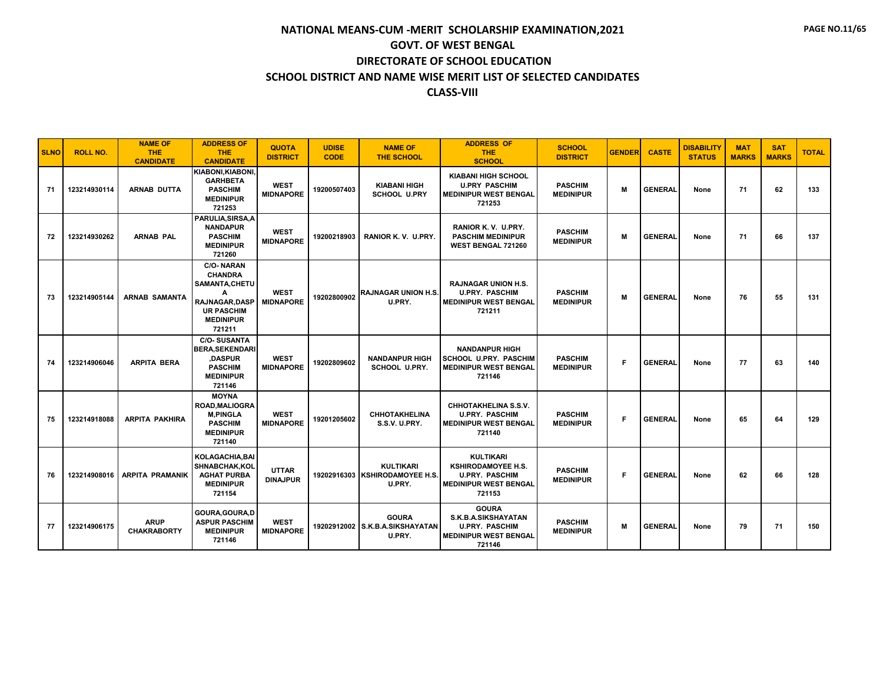# NATIONAL MEANS-CUM -MERIT SCHOLARSHIP EXAMINATION,2021

## GOVT. OF WEST BENGAL

## DIRECTORATE OF SCHOOL EDUCATION

## SCHOOL DISTRICT AND NAME WISE MERIT LIST OF SELECTED CANDIDATES

## CLASS-VIII

| SLNO | ROLL NO. | NAME OF THE CANDIDATE | ADDRESS OF THE CANDIDATE | QUOTA DISTRICT | UDISE CODE | NAME OF THE SCHOOL | ADDRESS OF THE SCHOOL | SCHOOL DISTRICT | GENDER | CASTE | DISABILITY STATUS | MAT MARKS | SAT MARKS | TOTAL |
|---|---|---|---|---|---|---|---|---|---|---|---|---|---|---|
| 71 | 123214930114 | ARNAB DUTTA | KIABONI,KIABONI, GARHBETA PASCHIM MEDINIPUR 721253 | WEST MIDNAPORE | 19200507403 | KIABANI HIGH SCHOOL U.PRY | KIABANI HIGH SCHOOL U.PRY PASCHIM MEDINIPUR WEST BENGAL 721253 | PASCHIM MEDINIPUR | M | GENERAL | None | 71 | 62 | 133 |
| 72 | 123214930262 | ARNAB PAL | PARULIA,SIRSA,A NANDAPUR PASCHIM MEDINIPUR 721260 | WEST MIDNAPORE | 19200218903 | RANIOR K. V. U.PRY. | RANIOR K. V. U.PRY. PASCHIM MEDINIPUR WEST BENGAL 721260 | PASCHIM MEDINIPUR | M | GENERAL | None | 71 | 66 | 137 |
| 73 | 123214905144 | ARNAB SAMANTA | C/O- NARAN CHANDRA SAMANTA,CHETU A RAJNAGAR,DASP UR PASCHIM MEDINIPUR 721211 | WEST MIDNAPORE | 19202800902 | RAJNAGAR UNION H.S. U.PRY. | RAJNAGAR UNION H.S. U.PRY. PASCHIM MEDINIPUR WEST BENGAL 721211 | PASCHIM MEDINIPUR | M | GENERAL | None | 76 | 55 | 131 |
| 74 | 123214906046 | ARPITA BERA | C/O- SUSANTA BERA,SEKENDARI ,DASPUR PASCHIM MEDINIPUR 721146 | WEST MIDNAPORE | 19202809602 | NANDANPUR HIGH SCHOOL U.PRY. | NANDANPUR HIGH SCHOOL U.PRY. PASCHIM MEDINIPUR WEST BENGAL 721146 | PASCHIM MEDINIPUR | F | GENERAL | None | 77 | 63 | 140 |
| 75 | 123214918088 | ARPITA PAKHIRA | MOYNA ROAD,MALIOGRA M,PINGLA PASCHIM MEDINIPUR 721140 | WEST MIDNAPORE | 19201205602 | CHHOTAKHELINA S.S.V. U.PRY. | CHHOTAKHELINA S.S.V. U.PRY. PASCHIM MEDINIPUR WEST BENGAL 721140 | PASCHIM MEDINIPUR | F | GENERAL | None | 65 | 64 | 129 |
| 76 | 123214908016 | ARPITA PRAMANIK | KOLAGACHIA,BAI SHNABCHAK,KOL AGHAT PURBA MEDINIPUR 721154 | UTTAR DINAJPUR | 19202916303 | KULTIKARI KSHIRODAMOYEE H.S. U.PRY. | KULTIKARI KSHIRODAMOYEE H.S. U.PRY. PASCHIM MEDINIPUR WEST BENGAL 721153 | PASCHIM MEDINIPUR | F | GENERAL | None | 62 | 66 | 128 |
| 77 | 123214906175 | ARUP CHAKRABORTY | GOURA,GOURA,D ASPUR PASCHIM MEDINIPUR 721146 | WEST MIDNAPORE | 19202912002 | GOURA S.K.B.A.SIKSHAYATAN U.PRY. | GOURA S.K.B.A.SIKSHAYATAN U.PRY. PASCHIM MEDINIPUR WEST BENGAL 721146 | PASCHIM MEDINIPUR | M | GENERAL | None | 79 | 71 | 150 |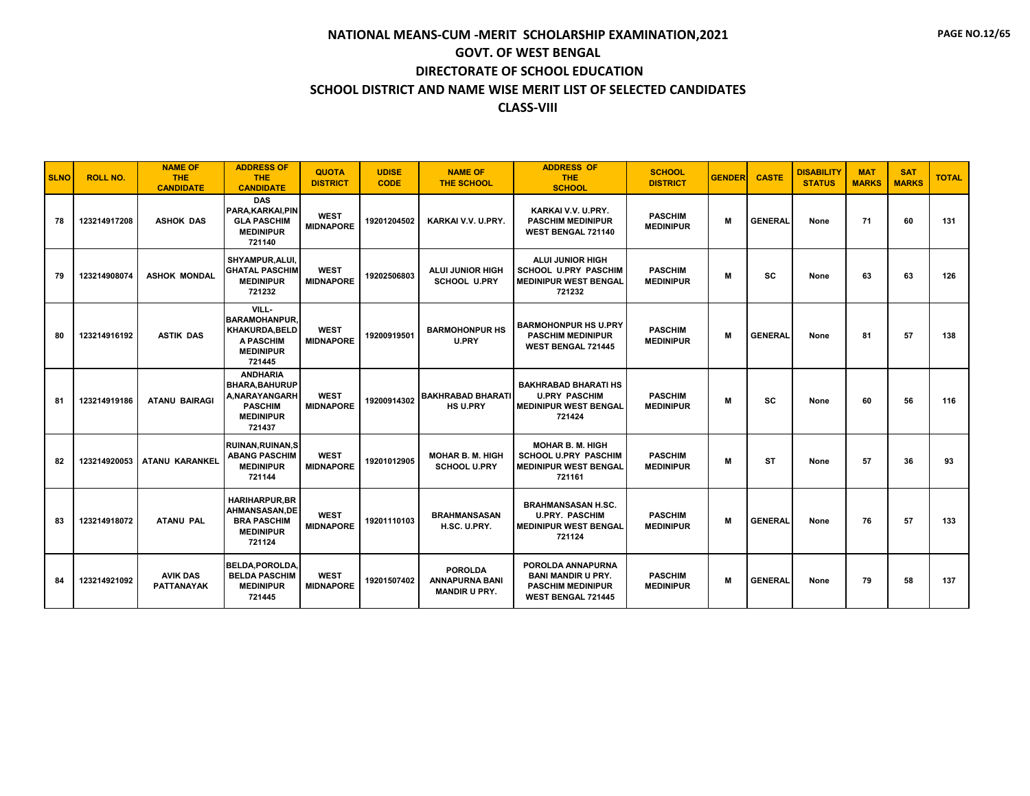# NATIONAL MEANS-CUM -MERIT SCHOLARSHIP EXAMINATION,2021

## GOVT. OF WEST BENGAL

## DIRECTORATE OF SCHOOL EDUCATION

## SCHOOL DISTRICT AND NAME WISE MERIT LIST OF SELECTED CANDIDATES

## CLASS-VIII

| SLNO | ROLL NO. | NAME OF THE CANDIDATE | ADDRESS OF THE CANDIDATE | QUOTA DISTRICT | UDISE CODE | NAME OF THE SCHOOL | ADDRESS OF THE SCHOOL | SCHOOL DISTRICT | GENDER | CASTE | DISABILITY STATUS | MAT MARKS | SAT MARKS | TOTAL |
|---|---|---|---|---|---|---|---|---|---|---|---|---|---|---|
| 78 | 123214917208 | ASHOK DAS | DAS PARA,KARKAI,PINGLA PASCHIM MEDINIPUR 721140 | WEST MIDNAPORE | 19201204502 | KARKAI V.V. U.PRY. | KARKAI V.V. U.PRY. PASCHIM MEDINIPUR WEST BENGAL 721140 | PASCHIM MEDINIPUR | M | GENERAL | None | 71 | 60 | 131 |
| 79 | 123214908074 | ASHOK MONDAL | SHYAMPUR,ALUI,GHATAL PASCHIM MEDINIPUR 721232 | WEST MIDNAPORE | 19202506803 | ALUI JUNIOR HIGH SCHOOL U.PRY | ALUI JUNIOR HIGH SCHOOL U.PRY PASCHIM MEDINIPUR WEST BENGAL 721232 | PASCHIM MEDINIPUR | M | SC | None | 63 | 63 | 126 |
| 80 | 123214916192 | ASTIK DAS | VILL-BARAMOHANPUR,KHAKURDA,BELDA PASCHIM MEDINIPUR 721445 | WEST MIDNAPORE | 19200919501 | BARMOHONPUR HS U.PRY | BARMOHONPUR HS U.PRY PASCHIM MEDINIPUR WEST BENGAL 721445 | PASCHIM MEDINIPUR | M | GENERAL | None | 81 | 57 | 138 |
| 81 | 123214919186 | ATANU BAIRAGI | ANDHARIA BHARA,BAHURUPA,NARAYANGARH PASCHIM MEDINIPUR 721437 | WEST MIDNAPORE | 19200914302 | BAKHRABAD BHARATI HS U.PRY | BAKHRABAD BHARATI HS U.PRY PASCHIM MEDINIPUR WEST BENGAL 721424 | PASCHIM MEDINIPUR | M | SC | None | 60 | 56 | 116 |
| 82 | 123214920053 | ATANU KARANKEL | RUINAN,RUINAN,SABANG PASCHIM MEDINIPUR 721144 | WEST MIDNAPORE | 19201012905 | MOHAR B. M. HIGH SCHOOL U.PRY | MOHAR B. M. HIGH SCHOOL U.PRY PASCHIM MEDINIPUR WEST BENGAL 721161 | PASCHIM MEDINIPUR | M | ST | None | 57 | 36 | 93 |
| 83 | 123214918072 | ATANU PAL | HARIHARPUR,BRAHMANSASAN,DEBRA PASCHIM MEDINIPUR 721124 | WEST MIDNAPORE | 19201110103 | BRAHMANSASAN H.SC. U.PRY. | BRAHMANSASAN H.SC. U.PRY. PASCHIM MEDINIPUR WEST BENGAL 721124 | PASCHIM MEDINIPUR | M | GENERAL | None | 76 | 57 | 133 |
| 84 | 123214921092 | AVIK DAS PATTANAYAK | BELDA,POROLDA,BELDA PASCHIM MEDINIPUR 721445 | WEST MIDNAPORE | 19201507402 | POROLDA ANNAPURNA BANI MANDIR U PRY. | POROLDA ANNAPURNA BANI MANDIR U PRY. PASCHIM MEDINIPUR WEST BENGAL 721445 | PASCHIM MEDINIPUR | M | GENERAL | None | 79 | 58 | 137 |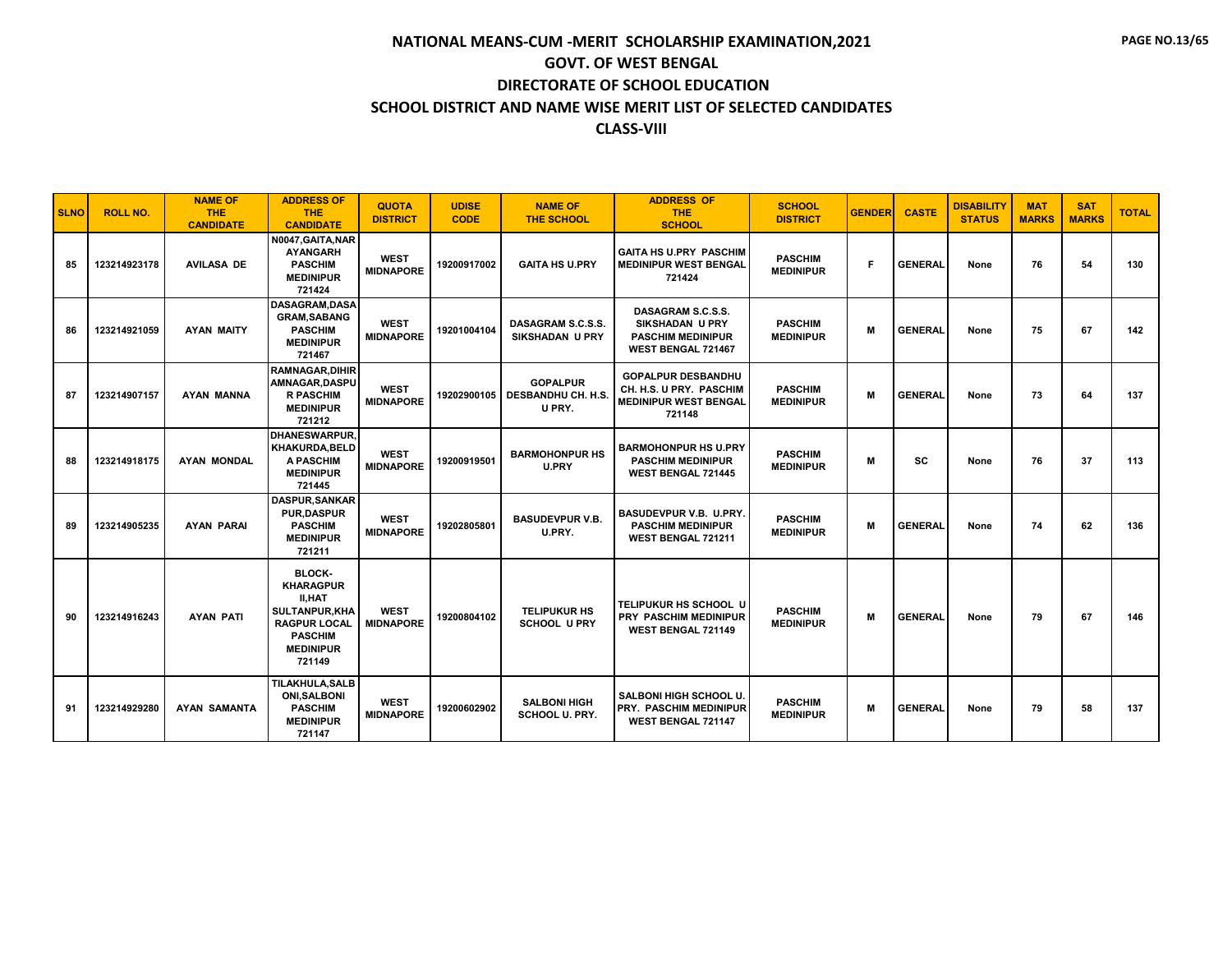# NATIONAL MEANS-CUM -MERIT SCHOLARSHIP EXAMINATION,2021
## GOVT. OF WEST BENGAL
## DIRECTORATE OF SCHOOL EDUCATION
## SCHOOL DISTRICT AND NAME WISE MERIT LIST OF SELECTED CANDIDATES
## CLASS-VIII

| SLNO | ROLL NO. | NAME OF THE CANDIDATE | ADDRESS OF THE CANDIDATE | QUOTA DISTRICT | UDISE CODE | NAME OF THE SCHOOL | ADDRESS OF THE SCHOOL | SCHOOL DISTRICT | GENDER | CASTE | DISABILITY STATUS | MAT MARKS | SAT MARKS | TOTAL |
|---|---|---|---|---|---|---|---|---|---|---|---|---|---|---|
| 85 | 123214923178 | AVILASA DE | N0047,GAITA,NARAYANGARH PASCHIM MEDINIPUR 721424 | WEST MIDNAPORE | 19200917002 | GAITA HS U.PRY | GAITA HS U.PRY PASCHIM MEDINIPUR WEST BENGAL 721424 | PASCHIM MEDINIPUR | F | GENERAL | None | 76 | 54 | 130 |
| 86 | 123214921059 | AYAN MAITY | DASAGRAM,DASAGRAM,SABANG PASCHIM MEDINIPUR 721467 | WEST MIDNAPORE | 19201004104 | DASAGRAM S.C.S.S. SIKSHADAN U PRY | DASAGRAM S.C.S.S. SIKSHADAN U PRY PASCHIM MEDINIPUR WEST BENGAL 721467 | PASCHIM MEDINIPUR | M | GENERAL | None | 75 | 67 | 142 |
| 87 | 123214907157 | AYAN MANNA | RAMNAGAR,DIHIRAMNAGAR,DASPUR PASCHIM MEDINIPUR 721212 | WEST MIDNAPORE | 19202900105 | GOPALPUR DESBANDHU CH. H.S. U PRY. | GOPALPUR DESBANDHU CH. H.S. U PRY. PASCHIM MEDINIPUR WEST BENGAL 721148 | PASCHIM MEDINIPUR | M | GENERAL | None | 73 | 64 | 137 |
| 88 | 123214918175 | AYAN MONDAL | DHANESWARPUR,KHAKURDA,BELDA PASCHIM MEDINIPUR 721445 | WEST MIDNAPORE | 19200919501 | BARMOHONPUR HS U.PRY | BARMOHONPUR HS U.PRY PASCHIM MEDINIPUR WEST BENGAL 721445 | PASCHIM MEDINIPUR | M | SC | None | 76 | 37 | 113 |
| 89 | 123214905235 | AYAN PARAI | DASPUR,SANKARPUR,DASPUR PASCHIM MEDINIPUR 721211 | WEST MIDNAPORE | 19202805801 | BASUDEVPUR V.B. U.PRY. | BASUDEVPUR V.B. U.PRY. PASCHIM MEDINIPUR WEST BENGAL 721211 | PASCHIM MEDINIPUR | M | GENERAL | None | 74 | 62 | 136 |
| 90 | 123214916243 | AYAN PATI | BLOCK-KHARAGPUR II,HAT SULTANPUR,KHARAGPUR LOCAL PASCHIM MEDINIPUR 721149 | WEST MIDNAPORE | 19200804102 | TELIPUKUR HS SCHOOL U PRY | TELIPUKUR HS SCHOOL U PRY PASCHIM MEDINIPUR WEST BENGAL 721149 | PASCHIM MEDINIPUR | M | GENERAL | None | 79 | 67 | 146 |
| 91 | 123214929280 | AYAN SAMANTA | TILAKHULA,SALBONI,SALBONI PASCHIM MEDINIPUR 721147 | WEST MIDNAPORE | 19200602902 | SALBONI HIGH SCHOOL U. PRY. | SALBONI HIGH SCHOOL U. PRY. PASCHIM MEDINIPUR WEST BENGAL 721147 | PASCHIM MEDINIPUR | M | GENERAL | None | 79 | 58 | 137 |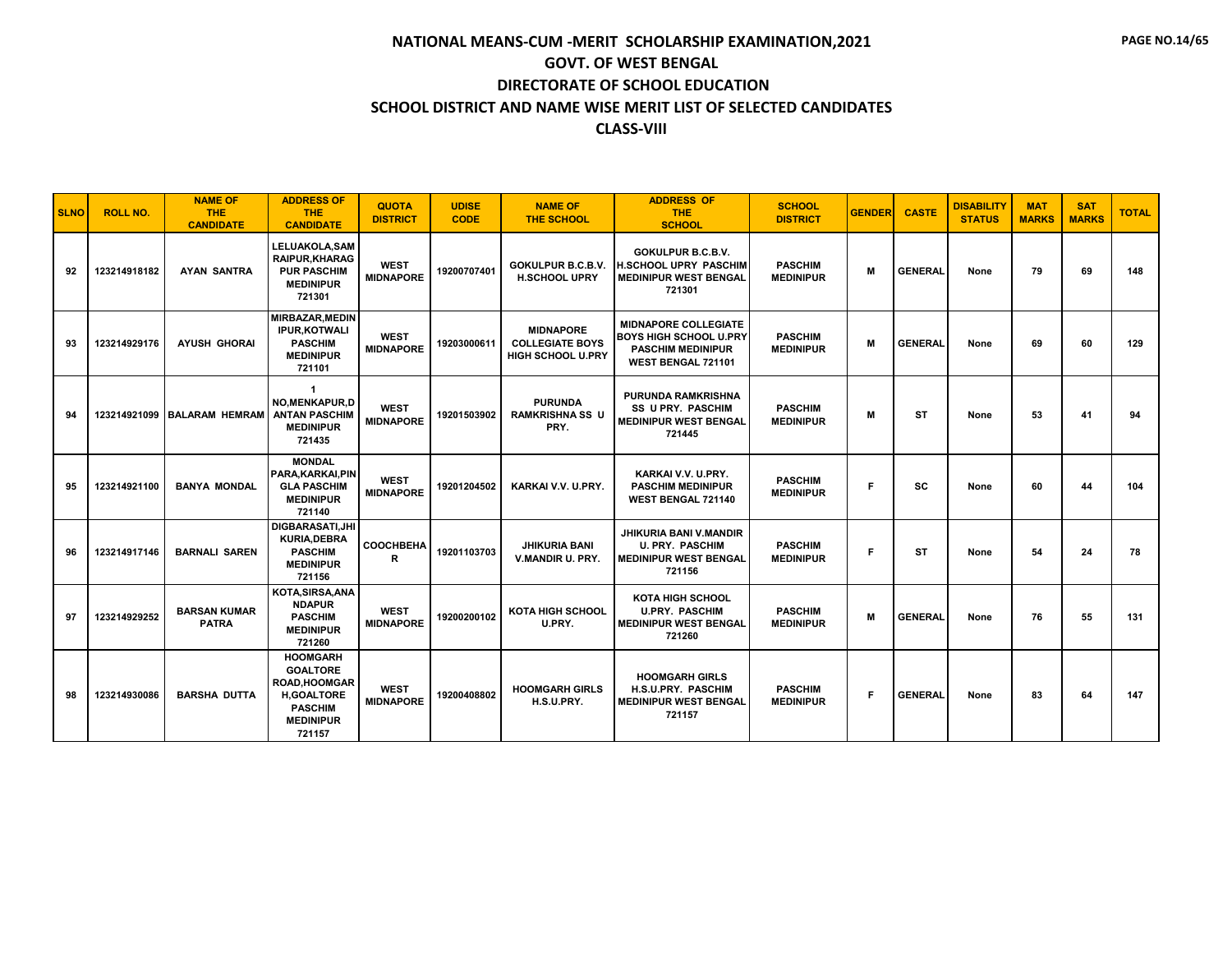# NATIONAL MEANS-CUM -MERIT SCHOLARSHIP EXAMINATION,2021

## GOVT. OF WEST BENGAL

## DIRECTORATE OF SCHOOL EDUCATION

## SCHOOL DISTRICT AND NAME WISE MERIT LIST OF SELECTED CANDIDATES

## CLASS-VIII

| SLNO | ROLL NO. | NAME OF THE CANDIDATE | ADDRESS OF THE CANDIDATE | QUOTA DISTRICT | UDISE CODE | NAME OF THE SCHOOL | ADDRESS OF THE SCHOOL | SCHOOL DISTRICT | GENDER | CASTE | DISABILITY STATUS | MAT MARKS | SAT MARKS | TOTAL |
|---|---|---|---|---|---|---|---|---|---|---|---|---|---|---|
| 92 | 123214918182 | AYAN SANTRA | LELUAKOLA,SAMRAIPUR,KHARAGPUR PASCHIM MEDINIPUR 721301 | WEST MIDNAPORE | 19200707401 | GOKULPUR B.C.B.V. H.SCHOOL UPRY | GOKULPUR B.C.B.V. H.SCHOOL UPRY PASCHIM MEDINIPUR WEST BENGAL 721301 | PASCHIM MEDINIPUR | M | GENERAL | None | 79 | 69 | 148 |
| 93 | 123214929176 | AYUSH GHORAI | MIRBAZAR,MEDINIPUR,KOTWALI PASCHIM MEDINIPUR 721101 | WEST MIDNAPORE | 19203000611 | MIDNAPORE COLLEGIATE BOYS HIGH SCHOOL U.PRY | MIDNAPORE COLLEGIATE BOYS HIGH SCHOOL U.PRY PASCHIM MEDINIPUR WEST BENGAL 721101 | PASCHIM MEDINIPUR | M | GENERAL | None | 69 | 60 | 129 |
| 94 | 123214921099 | BALARAM HEMRAM | 1 NO,MENKAPUR,DANTAN PASCHIM MEDINIPUR 721435 | WEST MIDNAPORE | 19201503902 | PURUNDA RAMKRISHNA SS U PRY. | PURUNDA RAMKRISHNA SS U PRY. PASCHIM MEDINIPUR WEST BENGAL 721445 | PASCHIM MEDINIPUR | M | ST | None | 53 | 41 | 94 |
| 95 | 123214921100 | BANYA MONDAL | MONDAL PARA,KARKAI,PINGLA PASCHIM MEDINIPUR 721140 | WEST MIDNAPORE | 19201204502 | KARKAI V.V. U.PRY. | KARKAI V.V. U.PRY. PASCHIM MEDINIPUR WEST BENGAL 721140 | PASCHIM MEDINIPUR | F | SC | None | 60 | 44 | 104 |
| 96 | 123214917146 | BARNALI SAREN | DIGBARASATI,JHIKURIA,DEBRA PASCHIM MEDINIPUR 721156 | COOCHBEHAR | 19201103703 | JHIKURIA BANI V.MANDIR U. PRY. | JHIKURIA BANI V.MANDIR U. PRY. PASCHIM MEDINIPUR WEST BENGAL 721156 | PASCHIM MEDINIPUR | F | ST | None | 54 | 24 | 78 |
| 97 | 123214929252 | BARSAN KUMAR PATRA | KOTA,SIRSA,ANANDAPUR PASCHIM MEDINIPUR 721260 | WEST MIDNAPORE | 19200200102 | KOTA HIGH SCHOOL U.PRY. | KOTA HIGH SCHOOL U.PRY. PASCHIM MEDINIPUR WEST BENGAL 721260 | PASCHIM MEDINIPUR | M | GENERAL | None | 76 | 55 | 131 |
| 98 | 123214930086 | BARSHA DUTTA | HOOMGARH GOALTORE ROAD,HOOMGARH,GOALTORE PASCHIM MEDINIPUR 721157 | WEST MIDNAPORE | 19200408802 | HOOMGARH GIRLS H.S.U.PRY. | HOOMGARH GIRLS H.S.U.PRY. PASCHIM MEDINIPUR WEST BENGAL 721157 | PASCHIM MEDINIPUR | F | GENERAL | None | 83 | 64 | 147 |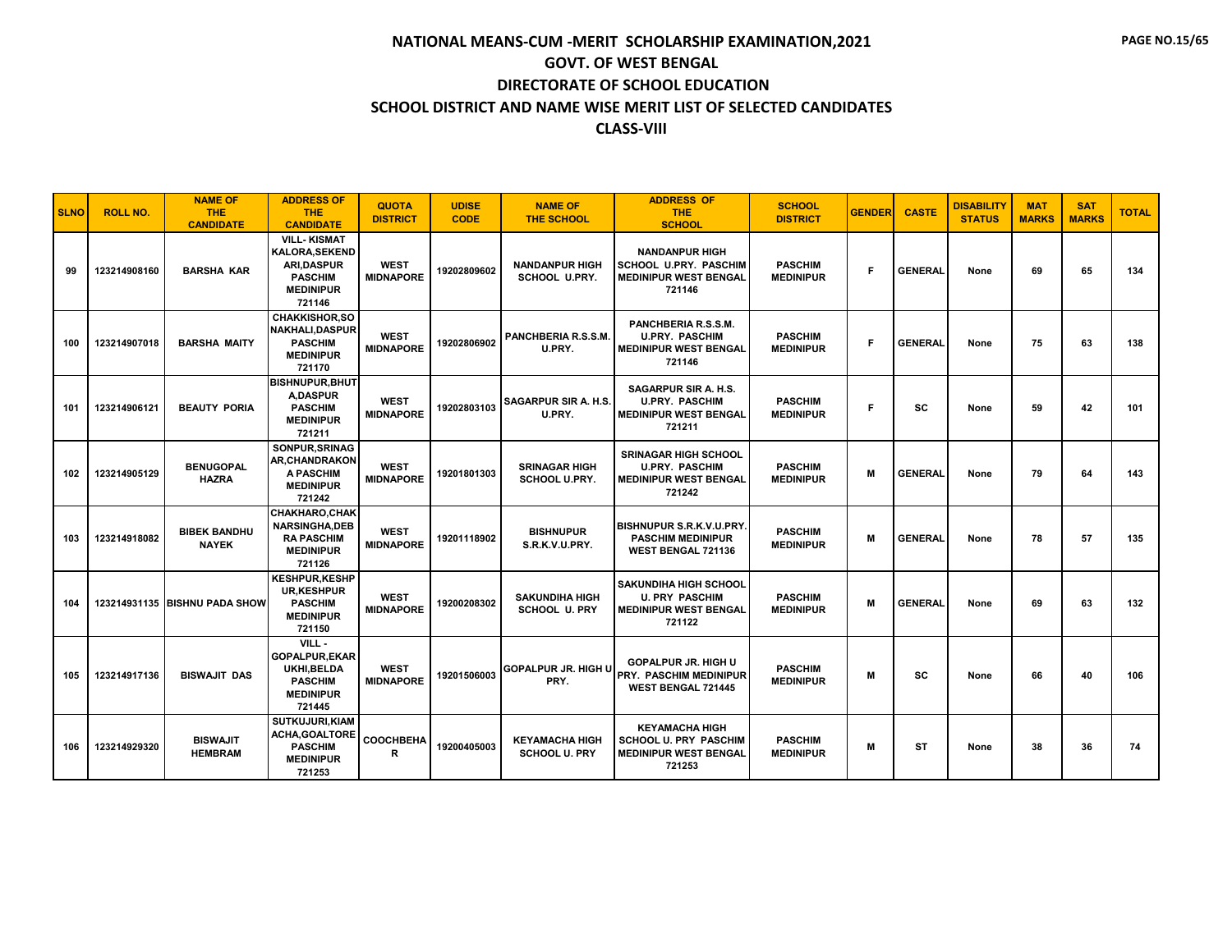# NATIONAL MEANS-CUM -MERIT SCHOLARSHIP EXAMINATION,2021

## GOVT. OF WEST BENGAL

## DIRECTORATE OF SCHOOL EDUCATION

## SCHOOL DISTRICT AND NAME WISE MERIT LIST OF SELECTED CANDIDATES

## CLASS-VIII

| SLNO | ROLL NO. | NAME OF THE CANDIDATE | ADDRESS OF THE CANDIDATE | QUOTA DISTRICT | UDISE CODE | NAME OF THE SCHOOL | ADDRESS OF THE SCHOOL | SCHOOL DISTRICT | GENDER | CASTE | DISABILITY STATUS | MAT MARKS | SAT MARKS | TOTAL |
|---|---|---|---|---|---|---|---|---|---|---|---|---|---|---|
| 99 | 123214908160 | BARSHA KAR | VILL- KISMAT KALORA,SEKEND ARI,DASPUR PASCHIM MEDINIPUR 721146 | WEST MIDNAPORE | 19202809602 | NANDANPUR HIGH SCHOOL U.PRY. | NANDANPUR HIGH SCHOOL U.PRY. PASCHIM MEDINIPUR WEST BENGAL 721146 | PASCHIM MEDINIPUR | F | GENERAL | None | 69 | 65 | 134 |
| 100 | 123214907018 | BARSHA MAITY | CHAKKISHOR,SO NAKHALI,DASPUR PASCHIM MEDINIPUR 721170 | WEST MIDNAPORE | 19202806902 | PANCHBERIA R.S.S.M. U.PRY. | PANCHBERIA R.S.S.M. U.PRY. PASCHIM MEDINIPUR WEST BENGAL 721146 | PASCHIM MEDINIPUR | F | GENERAL | None | 75 | 63 | 138 |
| 101 | 123214906121 | BEAUTY PORIA | BISHNUPUR,BHUT A,DASPUR PASCHIM MEDINIPUR 721211 | WEST MIDNAPORE | 19202803103 | SAGARPUR SIR A. H.S. U.PRY. | SAGARPUR SIR A. H.S. U.PRY. PASCHIM MEDINIPUR WEST BENGAL 721211 | PASCHIM MEDINIPUR | F | SC | None | 59 | 42 | 101 |
| 102 | 123214905129 | BENUGOPAL HAZRA | SONPUR,SRINAG AR,CHANDRAKON A PASCHIM MEDINIPUR 721242 | WEST MIDNAPORE | 19201801303 | SRINAGAR HIGH SCHOOL U.PRY. | SRINAGAR HIGH SCHOOL U.PRY. PASCHIM MEDINIPUR WEST BENGAL 721242 | PASCHIM MEDINIPUR | M | GENERAL | None | 79 | 64 | 143 |
| 103 | 123214918082 | BIBEK BANDHU NAYEK | CHAKHARO,CHAK NARSINGHA,DEB RA PASCHIM MEDINIPUR 721126 | WEST MIDNAPORE | 19201118902 | BISHNUPUR S.R.K.V.U.PRY. | BISHNUPUR S.R.K.V.U.PRY. PASCHIM MEDINIPUR WEST BENGAL 721136 | PASCHIM MEDINIPUR | M | GENERAL | None | 78 | 57 | 135 |
| 104 | 123214931135 | BISHNU PADA SHOW | KESHPUR,KESHP UR,KESHPUR PASCHIM MEDINIPUR 721150 | WEST MIDNAPORE | 19200208302 | SAKUNDIHA HIGH SCHOOL U. PRY | SAKUNDIHA HIGH SCHOOL U. PRY PASCHIM MEDINIPUR WEST BENGAL 721122 | PASCHIM MEDINIPUR | M | GENERAL | None | 69 | 63 | 132 |
| 105 | 123214917136 | BISWAJIT DAS | VILL - GOPALPUR,EKAR UKHI,BELDA PASCHIM MEDINIPUR 721445 | WEST MIDNAPORE | 19201506003 | GOPALPUR JR. HIGH U PRY. | GOPALPUR JR. HIGH U PRY. PASCHIM MEDINIPUR WEST BENGAL 721445 | PASCHIM MEDINIPUR | M | SC | None | 66 | 40 | 106 |
| 106 | 123214929320 | BISWAJIT HEMBRAM | SUTKUJURI,KIAM ACHA,GOALTORE PASCHIM MEDINIPUR 721253 | COOCHBEHAR | 19200405003 | KEYAMACHA HIGH SCHOOL U. PRY | KEYAMACHA HIGH SCHOOL U. PRY PASCHIM MEDINIPUR WEST BENGAL 721253 | PASCHIM MEDINIPUR | M | ST | None | 38 | 36 | 74 |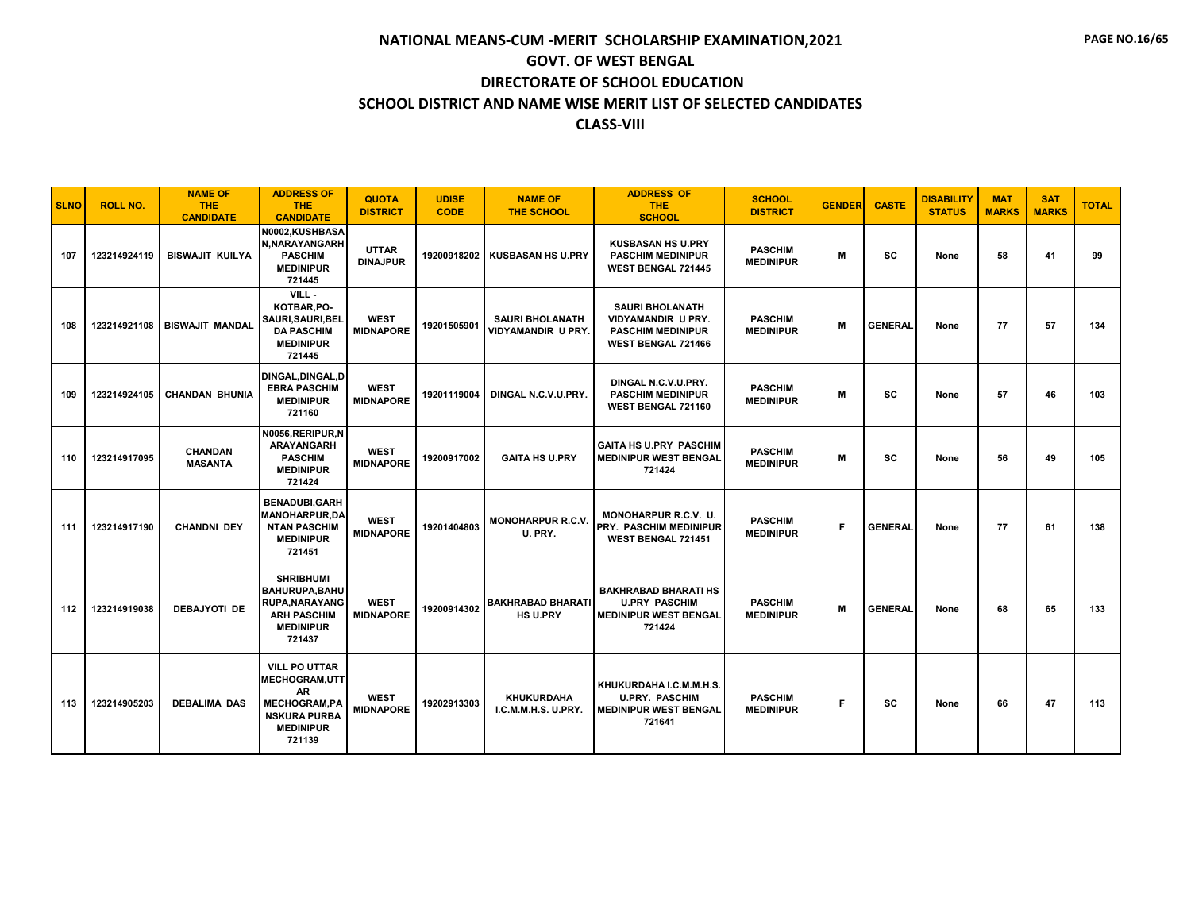# NATIONAL MEANS-CUM -MERIT SCHOLARSHIP EXAMINATION,2021

## GOVT. OF WEST BENGAL

## DIRECTORATE OF SCHOOL EDUCATION

## SCHOOL DISTRICT AND NAME WISE MERIT LIST OF SELECTED CANDIDATES

## CLASS-VIII

| SLNO | ROLL NO. | NAME OF THE CANDIDATE | ADDRESS OF THE CANDIDATE | QUOTA DISTRICT | UDISE CODE | NAME OF THE SCHOOL | ADDRESS OF THE SCHOOL | SCHOOL DISTRICT | GENDER | CASTE | DISABILITY STATUS | MAT MARKS | SAT MARKS | TOTAL |
|---|---|---|---|---|---|---|---|---|---|---|---|---|---|---|
| 107 | 123214924119 | BISWAJIT KUILYA | N0002,KUSHBASAN,NARAYANGARH PASCHIM MEDINIPUR 721445 | UTTAR DINAJPUR | 19200918202 | KUSBASAN HS U.PRY | KUSBASAN HS U.PRY PASCHIM MEDINIPUR WEST BENGAL 721445 | PASCHIM MEDINIPUR | M | SC | None | 58 | 41 | 99 |
| 108 | 123214921108 | BISWAJIT MANDAL | VILL - KOTBAR,PO-SAURI,SAURI,BELDA PASCHIM MEDINIPUR 721445 | WEST MIDNAPORE | 19201505901 | SAURI BHOLANATH VIDYAMANDIR U PRY. | SAURI BHOLANATH VIDYAMANDIR U PRY. PASCHIM MEDINIPUR WEST BENGAL 721466 | PASCHIM MEDINIPUR | M | GENERAL | None | 77 | 57 | 134 |
| 109 | 123214924105 | CHANDAN BHUNIA | DINGAL,DINGAL,DEBRA PASCHIM MEDINIPUR 721160 | WEST MIDNAPORE | 19201119004 | DINGAL N.C.V.U.PRY. | DINGAL N.C.V.U.PRY. PASCHIM MEDINIPUR WEST BENGAL 721160 | PASCHIM MEDINIPUR | M | SC | None | 57 | 46 | 103 |
| 110 | 123214917095 | CHANDAN MASANTA | N0056,RERIPUR,NARAYANGARH PASCHIM MEDINIPUR 721424 | WEST MIDNAPORE | 19200917002 | GAITA HS U.PRY | GAITA HS U.PRY PASCHIM MEDINIPUR WEST BENGAL 721424 | PASCHIM MEDINIPUR | M | SC | None | 56 | 49 | 105 |
| 111 | 123214917190 | CHANDNI DEY | BENADUBI,GARHMANOHARPUR,DANTAN PASCHIM MEDINIPUR 721451 | WEST MIDNAPORE | 19201404803 | MONOHARPUR R.C.V. U. PRY. | MONOHARPUR R.C.V. U. PRY. PASCHIM MEDINIPUR WEST BENGAL 721451 | PASCHIM MEDINIPUR | F | GENERAL | None | 77 | 61 | 138 |
| 112 | 123214919038 | DEBAJYOTI DE | SHRIBHUMI BAHURUPA,BAHURUPA,NARAYANGARH PASCHIM MEDINIPUR 721437 | WEST MIDNAPORE | 19200914302 | BAKHRABAD BHARATI HS U.PRY | BAKHRABAD BHARATI HS U.PRY PASCHIM MEDINIPUR WEST BENGAL 721424 | PASCHIM MEDINIPUR | M | GENERAL | None | 68 | 65 | 133 |
| 113 | 123214905203 | DEBALIMA DAS | VILL PO UTTAR MECHOGRAM,UTTAR MECHOGRAM,PANSKURA PURBA MEDINIPUR 721139 | WEST MIDNAPORE | 19202913303 | KHUKURDAHA I.C.M.M.H.S. U.PRY. | KHUKURDAHA I.C.M.M.H.S. U.PRY. PASCHIM MEDINIPUR WEST BENGAL 721641 | PASCHIM MEDINIPUR | F | SC | None | 66 | 47 | 113 |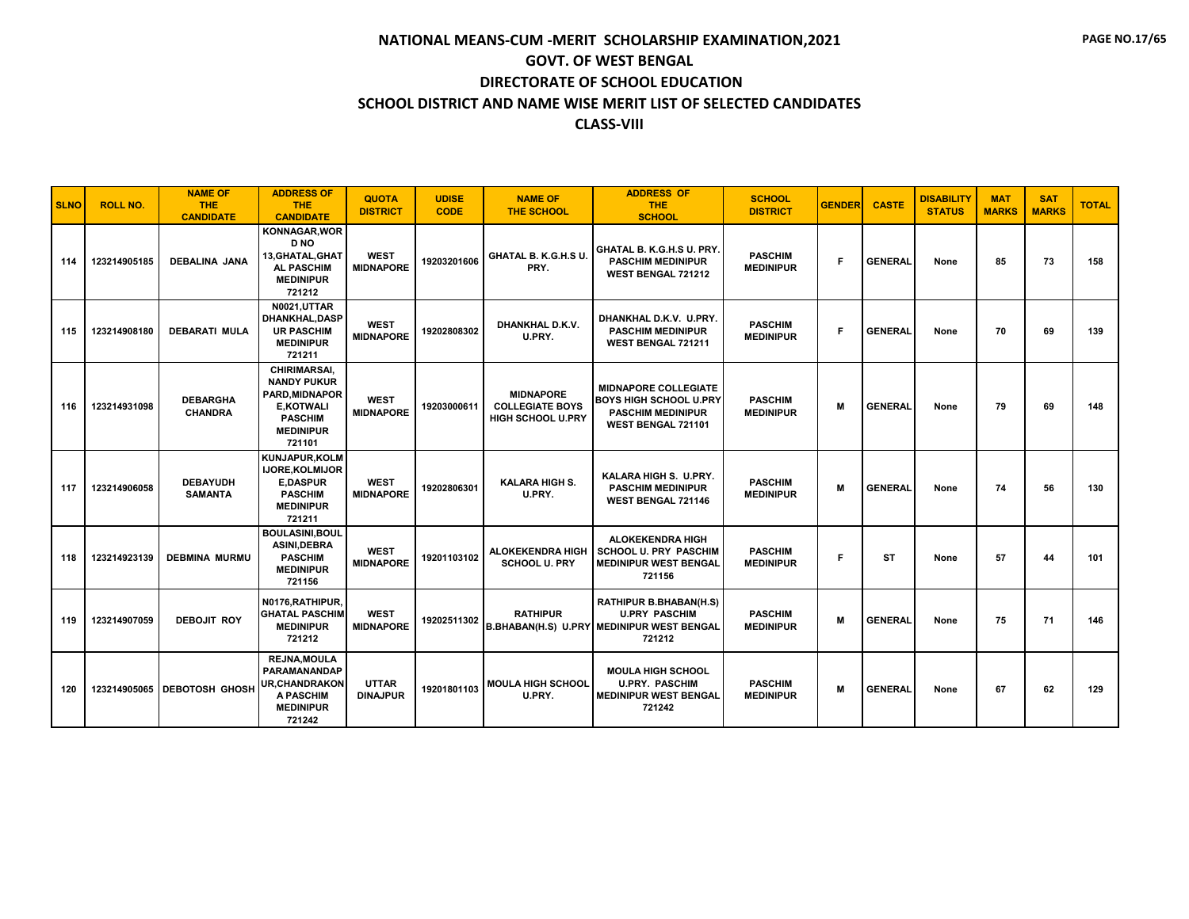# NATIONAL MEANS-CUM -MERIT SCHOLARSHIP EXAMINATION,2021

## GOVT. OF WEST BENGAL

## DIRECTORATE OF SCHOOL EDUCATION

## SCHOOL DISTRICT AND NAME WISE MERIT LIST OF SELECTED CANDIDATES

## CLASS-VIII

| SLNO | ROLL NO. | NAME OF THE CANDIDATE | ADDRESS OF THE CANDIDATE | QUOTA DISTRICT | UDISE CODE | NAME OF THE SCHOOL | ADDRESS OF THE SCHOOL | SCHOOL DISTRICT | GENDER | CASTE | DISABILITY STATUS | MAT MARKS | SAT MARKS | TOTAL |
|---|---|---|---|---|---|---|---|---|---|---|---|---|---|---|
| 114 | 123214905185 | DEBALINA JANA | KONNAGAR,WOR D NO 13,GHATAL,GHAT AL PASCHIM MEDINIPUR 721212 | WEST MIDNAPORE | 19203201606 | GHATAL B. K.G.H.S U. PRY. | GHATAL B. K.G.H.S U. PRY. PASCHIM MEDINIPUR WEST BENGAL 721212 | PASCHIM MEDINIPUR | F | GENERAL | None | 85 | 73 | 158 |
| 115 | 123214908180 | DEBARATI MULA | N0021,UTTAR DHANKHAL,DASP UR PASCHIM MEDINIPUR 721211 | WEST MIDNAPORE | 19202808302 | DHANKHAL D.K.V. U.PRY. | DHANKHAL D.K.V. U.PRY. PASCHIM MEDINIPUR WEST BENGAL 721211 | PASCHIM MEDINIPUR | F | GENERAL | None | 70 | 69 | 139 |
| 116 | 123214931098 | DEBARGHA CHANDRA | CHIRIMARSAI, NANDY PUKUR PARD,MIDNAPOR E,KOTWALI PASCHIM MEDINIPUR 721101 | WEST MIDNAPORE | 19203000611 | MIDNAPORE COLLEGIATE BOYS HIGH SCHOOL U.PRY | MIDNAPORE COLLEGIATE BOYS HIGH SCHOOL U.PRY PASCHIM MEDINIPUR WEST BENGAL 721101 | PASCHIM MEDINIPUR | M | GENERAL | None | 79 | 69 | 148 |
| 117 | 123214906058 | DEBAYUDH SAMANTA | KUNJAPUR,KOLM IJORE,KOLMIJOR E,DASPUR PASCHIM MEDINIPUR 721211 | WEST MIDNAPORE | 19202806301 | KALARA HIGH S. U.PRY. | KALARA HIGH S. U.PRY. PASCHIM MEDINIPUR WEST BENGAL 721146 | PASCHIM MEDINIPUR | M | GENERAL | None | 74 | 56 | 130 |
| 118 | 123214923139 | DEBMINA MURMU | BOULASINI,BOUL ASINI,DEBRA PASCHIM MEDINIPUR 721156 | WEST MIDNAPORE | 19201103102 | ALOKEKENDRA HIGH SCHOOL U. PRY | ALOKEKENDRA HIGH SCHOOL U. PRY PASCHIM MEDINIPUR WEST BENGAL 721156 | PASCHIM MEDINIPUR | F | ST | None | 57 | 44 | 101 |
| 119 | 123214907059 | DEBOJIT ROY | N0176,RATHIPUR, GHATAL PASCHIM MEDINIPUR 721212 | WEST MIDNAPORE | 19202511302 | RATHIPUR B.BHABAN(H.S) U.PRY | RATHIPUR B.BHABAN(H.S) U.PRY PASCHIM MEDINIPUR WEST BENGAL 721212 | PASCHIM MEDINIPUR | M | GENERAL | None | 75 | 71 | 146 |
| 120 | 123214905065 | DEBOTOSH GHOSH | REJNA,MOULA PARAMANANDAP UR,CHANDRAKON A PASCHIM MEDINIPUR 721242 | UTTAR DINAJPUR | 19201801103 | MOULA HIGH SCHOOL U.PRY. | MOULA HIGH SCHOOL U.PRY. PASCHIM MEDINIPUR WEST BENGAL 721242 | PASCHIM MEDINIPUR | M | GENERAL | None | 67 | 62 | 129 |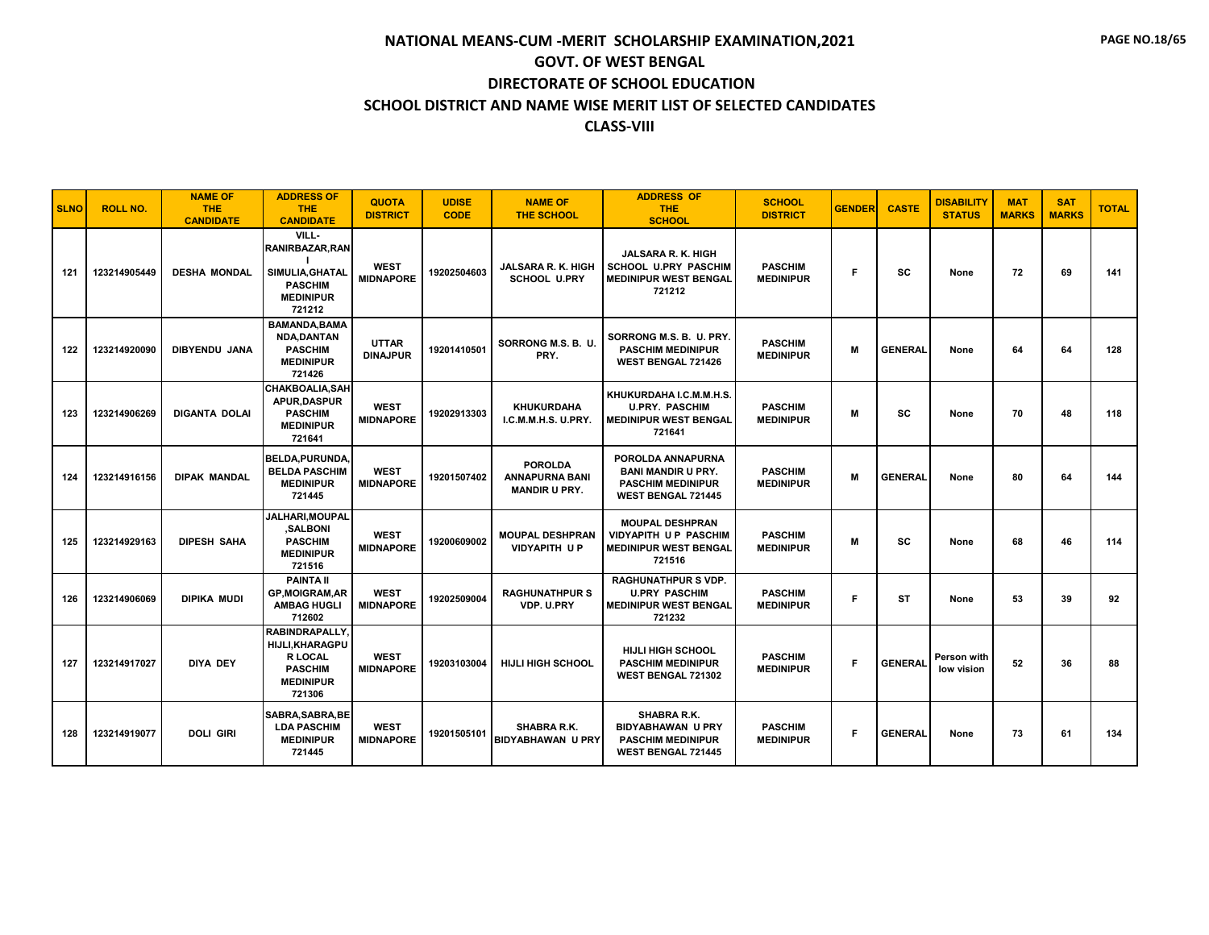# NATIONAL MEANS-CUM -MERIT SCHOLARSHIP EXAMINATION,2021

## GOVT. OF WEST BENGAL

## DIRECTORATE OF SCHOOL EDUCATION

## SCHOOL DISTRICT AND NAME WISE MERIT LIST OF SELECTED CANDIDATES

## CLASS-VIII

| SLNO | ROLL NO. | NAME OF THE CANDIDATE | ADDRESS OF THE CANDIDATE | QUOTA DISTRICT | UDISE CODE | NAME OF THE SCHOOL | ADDRESS OF THE SCHOOL | SCHOOL DISTRICT | GENDER | CASTE | DISABILITY STATUS | MAT MARKS | SAT MARKS | TOTAL |
|---|---|---|---|---|---|---|---|---|---|---|---|---|---|---|
| 121 | 123214905449 | DESHA MONDAL | VILL-RANIRBAZAR,RANI SIMULIA,GHATAL PASCHIM MEDINIPUR 721212 | WEST MIDNAPORE | 19202504603 | JALSARA R. K. HIGH SCHOOL U.PRY | JALSARA R. K. HIGH SCHOOL U.PRY PASCHIM MEDINIPUR WEST BENGAL 721212 | PASCHIM MEDINIPUR | F | SC | None | 72 | 69 | 141 |
| 122 | 123214920090 | DIBYENDU JANA | BAMANDA,BAMANDA,DANTAN PASCHIM MEDINIPUR 721426 | UTTAR DINAJPUR | 19201410501 | SORRONG M.S. B. U. PRY. | SORRONG M.S. B. U. PRY. PASCHIM MEDINIPUR WEST BENGAL 721426 | PASCHIM MEDINIPUR | M | GENERAL | None | 64 | 64 | 128 |
| 123 | 123214906269 | DIGANTA DOLAI | CHAKBOALIA,SAHAPUR,DASPUR PASCHIM MEDINIPUR 721641 | WEST MIDNAPORE | 19202913303 | KHUKURDAHA I.C.M.M.H.S. U.PRY. | KHUKURDAHA I.C.M.M.H.S. U.PRY. PASCHIM MEDINIPUR WEST BENGAL 721641 | PASCHIM MEDINIPUR | M | SC | None | 70 | 48 | 118 |
| 124 | 123214916156 | DIPAK MANDAL | BELDA,PURUNDA,BELDA PASCHIM MEDINIPUR 721445 | WEST MIDNAPORE | 19201507402 | POROLDA ANNAPURNA BANI MANDIR U PRY. | POROLDA ANNAPURNA BANI MANDIR U PRY. PASCHIM MEDINIPUR WEST BENGAL 721445 | PASCHIM MEDINIPUR | M | GENERAL | None | 80 | 64 | 144 |
| 125 | 123214929163 | DIPESH SAHA | JALHARI,MOUPAL,SALBONI PASCHIM MEDINIPUR 721516 | WEST MIDNAPORE | 19200609002 | MOUPAL DESHPRAN VIDYAPITH U P | MOUPAL DESHPRAN VIDYAPITH U P PASCHIM MEDINIPUR WEST BENGAL 721516 | PASCHIM MEDINIPUR | M | SC | None | 68 | 46 | 114 |
| 126 | 123214906069 | DIPIKA MUDI | PAINTA II GP,MOIGRAM,ARAMBAG HUGLI 712602 | WEST MIDNAPORE | 19202509004 | RAGHUNATHPUR S VDP. U.PRY | RAGHUNATHPUR S VDP. U.PRY PASCHIM MEDINIPUR WEST BENGAL 721232 | PASCHIM MEDINIPUR | F | ST | None | 53 | 39 | 92 |
| 127 | 123214917027 | DIYA DEY | RABINDRAPALLY,HIJLI,KHARAGPUR LOCAL PASCHIM MEDINIPUR 721306 | WEST MIDNAPORE | 19203103004 | HIJLI HIGH SCHOOL | HIJLI HIGH SCHOOL PASCHIM MEDINIPUR WEST BENGAL 721302 | PASCHIM MEDINIPUR | F | GENERAL | Person with low vision | 52 | 36 | 88 |
| 128 | 123214919077 | DOLI GIRI | SABRA,SABRA,BELDA PASCHIM MEDINIPUR 721445 | WEST MIDNAPORE | 19201505101 | SHABRA R.K. BIDYABHAWAN U PRY | SHABRA R.K. BIDYABHAWAN U PRY PASCHIM MEDINIPUR WEST BENGAL 721445 | PASCHIM MEDINIPUR | F | GENERAL | None | 73 | 61 | 134 |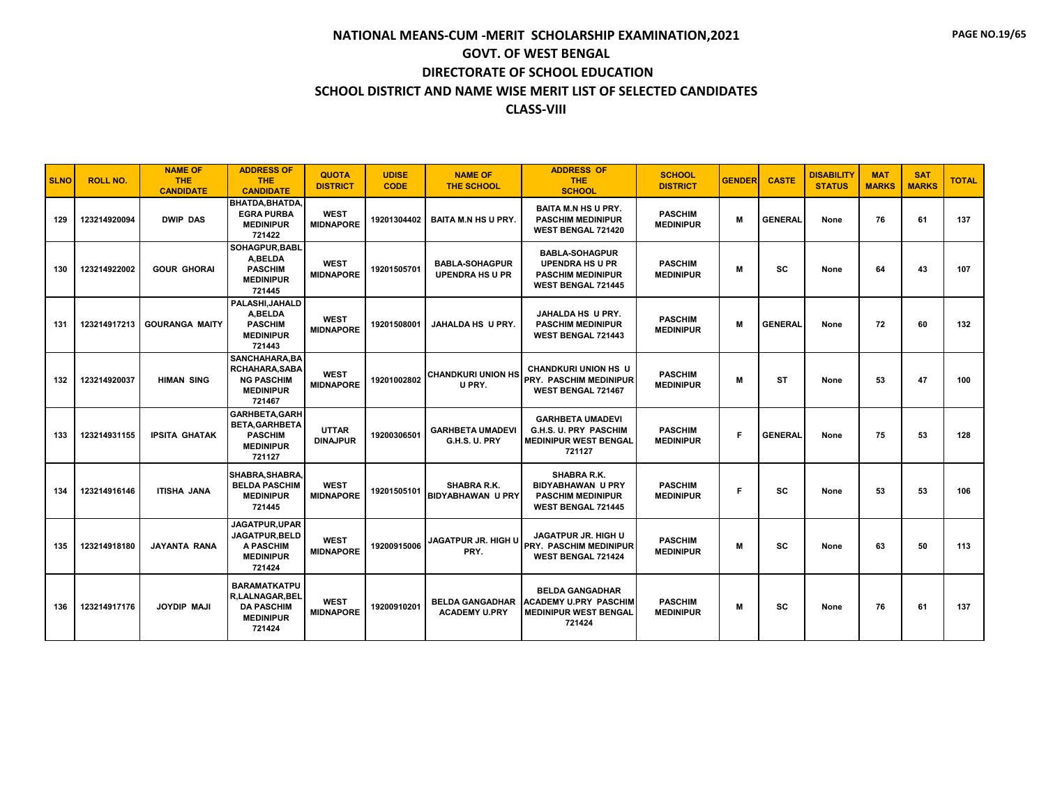# NATIONAL MEANS-CUM -MERIT SCHOLARSHIP EXAMINATION,2021

## GOVT. OF WEST BENGAL

## DIRECTORATE OF SCHOOL EDUCATION

## SCHOOL DISTRICT AND NAME WISE MERIT LIST OF SELECTED CANDIDATES

## CLASS-VIII

| SLNO | ROLL NO. | NAME OF THE CANDIDATE | ADDRESS OF THE CANDIDATE | QUOTA DISTRICT | UDISE CODE | NAME OF THE SCHOOL | ADDRESS OF THE SCHOOL | SCHOOL DISTRICT | GENDER | CASTE | DISABILITY STATUS | MAT MARKS | SAT MARKS | TOTAL |
|---|---|---|---|---|---|---|---|---|---|---|---|---|---|---|
| 129 | 123214920094 | DWIP DAS | BHATDA,BHATDA, EGRA PURBA MEDINIPUR 721422 | WEST MIDNAPORE | 19201304402 | BAITA M.N HS U PRY. | BAITA M.N HS U PRY. PASCHIM MEDINIPUR WEST BENGAL 721420 | PASCHIM MEDINIPUR | M | GENERAL | None | 76 | 61 | 137 |
| 130 | 123214922002 | GOUR GHORAI | SOHAGPUR,BABLA,BELDA PASCHIM MEDINIPUR 721445 | WEST MIDNAPORE | 19201505701 | BABLA-SOHAGPUR UPENDRA HS U PR | BABLA-SOHAGPUR UPENDRA HS U PR PASCHIM MEDINIPUR WEST BENGAL 721445 | PASCHIM MEDINIPUR | M | SC | None | 64 | 43 | 107 |
| 131 | 123214917213 | GOURANGA MAITY | PALASHI,JAHALDA,BELDA PASCHIM MEDINIPUR 721443 | WEST MIDNAPORE | 19201508001 | JAHALDA HS U PRY. | JAHALDA HS U PRY. PASCHIM MEDINIPUR WEST BENGAL 721443 | PASCHIM MEDINIPUR | M | GENERAL | None | 72 | 60 | 132 |
| 132 | 123214920037 | HIMAN SING | SANCHAHARA,BARCHAHARA,SABANG PASCHIM MEDINIPUR 721467 | WEST MIDNAPORE | 19201002802 | CHANDKURI UNION HS U PRY. | CHANDKURI UNION HS U PRY. PASCHIM MEDINIPUR WEST BENGAL 721467 | PASCHIM MEDINIPUR | M | ST | None | 53 | 47 | 100 |
| 133 | 123214931155 | IPSITA GHATAK | GARHBETA,GARHBETA,GARHBETA PASCHIM MEDINIPUR 721127 | UTTAR DINAJPUR | 19200306501 | GARHBETA UMADEVI G.H.S. U. PRY | GARHBETA UMADEVI G.H.S. U. PRY PASCHIM MEDINIPUR WEST BENGAL 721127 | PASCHIM MEDINIPUR | F | GENERAL | None | 75 | 53 | 128 |
| 134 | 123214916146 | ITISHA JANA | SHABRA,SHABRA,BELDA PASCHIM MEDINIPUR 721445 | WEST MIDNAPORE | 19201505101 | SHABRA R.K. BIDYABHAWAN U PRY | SHABRA R.K. BIDYABHAWAN U PRY PASCHIM MEDINIPUR WEST BENGAL 721445 | PASCHIM MEDINIPUR | F | SC | None | 53 | 53 | 106 |
| 135 | 123214918180 | JAYANTA RANA | JAGATPUR,UPAR JAGATPUR,BELDA PASCHIM MEDINIPUR 721424 | WEST MIDNAPORE | 19200915006 | JAGATPUR JR. HIGH U PRY. | JAGATPUR JR. HIGH U PRY. PASCHIM MEDINIPUR WEST BENGAL 721424 | PASCHIM MEDINIPUR | M | SC | None | 63 | 50 | 113 |
| 136 | 123214917176 | JOYDIP MAJI | BARAMATKATPUR,LALNAGAR,BELDA PASCHIM MEDINIPUR 721424 | WEST MIDNAPORE | 19200910201 | BELDA GANGADHAR ACADEMY U.PRY | BELDA GANGADHAR ACADEMY U.PRY PASCHIM MEDINIPUR WEST BENGAL 721424 | PASCHIM MEDINIPUR | M | SC | None | 76 | 61 | 137 |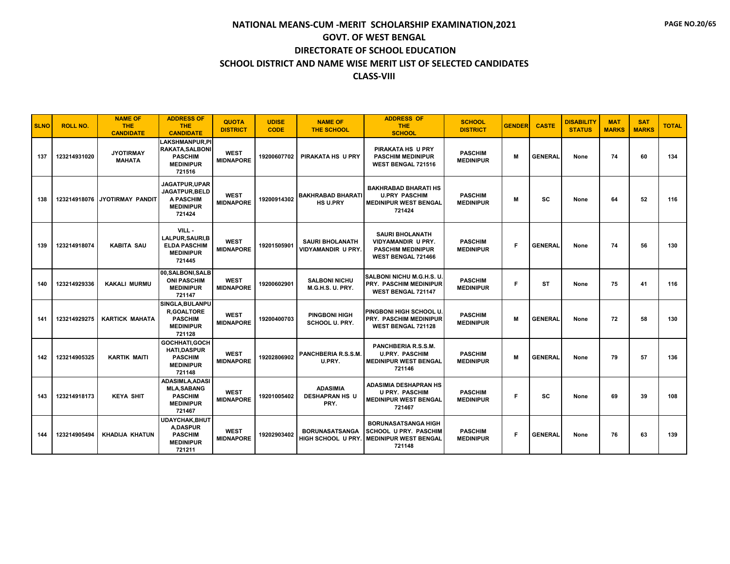# NATIONAL MEANS-CUM -MERIT SCHOLARSHIP EXAMINATION,2021

## GOVT. OF WEST BENGAL

## DIRECTORATE OF SCHOOL EDUCATION

## SCHOOL DISTRICT AND NAME WISE MERIT LIST OF SELECTED CANDIDATES

## CLASS-VIII

| SLNO | ROLL NO. | NAME OF THE CANDIDATE | ADDRESS OF THE CANDIDATE | QUOTA DISTRICT | UDISE CODE | NAME OF THE SCHOOL | ADDRESS OF THE SCHOOL | SCHOOL DISTRICT | GENDER | CASTE | DISABILITY STATUS | MAT MARKS | SAT MARKS | TOTAL |
|---|---|---|---|---|---|---|---|---|---|---|---|---|---|---|
| 137 | 123214931020 | JYOTIRMAY MAHATA | LAKSHMANPUR,PIRAKATA,SALBONI PASCHIM MEDINIPUR 721516 | WEST MIDNAPORE | 19200607702 | PIRAKATA HS U PRY | PIRAKATA HS U PRY PASCHIM MEDINIPUR WEST BENGAL 721516 | PASCHIM MEDINIPUR | M | GENERAL | None | 74 | 60 | 134 |
| 138 | 123214918076 | JYOTIRMAY PANDIT | JAGATPUR,UPAR JAGATPUR,BELDA PASCHIM MEDINIPUR 721424 | WEST MIDNAPORE | 19200914302 | BAKHRABAD BHARATI HS U.PRY | BAKHRABAD BHARATI HS U.PRY PASCHIM MEDINIPUR WEST BENGAL 721424 | PASCHIM MEDINIPUR | M | SC | None | 64 | 52 | 116 |
| 139 | 123214918074 | KABITA SAU | VILL - LALPUR,SAURI,BELDA PASCHIM MEDINIPUR 721445 | WEST MIDNAPORE | 19201505901 | SAURI BHOLANATH VIDYAMANDIR U PRY. | SAURI BHOLANATH VIDYAMANDIR U PRY. PASCHIM MEDINIPUR WEST BENGAL 721466 | PASCHIM MEDINIPUR | F | GENERAL | None | 74 | 56 | 130 |
| 140 | 123214929336 | KAKALI MURMU | 00,SALBONI,SALBONI PASCHIM MEDINIPUR 721147 | WEST MIDNAPORE | 19200602901 | SALBONI NICHU M.G.H.S. U. PRY. | SALBONI NICHU M.G.H.S. U. PRY. PASCHIM MEDINIPUR WEST BENGAL 721147 | PASCHIM MEDINIPUR | F | ST | None | 75 | 41 | 116 |
| 141 | 123214929275 | KARTICK MAHATA | SINGLA,BULANPUR,GOALTORE PASCHIM MEDINIPUR 721128 | WEST MIDNAPORE | 19200400703 | PINGBONI HIGH SCHOOL U. PRY. | PINGBONI HIGH SCHOOL U. PRY. PASCHIM MEDINIPUR WEST BENGAL 721128 | PASCHIM MEDINIPUR | M | GENERAL | None | 72 | 58 | 130 |
| 142 | 123214905325 | KARTIK MAITI | GOCHHATI,GOCHHATI,DASPUR PASCHIM MEDINIPUR 721148 | WEST MIDNAPORE | 19202806902 | PANCHBERIA R.S.S.M. U.PRY. | PANCHBERIA R.S.S.M. U.PRY. PASCHIM MEDINIPUR WEST BENGAL 721146 | PASCHIM MEDINIPUR | M | GENERAL | None | 79 | 57 | 136 |
| 143 | 123214918173 | KEYA SHIT | ADASIMLA,ADASIMLA,SABANG PASCHIM MEDINIPUR 721467 | WEST MIDNAPORE | 19201005402 | ADASIMIA DESHAPRAN HS U PRY. | ADASIMIA DESHAPRAN HS U PRY. PASCHIM MEDINIPUR WEST BENGAL 721467 | PASCHIM MEDINIPUR | F | SC | None | 69 | 39 | 108 |
| 144 | 123214905494 | KHADIJA KHATUN | UDAYCHAK,BHUTA,DASPUR PASCHIM MEDINIPUR 721211 | WEST MIDNAPORE | 19202903402 | BORUNASATSANGA HIGH SCHOOL U PRY. | BORUNASATSANGA HIGH SCHOOL U PRY. PASCHIM MEDINIPUR WEST BENGAL 721148 | PASCHIM MEDINIPUR | F | GENERAL | None | 76 | 63 | 139 |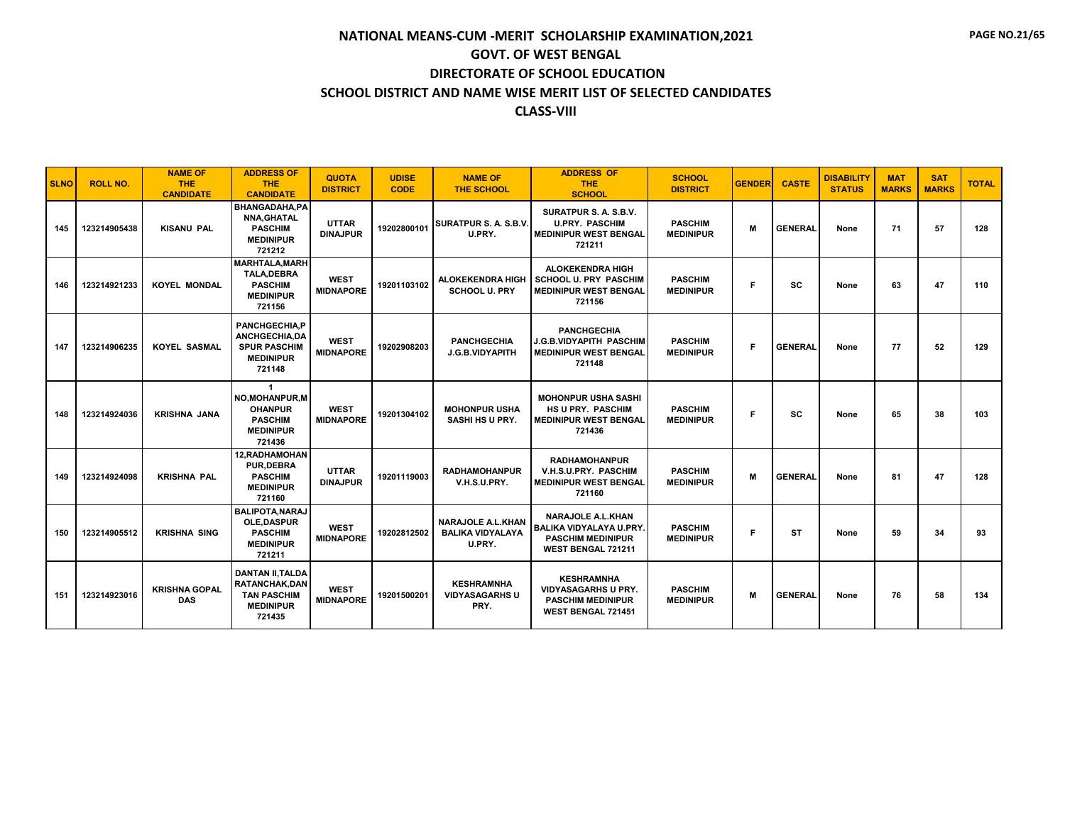# NATIONAL MEANS-CUM -MERIT SCHOLARSHIP EXAMINATION,2021
## GOVT. OF WEST BENGAL
## DIRECTORATE OF SCHOOL EDUCATION
## SCHOOL DISTRICT AND NAME WISE MERIT LIST OF SELECTED CANDIDATES
## CLASS-VIII

| SLNO | ROLL NO. | NAME OF THE CANDIDATE | ADDRESS OF THE CANDIDATE | QUOTA DISTRICT | UDISE CODE | NAME OF THE SCHOOL | ADDRESS OF THE SCHOOL | SCHOOL DISTRICT | GENDER | CASTE | DISABILITY STATUS | MAT MARKS | SAT MARKS | TOTAL |
|---|---|---|---|---|---|---|---|---|---|---|---|---|---|---|
| 145 | 123214905438 | KISANU PAL | BHANGADAHA,PANNA,GHATAL PASCHIM MEDINIPUR 721212 | UTTAR DINAJPUR | 19202800101 | SURATPUR S. A. S.B.V. U.PRY. | SURATPUR S. A. S.B.V. U.PRY. PASCHIM MEDINIPUR WEST BENGAL 721211 | PASCHIM MEDINIPUR | M | GENERAL | None | 71 | 57 | 128 |
| 146 | 123214921233 | KOYEL MONDAL | MARHTALA,MARHTALA,DEBRA PASCHIM MEDINIPUR 721156 | WEST MIDNAPORE | 19201103102 | ALOKEKENDRA HIGH SCHOOL U. PRY | ALOKEKENDRA HIGH SCHOOL U. PRY PASCHIM MEDINIPUR WEST BENGAL 721156 | PASCHIM MEDINIPUR | F | SC | None | 63 | 47 | 110 |
| 147 | 123214906235 | KOYEL SASMAL | PANCHGECHIA,PANCHGECHIA,DASPUR PASCHIM MEDINIPUR 721148 | WEST MIDNAPORE | 19202908203 | PANCHGECHIA J.G.B.VIDYAPITH | PANCHGECHIA J.G.B.VIDYAPITH PASCHIM MEDINIPUR WEST BENGAL 721148 | PASCHIM MEDINIPUR | F | GENERAL | None | 77 | 52 | 129 |
| 148 | 123214924036 | KRISHNA JANA | 1 NO,MOHANPUR,MOHANPUR PASCHIM MEDINIPUR 721436 | WEST MIDNAPORE | 19201304102 | MOHONPUR USHA SASHI HS U PRY. | MOHONPUR USHA SASHI HS U PRY. PASCHIM MEDINIPUR WEST BENGAL 721436 | PASCHIM MEDINIPUR | F | SC | None | 65 | 38 | 103 |
| 149 | 123214924098 | KRISHNA PAL | 12,RADHAMOHANPUR,DEBRA PASCHIM MEDINIPUR 721160 | UTTAR DINAJPUR | 19201119003 | RADHAMOHANPUR V.H.S.U.PRY. | RADHAMOHANPUR V.H.S.U.PRY. PASCHIM MEDINIPUR WEST BENGAL 721160 | PASCHIM MEDINIPUR | M | GENERAL | None | 81 | 47 | 128 |
| 150 | 123214905512 | KRISHNA SING | BALIPOTA,NARAJOLE,DASPUR PASCHIM MEDINIPUR 721211 | WEST MIDNAPORE | 19202812502 | NARAJOLE A.L.KHAN BALIKA VIDYALAYA U.PRY. | NARAJOLE A.L.KHAN BALIKA VIDYALAYA U.PRY. PASCHIM MEDINIPUR WEST BENGAL 721211 | PASCHIM MEDINIPUR | F | ST | None | 59 | 34 | 93 |
| 151 | 123214923016 | KRISHNA GOPAL DAS | DANTAN II,TALDA RATANCHAK,DANTAN PASCHIM MEDINIPUR 721435 | WEST MIDNAPORE | 19201500201 | KESHRAMNHA VIDYASAGARHS U PRY. | KESHRAMNHA VIDYASAGARHS U PRY. PASCHIM MEDINIPUR WEST BENGAL 721451 | PASCHIM MEDINIPUR | M | GENERAL | None | 76 | 58 | 134 |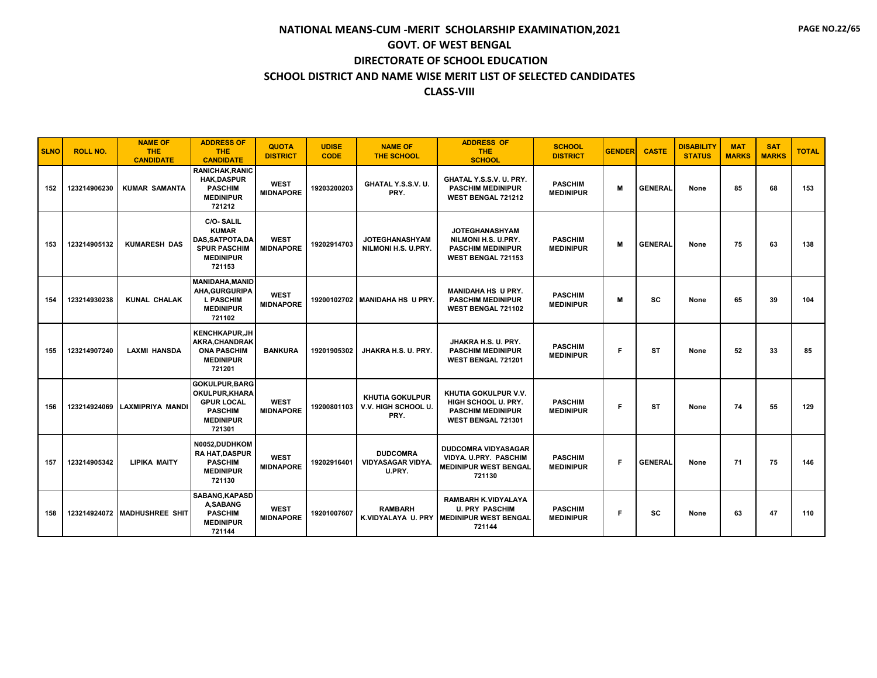# NATIONAL MEANS-CUM -MERIT SCHOLARSHIP EXAMINATION,2021
## GOVT. OF WEST BENGAL
## DIRECTORATE OF SCHOOL EDUCATION
## SCHOOL DISTRICT AND NAME WISE MERIT LIST OF SELECTED CANDIDATES
## CLASS-VIII

| SLNO | ROLL NO. | NAME OF THE CANDIDATE | ADDRESS OF THE CANDIDATE | QUOTA DISTRICT | UDISE CODE | NAME OF THE SCHOOL | ADDRESS OF THE SCHOOL | SCHOOL DISTRICT | GENDER | CASTE | DISABILITY STATUS | MAT MARKS | SAT MARKS | TOTAL |
|---|---|---|---|---|---|---|---|---|---|---|---|---|---|---|
| 152 | 123214906230 | KUMAR SAMANTA | RANICHAK,RANICHAK,DASPUR PASCHIM MEDINIPUR 721212 | WEST MIDNAPORE | 19203200203 | GHATAL Y.S.S.V. U. PRY. | GHATAL Y.S.S.V. U. PRY. PASCHIM MEDINIPUR WEST BENGAL 721212 | PASCHIM MEDINIPUR | M | GENERAL | None | 85 | 68 | 153 |
| 153 | 123214905132 | KUMARESH DAS | C/O- SALIL KUMAR DAS,SATPOTA,DASPUR PASCHIM MEDINIPUR 721153 | WEST MIDNAPORE | 19202914703 | JOTEGHANASHYAM NILMONI H.S. U.PRY. | JOTEGHANASHYAM NILMONI H.S. U.PRY. PASCHIM MEDINIPUR WEST BENGAL 721153 | PASCHIM MEDINIPUR | M | GENERAL | None | 75 | 63 | 138 |
| 154 | 123214930238 | KUNAL CHALAK | MANIDAHA,MANIDAHA,GURGURIPAL PASCHIM MEDINIPUR 721102 | WEST MIDNAPORE | 19200102702 | MANIDAHA HS U PRY. | MANIDAHA HS U PRY. PASCHIM MEDINIPUR WEST BENGAL 721102 | PASCHIM MEDINIPUR | M | SC | None | 65 | 39 | 104 |
| 155 | 123214907240 | LAXMI HANSDA | KENCHKAPUR,JHAKRA,CHANDRAKONA PASCHIM MEDINIPUR 721201 | BANKURA | 19201905302 | JHAKRA H.S. U. PRY. | JHAKRA H.S. U. PRY. PASCHIM MEDINIPUR WEST BENGAL 721201 | PASCHIM MEDINIPUR | F | ST | None | 52 | 33 | 85 |
| 156 | 123214924069 | LAXMIPRIYA MANDI | GOKULPUR,BARGOKULPUR,KHARAGPUR LOCAL PASCHIM MEDINIPUR 721301 | WEST MIDNAPORE | 19200801103 | KHUTIA GOKULPUR V.V. HIGH SCHOOL U. PRY. | KHUTIA GOKULPUR V.V. HIGH SCHOOL U. PRY. PASCHIM MEDINIPUR WEST BENGAL 721301 | PASCHIM MEDINIPUR | F | ST | None | 74 | 55 | 129 |
| 157 | 123214905342 | LIPIKA MAITY | N0052,DUDHKOMRA HAT,DASPUR PASCHIM MEDINIPUR 721130 | WEST MIDNAPORE | 19202916401 | DUDCOMRA VIDYASAGAR VIDYA. U.PRY. | DUDCOMRA VIDYASAGAR VIDYA. U.PRY. PASCHIM MEDINIPUR WEST BENGAL 721130 | PASCHIM MEDINIPUR | F | GENERAL | None | 71 | 75 | 146 |
| 158 | 123214924072 | MADHUSHREE SHIT | SABANG,KAPASDA,SABANG PASCHIM MEDINIPUR 721144 | WEST MIDNAPORE | 19201007607 | RAMBARH K.VIDYALAYA U. PRY | RAMBARH K.VIDYALAYA U. PRY PASCHIM MEDINIPUR WEST BENGAL 721144 | PASCHIM MEDINIPUR | F | SC | None | 63 | 47 | 110 |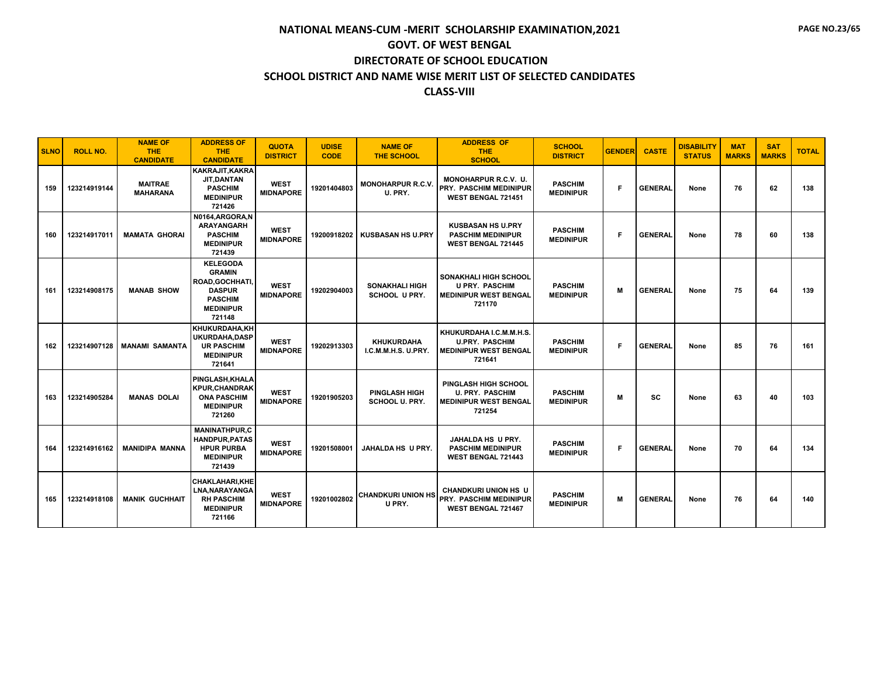# NATIONAL MEANS-CUM -MERIT SCHOLARSHIP EXAMINATION,2021
## GOVT. OF WEST BENGAL
## DIRECTORATE OF SCHOOL EDUCATION
## SCHOOL DISTRICT AND NAME WISE MERIT LIST OF SELECTED CANDIDATES
## CLASS-VIII

| SLNO | ROLL NO. | NAME OF THE CANDIDATE | ADDRESS OF THE CANDIDATE | QUOTA DISTRICT | UDISE CODE | NAME OF THE SCHOOL | ADDRESS OF THE SCHOOL | SCHOOL DISTRICT | GENDER | CASTE | DISABILITY STATUS | MAT MARKS | SAT MARKS | TOTAL |
|---|---|---|---|---|---|---|---|---|---|---|---|---|---|---|
| 159 | 123214919144 | MAITRAE MAHARANA | KAKRAJIT,KAKRAJIT,DANTAN PASCHIM MEDINIPUR 721426 | WEST MIDNAPORE | 19201404803 | MONOHARPUR R.C.V. U. PRY. | MONOHARPUR R.C.V. U. PRY. PASCHIM MEDINIPUR WEST BENGAL 721451 | PASCHIM MEDINIPUR | F | GENERAL | None | 76 | 62 | 138 |
| 160 | 123214917011 | MAMATA GHORAI | N0164,ARGORA,NARAYANGARH PASCHIM MEDINIPUR 721439 | WEST MIDNAPORE | 19200918202 | KUSBASAN HS U.PRY | KUSBASAN HS U.PRY PASCHIM MEDINIPUR WEST BENGAL 721445 | PASCHIM MEDINIPUR | F | GENERAL | None | 78 | 60 | 138 |
| 161 | 123214908175 | MANAB SHOW | KELEGODA GRAMIN ROAD,GOCHHATI,DASPUR PASCHIM MEDINIPUR 721148 | WEST MIDNAPORE | 19202904003 | SONAKHALI HIGH SCHOOL U PRY. | SONAKHALI HIGH SCHOOL U PRY. PASCHIM MEDINIPUR WEST BENGAL 721170 | PASCHIM MEDINIPUR | M | GENERAL | None | 75 | 64 | 139 |
| 162 | 123214907128 | MANAMI SAMANTA | KHUKURDAHA,KHUKURDAHA,DASPUR PASCHIM MEDINIPUR 721641 | WEST MIDNAPORE | 19202913303 | KHUKURDAHA I.C.M.M.H.S. U.PRY. | KHUKURDAHA I.C.M.M.H.S. U.PRY. PASCHIM MEDINIPUR WEST BENGAL 721641 | PASCHIM MEDINIPUR | F | GENERAL | None | 85 | 76 | 161 |
| 163 | 123214905284 | MANAS DOLAI | PINGLASH,KHALAKPUR,CHANDRAKONA PASCHIM MEDINIPUR 721260 | WEST MIDNAPORE | 19201905203 | PINGLASH HIGH SCHOOL U. PRY. | PINGLASH HIGH SCHOOL U. PRY. PASCHIM MEDINIPUR WEST BENGAL 721254 | PASCHIM MEDINIPUR | M | SC | None | 63 | 40 | 103 |
| 164 | 123214916162 | MANIDIPA MANNA | MANINATHPUR,CHANDPUR,PATASHPUR PURBA MEDINIPUR 721439 | WEST MIDNAPORE | 19201508001 | JAHALDA HS U PRY. | JAHALDA HS U PRY. PASCHIM MEDINIPUR WEST BENGAL 721443 | PASCHIM MEDINIPUR | F | GENERAL | None | 70 | 64 | 134 |
| 165 | 123214918108 | MANIK GUCHHAIT | CHAKLAHARI,KHELNA,NARAYANGARH PASCHIM MEDINIPUR 721166 | WEST MIDNAPORE | 19201002802 | CHANDKURI UNION HS U PRY. | CHANDKURI UNION HS U PRY. PASCHIM MEDINIPUR WEST BENGAL 721467 | PASCHIM MEDINIPUR | M | GENERAL | None | 76 | 64 | 140 |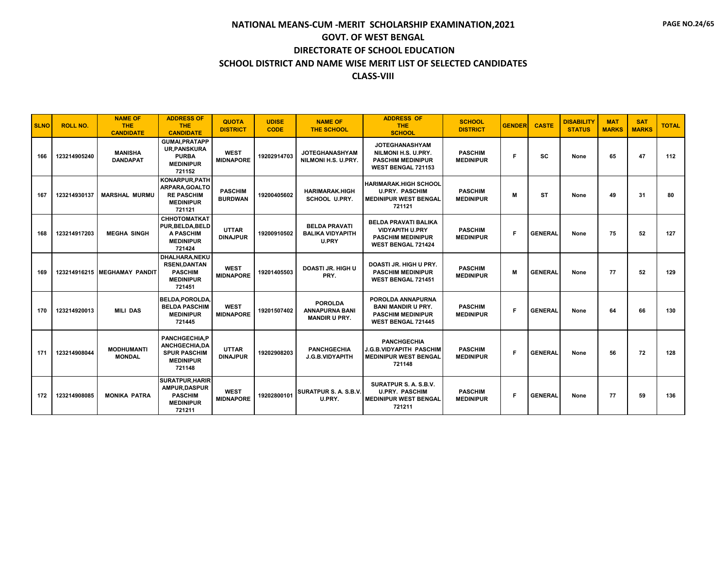# NATIONAL MEANS-CUM -MERIT SCHOLARSHIP EXAMINATION,2021

## GOVT. OF WEST BENGAL

## DIRECTORATE OF SCHOOL EDUCATION

## SCHOOL DISTRICT AND NAME WISE MERIT LIST OF SELECTED CANDIDATES

## CLASS-VIII

| SLNO | ROLL NO. | NAME OF THE CANDIDATE | ADDRESS OF THE CANDIDATE | QUOTA DISTRICT | UDISE CODE | NAME OF THE SCHOOL | ADDRESS OF THE SCHOOL | SCHOOL DISTRICT | GENDER | CASTE | DISABILITY STATUS | MAT MARKS | SAT MARKS | TOTAL |
|---|---|---|---|---|---|---|---|---|---|---|---|---|---|---|
| 166 | 123214905240 | MANISHA DANDAPAT | GUMAI,PRATAPPUR,PANSKURA PURBA MEDINIPUR 721152 | WEST MIDNAPORE | 19202914703 | JOTEGHANASHYAM NILMONI H.S. U.PRY. | JOTEGHANASHYAM NILMONI H.S. U.PRY. PASCHIM MEDINIPUR WEST BENGAL 721153 | PASCHIM MEDINIPUR | F | SC | None | 65 | 47 | 112 |
| 167 | 123214930137 | MARSHAL MURMU | KONARPUR,PATHARPARA,GOALTORE PASCHIM MEDINIPUR 721121 | PASCHIM BURDWAN | 19200405602 | HARIMARAK.HIGH SCHOOL U.PRY. | HARIMARAK.HIGH SCHOOL U.PRY. PASCHIM MEDINIPUR WEST BENGAL 721121 | PASCHIM MEDINIPUR | M | ST | None | 49 | 31 | 80 |
| 168 | 123214917203 | MEGHA SINGH | CHHOTOMATKATPUR,BELDA,BELDA PASCHIM MEDINIPUR 721424 | UTTAR DINAJPUR | 19200910502 | BELDA PRAVATI BALIKA VIDYAPITH U.PRY | BELDA PRAVATI BALIKA VIDYAPITH U.PRY PASCHIM MEDINIPUR WEST BENGAL 721424 | PASCHIM MEDINIPUR | F | GENERAL | None | 75 | 52 | 127 |
| 169 | 123214916215 | MEGHAMAY PANDIT | DHALHARA,NEKURSENI,DANTAN PASCHIM MEDINIPUR 721451 | WEST MIDNAPORE | 19201405503 | DOASTI JR. HIGH U PRY. | DOASTI JR. HIGH U PRY. PASCHIM MEDINIPUR WEST BENGAL 721451 | PASCHIM MEDINIPUR | M | GENERAL | None | 77 | 52 | 129 |
| 170 | 123214920013 | MILI DAS | BELDA,POROLDA,BELDA PASCHIM MEDINIPUR 721445 | WEST MIDNAPORE | 19201507402 | POROLDA ANNAPURNA BANI MANDIR U PRY. | POROLDA ANNAPURNA BANI MANDIR U PRY. PASCHIM MEDINIPUR WEST BENGAL 721445 | PASCHIM MEDINIPUR | F | GENERAL | None | 64 | 66 | 130 |
| 171 | 123214908044 | MODHUMANTI MONDAL | PANCHGECHIA,PANCHGECHIA,DASPUR PASCHIM MEDINIPUR 721148 | UTTAR DINAJPUR | 19202908203 | PANCHGECHIA J.G.B.VIDYAPITH | PANCHGECHIA J.G.B.VIDYAPITH PASCHIM MEDINIPUR WEST BENGAL 721148 | PASCHIM MEDINIPUR | F | GENERAL | None | 56 | 72 | 128 |
| 172 | 123214908085 | MONIKA PATRA | SURATPUR,HARIRAMPUR,DASPUR PASCHIM MEDINIPUR 721211 | WEST MIDNAPORE | 19202800101 | SURATPUR S. A. S.B.V. U.PRY. | SURATPUR S. A. S.B.V. U.PRY. PASCHIM MEDINIPUR WEST BENGAL 721211 | PASCHIM MEDINIPUR | F | GENERAL | None | 77 | 59 | 136 |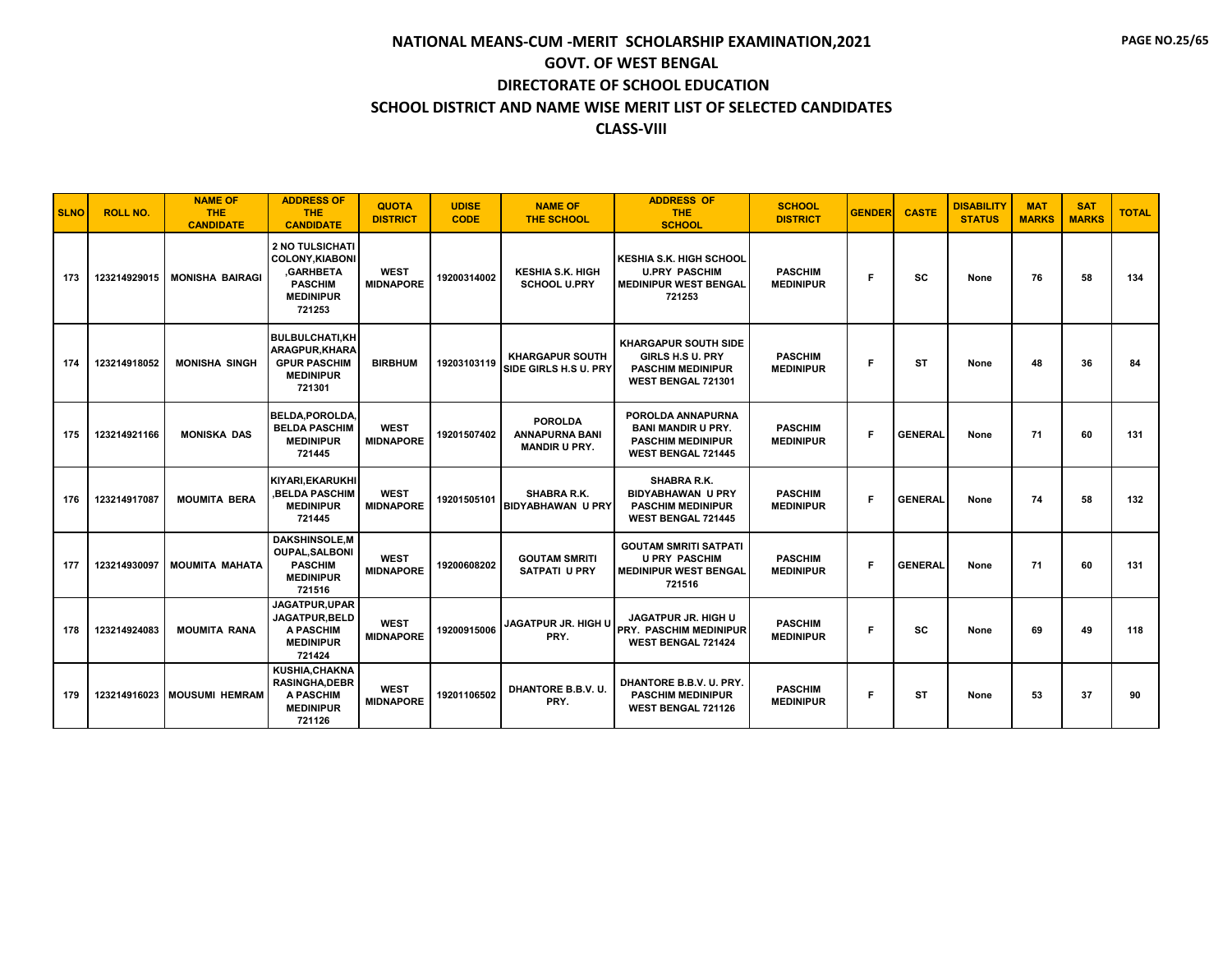# NATIONAL MEANS-CUM -MERIT SCHOLARSHIP EXAMINATION,2021

## GOVT. OF WEST BENGAL

## DIRECTORATE OF SCHOOL EDUCATION

## SCHOOL DISTRICT AND NAME WISE MERIT LIST OF SELECTED CANDIDATES

## CLASS-VIII

| SLNO | ROLL NO. | NAME OF THE CANDIDATE | ADDRESS OF THE CANDIDATE | QUOTA DISTRICT | UDISE CODE | NAME OF THE SCHOOL | ADDRESS OF THE SCHOOL | SCHOOL DISTRICT | GENDER | CASTE | DISABILITY STATUS | MAT MARKS | SAT MARKS | TOTAL |
|---|---|---|---|---|---|---|---|---|---|---|---|---|---|---|
| 173 | 123214929015 | MONISHA BAIRAGI | 2 NO TULSICHATI COLONY,KIABONI ,GARHBETA PASCHIM MEDINIPUR 721253 | WEST MIDNAPORE | 19200314002 | KESHIA S.K. HIGH SCHOOL U.PRY | KESHIA S.K. HIGH SCHOOL U.PRY PASCHIM MEDINIPUR WEST BENGAL 721253 | PASCHIM MEDINIPUR | F | SC | None | 76 | 58 | 134 |
| 174 | 123214918052 | MONISHA SINGH | BULBULCHATI,KHARAGPUR,KHARAGPUR PASCHIM MEDINIPUR 721301 | BIRBHUM | 19203103119 | KHARGAPUR SOUTH SIDE GIRLS H.S U. PRY | KHARGAPUR SOUTH SIDE GIRLS H.S U. PRY PASCHIM MEDINIPUR WEST BENGAL 721301 | PASCHIM MEDINIPUR | F | ST | None | 48 | 36 | 84 |
| 175 | 123214921166 | MONISKA DAS | BELDA,POROLDA, BELDA PASCHIM MEDINIPUR 721445 | WEST MIDNAPORE | 19201507402 | POROLDA ANNAPURNA BANI MANDIR U PRY. | POROLDA ANNAPURNA BANI MANDIR U PRY. PASCHIM MEDINIPUR WEST BENGAL 721445 | PASCHIM MEDINIPUR | F | GENERAL | None | 71 | 60 | 131 |
| 176 | 123214917087 | MOUMITA BERA | KIYARI,EKARUKHI ,BELDA PASCHIM MEDINIPUR 721445 | WEST MIDNAPORE | 19201505101 | SHABRA R.K. BIDYABHAWAN U PRY | SHABRA R.K. BIDYABHAWAN U PRY PASCHIM MEDINIPUR WEST BENGAL 721445 | PASCHIM MEDINIPUR | F | GENERAL | None | 74 | 58 | 132 |
| 177 | 123214930097 | MOUMITA MAHATA | DAKSHINSOLE,MOUPAL,SALBONI PASCHIM MEDINIPUR 721516 | WEST MIDNAPORE | 19200608202 | GOUTAM SMRITI SATPATI U PRY | GOUTAM SMRITI SATPATI U PRY PASCHIM MEDINIPUR WEST BENGAL 721516 | PASCHIM MEDINIPUR | F | GENERAL | None | 71 | 60 | 131 |
| 178 | 123214924083 | MOUMITA RANA | JAGATPUR,UPAR JAGATPUR,BELDA PASCHIM MEDINIPUR 721424 | WEST MIDNAPORE | 19200915006 | JAGATPUR JR. HIGH U PRY. | JAGATPUR JR. HIGH U PRY. PASCHIM MEDINIPUR WEST BENGAL 721424 | PASCHIM MEDINIPUR | F | SC | None | 69 | 49 | 118 |
| 179 | 123214916023 | MOUSUMI HEMRAM | KUSHIA,CHAKNARASINGHA,DEBRA PASCHIM MEDINIPUR 721126 | WEST MIDNAPORE | 19201106502 | DHANTORE B.B.V. U. PRY. | DHANTORE B.B.V. U. PRY. PASCHIM MEDINIPUR WEST BENGAL 721126 | PASCHIM MEDINIPUR | F | ST | None | 53 | 37 | 90 |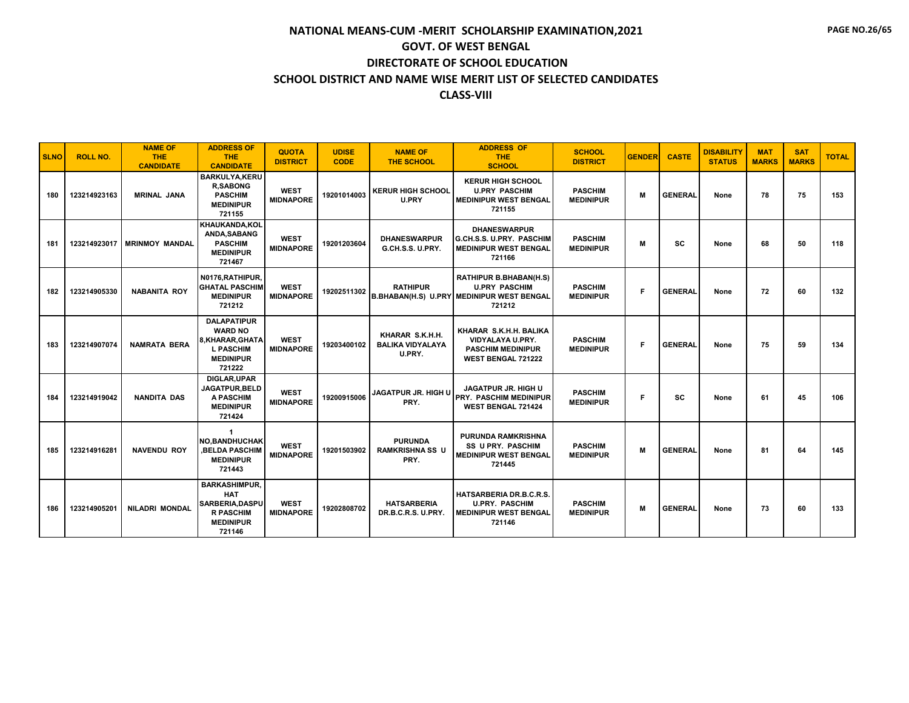# NATIONAL MEANS-CUM -MERIT SCHOLARSHIP EXAMINATION,2021

## GOVT. OF WEST BENGAL

## DIRECTORATE OF SCHOOL EDUCATION

## SCHOOL DISTRICT AND NAME WISE MERIT LIST OF SELECTED CANDIDATES

## CLASS-VIII

| SLNO | ROLL NO. | NAME OF THE CANDIDATE | ADDRESS OF THE CANDIDATE | QUOTA DISTRICT | UDISE CODE | NAME OF THE SCHOOL | ADDRESS OF THE SCHOOL | SCHOOL DISTRICT | GENDER | CASTE | DISABILITY STATUS | MAT MARKS | SAT MARKS | TOTAL |
|---|---|---|---|---|---|---|---|---|---|---|---|---|---|---|
| 180 | 123214923163 | MRINAL JANA | BARKULYA,KERUR,SABONG PASCHIM MEDINIPUR 721155 | WEST MIDNAPORE | 19201014003 | KERUR HIGH SCHOOL U.PRY | KERUR HIGH SCHOOL U.PRY PASCHIM MEDINIPUR WEST BENGAL 721155 | PASCHIM MEDINIPUR | M | GENERAL | None | 78 | 75 | 153 |
| 181 | 123214923017 | MRINMOY MANDAL | KHAUKANDA,KOLANDA,SABANG PASCHIM MEDINIPUR 721467 | WEST MIDNAPORE | 19201203604 | DHANESWARPUR G.CH.S.S. U.PRY. | DHANESWARPUR G.CH.S.S. U.PRY. PASCHIM MEDINIPUR WEST BENGAL 721166 | PASCHIM MEDINIPUR | M | SC | None | 68 | 50 | 118 |
| 182 | 123214905330 | NABANITA ROY | N0176,RATHIPUR,GHATAL PASCHIM MEDINIPUR 721212 | WEST MIDNAPORE | 19202511302 | RATHIPUR B.BHABAN(H.S) U.PRY | RATHIPUR B.BHABAN(H.S) U.PRY PASCHIM MEDINIPUR WEST BENGAL 721212 | PASCHIM MEDINIPUR | F | GENERAL | None | 72 | 60 | 132 |
| 183 | 123214907074 | NAMRATA BERA | DALAPATIPUR WARD NO 8,KHARAR,GHATAL PASCHIM MEDINIPUR 721222 | WEST MIDNAPORE | 19203400102 | KHARAR S.K.H.H. BALIKA VIDYALAYA U.PRY. | KHARAR S.K.H.H. BALIKA VIDYALAYA U.PRY. PASCHIM MEDINIPUR WEST BENGAL 721222 | PASCHIM MEDINIPUR | F | GENERAL | None | 75 | 59 | 134 |
| 184 | 123214919042 | NANDITA DAS | DIGLAR,UPAR JAGATPUR,BELDA PASCHIM MEDINIPUR 721424 | WEST MIDNAPORE | 19200915006 | JAGATPUR JR. HIGH U PRY. | JAGATPUR JR. HIGH U PRY. PASCHIM MEDINIPUR WEST BENGAL 721424 | PASCHIM MEDINIPUR | F | SC | None | 61 | 45 | 106 |
| 185 | 123214916281 | NAVENDU ROY | 1 NO,BANDHUCHAK,BELDA PASCHIM MEDINIPUR 721443 | WEST MIDNAPORE | 19201503902 | PURUNDA RAMKRISHNA SS U PRY. | PURUNDA RAMKRISHNA SS U PRY. PASCHIM MEDINIPUR WEST BENGAL 721445 | PASCHIM MEDINIPUR | M | GENERAL | None | 81 | 64 | 145 |
| 186 | 123214905201 | NILADRI MONDAL | BARKASHIMPUR,HAT SARBERIA,DASPUR PASCHIM MEDINIPUR 721146 | WEST MIDNAPORE | 19202808702 | HATSARBERIA DR.B.C.R.S. U.PRY. | HATSARBERIA DR.B.C.R.S. U.PRY. PASCHIM MEDINIPUR WEST BENGAL 721146 | PASCHIM MEDINIPUR | M | GENERAL | None | 73 | 60 | 133 |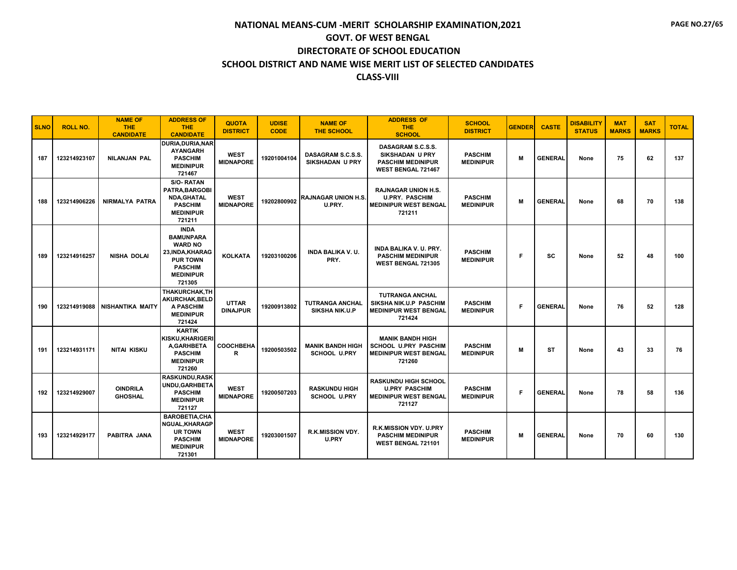# NATIONAL MEANS-CUM -MERIT SCHOLARSHIP EXAMINATION,2021

## GOVT. OF WEST BENGAL

## DIRECTORATE OF SCHOOL EDUCATION

## SCHOOL DISTRICT AND NAME WISE MERIT LIST OF SELECTED CANDIDATES

## CLASS-VIII

| SLNO | ROLL NO. | NAME OF THE CANDIDATE | ADDRESS OF THE CANDIDATE | QUOTA DISTRICT | UDISE CODE | NAME OF THE SCHOOL | ADDRESS OF THE SCHOOL | SCHOOL DISTRICT | GENDER | CASTE | DISABILITY STATUS | MAT MARKS | SAT MARKS | TOTAL |
|---|---|---|---|---|---|---|---|---|---|---|---|---|---|---|
| 187 | 123214923107 | NILANJAN PAL | DURIA,DURIA,NARAYANGARH PASCHIM MEDINIPUR 721467 | WEST MIDNAPORE | 19201004104 | DASAGRAM S.C.S.S. SIKSHADAN U PRY | DASAGRAM S.C.S.S. SIKSHADAN U PRY PASCHIM MEDINIPUR WEST BENGAL 721467 | PASCHIM MEDINIPUR | M | GENERAL | None | 75 | 62 | 137 |
| 188 | 123214906226 | NIRMALYA PATRA | S/O- RATAN PATRA,BARGOBINDA,GHATAL PASCHIM MEDINIPUR 721211 | WEST MIDNAPORE | 19202800902 | RAJNAGAR UNION H.S. U.PRY. | RAJNAGAR UNION H.S. U.PRY. PASCHIM MEDINIPUR WEST BENGAL 721211 | PASCHIM MEDINIPUR | M | GENERAL | None | 68 | 70 | 138 |
| 189 | 123214916257 | NISHA DOLAI | INDA BAMUNPARA WARD NO 23,INDA,KHARAGPUR TOWN PASCHIM MEDINIPUR 721305 | KOLKATA | 19203100206 | INDA BALIKA V. U. PRY. | INDA BALIKA V. U. PRY. PASCHIM MEDINIPUR WEST BENGAL 721305 | PASCHIM MEDINIPUR | F | SC | None | 52 | 48 | 100 |
| 190 | 123214919088 | NISHANTIKA MAITY | THAKURCHAK,THAKURCHAK,BELDA PASCHIM MEDINIPUR 721424 | UTTAR DINAJPUR | 19200913802 | TUTRANGA ANCHAL SIKSHA NIK.U.P | TUTRANGA ANCHAL SIKSHA NIK.U.P PASCHIM MEDINIPUR WEST BENGAL 721424 | PASCHIM MEDINIPUR | F | GENERAL | None | 76 | 52 | 128 |
| 191 | 123214931171 | NITAI KISKU | KARTIK KISKU,KHARIGERIA,GARHBETA PASCHIM MEDINIPUR 721260 | COOCHBEHAR | 19200503502 | MANIK BANDH HIGH SCHOOL U.PRY | MANIK BANDH HIGH SCHOOL U.PRY PASCHIM MEDINIPUR WEST BENGAL 721260 | PASCHIM MEDINIPUR | M | ST | None | 43 | 33 | 76 |
| 192 | 123214929007 | OINDRILA GHOSHAL | RASKUNDU,RASKUNDU,GARHBETA PASCHIM MEDINIPUR 721127 | WEST MIDNAPORE | 19200507203 | RASKUNDU HIGH SCHOOL U.PRY | RASKUNDU HIGH SCHOOL U.PRY PASCHIM MEDINIPUR WEST BENGAL 721127 | PASCHIM MEDINIPUR | F | GENERAL | None | 78 | 58 | 136 |
| 193 | 123214929177 | PABITRA JANA | BAROBETIA,CHANGUAL,KHARAGPUR TOWN PASCHIM MEDINIPUR 721301 | WEST MIDNAPORE | 19203001507 | R.K.MISSION VDY. U.PRY | R.K.MISSION VDY. U.PRY PASCHIM MEDINIPUR WEST BENGAL 721101 | PASCHIM MEDINIPUR | M | GENERAL | None | 70 | 60 | 130 |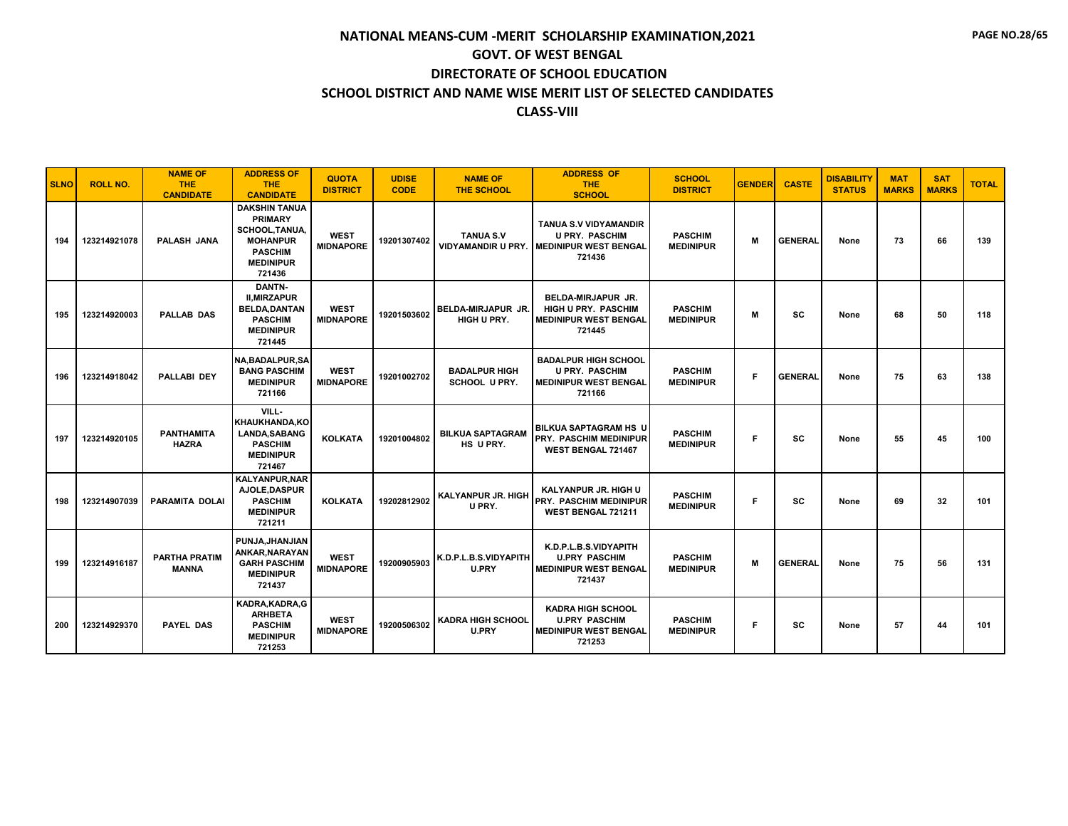# NATIONAL MEANS-CUM -MERIT SCHOLARSHIP EXAMINATION,2021

## GOVT. OF WEST BENGAL

## DIRECTORATE OF SCHOOL EDUCATION

## SCHOOL DISTRICT AND NAME WISE MERIT LIST OF SELECTED CANDIDATES

## CLASS-VIII

| SLNO | ROLL NO. | NAME OF THE CANDIDATE | ADDRESS OF THE CANDIDATE | QUOTA DISTRICT | UDISE CODE | NAME OF THE SCHOOL | ADDRESS OF THE SCHOOL | SCHOOL DISTRICT | GENDER | CASTE | DISABILITY STATUS | MAT MARKS | SAT MARKS | TOTAL |
|---|---|---|---|---|---|---|---|---|---|---|---|---|---|---|
| 194 | 123214921078 | PALASH JANA | DAKSHIN TANUA PRIMARY SCHOOL,TANUA, MOHANPUR PASCHIM MEDINIPUR 721436 | WEST MIDNAPORE | 19201307402 | TANUA S.V VIDYAMANDIR U PRY. | TANUA S.V VIDYAMANDIR U PRY. PASCHIM MEDINIPUR WEST BENGAL 721436 | PASCHIM MEDINIPUR | M | GENERAL | None | 73 | 66 | 139 |
| 195 | 123214920003 | PALLAB DAS | DANTN-II,MIRZAPUR BELDA,DANTAN PASCHIM MEDINIPUR 721445 | WEST MIDNAPORE | 19201503602 | BELDA-MIRJAPUR JR. HIGH U PRY. | BELDA-MIRJAPUR JR. HIGH U PRY. PASCHIM MEDINIPUR WEST BENGAL 721445 | PASCHIM MEDINIPUR | M | SC | None | 68 | 50 | 118 |
| 196 | 123214918042 | PALLABI DEY | NA,BADALPUR,SABANG PASCHIM MEDINIPUR 721166 | WEST MIDNAPORE | 19201002702 | BADALPUR HIGH SCHOOL U PRY. | BADALPUR HIGH SCHOOL U PRY. PASCHIM MEDINIPUR WEST BENGAL 721166 | PASCHIM MEDINIPUR | F | GENERAL | None | 75 | 63 | 138 |
| 197 | 123214920105 | PANTHAMITA HAZRA | VILL-KHAUKHANDA,KOLANDA,SABANG PASCHIM MEDINIPUR 721467 | KOLKATA | 19201004802 | BILKUA SAPTAGRAM HS U PRY. | BILKUA SAPTAGRAM HS U PRY. PASCHIM MEDINIPUR WEST BENGAL 721467 | PASCHIM MEDINIPUR | F | SC | None | 55 | 45 | 100 |
| 198 | 123214907039 | PARAMITA DOLAI | KALYANPUR,NARAJOLE,DASPUR PASCHIM MEDINIPUR 721211 | KOLKATA | 19202812902 | KALYANPUR JR. HIGH U PRY. | KALYANPUR JR. HIGH U PRY. PASCHIM MEDINIPUR WEST BENGAL 721211 | PASCHIM MEDINIPUR | F | SC | None | 69 | 32 | 101 |
| 199 | 123214916187 | PARTHA PRATIM MANNA | PUNJA,JHANJIANANKAR,NARAYANGARH PASCHIM MEDINIPUR 721437 | WEST MIDNAPORE | 19200905903 | K.D.P.L.B.S.VIDYAPITH U.PRY | K.D.P.L.B.S.VIDYAPITH U.PRY PASCHIM MEDINIPUR WEST BENGAL 721437 | PASCHIM MEDINIPUR | M | GENERAL | None | 75 | 56 | 131 |
| 200 | 123214929370 | PAYEL DAS | KADRA,KADRA,GARHBETA PASCHIM MEDINIPUR 721253 | WEST MIDNAPORE | 19200506302 | KADRA HIGH SCHOOL U.PRY | KADRA HIGH SCHOOL U.PRY PASCHIM MEDINIPUR WEST BENGAL 721253 | PASCHIM MEDINIPUR | F | SC | None | 57 | 44 | 101 |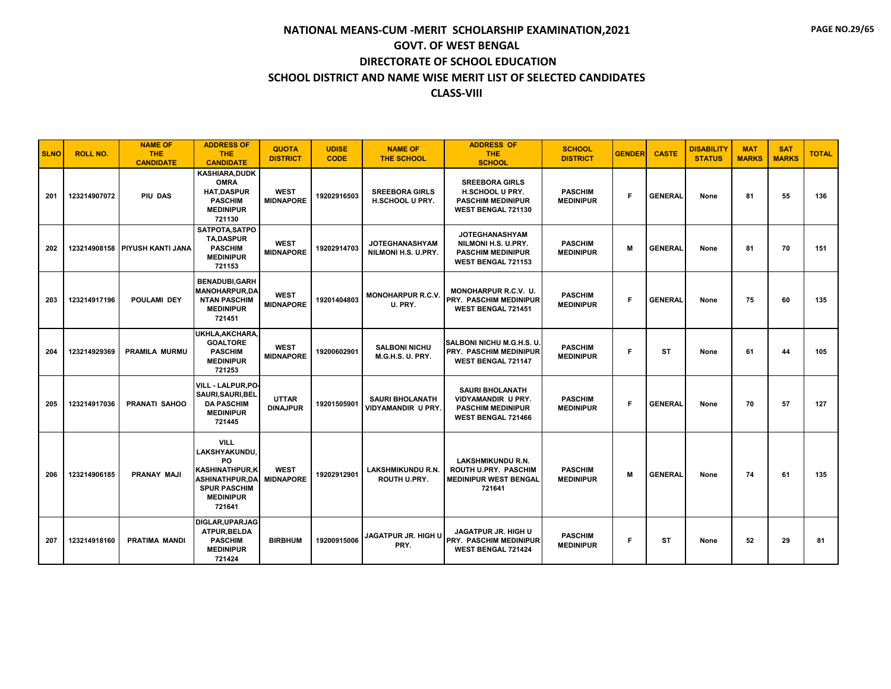# NATIONAL MEANS-CUM -MERIT SCHOLARSHIP EXAMINATION,2021
## GOVT. OF WEST BENGAL
## DIRECTORATE OF SCHOOL EDUCATION
## SCHOOL DISTRICT AND NAME WISE MERIT LIST OF SELECTED CANDIDATES
## CLASS-VIII

| SLNO | ROLL NO. | NAME OF THE CANDIDATE | ADDRESS OF THE CANDIDATE | QUOTA DISTRICT | UDISE CODE | NAME OF THE SCHOOL | ADDRESS OF THE SCHOOL | SCHOOL DISTRICT | GENDER | CASTE | DISABILITY STATUS | MAT MARKS | SAT MARKS | TOTAL |
|---|---|---|---|---|---|---|---|---|---|---|---|---|---|---|
| 201 | 123214907072 | PIU DAS | KASHIARA,DUDKOMRA HAT,DASPUR PASCHIM MEDINIPUR 721130 | WEST MIDNAPORE | 19202916503 | SREEBORA GIRLS H.SCHOOL U PRY. | SREEBORA GIRLS H.SCHOOL U PRY. PASCHIM MEDINIPUR WEST BENGAL 721130 | PASCHIM MEDINIPUR | F | GENERAL | None | 81 | 55 | 136 |
| 202 | 123214908158 | PIYUSH KANTI JANA | SATPOTA,SATPOTA,DASPUR PASCHIM MEDINIPUR 721153 | WEST MIDNAPORE | 19202914703 | JOTEGHANASHYAM NILMONI H.S. U.PRY. | JOTEGHANASHYAM NILMONI H.S. U.PRY. PASCHIM MEDINIPUR WEST BENGAL 721153 | PASCHIM MEDINIPUR | M | GENERAL | None | 81 | 70 | 151 |
| 203 | 123214917196 | POULAMI DEY | BENADUBI,GARHMANOHARPUR,DANTAN PASCHIM MEDINIPUR 721451 | WEST MIDNAPORE | 19201404803 | MONOHARPUR R.C.V. U. PRY. | MONOHARPUR R.C.V. U. PRY. PASCHIM MEDINIPUR WEST BENGAL 721451 | PASCHIM MEDINIPUR | F | GENERAL | None | 75 | 60 | 135 |
| 204 | 123214929369 | PRAMILA MURMU | UKHLA,AKCHARA,GOALTORE PASCHIM MEDINIPUR 721253 | WEST MIDNAPORE | 19200602901 | SALBONI NICHU M.G.H.S. U. PRY. | SALBONI NICHU M.G.H.S. U. PRY. PASCHIM MEDINIPUR WEST BENGAL 721147 | PASCHIM MEDINIPUR | F | ST | None | 61 | 44 | 105 |
| 205 | 123214917036 | PRANATI SAHOO | VILL - LALPUR,PO-SAURI,SAURI,BELDA PASCHIM MEDINIPUR 721445 | UTTAR DINAJPUR | 19201505901 | SAURI BHOLANATH VIDYAMANDIR U PRY. | SAURI BHOLANATH VIDYAMANDIR U PRY. PASCHIM MEDINIPUR WEST BENGAL 721466 | PASCHIM MEDINIPUR | F | GENERAL | None | 70 | 57 | 127 |
| 206 | 123214906185 | PRANAY MAJI | VILL LAKSHYAKUNDU, PO KASHINATHPUR,KASHINATHPUR,DASPUR PASCHIM MEDINIPUR 721641 | WEST MIDNAPORE | 19202912901 | LAKSHMIKUNDU R.N. ROUTH U.PRY. | LAKSHMIKUNDU R.N. ROUTH U.PRY. PASCHIM MEDINIPUR WEST BENGAL 721641 | PASCHIM MEDINIPUR | M | GENERAL | None | 74 | 61 | 135 |
| 207 | 123214918160 | PRATIMA MANDI | DIGLAR,UPARJAGATPUR,BELDA PASCHIM MEDINIPUR 721424 | BIRBHUM | 19200915006 | JAGATPUR JR. HIGH U PRY. | JAGATPUR JR. HIGH U PRY. PASCHIM MEDINIPUR WEST BENGAL 721424 | PASCHIM MEDINIPUR | F | ST | None | 52 | 29 | 81 |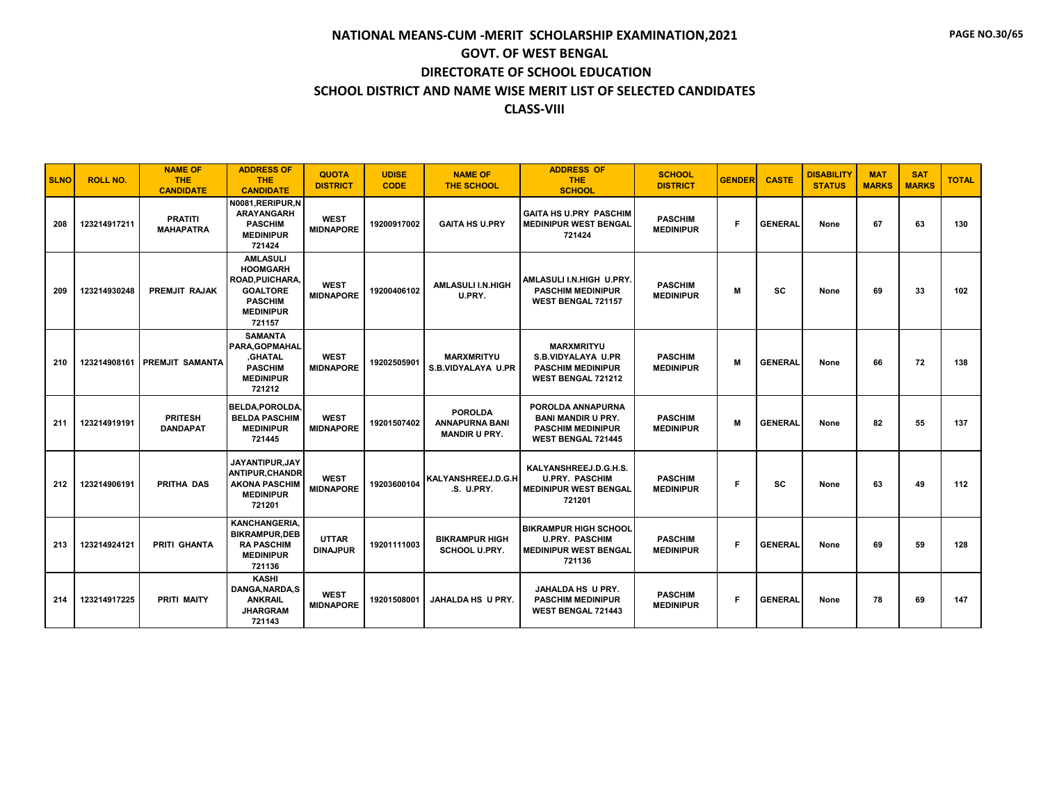# NATIONAL MEANS-CUM -MERIT SCHOLARSHIP EXAMINATION,2021

## GOVT. OF WEST BENGAL

## DIRECTORATE OF SCHOOL EDUCATION

## SCHOOL DISTRICT AND NAME WISE MERIT LIST OF SELECTED CANDIDATES

## CLASS-VIII

| SLNO | ROLL NO. | NAME OF THE CANDIDATE | ADDRESS OF THE CANDIDATE | QUOTA DISTRICT | UDISE CODE | NAME OF THE SCHOOL | ADDRESS OF THE SCHOOL | SCHOOL DISTRICT | GENDER | CASTE | DISABILITY STATUS | MAT MARKS | SAT MARKS | TOTAL |
|---|---|---|---|---|---|---|---|---|---|---|---|---|---|---|
| 208 | 123214917211 | PRATITI MAHAPATRA | N0081,RERIPUR,NARAYANGARH PASCHIM MEDINIPUR 721424 | WEST MIDNAPORE | 19200917002 | GAITA HS U.PRY | GAITA HS U.PRY PASCHIM MEDINIPUR WEST BENGAL 721424 | PASCHIM MEDINIPUR | F | GENERAL | None | 67 | 63 | 130 |
| 209 | 123214930248 | PREMJIT RAJAK | AMLASULI HOOMGARH ROAD,PUICHARA,GOALTORE PASCHIM MEDINIPUR 721157 | WEST MIDNAPORE | 19200406102 | AMLASULI I.N.HIGH U.PRY. | AMLASULI I.N.HIGH U.PRY. PASCHIM MEDINIPUR WEST BENGAL 721157 | PASCHIM MEDINIPUR | M | SC | None | 69 | 33 | 102 |
| 210 | 123214908161 | PREMJIT SAMANTA | SAMANTA PARA,GOPMAHAL,GHATAL PASCHIM MEDINIPUR 721212 | WEST MIDNAPORE | 19202505901 | MARXMRITYU S.B.VIDYALAYA U.PR | MARXMRITYU S.B.VIDYALAYA U.PR PASCHIM MEDINIPUR WEST BENGAL 721212 | PASCHIM MEDINIPUR | M | GENERAL | None | 66 | 72 | 138 |
| 211 | 123214919191 | PRITESH DANDAPAT | BELDA,POROLDA,BELDA PASCHIM MEDINIPUR 721445 | WEST MIDNAPORE | 19201507402 | POROLDA ANNAPURNA BANI MANDIR U PRY. | POROLDA ANNAPURNA BANI MANDIR U PRY. PASCHIM MEDINIPUR WEST BENGAL 721445 | PASCHIM MEDINIPUR | M | GENERAL | None | 82 | 55 | 137 |
| 212 | 123214906191 | PRITHA DAS | JAYANTIPUR,JAYANTIPUR,CHANDRAKONA PASCHIM MEDINIPUR 721201 | WEST MIDNAPORE | 19203600104 | KALYANSHREEJ.D.G.H.S. U.PRY. | KALYANSHREEJ.D.G.H.S. U.PRY. PASCHIM MEDINIPUR WEST BENGAL 721201 | PASCHIM MEDINIPUR | F | SC | None | 63 | 49 | 112 |
| 213 | 123214924121 | PRITI GHANTA | KANCHANGERIA,BIKRAMPUR,DEBRA PASCHIM MEDINIPUR 721136 | UTTAR DINAJPUR | 19201111003 | BIKRAMPUR HIGH SCHOOL U.PRY. | BIKRAMPUR HIGH SCHOOL U.PRY. PASCHIM MEDINIPUR WEST BENGAL 721136 | PASCHIM MEDINIPUR | F | GENERAL | None | 69 | 59 | 128 |
| 214 | 123214917225 | PRITI MAITY | KASHI DANGA,NARDA,SANKRAIL JHARGRAM 721143 | WEST MIDNAPORE | 19201508001 | JAHALDA HS U PRY. | JAHALDA HS U PRY. PASCHIM MEDINIPUR WEST BENGAL 721443 | PASCHIM MEDINIPUR | F | GENERAL | None | 78 | 69 | 147 |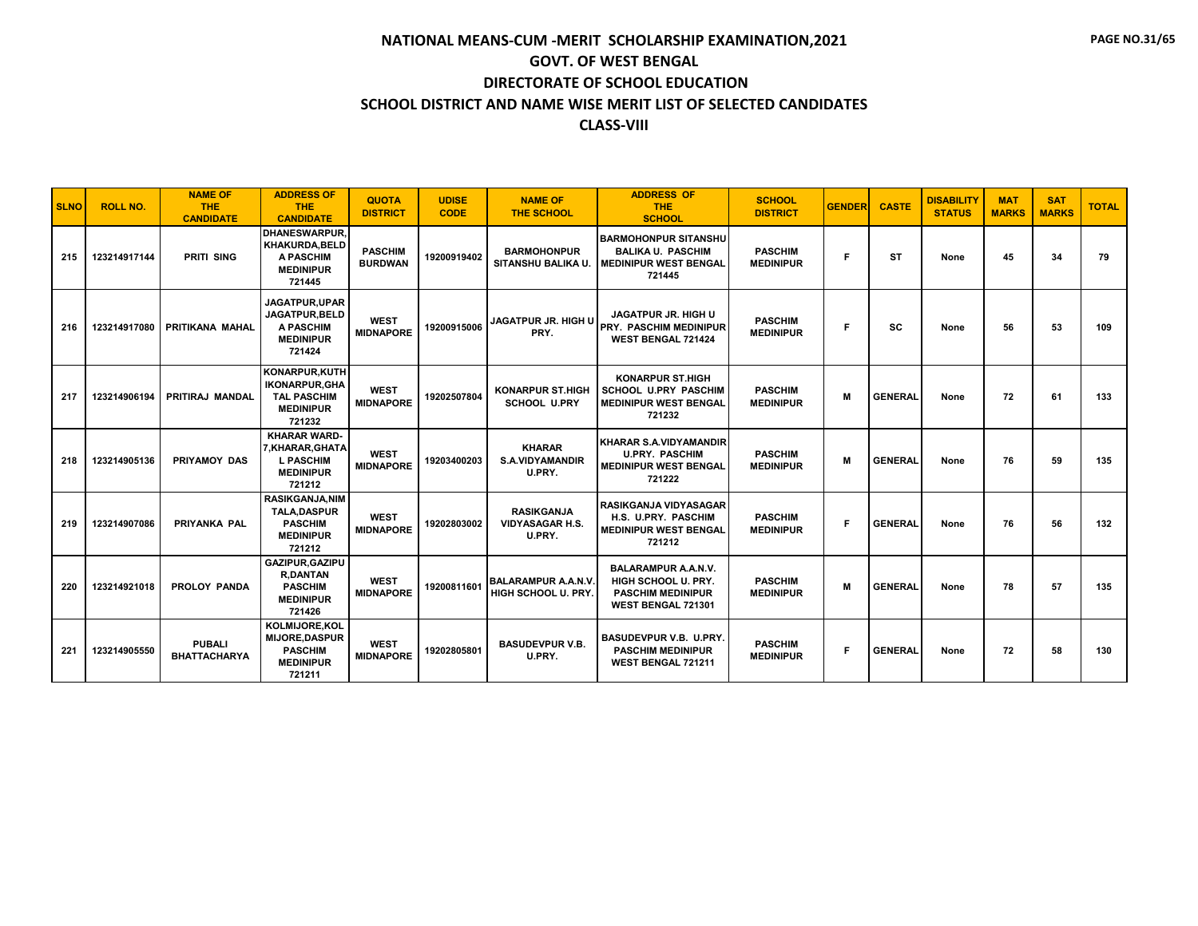# NATIONAL MEANS-CUM -MERIT SCHOLARSHIP EXAMINATION,2021
## GOVT. OF WEST BENGAL
## DIRECTORATE OF SCHOOL EDUCATION
## SCHOOL DISTRICT AND NAME WISE MERIT LIST OF SELECTED CANDIDATES
## CLASS-VIII

| SLNO | ROLL NO. | NAME OF THE CANDIDATE | ADDRESS OF THE CANDIDATE | QUOTA DISTRICT | UDISE CODE | NAME OF THE SCHOOL | ADDRESS OF THE SCHOOL | SCHOOL DISTRICT | GENDER | CASTE | DISABILITY STATUS | MAT MARKS | SAT MARKS | TOTAL |
|---|---|---|---|---|---|---|---|---|---|---|---|---|---|---|
| 215 | 123214917144 | PRITI SING | DHANESWARPUR, KHAKURDA,BELD A PASCHIM MEDINIPUR 721445 | PASCHIM BURDWAN | 19200919402 | BARMOHONPUR SITANSHU BALIKA U. | BARMOHONPUR SITANSHU BALIKA U. PASCHIM MEDINIPUR WEST BENGAL 721445 | PASCHIM MEDINIPUR | F | ST | None | 45 | 34 | 79 |
| 216 | 123214917080 | PRITIKANA MAHAL | JAGATPUR,UPAR JAGATPUR,BELD A PASCHIM MEDINIPUR 721424 | WEST MIDNAPORE | 19200915006 | JAGATPUR JR. HIGH U PRY. | JAGATPUR JR. HIGH U PRY. PASCHIM MEDINIPUR WEST BENGAL 721424 | PASCHIM MEDINIPUR | F | SC | None | 56 | 53 | 109 |
| 217 | 123214906194 | PRITIRAJ MANDAL | KONARPUR,KUTH IKONARPUR,GHA TAL PASCHIM MEDINIPUR 721232 | WEST MIDNAPORE | 19202507804 | KONARPUR ST.HIGH SCHOOL U.PRY | KONARPUR ST.HIGH SCHOOL U.PRY PASCHIM MEDINIPUR WEST BENGAL 721232 | PASCHIM MEDINIPUR | M | GENERAL | None | 72 | 61 | 133 |
| 218 | 123214905136 | PRIYAMOY DAS | KHARAR WARD-7,KHARAR,GHATA L PASCHIM MEDINIPUR 721212 | WEST MIDNAPORE | 19203400203 | KHARAR S.A.VIDYAMANDIR U.PRY. | KHARAR S.A.VIDYAMANDIR U.PRY. PASCHIM MEDINIPUR WEST BENGAL 721222 | PASCHIM MEDINIPUR | M | GENERAL | None | 76 | 59 | 135 |
| 219 | 123214907086 | PRIYANKA PAL | RASIKGANJA,NIM TALA,DASPUR PASCHIM MEDINIPUR 721212 | WEST MIDNAPORE | 19202803002 | RASIKGANJA VIDYASAGAR H.S. U.PRY. | RASIKGANJA VIDYASAGAR H.S. U.PRY. PASCHIM MEDINIPUR WEST BENGAL 721212 | PASCHIM MEDINIPUR | F | GENERAL | None | 76 | 56 | 132 |
| 220 | 123214921018 | PROLOY PANDA | GAZIPUR,GAZIPU R,DANTAN PASCHIM MEDINIPUR 721426 | WEST MIDNAPORE | 19200811601 | BALARAMPUR A.A.N.V. HIGH SCHOOL U. PRY. | BALARAMPUR A.A.N.V. HIGH SCHOOL U. PRY. PASCHIM MEDINIPUR WEST BENGAL 721301 | PASCHIM MEDINIPUR | M | GENERAL | None | 78 | 57 | 135 |
| 221 | 123214905550 | PUBALI BHATTACHARYA | KOLMIJORE,KOL MIJORE,DASPUR PASCHIM MEDINIPUR 721211 | WEST MIDNAPORE | 19202805801 | BASUDEVPUR V.B. U.PRY. | BASUDEVPUR V.B. U.PRY. PASCHIM MEDINIPUR WEST BENGAL 721211 | PASCHIM MEDINIPUR | F | GENERAL | None | 72 | 58 | 130 |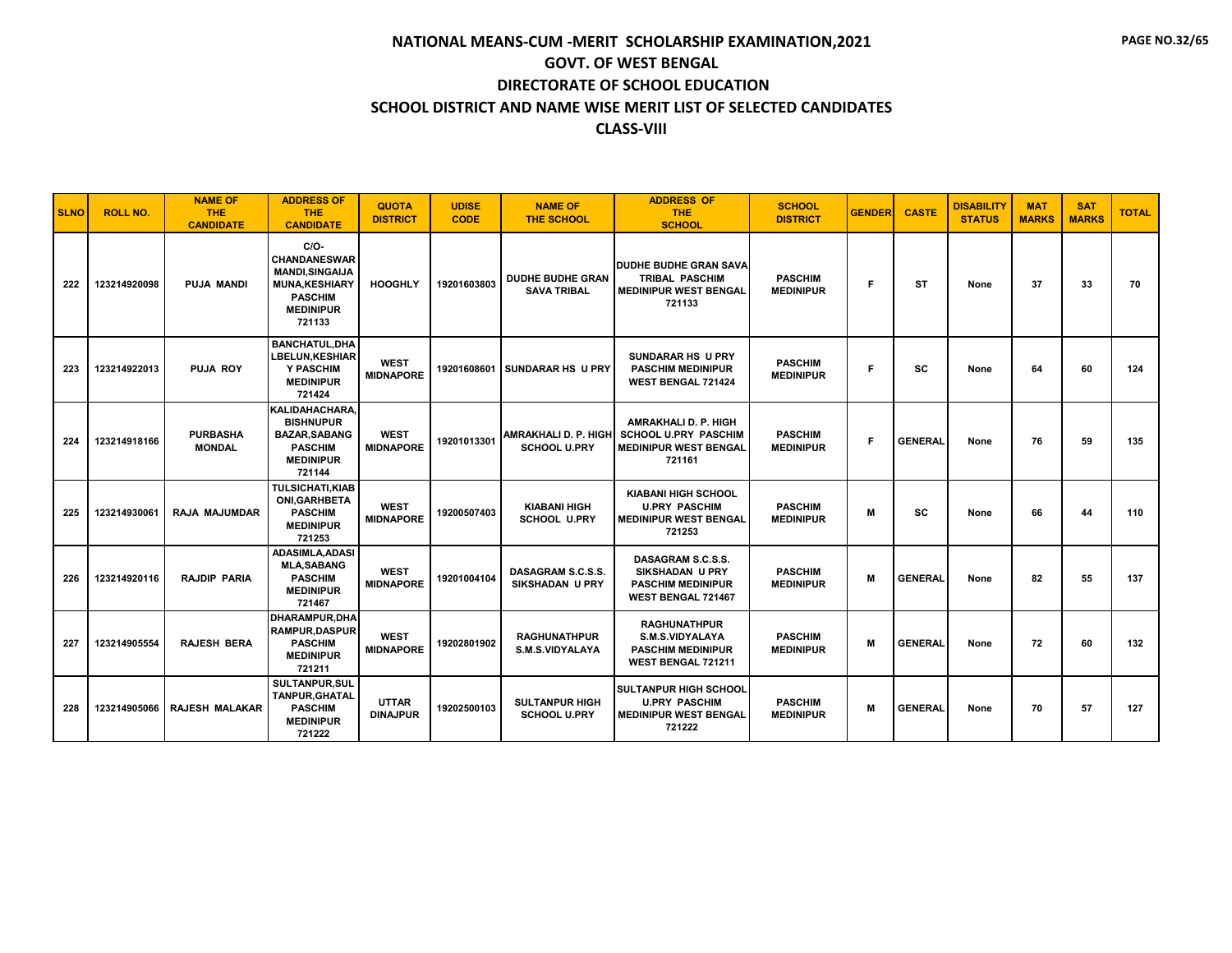# NATIONAL MEANS-CUM -MERIT SCHOLARSHIP EXAMINATION,2021

## GOVT. OF WEST BENGAL

## DIRECTORATE OF SCHOOL EDUCATION

## SCHOOL DISTRICT AND NAME WISE MERIT LIST OF SELECTED CANDIDATES

## CLASS-VIII

| SLNO | ROLL NO. | NAME OF THE CANDIDATE | ADDRESS OF THE CANDIDATE | QUOTA DISTRICT | UDISE CODE | NAME OF THE SCHOOL | ADDRESS OF THE SCHOOL | SCHOOL DISTRICT | GENDER | CASTE | DISABILITY STATUS | MAT MARKS | SAT MARKS | TOTAL |
|---|---|---|---|---|---|---|---|---|---|---|---|---|---|---|
| 222 | 123214920098 | PUJA MANDI | C/O-CHANDANESWAR MANDI,SINGAIJAMUNA,KESHIARY PASCHIM MEDINIPUR 721133 | HOOGHLY | 19201603803 | DUDHE BUDHE GRAN SAVA TRIBAL | DUDHE BUDHE GRAN SAVA TRIBAL PASCHIM MEDINIPUR WEST BENGAL 721133 | PASCHIM MEDINIPUR | F | ST | None | 37 | 33 | 70 |
| 223 | 123214922013 | PUJA ROY | BANCHATUL,DHALBELUN,KESHIARY PASCHIM MEDINIPUR 721424 | WEST MIDNAPORE | 19201608601 | SUNDARAR HS U PRY | SUNDARAR HS U PRY PASCHIM MEDINIPUR WEST BENGAL 721424 | PASCHIM MEDINIPUR | F | SC | None | 64 | 60 | 124 |
| 224 | 123214918166 | PURBASHA MONDAL | KALIDAHACHARA,BISHNUPUR BAZAR,SABANG PASCHIM MEDINIPUR 721144 | WEST MIDNAPORE | 19201013301 | AMRAKHALI D. P. HIGH SCHOOL U.PRY | AMRAKHALI D. P. HIGH SCHOOL U.PRY PASCHIM MEDINIPUR WEST BENGAL 721161 | PASCHIM MEDINIPUR | F | GENERAL | None | 76 | 59 | 135 |
| 225 | 123214930061 | RAJA MAJUMDAR | TULSICHATI,KIABONI,GARHBETA PASCHIM MEDINIPUR 721253 | WEST MIDNAPORE | 19200507403 | KIABANI HIGH SCHOOL U.PRY | KIABANI HIGH SCHOOL U.PRY PASCHIM MEDINIPUR WEST BENGAL 721253 | PASCHIM MEDINIPUR | M | SC | None | 66 | 44 | 110 |
| 226 | 123214920116 | RAJDIP PARIA | ADASIMLA,ADASIMLA,SABANG PASCHIM MEDINIPUR 721467 | WEST MIDNAPORE | 19201004104 | DASAGRAM S.C.S.S. SIKSHADAN U PRY | DASAGRAM S.C.S.S. SIKSHADAN U PRY PASCHIM MEDINIPUR WEST BENGAL 721467 | PASCHIM MEDINIPUR | M | GENERAL | None | 82 | 55 | 137 |
| 227 | 123214905554 | RAJESH BERA | DHARAMPUR,DHARAMPUR,DASPUR PASCHIM MEDINIPUR 721211 | WEST MIDNAPORE | 19202801902 | RAGHUNATHPUR S.M.S.VIDYALAYA | RAGHUNATHPUR S.M.S.VIDYALAYA PASCHIM MEDINIPUR WEST BENGAL 721211 | PASCHIM MEDINIPUR | M | GENERAL | None | 72 | 60 | 132 |
| 228 | 123214905066 | RAJESH MALAKAR | SULTANPUR,SULTANPUR,GHATAL PASCHIM MEDINIPUR 721222 | UTTAR DINAJPUR | 19202500103 | SULTANPUR HIGH SCHOOL U.PRY | SULTANPUR HIGH SCHOOL U.PRY PASCHIM MEDINIPUR WEST BENGAL 721222 | PASCHIM MEDINIPUR | M | GENERAL | None | 70 | 57 | 127 |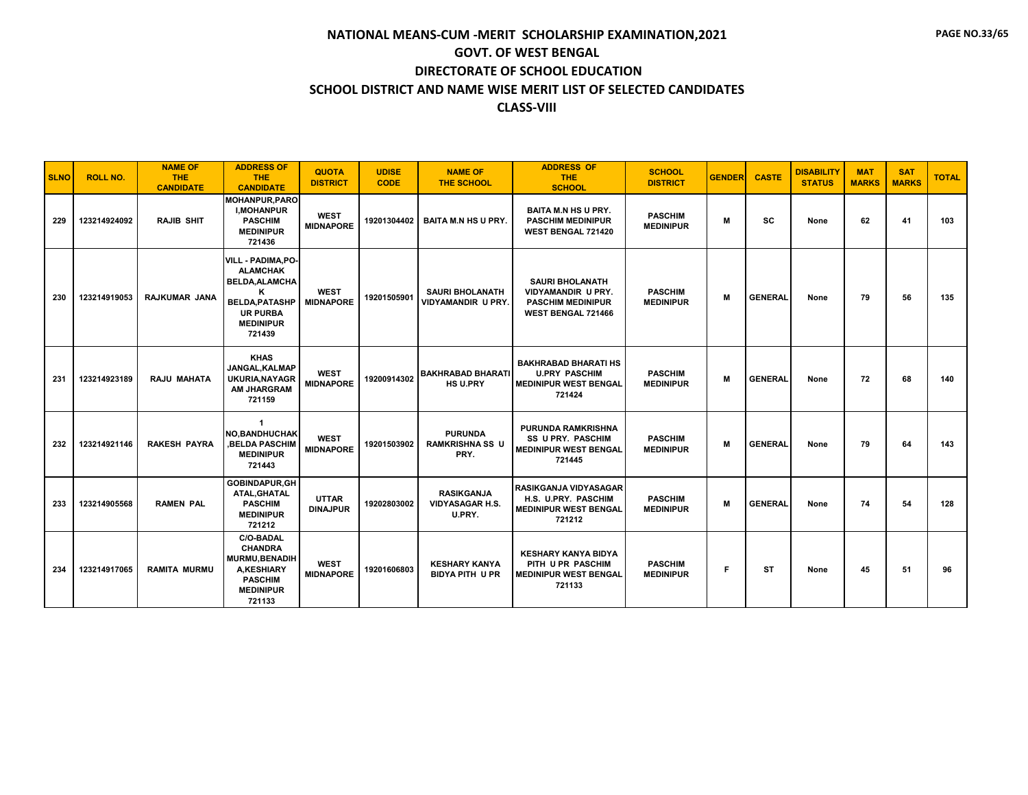# NATIONAL MEANS-CUM -MERIT SCHOLARSHIP EXAMINATION,2021

## GOVT. OF WEST BENGAL

## DIRECTORATE OF SCHOOL EDUCATION

## SCHOOL DISTRICT AND NAME WISE MERIT LIST OF SELECTED CANDIDATES

## CLASS-VIII

| SLNO | ROLL NO. | NAME OF THE CANDIDATE | ADDRESS OF THE CANDIDATE | QUOTA DISTRICT | UDISE CODE | NAME OF THE SCHOOL | ADDRESS OF THE SCHOOL | SCHOOL DISTRICT | GENDER | CASTE | DISABILITY STATUS | MAT MARKS | SAT MARKS | TOTAL |
|---|---|---|---|---|---|---|---|---|---|---|---|---|---|---|
| 229 | 123214924092 | RAJIB SHIT | MOHANPUR,PARO I,MOHANPUR PASCHIM MEDINIPUR 721436 | WEST MIDNAPORE | 19201304402 | BAITA M.N HS U PRY. | BAITA M.N HS U PRY. PASCHIM MEDINIPUR WEST BENGAL 721420 | PASCHIM MEDINIPUR | M | SC | None | 62 | 41 | 103 |
| 230 | 123214919053 | RAJKUMAR JANA | VILL - PADIMA,PO-ALAMCHAK BELDA,ALAMCHAK BELDA,PATASHPUR PURBA MEDINIPUR 721439 | WEST MIDNAPORE | 19201505901 | SAURI BHOLANATH VIDYAMANDIR U PRY. | SAURI BHOLANATH VIDYAMANDIR U PRY. PASCHIM MEDINIPUR WEST BENGAL 721466 | PASCHIM MEDINIPUR | M | GENERAL | None | 79 | 56 | 135 |
| 231 | 123214923189 | RAJU MAHATA | KHAS JANGAL,KALMAPUKURIA,NAYAGRAM JHARGRAM 721159 | WEST MIDNAPORE | 19200914302 | BAKHRABAD BHARATI HS U.PRY | BAKHRABAD BHARATI HS U.PRY PASCHIM MEDINIPUR WEST BENGAL 721424 | PASCHIM MEDINIPUR | M | GENERAL | None | 72 | 68 | 140 |
| 232 | 123214921146 | RAKESH PAYRA | 1 NO,BANDHUCHAK,BELDA PASCHIM MEDINIPUR 721443 | WEST MIDNAPORE | 19201503902 | PURUNDA RAMKRISHNA SS U PRY. | PURUNDA RAMKRISHNA SS U PRY. PASCHIM MEDINIPUR WEST BENGAL 721445 | PASCHIM MEDINIPUR | M | GENERAL | None | 79 | 64 | 143 |
| 233 | 123214905568 | RAMEN PAL | GOBINDAPUR,GHATAL,GHATAL PASCHIM MEDINIPUR 721212 | UTTAR DINAJPUR | 19202803002 | RASIKGANJA VIDYASAGAR H.S. U.PRY. | RASIKGANJA VIDYASAGAR H.S. U.PRY. PASCHIM MEDINIPUR WEST BENGAL 721212 | PASCHIM MEDINIPUR | M | GENERAL | None | 74 | 54 | 128 |
| 234 | 123214917065 | RAMITA MURMU | C/O-BADAL CHANDRA MURMU,BENADIHA,KESHIARY PASCHIM MEDINIPUR 721133 | WEST MIDNAPORE | 19201606803 | KESHARY KANYA BIDYA PITH U PR | KESHARY KANYA BIDYA PITH U PR PASCHIM MEDINIPUR WEST BENGAL 721133 | PASCHIM MEDINIPUR | F | ST | None | 45 | 51 | 96 |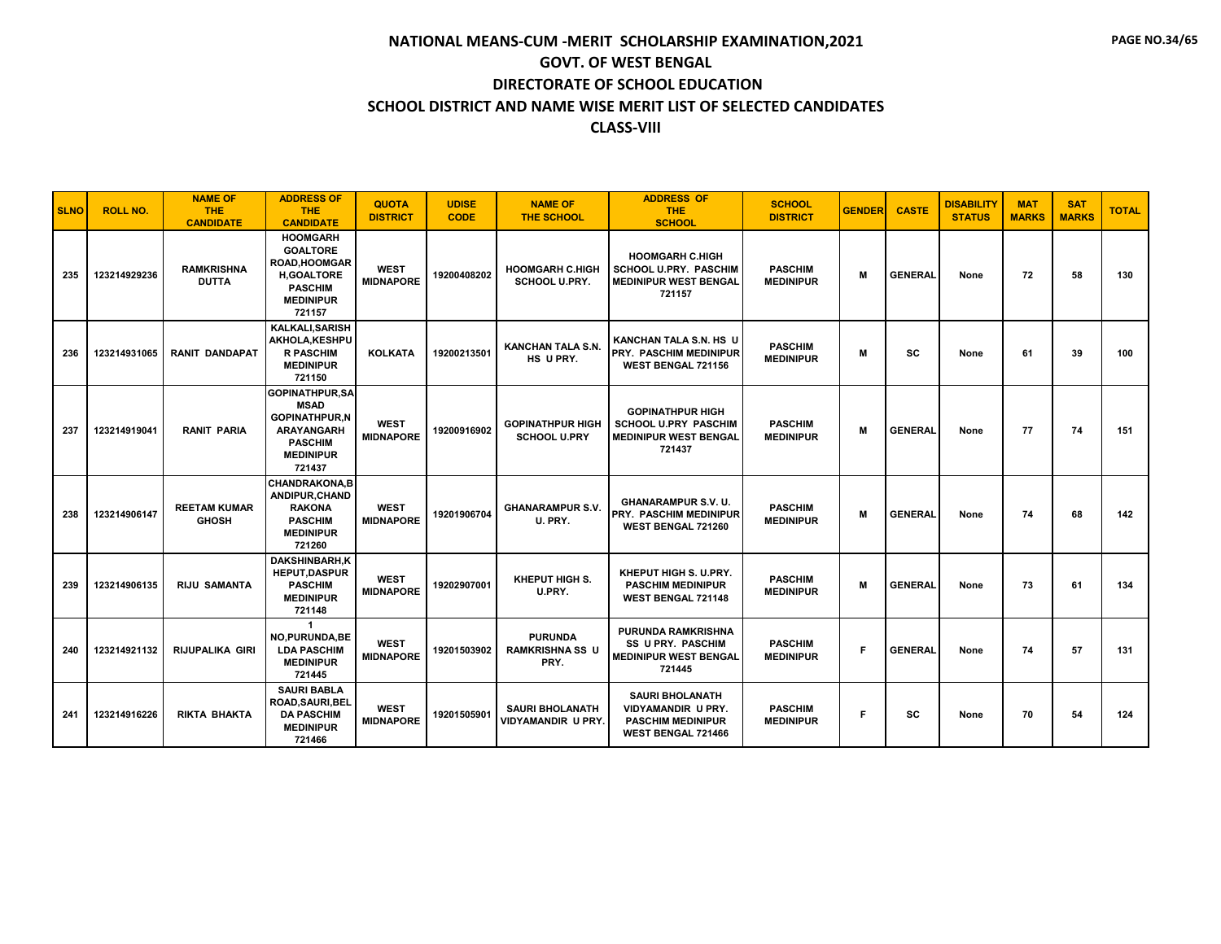# NATIONAL MEANS-CUM -MERIT SCHOLARSHIP EXAMINATION,2021

## GOVT. OF WEST BENGAL

## DIRECTORATE OF SCHOOL EDUCATION

## SCHOOL DISTRICT AND NAME WISE MERIT LIST OF SELECTED CANDIDATES

## CLASS-VIII

| SLNO | ROLL NO. | NAME OF THE CANDIDATE | ADDRESS OF THE CANDIDATE | QUOTA DISTRICT | UDISE CODE | NAME OF THE SCHOOL | ADDRESS OF THE SCHOOL | SCHOOL DISTRICT | GENDER | CASTE | DISABILITY STATUS | MAT MARKS | SAT MARKS | TOTAL |
|---|---|---|---|---|---|---|---|---|---|---|---|---|---|---|
| 235 | 123214929236 | RAMKRISHNA DUTTA | HOOMGARH GOALTORE ROAD,HOOMGARH,GOALTORE PASCHIM MEDINIPUR 721157 | WEST MIDNAPORE | 19200408202 | HOOMGARH C.HIGH SCHOOL U.PRY. | HOOMGARH C.HIGH SCHOOL U.PRY. PASCHIM MEDINIPUR WEST BENGAL 721157 | PASCHIM MEDINIPUR | M | GENERAL | None | 72 | 58 | 130 |
| 236 | 123214931065 | RANIT DANDAPAT | KALKALI,SARISHAKHOLA,KESHPUR PASCHIM MEDINIPUR 721150 | KOLKATA | 19200213501 | KANCHAN TALA S.N. HS U PRY. | KANCHAN TALA S.N. HS U PRY. PASCHIM MEDINIPUR WEST BENGAL 721156 | PASCHIM MEDINIPUR | M | SC | None | 61 | 39 | 100 |
| 237 | 123214919041 | RANIT PARIA | GOPINATHPUR,SAMSAD GOPINATHPUR,NARAYANGARH PASCHIM MEDINIPUR 721437 | WEST MIDNAPORE | 19200916902 | GOPINATHPUR HIGH SCHOOL U.PRY | GOPINATHPUR HIGH SCHOOL U.PRY PASCHIM MEDINIPUR WEST BENGAL 721437 | PASCHIM MEDINIPUR | M | GENERAL | None | 77 | 74 | 151 |
| 238 | 123214906147 | REETAM KUMAR GHOSH | CHANDRAKONA,BANDIPUR,CHANDRAKONA PASCHIM MEDINIPUR 721260 | WEST MIDNAPORE | 19201906704 | GHANARAMPUR S.V. U. PRY. | GHANARAMPUR S.V. U. PRY. PASCHIM MEDINIPUR WEST BENGAL 721260 | PASCHIM MEDINIPUR | M | GENERAL | None | 74 | 68 | 142 |
| 239 | 123214906135 | RIJU SAMANTA | DAKSHINBARH,KHEPUT,DASPUR PASCHIM MEDINIPUR 721148 | WEST MIDNAPORE | 19202907001 | KHEPUT HIGH S. U.PRY. | KHEPUT HIGH S. U.PRY. PASCHIM MEDINIPUR WEST BENGAL 721148 | PASCHIM MEDINIPUR | M | GENERAL | None | 73 | 61 | 134 |
| 240 | 123214921132 | RIJUPALIKA GIRI | 1 NO,PURUNDA,BELDA PASCHIM MEDINIPUR 721445 | WEST MIDNAPORE | 19201503902 | PURUNDA RAMKRISHNA SS U PRY. | PURUNDA RAMKRISHNA SS U PRY. PASCHIM MEDINIPUR WEST BENGAL 721445 | PASCHIM MEDINIPUR | F | GENERAL | None | 74 | 57 | 131 |
| 241 | 123214916226 | RIKTA BHAKTA | SAURI BABLA ROAD,SAURI,BELDA PASCHIM MEDINIPUR 721466 | WEST MIDNAPORE | 19201505901 | SAURI BHOLANATH VIDYAMANDIR U PRY. | SAURI BHOLANATH VIDYAMANDIR U PRY. PASCHIM MEDINIPUR WEST BENGAL 721466 | PASCHIM MEDINIPUR | F | SC | None | 70 | 54 | 124 |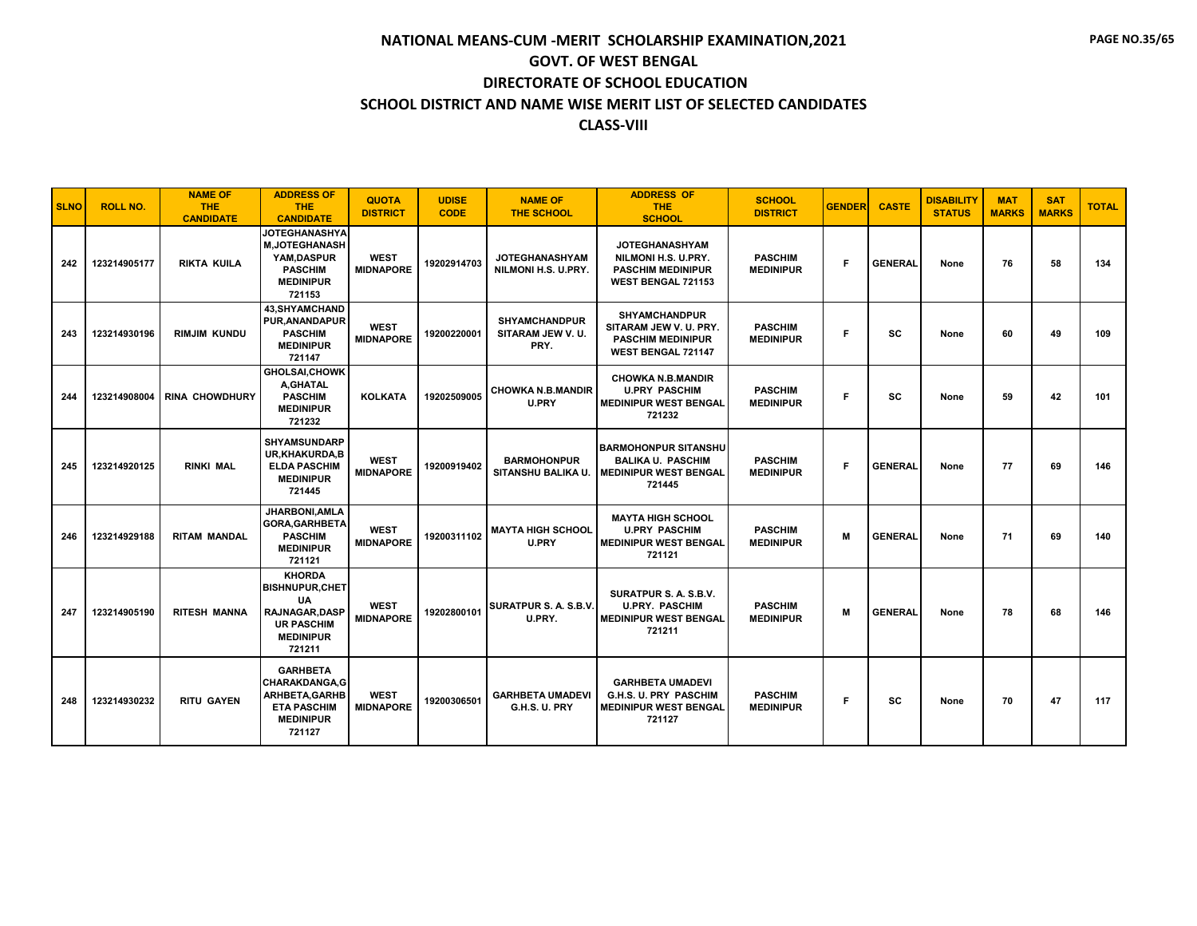# NATIONAL MEANS-CUM -MERIT SCHOLARSHIP EXAMINATION,2021

## GOVT. OF WEST BENGAL

## DIRECTORATE OF SCHOOL EDUCATION

## SCHOOL DISTRICT AND NAME WISE MERIT LIST OF SELECTED CANDIDATES

## CLASS-VIII

| SLNO | ROLL NO. | NAME OF THE CANDIDATE | ADDRESS OF THE CANDIDATE | QUOTA DISTRICT | UDISE CODE | NAME OF THE SCHOOL | ADDRESS OF THE SCHOOL | SCHOOL DISTRICT | GENDER | CASTE | DISABILITY STATUS | MAT MARKS | SAT MARKS | TOTAL |
|---|---|---|---|---|---|---|---|---|---|---|---|---|---|---|
| 242 | 123214905177 | RIKTA KUILA | JOTEGHANASHYAM,JOTEGHANASHYAM,DASPUR PASCHIM MEDINIPUR 721153 | WEST MIDNAPORE | 19202914703 | JOTEGHANASHYAM NILMONI H.S. U.PRY. | JOTEGHANASHYAM NILMONI H.S. U.PRY. PASCHIM MEDINIPUR WEST BENGAL 721153 | PASCHIM MEDINIPUR | F | GENERAL | None | 76 | 58 | 134 |
| 243 | 123214930196 | RIMJIM KUNDU | 43,SHYAMCHANDPUR,ANANDAPUR PASCHIM MEDINIPUR 721147 | WEST MIDNAPORE | 19200220001 | SHYAMCHANDPUR SITARAM JEW V. U. PRY. | SHYAMCHANDPUR SITARAM JEW V. U. PRY. PASCHIM MEDINIPUR WEST BENGAL 721147 | PASCHIM MEDINIPUR | F | SC | None | 60 | 49 | 109 |
| 244 | 123214908004 | RINA CHOWDHURY | GHOLSAI,CHOWKA,GHATAL PASCHIM MEDINIPUR 721232 | KOLKATA | 19202509005 | CHOWKA N.B.MANDIR U.PRY | CHOWKA N.B.MANDIR U.PRY PASCHIM MEDINIPUR WEST BENGAL 721232 | PASCHIM MEDINIPUR | F | SC | None | 59 | 42 | 101 |
| 245 | 123214920125 | RINKI MAL | SHYAMSUNDARPUR,KHAKURDA,BELDA PASCHIM MEDINIPUR 721445 | WEST MIDNAPORE | 19200919402 | BARMOHONPUR SITANSHU BALIKA U. | BARMOHONPUR SITANSHU BALIKA U. PASCHIM MEDINIPUR WEST BENGAL 721445 | PASCHIM MEDINIPUR | F | GENERAL | None | 77 | 69 | 146 |
| 246 | 123214929188 | RITAM MANDAL | JHARBONI,AMLAGORA,GARHBETA PASCHIM MEDINIPUR 721121 | WEST MIDNAPORE | 19200311102 | MAYTA HIGH SCHOOL U.PRY | MAYTA HIGH SCHOOL U.PRY PASCHIM MEDINIPUR WEST BENGAL 721121 | PASCHIM MEDINIPUR | M | GENERAL | None | 71 | 69 | 140 |
| 247 | 123214905190 | RITESH MANNA | KHORDA BISHNUPUR,CHETUA RAJNAGAR,DASPUR PASCHIM MEDINIPUR 721211 | WEST MIDNAPORE | 19202800101 | SURATPUR S. A. S.B.V. U.PRY. | SURATPUR S. A. S.B.V. U.PRY. PASCHIM MEDINIPUR WEST BENGAL 721211 | PASCHIM MEDINIPUR | M | GENERAL | None | 78 | 68 | 146 |
| 248 | 123214930232 | RITU GAYEN | GARHBETA CHARAKDANGA,GARHBETA,GARHBETA PASCHIM MEDINIPUR 721127 | WEST MIDNAPORE | 19200306501 | GARHBETA UMADEVI G.H.S. U. PRY | GARHBETA UMADEVI G.H.S. U. PRY PASCHIM MEDINIPUR WEST BENGAL 721127 | PASCHIM MEDINIPUR | F | SC | None | 70 | 47 | 117 |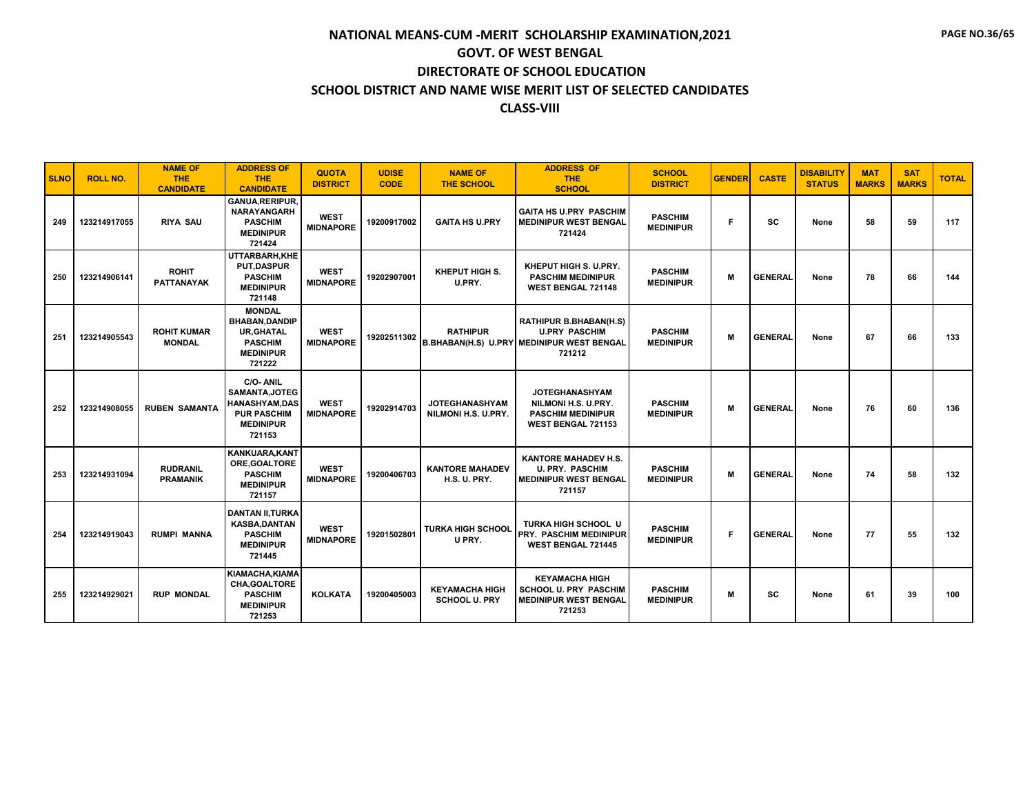# NATIONAL MEANS-CUM -MERIT SCHOLARSHIP EXAMINATION,2021
## GOVT. OF WEST BENGAL
## DIRECTORATE OF SCHOOL EDUCATION
## SCHOOL DISTRICT AND NAME WISE MERIT LIST OF SELECTED CANDIDATES
## CLASS-VIII

| SLNO | ROLL NO. | NAME OF THE CANDIDATE | ADDRESS OF THE CANDIDATE | QUOTA DISTRICT | UDISE CODE | NAME OF THE SCHOOL | ADDRESS OF THE SCHOOL | SCHOOL DISTRICT | GENDER | CASTE | DISABILITY STATUS | MAT MARKS | SAT MARKS | TOTAL |
|---|---|---|---|---|---|---|---|---|---|---|---|---|---|---|
| 249 | 123214917055 | RIYA SAU | GANUA,RERIPUR, NARAYANGARH PASCHIM MEDINIPUR 721424 | WEST MIDNAPORE | 19200917002 | GAITA HS U.PRY | GAITA HS U.PRY PASCHIM MEDINIPUR WEST BENGAL 721424 | PASCHIM MEDINIPUR | F | SC | None | 58 | 59 | 117 |
| 250 | 123214906141 | ROHIT PATTANAYAK | UTTARBARH,KHE PUT,DASPUR PASCHIM MEDINIPUR 721148 | WEST MIDNAPORE | 19202907001 | KHEPUT HIGH S. U.PRY. | KHEPUT HIGH S. U.PRY. PASCHIM MEDINIPUR WEST BENGAL 721148 | PASCHIM MEDINIPUR | M | GENERAL | None | 78 | 66 | 144 |
| 251 | 123214905543 | ROHIT KUMAR MONDAL | MONDAL BHABAN,DANDIP UR,GHATAL PASCHIM MEDINIPUR 721222 | WEST MIDNAPORE | 19202511302 | RATHIPUR B.BHABAN(H.S) U.PRY | RATHIPUR B.BHABAN(H.S) U.PRY PASCHIM MEDINIPUR WEST BENGAL 721212 | PASCHIM MEDINIPUR | M | GENERAL | None | 67 | 66 | 133 |
| 252 | 123214908055 | RUBEN SAMANTA | C/O- ANIL SAMANTA,JOTEG HANASHYAM,DAS PUR PASCHIM MEDINIPUR 721153 | WEST MIDNAPORE | 19202914703 | JOTEGHANASHYAM NILMONI H.S. U.PRY. | JOTEGHANASHYAM NILMONI H.S. U.PRY. PASCHIM MEDINIPUR WEST BENGAL 721153 | PASCHIM MEDINIPUR | M | GENERAL | None | 76 | 60 | 136 |
| 253 | 123214931094 | RUDRANIL PRAMANIK | KANKUARA,KANT ORE,GOALTORE PASCHIM MEDINIPUR 721157 | WEST MIDNAPORE | 19200406703 | KANTORE MAHADEV H.S. U. PRY. | KANTORE MAHADEV H.S. U. PRY. PASCHIM MEDINIPUR WEST BENGAL 721157 | PASCHIM MEDINIPUR | M | GENERAL | None | 74 | 58 | 132 |
| 254 | 123214919043 | RUMPI MANNA | DANTAN II,TURKA KASBA,DANTAN PASCHIM MEDINIPUR 721445 | WEST MIDNAPORE | 19201502801 | TURKA HIGH SCHOOL U PRY. | TURKA HIGH SCHOOL U PRY. PASCHIM MEDINIPUR WEST BENGAL 721445 | PASCHIM MEDINIPUR | F | GENERAL | None | 77 | 55 | 132 |
| 255 | 123214929021 | RUP MONDAL | KIAMACHA,KIAMA CHA,GOALTORE PASCHIM MEDINIPUR 721253 | KOLKATA | 19200405003 | KEYAMACHA HIGH SCHOOL U. PRY | KEYAMACHA HIGH SCHOOL U. PRY PASCHIM MEDINIPUR WEST BENGAL 721253 | PASCHIM MEDINIPUR | M | SC | None | 61 | 39 | 100 |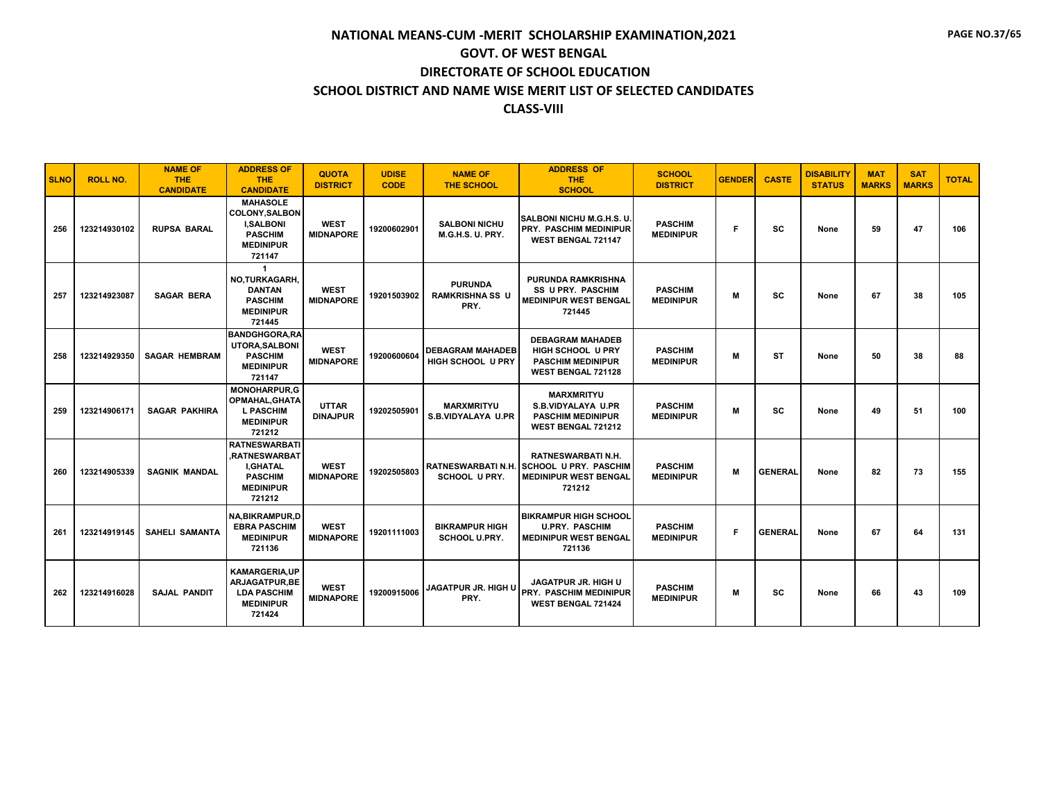# NATIONAL MEANS-CUM -MERIT SCHOLARSHIP EXAMINATION,2021

## GOVT. OF WEST BENGAL

## DIRECTORATE OF SCHOOL EDUCATION

## SCHOOL DISTRICT AND NAME WISE MERIT LIST OF SELECTED CANDIDATES

## CLASS-VIII

| SLNO | ROLL NO. | NAME OF THE CANDIDATE | ADDRESS OF THE CANDIDATE | QUOTA DISTRICT | UDISE CODE | NAME OF THE SCHOOL | ADDRESS OF THE SCHOOL | SCHOOL DISTRICT | GENDER | CASTE | DISABILITY STATUS | MAT MARKS | SAT MARKS | TOTAL |
|---|---|---|---|---|---|---|---|---|---|---|---|---|---|---|
| 256 | 123214930102 | RUPSA BARAL | MAHASOLE COLONY,SALBONI,SALBONI PASCHIM MEDINIPUR 721147 | WEST MIDNAPORE | 19200602901 | SALBONI NICHU M.G.H.S. U. PRY. | SALBONI NICHU M.G.H.S. U. PRY. PASCHIM MEDINIPUR WEST BENGAL 721147 | PASCHIM MEDINIPUR | F | SC | None | 59 | 47 | 106 |
| 257 | 123214923087 | SAGAR BERA | 1 NO,TURKAGARH,DANTAN PASCHIM MEDINIPUR 721445 | WEST MIDNAPORE | 19201503902 | PURUNDA RAMKRISHNA SS U PRY. | PURUNDA RAMKRISHNA SS U PRY. PASCHIM MEDINIPUR WEST BENGAL 721445 | PASCHIM MEDINIPUR | M | SC | None | 67 | 38 | 105 |
| 258 | 123214929350 | SAGAR HEMBRAM | BANDGHGORA,RAUTORA,SALBONI PASCHIM MEDINIPUR 721147 | WEST MIDNAPORE | 19200600604 | DEBAGRAM MAHADEB HIGH SCHOOL U PRY | DEBAGRAM MAHADEB HIGH SCHOOL U PRY PASCHIM MEDINIPUR WEST BENGAL 721128 | PASCHIM MEDINIPUR | M | ST | None | 50 | 38 | 88 |
| 259 | 123214906171 | SAGAR PAKHIRA | MONOHARPUR,GOPMAHAL,GHATAL PASCHIM MEDINIPUR 721212 | UTTAR DINAJPUR | 19202505901 | MARXMRITYU S.B.VIDYALAYA U.PR | MARXMRITYU S.B.VIDYALAYA U.PR PASCHIM MEDINIPUR WEST BENGAL 721212 | PASCHIM MEDINIPUR | M | SC | None | 49 | 51 | 100 |
| 260 | 123214905339 | SAGNIK MANDAL | RATNESWARBATI,RATNESWARBATI,GHATAL PASCHIM MEDINIPUR 721212 | WEST MIDNAPORE | 19202505803 | RATNESWARBATI N.H. SCHOOL U PRY. | RATNESWARBATI N.H. SCHOOL U PRY. PASCHIM MEDINIPUR WEST BENGAL 721212 | PASCHIM MEDINIPUR | M | GENERAL | None | 82 | 73 | 155 |
| 261 | 123214919145 | SAHELI SAMANTA | NA,BIKRAMPUR,DEBRA PASCHIM MEDINIPUR 721136 | WEST MIDNAPORE | 19201111003 | BIKRAMPUR HIGH SCHOOL U.PRY. | BIKRAMPUR HIGH SCHOOL U.PRY. PASCHIM MEDINIPUR WEST BENGAL 721136 | PASCHIM MEDINIPUR | F | GENERAL | None | 67 | 64 | 131 |
| 262 | 123214916028 | SAJAL PANDIT | KAMARGERIA,UPARJAGATPUR,BELDA PASCHIM MEDINIPUR 721424 | WEST MIDNAPORE | 19200915006 | JAGATPUR JR. HIGH U PRY. | JAGATPUR JR. HIGH U PRY. PASCHIM MEDINIPUR WEST BENGAL 721424 | PASCHIM MEDINIPUR | M | SC | None | 66 | 43 | 109 |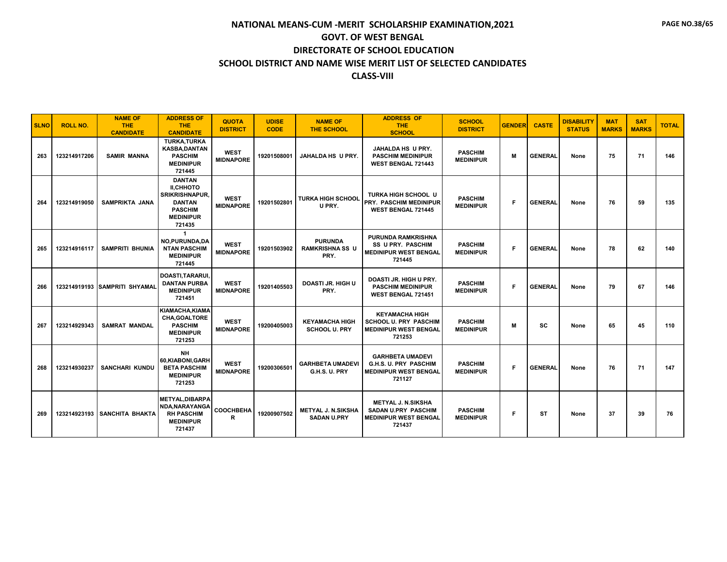# NATIONAL MEANS-CUM -MERIT SCHOLARSHIP EXAMINATION,2021

## GOVT. OF WEST BENGAL

## DIRECTORATE OF SCHOOL EDUCATION

## SCHOOL DISTRICT AND NAME WISE MERIT LIST OF SELECTED CANDIDATES

## CLASS-VIII

| SLNO | ROLL NO. | NAME OF THE CANDIDATE | ADDRESS OF THE CANDIDATE | QUOTA DISTRICT | UDISE CODE | NAME OF THE SCHOOL | ADDRESS OF THE SCHOOL | SCHOOL DISTRICT | GENDER | CASTE | DISABILITY STATUS | MAT MARKS | SAT MARKS | TOTAL |
|---|---|---|---|---|---|---|---|---|---|---|---|---|---|---|
| 263 | 123214917206 | SAMIR MANNA | TURKA,TURKA KASBA,DANTAN PASCHIM MEDINIPUR 721445 | WEST MIDNAPORE | 19201508001 | JAHALDA HS U PRY. | JAHALDA HS U PRY. PASCHIM MEDINIPUR WEST BENGAL 721443 | PASCHIM MEDINIPUR | M | GENERAL | None | 75 | 71 | 146 |
| 264 | 123214919050 | SAMPRIKTA JANA | DANTAN II,CHHOTO SRIKRISHNAPUR, DANTAN PASCHIM MEDINIPUR 721435 | WEST MIDNAPORE | 19201502801 | TURKA HIGH SCHOOL U PRY. | TURKA HIGH SCHOOL U PRY. PASCHIM MEDINIPUR WEST BENGAL 721445 | PASCHIM MEDINIPUR | F | GENERAL | None | 76 | 59 | 135 |
| 265 | 123214916117 | SAMPRITI BHUNIA | 1 NO,PURUNDA,DANTAN PASCHIM MEDINIPUR 721445 | WEST MIDNAPORE | 19201503902 | PURUNDA RAMKRISHNA SS U PRY. | PURUNDA RAMKRISHNA SS U PRY. PASCHIM MEDINIPUR WEST BENGAL 721445 | PASCHIM MEDINIPUR | F | GENERAL | None | 78 | 62 | 140 |
| 266 | 123214919193 | SAMPRITI SHYAMAL | DOASTI,TARARUI, DANTAN PURBA MEDINIPUR 721451 | WEST MIDNAPORE | 19201405503 | DOASTI JR. HIGH U PRY. | DOASTI JR. HIGH U PRY. PASCHIM MEDINIPUR WEST BENGAL 721451 | PASCHIM MEDINIPUR | F | GENERAL | None | 79 | 67 | 146 |
| 267 | 123214929343 | SAMRAT MANDAL | KIAMACHA,KIAMACHA,GOALTORE PASCHIM MEDINIPUR 721253 | WEST MIDNAPORE | 19200405003 | KEYAMACHA HIGH SCHOOL U. PRY | KEYAMACHA HIGH SCHOOL U. PRY PASCHIM MEDINIPUR WEST BENGAL 721253 | PASCHIM MEDINIPUR | M | SC | None | 65 | 45 | 110 |
| 268 | 123214930237 | SANCHARI KUNDU | NH 60,KIABONI,GARHBETA PASCHIM MEDINIPUR 721253 | WEST MIDNAPORE | 19200306501 | GARHBETA UMADEVI G.H.S. U. PRY | GARHBETA UMADEVI G.H.S. U. PRY PASCHIM MEDINIPUR WEST BENGAL 721127 | PASCHIM MEDINIPUR | F | GENERAL | None | 76 | 71 | 147 |
| 269 | 123214923193 | SANCHITA BHAKTA | METYAL,DIBARPANDA,NARAYANGARH PASCHIM MEDINIPUR 721437 | COOCHBEHAR | 19200907502 | METYAL J. N.SIKSHA SADAN U.PRY | METYAL J. N.SIKSHA SADAN U.PRY PASCHIM MEDINIPUR WEST BENGAL 721437 | PASCHIM MEDINIPUR | F | ST | None | 37 | 39 | 76 |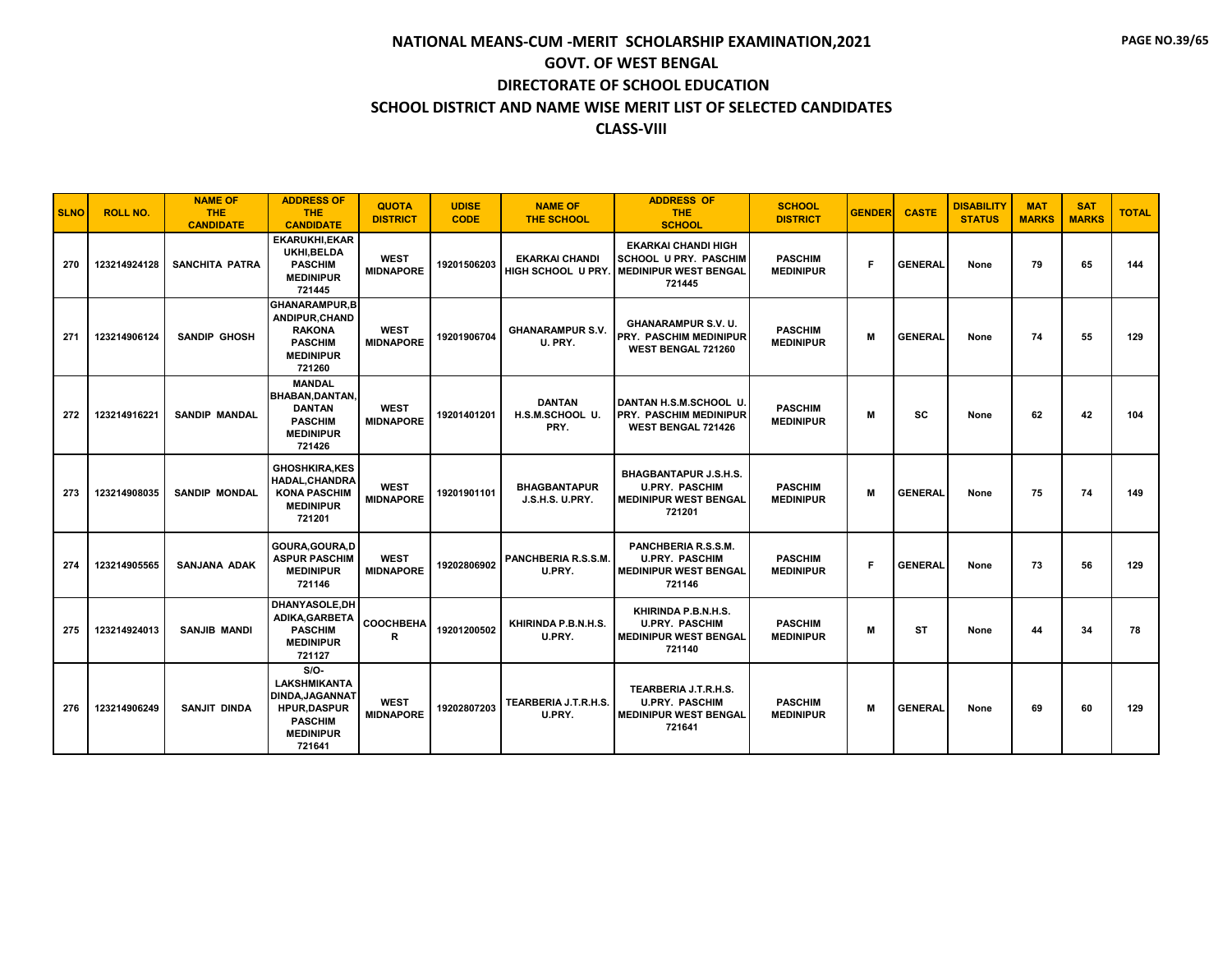# NATIONAL MEANS-CUM -MERIT SCHOLARSHIP EXAMINATION,2021
## GOVT. OF WEST BENGAL
## DIRECTORATE OF SCHOOL EDUCATION
## SCHOOL DISTRICT AND NAME WISE MERIT LIST OF SELECTED CANDIDATES
## CLASS-VIII

| SLNO | ROLL NO. | NAME OF THE CANDIDATE | ADDRESS OF THE CANDIDATE | QUOTA DISTRICT | UDISE CODE | NAME OF THE SCHOOL | ADDRESS OF THE SCHOOL | SCHOOL DISTRICT | GENDER | CASTE | DISABILITY STATUS | MAT MARKS | SAT MARKS | TOTAL |
|---|---|---|---|---|---|---|---|---|---|---|---|---|---|---|
| 270 | 123214924128 | SANCHITA PATRA | EKARUKHI,EKARUKHI,BELDA PASCHIM MEDINIPUR 721445 | WEST MIDNAPORE | 19201506203 | EKARKAI CHANDI HIGH SCHOOL U PRY. | EKARKAI CHANDI HIGH SCHOOL U PRY. PASCHIM MEDINIPUR WEST BENGAL 721445 | PASCHIM MEDINIPUR | F | GENERAL | None | 79 | 65 | 144 |
| 271 | 123214906124 | SANDIP GHOSH | GHANARAMPUR,BANDIPUR,CHANDRAKONA PASCHIM MEDINIPUR 721260 | WEST MIDNAPORE | 19201906704 | GHANARAMPUR S.V. U. PRY. | GHANARAMPUR S.V. U. PRY. PASCHIM MEDINIPUR WEST BENGAL 721260 | PASCHIM MEDINIPUR | M | GENERAL | None | 74 | 55 | 129 |
| 272 | 123214916221 | SANDIP MANDAL | MANDAL BHABAN,DANTAN,DANTAN PASCHIM MEDINIPUR 721426 | WEST MIDNAPORE | 19201401201 | DANTAN H.S.M.SCHOOL U. PRY. | DANTAN H.S.M.SCHOOL U. PRY. PASCHIM MEDINIPUR WEST BENGAL 721426 | PASCHIM MEDINIPUR | M | SC | None | 62 | 42 | 104 |
| 273 | 123214908035 | SANDIP MONDAL | GHOSHKIRA,KESHADAL,CHANDRAKONA PASCHIM MEDINIPUR 721201 | WEST MIDNAPORE | 19201901101 | BHAGBANTAPUR J.S.H.S. U.PRY. | BHAGBANTAPUR J.S.H.S. U.PRY. PASCHIM MEDINIPUR WEST BENGAL 721201 | PASCHIM MEDINIPUR | M | GENERAL | None | 75 | 74 | 149 |
| 274 | 123214905565 | SANJANA ADAK | GOURA,GOURA,DASPUR PASCHIM MEDINIPUR 721146 | WEST MIDNAPORE | 19202806902 | PANCHBERIA R.S.S.M. U.PRY. | PANCHBERIA R.S.S.M. U.PRY. PASCHIM MEDINIPUR WEST BENGAL 721146 | PASCHIM MEDINIPUR | F | GENERAL | None | 73 | 56 | 129 |
| 275 | 123214924013 | SANJIB MANDI | DHANYASOLE,DHADIKA,GARBETA PASCHIM MEDINIPUR 721127 | COOCHBEHAR | 19201200502 | KHIRINDA P.B.N.H.S. U.PRY. | KHIRINDA P.B.N.H.S. U.PRY. PASCHIM MEDINIPUR WEST BENGAL 721140 | PASCHIM MEDINIPUR | M | ST | None | 44 | 34 | 78 |
| 276 | 123214906249 | SANJIT DINDA | S/O-LAKSHMIKANTA DINDA,JAGANNATHPUR,DASPUR PASCHIM MEDINIPUR 721641 | WEST MIDNAPORE | 19202807203 | TEARBERIA J.T.R.H.S. U.PRY. | TEARBERIA J.T.R.H.S. U.PRY. PASCHIM MEDINIPUR WEST BENGAL 721641 | PASCHIM MEDINIPUR | M | GENERAL | None | 69 | 60 | 129 |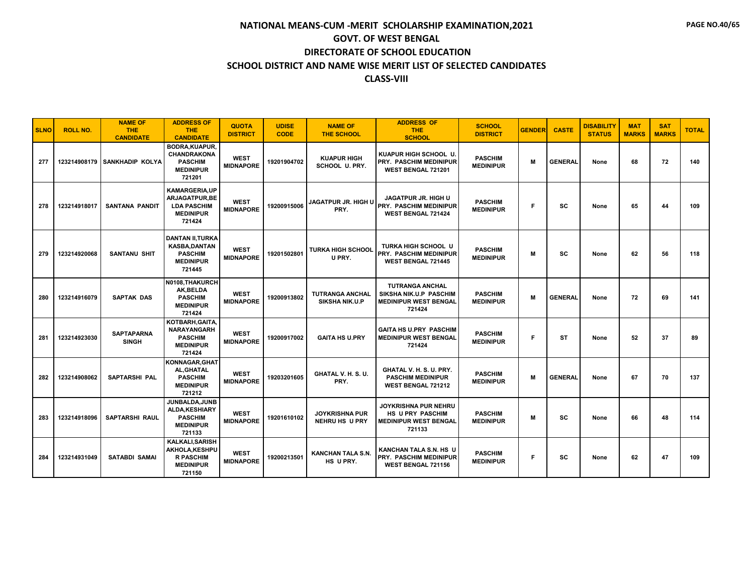# NATIONAL MEANS-CUM -MERIT SCHOLARSHIP EXAMINATION,2021
## GOVT. OF WEST BENGAL
## DIRECTORATE OF SCHOOL EDUCATION
## SCHOOL DISTRICT AND NAME WISE MERIT LIST OF SELECTED CANDIDATES
## CLASS-VIII

| SLNO | ROLL NO. | NAME OF THE CANDIDATE | ADDRESS OF THE CANDIDATE | QUOTA DISTRICT | UDISE CODE | NAME OF THE SCHOOL | ADDRESS OF THE SCHOOL | SCHOOL DISTRICT | GENDER | CASTE | DISABILITY STATUS | MAT MARKS | SAT MARKS | TOTAL |
|---|---|---|---|---|---|---|---|---|---|---|---|---|---|---|
| 277 | 123214908179 | SANKHADIP KOLYA | BODRA,KUAPUR, CHANDRAKONA PASCHIM MEDINIPUR 721201 | WEST MIDNAPORE | 19201904702 | KUAPUR HIGH SCHOOL U. PRY. | KUAPUR HIGH SCHOOL U. PRY. PASCHIM MEDINIPUR WEST BENGAL 721201 | PASCHIM MEDINIPUR | M | GENERAL | None | 68 | 72 | 140 |
| 278 | 123214918017 | SANTANA PANDIT | KAMARGERIA,UP ARJAGATPUR,BE LDA PASCHIM MEDINIPUR 721424 | WEST MIDNAPORE | 19200915006 | JAGATPUR JR. HIGH U PRY. | JAGATPUR JR. HIGH U PRY. PASCHIM MEDINIPUR WEST BENGAL 721424 | PASCHIM MEDINIPUR | F | SC | None | 65 | 44 | 109 |
| 279 | 123214920068 | SANTANU SHIT | DANTAN II,TURKA KASBA,DANTAN PASCHIM MEDINIPUR 721445 | WEST MIDNAPORE | 19201502801 | TURKA HIGH SCHOOL U PRY. | TURKA HIGH SCHOOL U PRY. PASCHIM MEDINIPUR WEST BENGAL 721445 | PASCHIM MEDINIPUR | M | SC | None | 62 | 56 | 118 |
| 280 | 123214916079 | SAPTAK DAS | N0108,THAKURCH AK,BELDA PASCHIM MEDINIPUR 721424 | WEST MIDNAPORE | 19200913802 | TUTRANGA ANCHAL SIKSHA NIK.U.P | TUTRANGA ANCHAL SIKSHA NIK.U.P PASCHIM MEDINIPUR WEST BENGAL 721424 | PASCHIM MEDINIPUR | M | GENERAL | None | 72 | 69 | 141 |
| 281 | 123214923030 | SAPTAPARNA SINGH | KOTBARH,GAITA, NARAYANGARH PASCHIM MEDINIPUR 721424 | WEST MIDNAPORE | 19200917002 | GAITA HS U.PRY | GAITA HS U.PRY PASCHIM MEDINIPUR WEST BENGAL 721424 | PASCHIM MEDINIPUR | F | ST | None | 52 | 37 | 89 |
| 282 | 123214908062 | SAPTARSHI PAL | KONNAGAR,GHAT AL,GHATAL PASCHIM MEDINIPUR 721212 | WEST MIDNAPORE | 19203201605 | GHATAL V. H. S. U. PRY. | GHATAL V. H. S. U. PRY. PASCHIM MEDINIPUR WEST BENGAL 721212 | PASCHIM MEDINIPUR | M | GENERAL | None | 67 | 70 | 137 |
| 283 | 123214918096 | SAPTARSHI RAUL | JUNBALDA,JUNB ALDA,KESHIARY PASCHIM MEDINIPUR 721133 | WEST MIDNAPORE | 19201610102 | JOYKRISHNA PUR NEHRU HS U PRY | JOYKRISHNA PUR NEHRU HS U PRY PASCHIM MEDINIPUR WEST BENGAL 721133 | PASCHIM MEDINIPUR | M | SC | None | 66 | 48 | 114 |
| 284 | 123214931049 | SATABDI SAMAI | KALKALI,SARISH AKHOLA,KESHPU R PASCHIM MEDINIPUR 721150 | WEST MIDNAPORE | 19200213501 | KANCHAN TALA S.N. HS U PRY. | KANCHAN TALA S.N. HS U PRY. PASCHIM MEDINIPUR WEST BENGAL 721156 | PASCHIM MEDINIPUR | F | SC | None | 62 | 47 | 109 |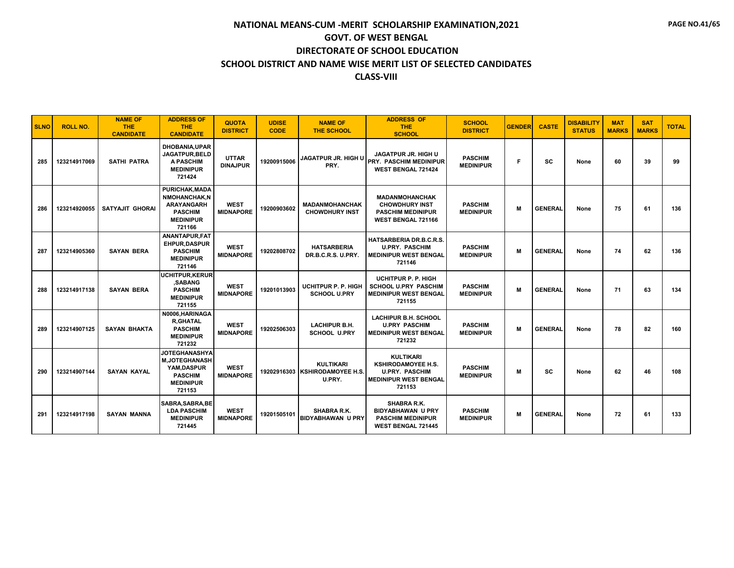# NATIONAL MEANS-CUM -MERIT SCHOLARSHIP EXAMINATION,2021

## GOVT. OF WEST BENGAL

## DIRECTORATE OF SCHOOL EDUCATION

## SCHOOL DISTRICT AND NAME WISE MERIT LIST OF SELECTED CANDIDATES

## CLASS-VIII

| SLNO | ROLL NO. | NAME OF THE CANDIDATE | ADDRESS OF THE CANDIDATE | QUOTA DISTRICT | UDISE CODE | NAME OF THE SCHOOL | ADDRESS OF THE SCHOOL | SCHOOL DISTRICT | GENDER | CASTE | DISABILITY STATUS | MAT MARKS | SAT MARKS | TOTAL |
|---|---|---|---|---|---|---|---|---|---|---|---|---|---|---|
| 285 | 123214917069 | SATHI PATRA | DHOBANIA,UPAR JAGATPUR,BELD A PASCHIM MEDINIPUR 721424 | UTTAR DINAJPUR | 19200915006 | JAGATPUR JR. HIGH U PRY. | JAGATPUR JR. HIGH U PRY. PASCHIM MEDINIPUR WEST BENGAL 721424 | PASCHIM MEDINIPUR | F | SC | None | 60 | 39 | 99 |
| 286 | 123214920055 | SATYAJIT GHORAI | PURICHAK,MADA NMOHANCHAK,N ARAYANGARH PASCHIM MEDINIPUR 721166 | WEST MIDNAPORE | 19200903602 | MADANMOHANCHAK CHOWDHURY INST | MADANMOHANCHAK CHOWDHURY INST PASCHIM MEDINIPUR WEST BENGAL 721166 | PASCHIM MEDINIPUR | M | GENERAL | None | 75 | 61 | 136 |
| 287 | 123214905360 | SAYAN BERA | ANANTAPUR,FAT EHPUR,DASPUR PASCHIM MEDINIPUR 721146 | WEST MIDNAPORE | 19202808702 | HATSARBERIA DR.B.C.R.S. U.PRY. | HATSARBERIA DR.B.C.R.S. U.PRY. PASCHIM MEDINIPUR WEST BENGAL 721146 | PASCHIM MEDINIPUR | M | GENERAL | None | 74 | 62 | 136 |
| 288 | 123214917138 | SAYAN BERA | UCHITPUR,KERUR ,SABANG PASCHIM MEDINIPUR 721155 | WEST MIDNAPORE | 19201013903 | UCHITPUR P. P. HIGH SCHOOL U.PRY | UCHITPUR P. P. HIGH SCHOOL U.PRY PASCHIM MEDINIPUR WEST BENGAL 721155 | PASCHIM MEDINIPUR | M | GENERAL | None | 71 | 63 | 134 |
| 289 | 123214907125 | SAYAN BHAKTA | N0006,HARINAGA R,GHATAL PASCHIM MEDINIPUR 721232 | WEST MIDNAPORE | 19202506303 | LACHIPUR B.H. SCHOOL U.PRY | LACHIPUR B.H. SCHOOL U.PRY PASCHIM MEDINIPUR WEST BENGAL 721232 | PASCHIM MEDINIPUR | M | GENERAL | None | 78 | 82 | 160 |
| 290 | 123214907144 | SAYAN KAYAL | JOTEGHANASHYA M,JOTEGHANASH YAM,DASPUR PASCHIM MEDINIPUR 721153 | WEST MIDNAPORE | 19202916303 | KULTIKARI KSHIRODAMOYEE H.S. U.PRY. | KULTIKARI KSHIRODAMOYEE H.S. U.PRY. PASCHIM MEDINIPUR WEST BENGAL 721153 | PASCHIM MEDINIPUR | M | SC | None | 62 | 46 | 108 |
| 291 | 123214917198 | SAYAN MANNA | SABRA,SABRA,BE LDA PASCHIM MEDINIPUR 721445 | WEST MIDNAPORE | 19201505101 | SHABRA R.K. BIDYABHAWAN U PRY | SHABRA R.K. BIDYABHAWAN U PRY PASCHIM MEDINIPUR WEST BENGAL 721445 | PASCHIM MEDINIPUR | M | GENERAL | None | 72 | 61 | 133 |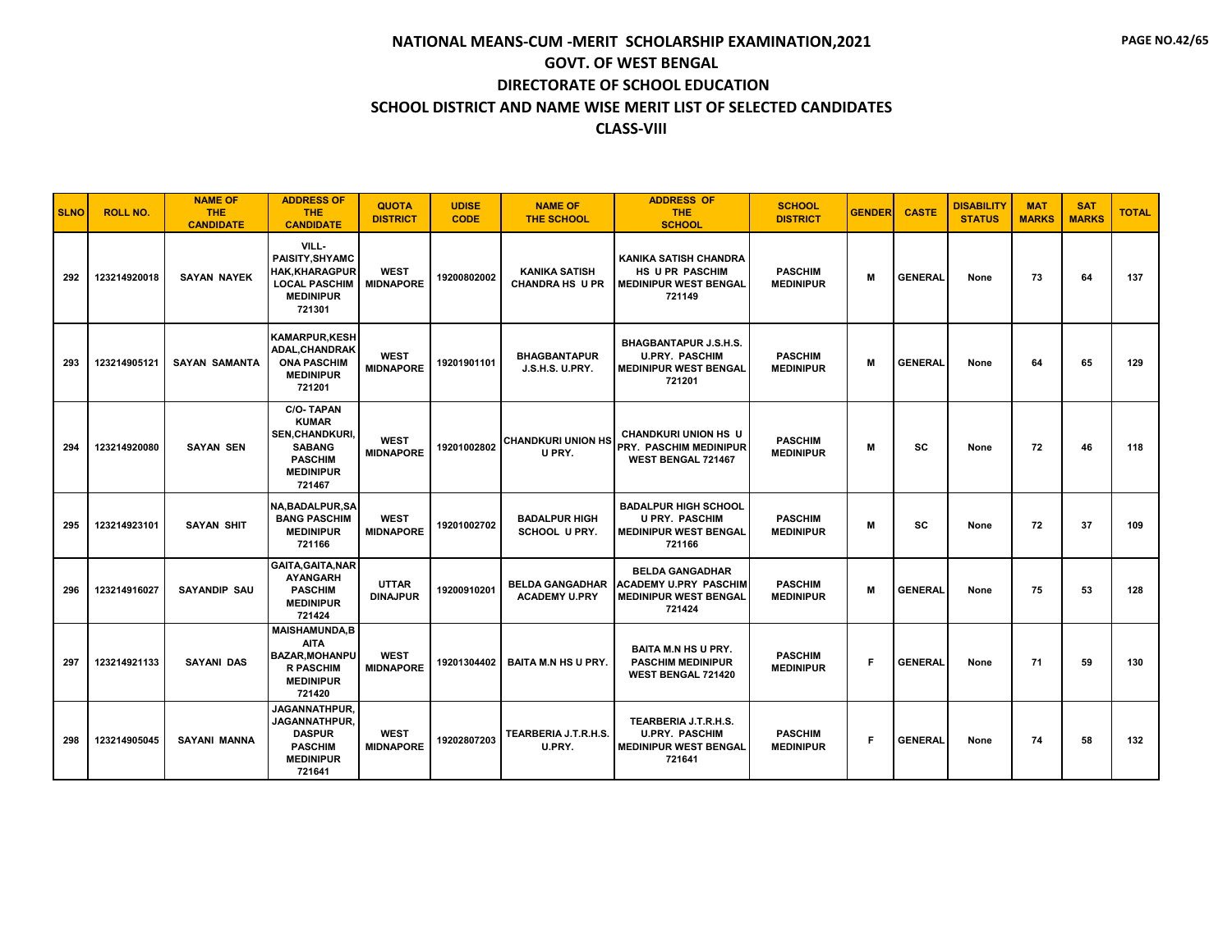# NATIONAL MEANS-CUM -MERIT SCHOLARSHIP EXAMINATION,2021

## GOVT. OF WEST BENGAL

## DIRECTORATE OF SCHOOL EDUCATION

## SCHOOL DISTRICT AND NAME WISE MERIT LIST OF SELECTED CANDIDATES

## CLASS-VIII

| SLNO | ROLL NO. | NAME OF THE CANDIDATE | ADDRESS OF THE CANDIDATE | QUOTA DISTRICT | UDISE CODE | NAME OF THE SCHOOL | ADDRESS OF THE SCHOOL | SCHOOL DISTRICT | GENDER | CASTE | DISABILITY STATUS | MAT MARKS | SAT MARKS | TOTAL |
|---|---|---|---|---|---|---|---|---|---|---|---|---|---|---|
| 292 | 123214920018 | SAYAN NAYEK | VILL-PAISITY,SHYAMCHAK,KHARAGPUR LOCAL PASCHIM MEDINIPUR 721301 | WEST MIDNAPORE | 19200802002 | KANIKA SATISH CHANDRA HS U PR | KANIKA SATISH CHANDRA HS U PR PASCHIM MEDINIPUR WEST BENGAL 721149 | PASCHIM MEDINIPUR | M | GENERAL | None | 73 | 64 | 137 |
| 293 | 123214905121 | SAYAN SAMANTA | KAMARPUR,KESHADAL,CHANDRAKONA PASCHIM MEDINIPUR 721201 | WEST MIDNAPORE | 19201901101 | BHAGBANTAPUR J.S.H.S. U.PRY. | BHAGBANTAPUR J.S.H.S. U.PRY. PASCHIM MEDINIPUR WEST BENGAL 721201 | PASCHIM MEDINIPUR | M | GENERAL | None | 64 | 65 | 129 |
| 294 | 123214920080 | SAYAN SEN | C/O- TAPAN KUMAR SEN,CHANDKURI,SABANG PASCHIM MEDINIPUR 721467 | WEST MIDNAPORE | 19201002802 | CHANDKURI UNION HS U PRY. | CHANDKURI UNION HS U PRY. PASCHIM MEDINIPUR WEST BENGAL 721467 | PASCHIM MEDINIPUR | M | SC | None | 72 | 46 | 118 |
| 295 | 123214923101 | SAYAN SHIT | NA,BADALPUR,SABANG PASCHIM MEDINIPUR 721166 | WEST MIDNAPORE | 19201002702 | BADALPUR HIGH SCHOOL U PRY. | BADALPUR HIGH SCHOOL U PRY. PASCHIM MEDINIPUR WEST BENGAL 721166 | PASCHIM MEDINIPUR | M | SC | None | 72 | 37 | 109 |
| 296 | 123214916027 | SAYANDIP SAU | GAITA,GAITA,NARAYANGARH PASCHIM MEDINIPUR 721424 | UTTAR DINAJPUR | 19200910201 | BELDA GANGADHAR ACADEMY U.PRY | BELDA GANGADHAR ACADEMY U.PRY PASCHIM MEDINIPUR WEST BENGAL 721424 | PASCHIM MEDINIPUR | M | GENERAL | None | 75 | 53 | 128 |
| 297 | 123214921133 | SAYANI DAS | MAISHAMUNDA,BAITA BAZAR,MOHANPUR PASCHIM MEDINIPUR 721420 | WEST MIDNAPORE | 19201304402 | BAITA M.N HS U PRY. | BAITA M.N HS U PRY. PASCHIM MEDINIPUR WEST BENGAL 721420 | PASCHIM MEDINIPUR | F | GENERAL | None | 71 | 59 | 130 |
| 298 | 123214905045 | SAYANI MANNA | JAGANNATHPUR,JAGANNATHPUR,DASPUR PASCHIM MEDINIPUR 721641 | WEST MIDNAPORE | 19202807203 | TEARBERIA J.T.R.H.S. U.PRY. | TEARBERIA J.T.R.H.S. U.PRY. PASCHIM MEDINIPUR WEST BENGAL 721641 | PASCHIM MEDINIPUR | F | GENERAL | None | 74 | 58 | 132 |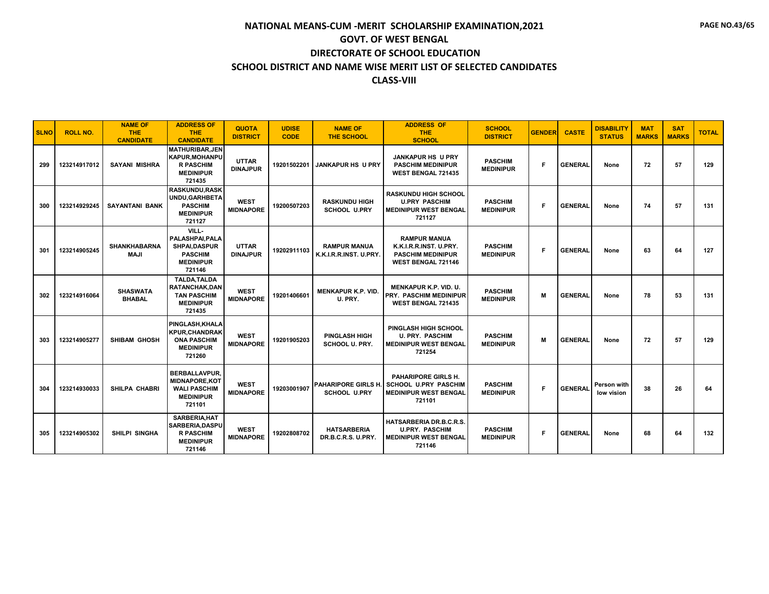# NATIONAL MEANS-CUM -MERIT SCHOLARSHIP EXAMINATION,2021

## GOVT. OF WEST BENGAL

## DIRECTORATE OF SCHOOL EDUCATION

## SCHOOL DISTRICT AND NAME WISE MERIT LIST OF SELECTED CANDIDATES

## CLASS-VIII

| SLNO | ROLL NO. | NAME OF THE CANDIDATE | ADDRESS OF THE CANDIDATE | QUOTA DISTRICT | UDISE CODE | NAME OF THE SCHOOL | ADDRESS OF THE SCHOOL | SCHOOL DISTRICT | GENDER | CASTE | DISABILITY STATUS | MAT MARKS | SAT MARKS | TOTAL |
|---|---|---|---|---|---|---|---|---|---|---|---|---|---|---|
| 299 | 123214917012 | SAYANI MISHRA | MATHURIBAR,JENKAPUR,MOHANPUR PASCHIM MEDINIPUR 721435 | UTTAR DINAJPUR | 19201502201 | JANKAPUR HS U PRY | JANKAPUR HS U PRY PASCHIM MEDINIPUR WEST BENGAL 721435 | PASCHIM MEDINIPUR | F | GENERAL | None | 72 | 57 | 129 |
| 300 | 123214929245 | SAYANTANI BANK | RASKUNDU,RASKUNDU,GARHBETA PASCHIM MEDINIPUR 721127 | WEST MIDNAPORE | 19200507203 | RASKUNDU HIGH SCHOOL U.PRY | RASKUNDU HIGH SCHOOL U.PRY PASCHIM MEDINIPUR WEST BENGAL 721127 | PASCHIM MEDINIPUR | F | GENERAL | None | 74 | 57 | 131 |
| 301 | 123214905245 | SHANKHABARNA MAJI | VILL-PALASHPAI,PALASHPAI,DASPUR PASCHIM MEDINIPUR 721146 | UTTAR DINAJPUR | 19202911103 | RAMPUR MANUA K.K.I.R.R.INST. U.PRY. | RAMPUR MANUA K.K.I.R.R.INST. U.PRY. PASCHIM MEDINIPUR WEST BENGAL 721146 | PASCHIM MEDINIPUR | F | GENERAL | None | 63 | 64 | 127 |
| 302 | 123214916064 | SHASWATA BHABAL | TALDA,TALDA RATANCHAK,DANTAN PASCHIM MEDINIPUR 721435 | WEST MIDNAPORE | 19201406601 | MENKAPUR K.P. VID. U. PRY. | MENKAPUR K.P. VID. U. PRY. PASCHIM MEDINIPUR WEST BENGAL 721435 | PASCHIM MEDINIPUR | M | GENERAL | None | 78 | 53 | 131 |
| 303 | 123214905277 | SHIBAM GHOSH | PINGLASH,KHALAKPUR,CHANDRAKONA PASCHIM MEDINIPUR 721260 | WEST MIDNAPORE | 19201905203 | PINGLASH HIGH SCHOOL U. PRY. | PINGLASH HIGH SCHOOL U. PRY. PASCHIM MEDINIPUR WEST BENGAL 721254 | PASCHIM MEDINIPUR | M | GENERAL | None | 72 | 57 | 129 |
| 304 | 123214930033 | SHILPA CHABRI | BERBALLAVPUR,MIDNAPORE,KOTWALI PASCHIM MEDINIPUR 721101 | WEST MIDNAPORE | 19203001907 | PAHARIPORE GIRLS H. SCHOOL U.PRY | PAHARIPORE GIRLS H. SCHOOL U.PRY PASCHIM MEDINIPUR WEST BENGAL 721101 | PASCHIM MEDINIPUR | F | GENERAL | Person with low vision | 38 | 26 | 64 |
| 305 | 123214905302 | SHILPI SINGHA | SARBERIA,HATSARBERIA,DASPUR PASCHIM MEDINIPUR 721146 | WEST MIDNAPORE | 19202808702 | HATSARBERIA DR.B.C.R.S. U.PRY. | HATSARBERIA DR.B.C.R.S. U.PRY. PASCHIM MEDINIPUR WEST BENGAL 721146 | PASCHIM MEDINIPUR | F | GENERAL | None | 68 | 64 | 132 |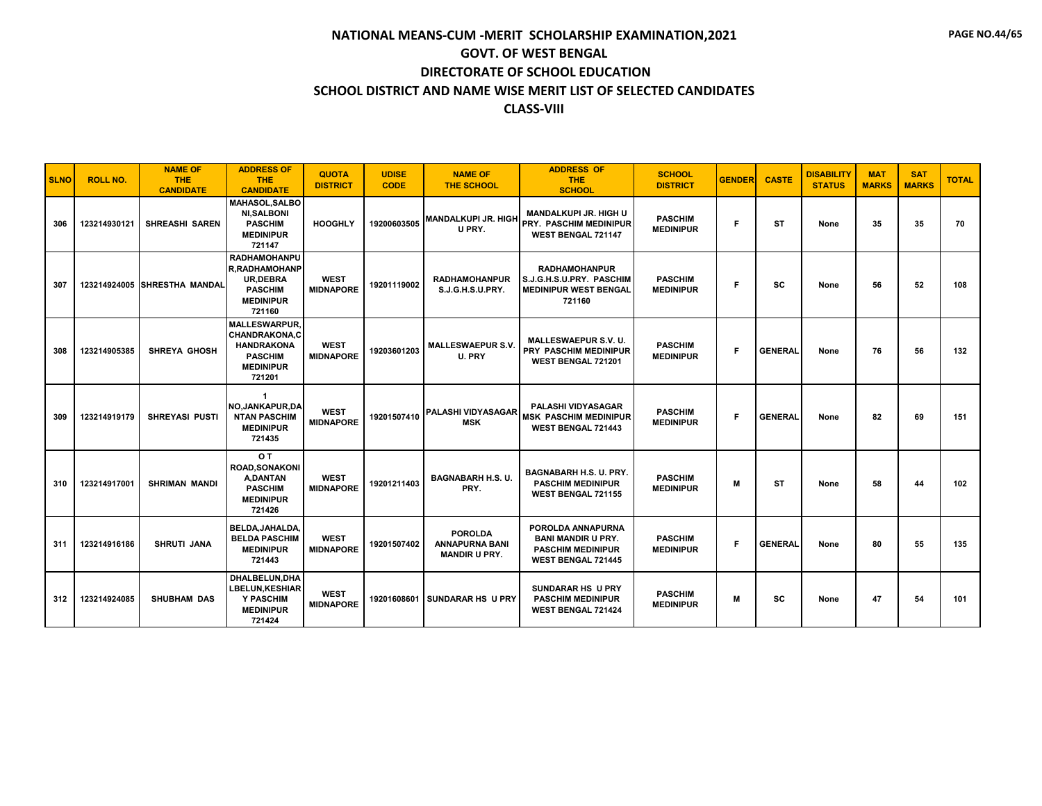# NATIONAL MEANS-CUM -MERIT SCHOLARSHIP EXAMINATION,2021

## GOVT. OF WEST BENGAL

## DIRECTORATE OF SCHOOL EDUCATION

## SCHOOL DISTRICT AND NAME WISE MERIT LIST OF SELECTED CANDIDATES

## CLASS-VIII

| SLNO | ROLL NO. | NAME OF THE CANDIDATE | ADDRESS OF THE CANDIDATE | QUOTA DISTRICT | UDISE CODE | NAME OF THE SCHOOL | ADDRESS OF THE SCHOOL | SCHOOL DISTRICT | GENDER | CASTE | DISABILITY STATUS | MAT MARKS | SAT MARKS | TOTAL |
|---|---|---|---|---|---|---|---|---|---|---|---|---|---|---|
| 306 | 123214930121 | SHREASHI SAREN | MAHASOL,SALBONI,SALBONI PASCHIM MEDINIPUR 721147 | HOOGHLY | 19200603505 | MANDALKUPI JR. HIGH U PRY. | MANDALKUPI JR. HIGH U PRY. PASCHIM MEDINIPUR WEST BENGAL 721147 | PASCHIM MEDINIPUR | F | ST | None | 35 | 35 | 70 |
| 307 | 123214924005 | SHRESTHA MANDAL | RADHAMOHANPUR,RADHAMOHANPUR,DEBRA PASCHIM MEDINIPUR 721160 | WEST MIDNAPORE | 19201119002 | RADHAMOHANPUR S.J.G.H.S.U.PRY. | RADHAMOHANPUR S.J.G.H.S.U.PRY. PASCHIM MEDINIPUR WEST BENGAL 721160 | PASCHIM MEDINIPUR | F | SC | None | 56 | 52 | 108 |
| 308 | 123214905385 | SHREYA GHOSH | MALLESWARPUR,CHANDRAKONA,CHANDRAKONA PASCHIM MEDINIPUR 721201 | WEST MIDNAPORE | 19203601203 | MALLESWAEPUR S.V. U. PRY | MALLESWAEPUR S.V. U. PRY PASCHIM MEDINIPUR WEST BENGAL 721201 | PASCHIM MEDINIPUR | F | GENERAL | None | 76 | 56 | 132 |
| 309 | 123214919179 | SHREYASI PUSTI | 1 NO,JANKAPUR,DANTAN PASCHIM MEDINIPUR 721435 | WEST MIDNAPORE | 19201507410 | PALASHI VIDYASAGAR MSK | PALASHI VIDYASAGAR MSK PASCHIM MEDINIPUR WEST BENGAL 721443 | PASCHIM MEDINIPUR | F | GENERAL | None | 82 | 69 | 151 |
| 310 | 123214917001 | SHRIMAN MANDI | O T ROAD,SONAKONIA,DANTAN PASCHIM MEDINIPUR 721426 | WEST MIDNAPORE | 19201211403 | BAGNABARH H.S. U. PRY. | BAGNABARH H.S. U. PRY. PASCHIM MEDINIPUR WEST BENGAL 721155 | PASCHIM MEDINIPUR | M | ST | None | 58 | 44 | 102 |
| 311 | 123214916186 | SHRUTI JANA | BELDA,JAHALDA,BELDA PASCHIM MEDINIPUR 721443 | WEST MIDNAPORE | 19201507402 | POROLDA ANNAPURNA BANI MANDIR U PRY. | POROLDA ANNAPURNA BANI MANDIR U PRY. PASCHIM MEDINIPUR WEST BENGAL 721445 | PASCHIM MEDINIPUR | F | GENERAL | None | 80 | 55 | 135 |
| 312 | 123214924085 | SHUBHAM DAS | DHALBELUN,DHALBELUN,KESHIARY PASCHIM MEDINIPUR 721424 | WEST MIDNAPORE | 19201608601 | SUNDARAR HS U PRY | SUNDARAR HS U PRY PASCHIM MEDINIPUR WEST BENGAL 721424 | PASCHIM MEDINIPUR | M | SC | None | 47 | 54 | 101 |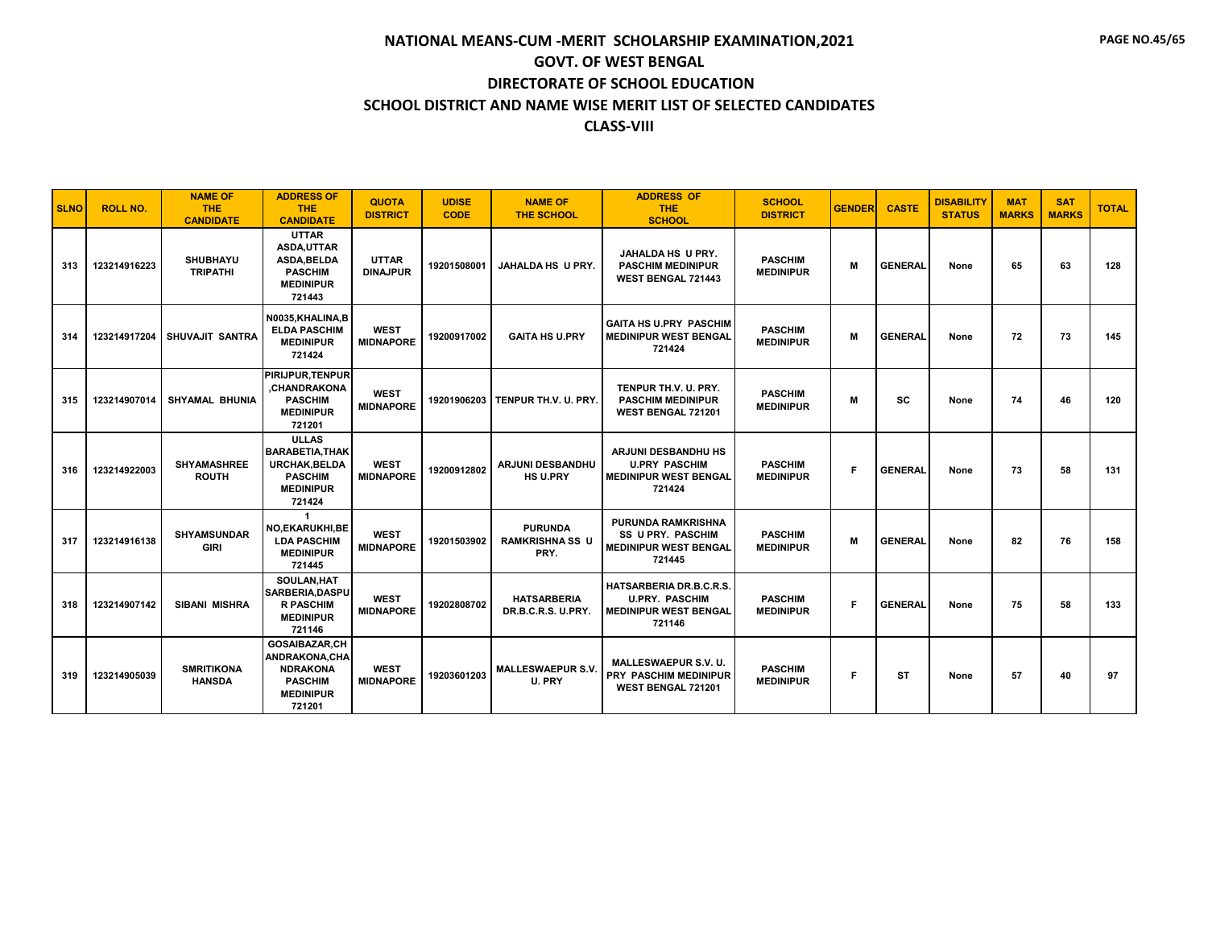# NATIONAL MEANS-CUM -MERIT SCHOLARSHIP EXAMINATION,2021

## GOVT. OF WEST BENGAL

## DIRECTORATE OF SCHOOL EDUCATION

## SCHOOL DISTRICT AND NAME WISE MERIT LIST OF SELECTED CANDIDATES

## CLASS-VIII

| SLNO | ROLL NO. | NAME OF THE CANDIDATE | ADDRESS OF THE CANDIDATE | QUOTA DISTRICT | UDISE CODE | NAME OF THE SCHOOL | ADDRESS OF THE SCHOOL | SCHOOL DISTRICT | GENDER | CASTE | DISABILITY STATUS | MAT MARKS | SAT MARKS | TOTAL |
|---|---|---|---|---|---|---|---|---|---|---|---|---|---|---|
| 313 | 123214916223 | SHUBHAYU TRIPATHI | UTTAR ASDA,UTTAR ASDA,BELDA PASCHIM MEDINIPUR 721443 | UTTAR DINAJPUR | 19201508001 | JAHALDA HS U PRY. | JAHALDA HS U PRY. PASCHIM MEDINIPUR WEST BENGAL 721443 | PASCHIM MEDINIPUR | M | GENERAL | None | 65 | 63 | 128 |
| 314 | 123214917204 | SHUVAJIT SANTRA | N0035,KHALINA,BELDA PASCHIM MEDINIPUR 721424 | WEST MIDNAPORE | 19200917002 | GAITA HS U.PRY | GAITA HS U.PRY PASCHIM MEDINIPUR WEST BENGAL 721424 | PASCHIM MEDINIPUR | M | GENERAL | None | 72 | 73 | 145 |
| 315 | 123214907014 | SHYAMAL BHUNIA | PIRIJPUR,TENPUR,CHANDRAKONA PASCHIM MEDINIPUR 721201 | WEST MIDNAPORE | 19201906203 | TENPUR TH.V. U. PRY. | TENPUR TH.V. U. PRY. PASCHIM MEDINIPUR WEST BENGAL 721201 | PASCHIM MEDINIPUR | M | SC | None | 74 | 46 | 120 |
| 316 | 123214922003 | SHYAMASHREE ROUTH | ULLAS BARABETIA,THAKURCHAK,BELDA PASCHIM MEDINIPUR 721424 | WEST MIDNAPORE | 19200912802 | ARJUNI DESBANDHU HS U.PRY | ARJUNI DESBANDHU HS U.PRY PASCHIM MEDINIPUR WEST BENGAL 721424 | PASCHIM MEDINIPUR | F | GENERAL | None | 73 | 58 | 131 |
| 317 | 123214916138 | SHYAMSUNDAR GIRI | 1 NO,EKARUKHI,BELDA PASCHIM MEDINIPUR 721445 | WEST MIDNAPORE | 19201503902 | PURUNDA RAMKRISHNA SS U PRY. | PURUNDA RAMKRISHNA SS U PRY. PASCHIM MEDINIPUR WEST BENGAL 721445 | PASCHIM MEDINIPUR | M | GENERAL | None | 82 | 76 | 158 |
| 318 | 123214907142 | SIBANI MISHRA | SOULAN,HAT SARBERIA,DASPUR PASCHIM MEDINIPUR 721146 | WEST MIDNAPORE | 19202808702 | HATSARBERIA DR.B.C.R.S. U.PRY. | HATSARBERIA DR.B.C.R.S. U.PRY. PASCHIM MEDINIPUR WEST BENGAL 721146 | PASCHIM MEDINIPUR | F | GENERAL | None | 75 | 58 | 133 |
| 319 | 123214905039 | SMRITIKONA HANSDA | GOSAIBAZAR,CHANDRAKONA,CHANDRAKONA PASCHIM MEDINIPUR 721201 | WEST MIDNAPORE | 19203601203 | MALLESWAEPUR S.V. U. PRY | MALLESWAEPUR S.V. U. PRY PASCHIM MEDINIPUR WEST BENGAL 721201 | PASCHIM MEDINIPUR | F | ST | None | 57 | 40 | 97 |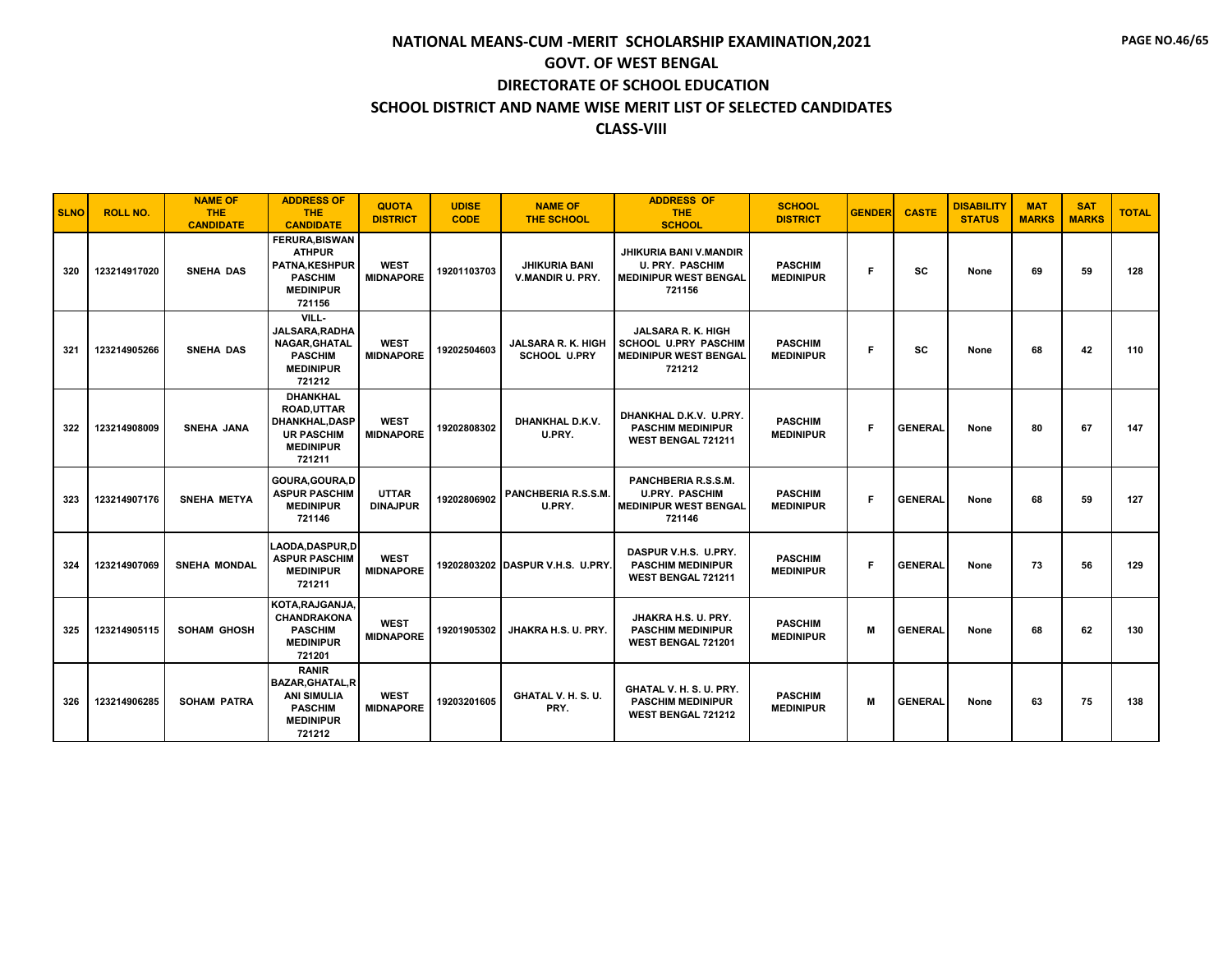# NATIONAL MEANS-CUM -MERIT SCHOLARSHIP EXAMINATION,2021

## GOVT. OF WEST BENGAL

## DIRECTORATE OF SCHOOL EDUCATION

## SCHOOL DISTRICT AND NAME WISE MERIT LIST OF SELECTED CANDIDATES

## CLASS-VIII

| SLNO | ROLL NO. | NAME OF THE CANDIDATE | ADDRESS OF THE CANDIDATE | QUOTA DISTRICT | UDISE CODE | NAME OF THE SCHOOL | ADDRESS OF THE SCHOOL | SCHOOL DISTRICT | GENDER | CASTE | DISABILITY STATUS | MAT MARKS | SAT MARKS | TOTAL |
|---|---|---|---|---|---|---|---|---|---|---|---|---|---|---|
| 320 | 123214917020 | SNEHA DAS | FERURA,BISWANATHPUR PATNA,KESHPUR PASCHIM MEDINIPUR 721156 | WEST MIDNAPORE | 19201103703 | JHIKURIA BANI V.MANDIR U. PRY. | JHIKURIA BANI V.MANDIR U. PRY. PASCHIM MEDINIPUR WEST BENGAL 721156 | PASCHIM MEDINIPUR | F | SC | None | 69 | 59 | 128 |
| 321 | 123214905266 | SNEHA DAS | VILL-JALSARA,RADHANAGAR,GHATAL PASCHIM MEDINIPUR 721212 | WEST MIDNAPORE | 19202504603 | JALSARA R. K. HIGH SCHOOL U.PRY | JALSARA R. K. HIGH SCHOOL U.PRY PASCHIM MEDINIPUR WEST BENGAL 721212 | PASCHIM MEDINIPUR | F | SC | None | 68 | 42 | 110 |
| 322 | 123214908009 | SNEHA JANA | DHANKHAL ROAD,UTTAR DHANKHAL,DASPUR PASCHIM MEDINIPUR 721211 | WEST MIDNAPORE | 19202808302 | DHANKHAL D.K.V. U.PRY. | DHANKHAL D.K.V. U.PRY. PASCHIM MEDINIPUR WEST BENGAL 721211 | PASCHIM MEDINIPUR | F | GENERAL | None | 80 | 67 | 147 |
| 323 | 123214907176 | SNEHA METYA | GOURA,GOURA,DASPUR PASCHIM MEDINIPUR 721146 | UTTAR DINAJPUR | 19202806902 | PANCHBERIA R.S.S.M. U.PRY. | PANCHBERIA R.S.S.M. U.PRY. PASCHIM MEDINIPUR WEST BENGAL 721146 | PASCHIM MEDINIPUR | F | GENERAL | None | 68 | 59 | 127 |
| 324 | 123214907069 | SNEHA MONDAL | LAODA,DASPUR,DASPUR PASCHIM MEDINIPUR 721211 | WEST MIDNAPORE | 19202803202 | DASPUR V.H.S. U.PRY. | DASPUR V.H.S. U.PRY. PASCHIM MEDINIPUR WEST BENGAL 721211 | PASCHIM MEDINIPUR | F | GENERAL | None | 73 | 56 | 129 |
| 325 | 123214905115 | SOHAM GHOSH | KOTA,RAJGANJA,CHANDRAKONA PASCHIM MEDINIPUR 721201 | WEST MIDNAPORE | 19201905302 | JHAKRA H.S. U. PRY. | JHAKRA H.S. U. PRY. PASCHIM MEDINIPUR WEST BENGAL 721201 | PASCHIM MEDINIPUR | M | GENERAL | None | 68 | 62 | 130 |
| 326 | 123214906285 | SOHAM PATRA | RANIR BAZAR,GHATAL,RANI SIMULIA PASCHIM MEDINIPUR 721212 | WEST MIDNAPORE | 19203201605 | GHATAL V. H. S. U. PRY. | GHATAL V. H. S. U. PRY. PASCHIM MEDINIPUR WEST BENGAL 721212 | PASCHIM MEDINIPUR | M | GENERAL | None | 63 | 75 | 138 |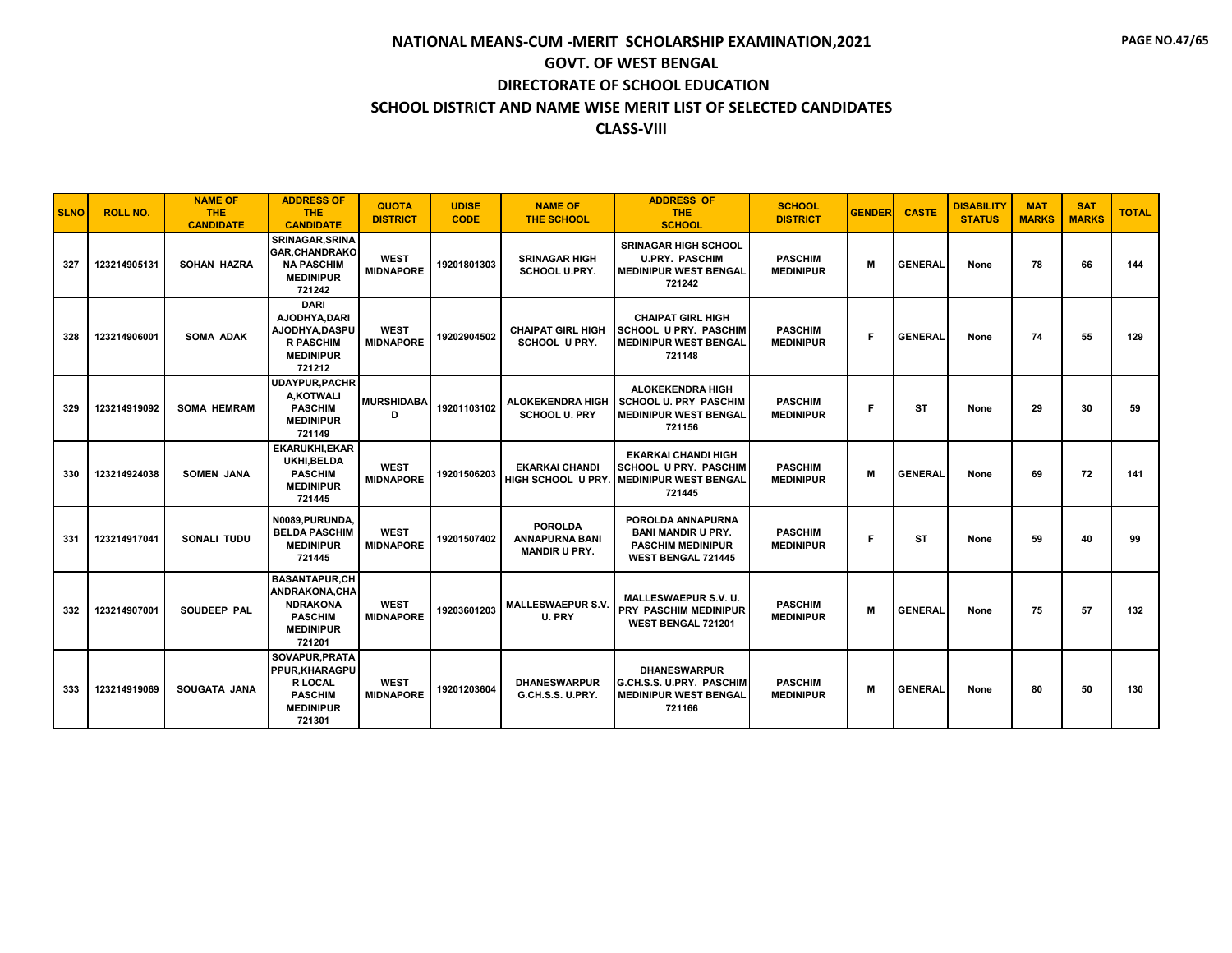# NATIONAL MEANS-CUM -MERIT SCHOLARSHIP EXAMINATION,2021

## GOVT. OF WEST BENGAL

## DIRECTORATE OF SCHOOL EDUCATION

## SCHOOL DISTRICT AND NAME WISE MERIT LIST OF SELECTED CANDIDATES

## CLASS-VIII

| SLNO | ROLL NO. | NAME OF THE CANDIDATE | ADDRESS OF THE CANDIDATE | QUOTA DISTRICT | UDISE CODE | NAME OF THE SCHOOL | ADDRESS OF THE SCHOOL | SCHOOL DISTRICT | GENDER | CASTE | DISABILITY STATUS | MAT MARKS | SAT MARKS | TOTAL |
|---|---|---|---|---|---|---|---|---|---|---|---|---|---|---|
| 327 | 123214905131 | SOHAN HAZRA | SRINAGAR,SRINAGAR,CHANDRAKONA PASCHIM MEDINIPUR 721242 | WEST MIDNAPORE | 19201801303 | SRINAGAR HIGH SCHOOL U.PRY. | SRINAGAR HIGH SCHOOL U.PRY. PASCHIM MEDINIPUR WEST BENGAL 721242 | PASCHIM MEDINIPUR | M | GENERAL | None | 78 | 66 | 144 |
| 328 | 123214906001 | SOMA ADAK | DARI AJODHYA,DARI AJODHYA,DASPUR PASCHIM MEDINIPUR 721212 | WEST MIDNAPORE | 19202904502 | CHAIPAT GIRL HIGH SCHOOL U PRY. | CHAIPAT GIRL HIGH SCHOOL U PRY. PASCHIM MEDINIPUR WEST BENGAL 721148 | PASCHIM MEDINIPUR | F | GENERAL | None | 74 | 55 | 129 |
| 329 | 123214919092 | SOMA HEMRAM | UDAYPUR,PACHRA,KOTWALI PASCHIM MEDINIPUR 721149 | MURSHIDABAD | 19201103102 | ALOKEKENDRA HIGH SCHOOL U. PRY | ALOKEKENDRA HIGH SCHOOL U. PRY PASCHIM MEDINIPUR WEST BENGAL 721156 | PASCHIM MEDINIPUR | F | ST | None | 29 | 30 | 59 |
| 330 | 123214924038 | SOMEN JANA | EKARUKHI,EKARUKHI,BELDA PASCHIM MEDINIPUR 721445 | WEST MIDNAPORE | 19201506203 | EKARKAI CHANDI HIGH SCHOOL U PRY. | EKARKAI CHANDI HIGH SCHOOL U PRY. PASCHIM MEDINIPUR WEST BENGAL 721445 | PASCHIM MEDINIPUR | M | GENERAL | None | 69 | 72 | 141 |
| 331 | 123214917041 | SONALI TUDU | N0089,PURUNDA, BELDA PASCHIM MEDINIPUR 721445 | WEST MIDNAPORE | 19201507402 | POROLDA ANNAPURNA BANI MANDIR U PRY. | POROLDA ANNAPURNA BANI MANDIR U PRY. PASCHIM MEDINIPUR WEST BENGAL 721445 | PASCHIM MEDINIPUR | F | ST | None | 59 | 40 | 99 |
| 332 | 123214907001 | SOUDEEP PAL | BASANTAPUR,CHANDRAKONA,CHANDRAKONA PASCHIM MEDINIPUR 721201 | WEST MIDNAPORE | 19203601203 | MALLESWAEPUR S.V. U. PRY | MALLESWAEPUR S.V. U. PRY PASCHIM MEDINIPUR WEST BENGAL 721201 | PASCHIM MEDINIPUR | M | GENERAL | None | 75 | 57 | 132 |
| 333 | 123214919069 | SOUGATA JANA | SOVAPUR,PRATAPPUR,KHARAGPUR LOCAL PASCHIM MEDINIPUR 721301 | WEST MIDNAPORE | 19201203604 | DHANESWARPUR G.CH.S.S. U.PRY. | DHANESWARPUR G.CH.S.S. U.PRY. PASCHIM MEDINIPUR WEST BENGAL 721166 | PASCHIM MEDINIPUR | M | GENERAL | None | 80 | 50 | 130 |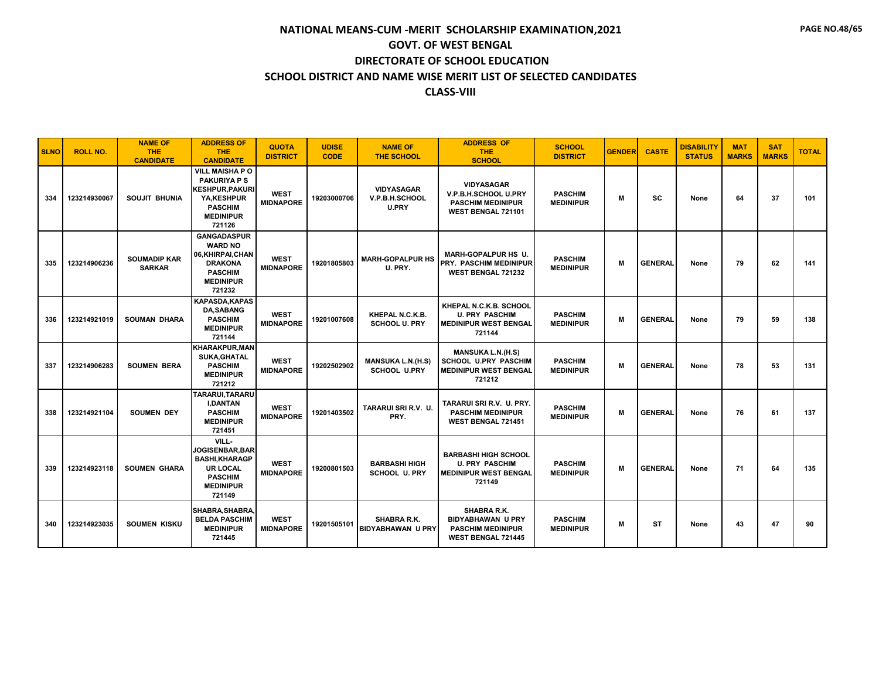# NATIONAL MEANS-CUM -MERIT SCHOLARSHIP EXAMINATION,2021

## GOVT. OF WEST BENGAL

## DIRECTORATE OF SCHOOL EDUCATION

## SCHOOL DISTRICT AND NAME WISE MERIT LIST OF SELECTED CANDIDATES

## CLASS-VIII

| SLNO | ROLL NO. | NAME OF THE CANDIDATE | ADDRESS OF THE CANDIDATE | QUOTA DISTRICT | UDISE CODE | NAME OF THE SCHOOL | ADDRESS OF THE SCHOOL | SCHOOL DISTRICT | GENDER | CASTE | DISABILITY STATUS | MAT MARKS | SAT MARKS | TOTAL |
|---|---|---|---|---|---|---|---|---|---|---|---|---|---|---|
| 334 | 123214930067 | SOUJIT BHUNIA | VILL MAISHA P O PAKURIYA P S KESHPUR,PAKURIYA,KESHPUR PASCHIM MEDINIPUR 721126 | WEST MIDNAPORE | 19203000706 | VIDYASAGAR V.P.B.H.SCHOOL U.PRY | VIDYASAGAR V.P.B.H.SCHOOL U.PRY PASCHIM MEDINIPUR WEST BENGAL 721101 | PASCHIM MEDINIPUR | M | SC | None | 64 | 37 | 101 |
| 335 | 123214906236 | SOUMADIP KAR SARKAR | GANGADASPUR WARD NO 06,KHIRPAI,CHANDRAKONA PASCHIM MEDINIPUR 721232 | WEST MIDNAPORE | 19201805803 | MARH-GOPALPUR HS U. PRY. | MARH-GOPALPUR HS U. PRY. PASCHIM MEDINIPUR WEST BENGAL 721232 | PASCHIM MEDINIPUR | M | GENERAL | None | 79 | 62 | 141 |
| 336 | 123214921019 | SOUMAN DHARA | KAPASDA,KAPASDA,SABANG PASCHIM MEDINIPUR 721144 | WEST MIDNAPORE | 19201007608 | KHEPAL N.C.K.B. SCHOOL U. PRY | KHEPAL N.C.K.B. SCHOOL U. PRY PASCHIM MEDINIPUR WEST BENGAL 721144 | PASCHIM MEDINIPUR | M | GENERAL | None | 79 | 59 | 138 |
| 337 | 123214906283 | SOUMEN BERA | KHARAKPUR,MANSUKA,GHATAL PASCHIM MEDINIPUR 721212 | WEST MIDNAPORE | 19202502902 | MANSUKA L.N.(H.S) SCHOOL U.PRY | MANSUKA L.N.(H.S) SCHOOL U.PRY PASCHIM MEDINIPUR WEST BENGAL 721212 | PASCHIM MEDINIPUR | M | GENERAL | None | 78 | 53 | 131 |
| 338 | 123214921104 | SOUMEN DEY | TARARUI,TARARUI,DANTAN PASCHIM MEDINIPUR 721451 | WEST MIDNAPORE | 19201403502 | TARARUI SRI R.V. U. PRY. | TARARUI SRI R.V. U. PRY. PASCHIM MEDINIPUR WEST BENGAL 721451 | PASCHIM MEDINIPUR | M | GENERAL | None | 76 | 61 | 137 |
| 339 | 123214923118 | SOUMEN GHARA | VILL-JOGISENBAR,BARBASHI,KHARAGPUR LOCAL PASCHIM MEDINIPUR 721149 | WEST MIDNAPORE | 19200801503 | BARBASHI HIGH SCHOOL U. PRY | BARBASHI HIGH SCHOOL U. PRY PASCHIM MEDINIPUR WEST BENGAL 721149 | PASCHIM MEDINIPUR | M | GENERAL | None | 71 | 64 | 135 |
| 340 | 123214923035 | SOUMEN KISKU | SHABRA,SHABRA,BELDA PASCHIM MEDINIPUR 721445 | WEST MIDNAPORE | 19201505101 | SHABRA R.K. BIDYABHAWAN U PRY | SHABRA R.K. BIDYABHAWAN U PRY PASCHIM MEDINIPUR WEST BENGAL 721445 | PASCHIM MEDINIPUR | M | ST | None | 43 | 47 | 90 |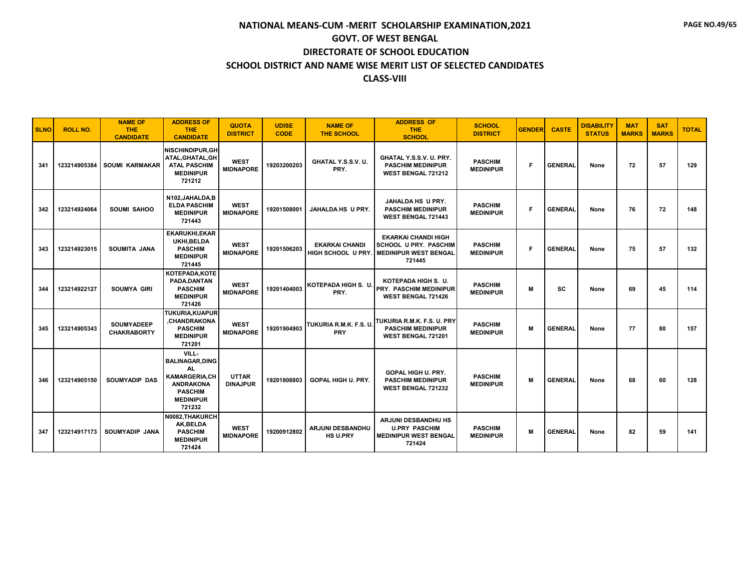# NATIONAL MEANS-CUM -MERIT SCHOLARSHIP EXAMINATION,2021
## GOVT. OF WEST BENGAL
## DIRECTORATE OF SCHOOL EDUCATION
## SCHOOL DISTRICT AND NAME WISE MERIT LIST OF SELECTED CANDIDATES
## CLASS-VIII

| SLNO | ROLL NO. | NAME OF THE CANDIDATE | ADDRESS OF THE CANDIDATE | QUOTA DISTRICT | UDISE CODE | NAME OF THE SCHOOL | ADDRESS OF THE SCHOOL | SCHOOL DISTRICT | GENDER | CASTE | DISABILITY STATUS | MAT MARKS | SAT MARKS | TOTAL |
|---|---|---|---|---|---|---|---|---|---|---|---|---|---|---|
| 341 | 123214905384 | SOUMI KARMAKAR | NISCHINDIPUR,GHATAL,GHATAL,GHATAL PASCHIM MEDINIPUR 721212 | WEST MIDNAPORE | 19203200203 | GHATAL Y.S.S.V. U. PRY. | GHATAL Y.S.S.V. U. PRY. PASCHIM MEDINIPUR WEST BENGAL 721212 | PASCHIM MEDINIPUR | F | GENERAL | None | 72 | 57 | 129 |
| 342 | 123214924064 | SOUMI SAHOO | N102,JAHALDA,BELDA PASCHIM MEDINIPUR 721443 | WEST MIDNAPORE | 19201508001 | JAHALDA HS U PRY. | JAHALDA HS U PRY. PASCHIM MEDINIPUR WEST BENGAL 721443 | PASCHIM MEDINIPUR | F | GENERAL | None | 76 | 72 | 148 |
| 343 | 123214923015 | SOUMITA JANA | EKARUKHI,EKARUKHI,BELDA PASCHIM MEDINIPUR 721445 | WEST MIDNAPORE | 19201506203 | EKARKAI CHANDI HIGH SCHOOL U PRY. | EKARKAI CHANDI HIGH SCHOOL U PRY. PASCHIM MEDINIPUR WEST BENGAL 721445 | PASCHIM MEDINIPUR | F | GENERAL | None | 75 | 57 | 132 |
| 344 | 123214922127 | SOUMYA GIRI | KOTEPADA,KOTEPADA,DANTAN PASCHIM MEDINIPUR 721426 | WEST MIDNAPORE | 19201404003 | KOTEPADA HIGH S. U. PRY. | KOTEPADA HIGH S. U. PRY. PASCHIM MEDINIPUR WEST BENGAL 721426 | PASCHIM MEDINIPUR | M | SC | None | 69 | 45 | 114 |
| 345 | 123214905343 | SOUMYADEEP CHAKRABORTY | TUKURIA,KUAPUR,CHANDRAKONA PASCHIM MEDINIPUR 721201 | WEST MIDNAPORE | 19201904903 | TUKURIA R.M.K. F.S. U. PRY | TUKURIA R.M.K. F.S. U. PRY PASCHIM MEDINIPUR WEST BENGAL 721201 | PASCHIM MEDINIPUR | M | GENERAL | None | 77 | 80 | 157 |
| 346 | 123214905150 | SOUMYADIP DAS | VILL-BALINAGAR,DINGAL KAMARGERIA,CHANDRAKONA PASCHIM MEDINIPUR 721232 | UTTAR DINAJPUR | 19201808803 | GOPAL HIGH U. PRY. | GOPAL HIGH U. PRY. PASCHIM MEDINIPUR WEST BENGAL 721232 | PASCHIM MEDINIPUR | M | GENERAL | None | 68 | 60 | 128 |
| 347 | 123214917173 | SOUMYADIP JANA | N0082,THAKURCHAK,BELDA PASCHIM MEDINIPUR 721424 | WEST MIDNAPORE | 19200912802 | ARJUNI DESBANDHU HS U.PRY | ARJUNI DESBANDHU HS U.PRY PASCHIM MEDINIPUR WEST BENGAL 721424 | PASCHIM MEDINIPUR | M | GENERAL | None | 82 | 59 | 141 |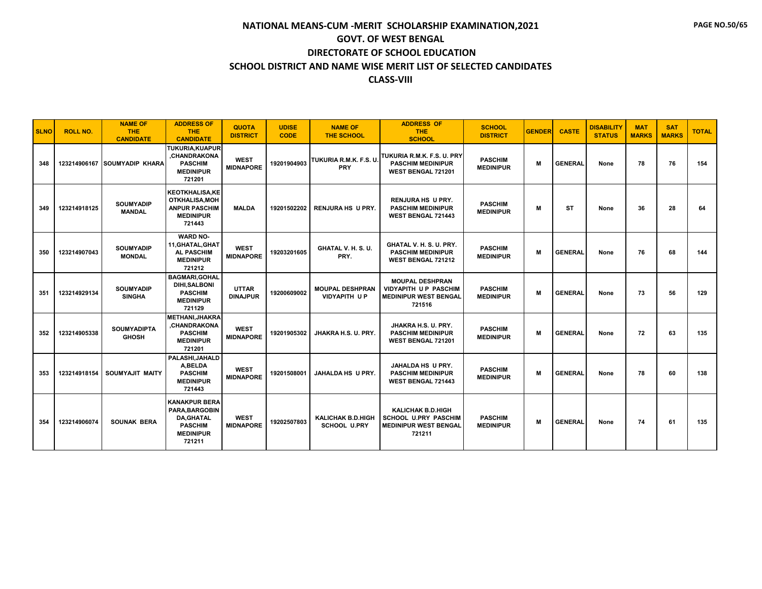# NATIONAL MEANS-CUM -MERIT SCHOLARSHIP EXAMINATION,2021

## GOVT. OF WEST BENGAL

## DIRECTORATE OF SCHOOL EDUCATION

## SCHOOL DISTRICT AND NAME WISE MERIT LIST OF SELECTED CANDIDATES

## CLASS-VIII

| SLNO | ROLL NO. | NAME OF THE CANDIDATE | ADDRESS OF THE CANDIDATE | QUOTA DISTRICT | UDISE CODE | NAME OF THE SCHOOL | ADDRESS OF THE SCHOOL | SCHOOL DISTRICT | GENDER | CASTE | DISABILITY STATUS | MAT MARKS | SAT MARKS | TOTAL |
|---|---|---|---|---|---|---|---|---|---|---|---|---|---|---|
| 348 | 123214906167 | SOUMYADIP KHARA | TUKURIA,KUAPUR ,CHANDRAKONA PASCHIM MEDINIPUR 721201 | WEST MIDNAPORE | 19201904903 | TUKURIA R.M.K. F.S. U. PRY | TUKURIA R.M.K. F.S. U. PRY PASCHIM MEDINIPUR WEST BENGAL 721201 | PASCHIM MEDINIPUR | M | GENERAL | None | 78 | 76 | 154 |
| 349 | 123214918125 | SOUMYADIP MANDAL | KEOTKHALISA,KE OTKHALISA,MOH ANPUR PASCHIM MEDINIPUR 721443 | MALDA | 19201502202 | RENJURA HS U PRY. | RENJURA HS U PRY. PASCHIM MEDINIPUR WEST BENGAL 721443 | PASCHIM MEDINIPUR | M | ST | None | 36 | 28 | 64 |
| 350 | 123214907043 | SOUMYADIP MONDAL | WARD NO-11,GHATAL,GHAT AL PASCHIM MEDINIPUR 721212 | WEST MIDNAPORE | 19203201605 | GHATAL V. H. S. U. PRY. | GHATAL V. H. S. U. PRY. PASCHIM MEDINIPUR WEST BENGAL 721212 | PASCHIM MEDINIPUR | M | GENERAL | None | 76 | 68 | 144 |
| 351 | 123214929134 | SOUMYADIP SINGHA | BAGMARI,GOHAL DIHI,SALBONI PASCHIM MEDINIPUR 721129 | UTTAR DINAJPUR | 19200609002 | MOUPAL DESHPRAN VIDYAPITH U P | MOUPAL DESHPRAN VIDYAPITH U P PASCHIM MEDINIPUR WEST BENGAL 721516 | PASCHIM MEDINIPUR | M | GENERAL | None | 73 | 56 | 129 |
| 352 | 123214905338 | SOUMYADIPTA GHOSH | METHANI,JHAKRA ,CHANDRAKONA PASCHIM MEDINIPUR 721201 | WEST MIDNAPORE | 19201905302 | JHAKRA H.S. U. PRY. | JHAKRA H.S. U. PRY. PASCHIM MEDINIPUR WEST BENGAL 721201 | PASCHIM MEDINIPUR | M | GENERAL | None | 72 | 63 | 135 |
| 353 | 123214918154 | SOUMYAJIT MAITY | PALASHI,JAHALD A,BELDA PASCHIM MEDINIPUR 721443 | WEST MIDNAPORE | 19201508001 | JAHALDA HS U PRY. | JAHALDA HS U PRY. PASCHIM MEDINIPUR WEST BENGAL 721443 | PASCHIM MEDINIPUR | M | GENERAL | None | 78 | 60 | 138 |
| 354 | 123214906074 | SOUNAK BERA | KANAKPUR BERA PARA,BARGOBIN DA,GHATAL PASCHIM MEDINIPUR 721211 | WEST MIDNAPORE | 19202507803 | KALICHAK B.D.HIGH SCHOOL U.PRY | KALICHAK B.D.HIGH SCHOOL U.PRY PASCHIM MEDINIPUR WEST BENGAL 721211 | PASCHIM MEDINIPUR | M | GENERAL | None | 74 | 61 | 135 |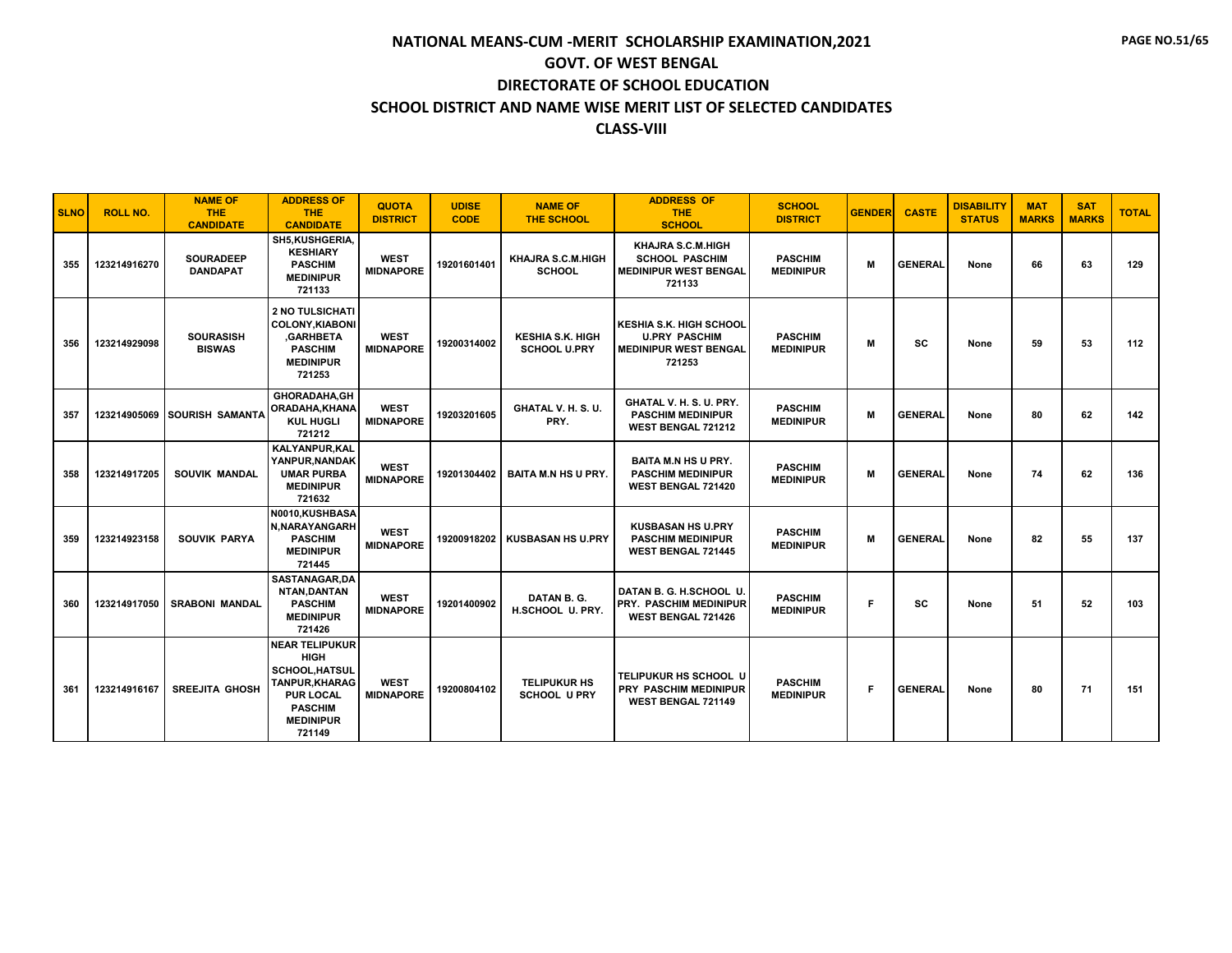# NATIONAL MEANS-CUM -MERIT SCHOLARSHIP EXAMINATION,2021

## GOVT. OF WEST BENGAL

## DIRECTORATE OF SCHOOL EDUCATION

## SCHOOL DISTRICT AND NAME WISE MERIT LIST OF SELECTED CANDIDATES

## CLASS-VIII

| SLNO | ROLL NO. | NAME OF THE CANDIDATE | ADDRESS OF THE CANDIDATE | QUOTA DISTRICT | UDISE CODE | NAME OF THE SCHOOL | ADDRESS OF THE SCHOOL | SCHOOL DISTRICT | GENDER | CASTE | DISABILITY STATUS | MAT MARKS | SAT MARKS | TOTAL |
|---|---|---|---|---|---|---|---|---|---|---|---|---|---|---|
| 355 | 123214916270 | SOURADEEP DANDAPAT | SH5,KUSHGERIA, KESHIARY PASCHIM MEDINIPUR 721133 | WEST MIDNAPORE | 19201601401 | KHAJRA S.C.M.HIGH SCHOOL | KHAJRA S.C.M.HIGH SCHOOL PASCHIM MEDINIPUR WEST BENGAL 721133 | PASCHIM MEDINIPUR | M | GENERAL | None | 66 | 63 | 129 |
| 356 | 123214929098 | SOURASISH BISWAS | 2 NO TULSICHATI COLONY,KIABONI ,GARHBETA PASCHIM MEDINIPUR 721253 | WEST MIDNAPORE | 19200314002 | KESHIA S.K. HIGH SCHOOL U.PRY | KESHIA S.K. HIGH SCHOOL U.PRY PASCHIM MEDINIPUR WEST BENGAL 721253 | PASCHIM MEDINIPUR | M | SC | None | 59 | 53 | 112 |
| 357 | 123214905069 | SOURISH SAMANTA | GHORADAHA,GHORADAHA,KHANAKUL HUGLI 721212 | WEST MIDNAPORE | 19203201605 | GHATAL V. H. S. U. PRY. | GHATAL V. H. S. U. PRY. PASCHIM MEDINIPUR WEST BENGAL 721212 | PASCHIM MEDINIPUR | M | GENERAL | None | 80 | 62 | 142 |
| 358 | 123214917205 | SOUVIK MANDAL | KALYANPUR,KALYANPUR,NANDAKUMAR PURBA MEDINIPUR 721632 | WEST MIDNAPORE | 19201304402 | BAITA M.N HS U PRY. | BAITA M.N HS U PRY. PASCHIM MEDINIPUR WEST BENGAL 721420 | PASCHIM MEDINIPUR | M | GENERAL | None | 74 | 62 | 136 |
| 359 | 123214923158 | SOUVIK PARYA | N0010,KUSHBASAN,NARAYANGARH PASCHIM MEDINIPUR 721445 | WEST MIDNAPORE | 19200918202 | KUSBASAN HS U.PRY | KUSBASAN HS U.PRY PASCHIM MEDINIPUR WEST BENGAL 721445 | PASCHIM MEDINIPUR | M | GENERAL | None | 82 | 55 | 137 |
| 360 | 123214917050 | SRABONI MANDAL | SASTANAGAR,DANTAN,DANTAN PASCHIM MEDINIPUR 721426 | WEST MIDNAPORE | 19201400902 | DATAN B. G. H.SCHOOL U. PRY. | DATAN B. G. H.SCHOOL U. PRY. PASCHIM MEDINIPUR WEST BENGAL 721426 | PASCHIM MEDINIPUR | F | SC | None | 51 | 52 | 103 |
| 361 | 123214916167 | SREEJITA GHOSH | NEAR TELIPUKUR HIGH SCHOOL,HATSULTANPUR,KHARAGPUR LOCAL PASCHIM MEDINIPUR 721149 | WEST MIDNAPORE | 19200804102 | TELIPUKUR HS SCHOOL U PRY | TELIPUKUR HS SCHOOL U PRY PASCHIM MEDINIPUR WEST BENGAL 721149 | PASCHIM MEDINIPUR | F | GENERAL | None | 80 | 71 | 151 |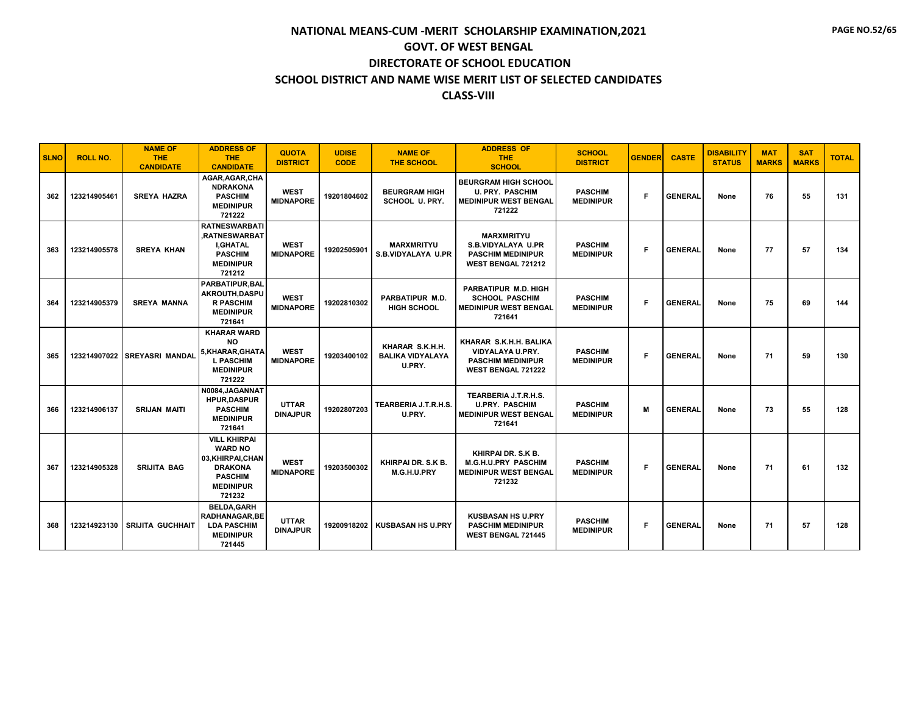# NATIONAL MEANS-CUM -MERIT SCHOLARSHIP EXAMINATION,2021
## GOVT. OF WEST BENGAL
## DIRECTORATE OF SCHOOL EDUCATION
## SCHOOL DISTRICT AND NAME WISE MERIT LIST OF SELECTED CANDIDATES
## CLASS-VIII

| SLNO | ROLL NO. | NAME OF THE CANDIDATE | ADDRESS OF THE CANDIDATE | QUOTA DISTRICT | UDISE CODE | NAME OF THE SCHOOL | ADDRESS OF THE SCHOOL | SCHOOL DISTRICT | GENDER | CASTE | DISABILITY STATUS | MAT MARKS | SAT MARKS | TOTAL |
|---|---|---|---|---|---|---|---|---|---|---|---|---|---|---|
| 362 | 123214905461 | SREYA HAZRA | AGAR,AGAR,CHANDRAKONA PASCHIM MEDINIPUR 721222 | WEST MIDNAPORE | 19201804602 | BEURGRAM HIGH SCHOOL U. PRY. | BEURGRAM HIGH SCHOOL U. PRY. PASCHIM MEDINIPUR WEST BENGAL 721222 | PASCHIM MEDINIPUR | F | GENERAL | None | 76 | 55 | 131 |
| 363 | 123214905578 | SREYA KHAN | RATNESWARBATI,RATNESWARBATI,GHATAL PASCHIM MEDINIPUR 721212 | WEST MIDNAPORE | 19202505901 | MARXMRITYU S.B.VIDYALAYA U.PR | MARXMRITYU S.B.VIDYALAYA U.PR PASCHIM MEDINIPUR WEST BENGAL 721212 | PASCHIM MEDINIPUR | F | GENERAL | None | 77 | 57 | 134 |
| 364 | 123214905379 | SREYA MANNA | PARBATIPUR,BALAKROUTH,DASPUR PASCHIM MEDINIPUR 721641 | WEST MIDNAPORE | 19202810302 | PARBATIPUR M.D. HIGH SCHOOL | PARBATIPUR M.D. HIGH SCHOOL PASCHIM MEDINIPUR WEST BENGAL 721641 | PASCHIM MEDINIPUR | F | GENERAL | None | 75 | 69 | 144 |
| 365 | 123214907022 | SREYASRI MANDAL | KHARAR WARD NO 5,KHARAR,GHATAL PASCHIM MEDINIPUR 721222 | WEST MIDNAPORE | 19203400102 | KHARAR S.K.H.H. BALIKA VIDYALAYA U.PRY. | KHARAR S.K.H.H. BALIKA VIDYALAYA U.PRY. PASCHIM MEDINIPUR WEST BENGAL 721222 | PASCHIM MEDINIPUR | F | GENERAL | None | 71 | 59 | 130 |
| 366 | 123214906137 | SRIJAN MAITI | N0084,JAGANNATHPUR,DASPUR PASCHIM MEDINIPUR 721641 | UTTAR DINAJPUR | 19202807203 | TEARBERIA J.T.R.H.S. U.PRY. | TEARBERIA J.T.R.H.S. U.PRY. PASCHIM MEDINIPUR WEST BENGAL 721641 | PASCHIM MEDINIPUR | M | GENERAL | None | 73 | 55 | 128 |
| 367 | 123214905328 | SRIJITA BAG | VILL KHIRPAI WARD NO 03,KHIRPAI,CHANDRAKONA PASCHIM MEDINIPUR 721232 | WEST MIDNAPORE | 19203500302 | KHIRPAI DR. S.K B. M.G.H.U.PRY | KHIRPAI DR. S.K B. M.G.H.U.PRY PASCHIM MEDINIPUR WEST BENGAL 721232 | PASCHIM MEDINIPUR | F | GENERAL | None | 71 | 61 | 132 |
| 368 | 123214923130 | SRIJITA GUCHHAIT | BELDA,GARH RADHANAGAR,BELDA PASCHIM MEDINIPUR 721445 | UTTAR DINAJPUR | 19200918202 | KUSBASAN HS U.PRY | KUSBASAN HS U.PRY PASCHIM MEDINIPUR WEST BENGAL 721445 | PASCHIM MEDINIPUR | F | GENERAL | None | 71 | 57 | 128 |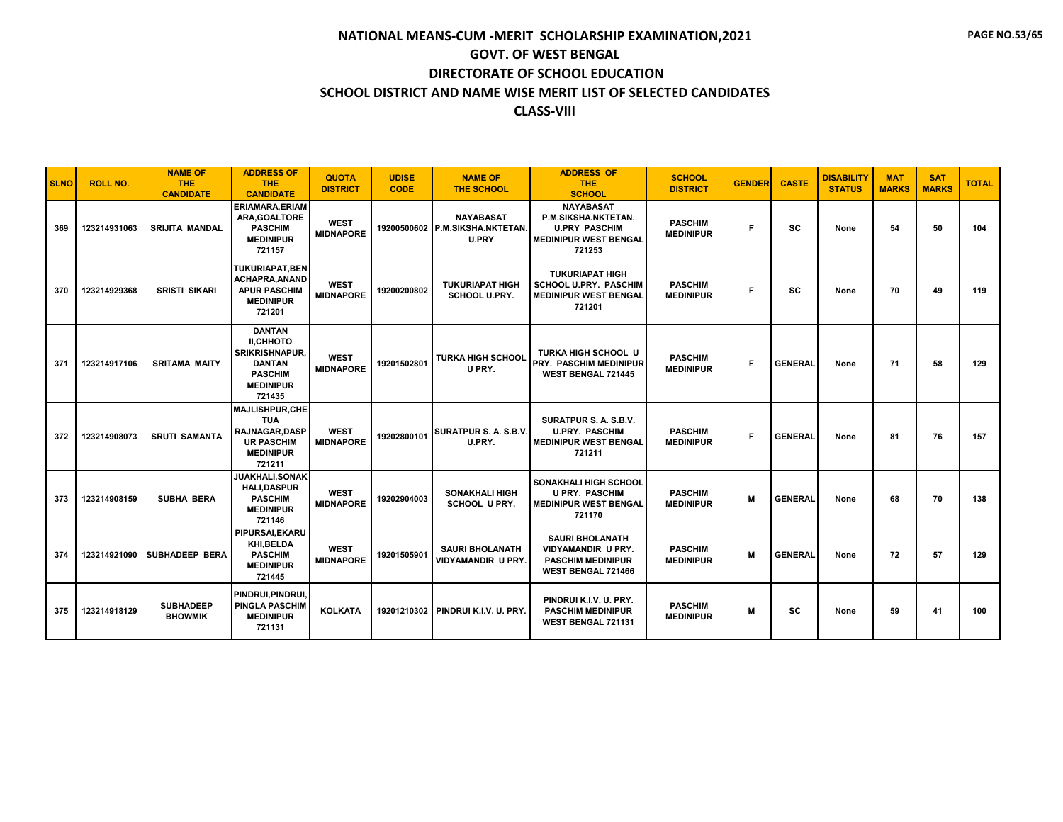# NATIONAL MEANS-CUM -MERIT SCHOLARSHIP EXAMINATION,2021

## GOVT. OF WEST BENGAL

## DIRECTORATE OF SCHOOL EDUCATION

## SCHOOL DISTRICT AND NAME WISE MERIT LIST OF SELECTED CANDIDATES

## CLASS-VIII

| SLNO | ROLL NO. | NAME OF THE CANDIDATE | ADDRESS OF THE CANDIDATE | QUOTA DISTRICT | UDISE CODE | NAME OF THE SCHOOL | ADDRESS OF THE SCHOOL | SCHOOL DISTRICT | GENDER | CASTE | DISABILITY STATUS | MAT MARKS | SAT MARKS | TOTAL |
|---|---|---|---|---|---|---|---|---|---|---|---|---|---|---|
| 369 | 123214931063 | SRIJITA MANDAL | ERIAMARA,ERIAMARA,GOALTORE PASCHIM MEDINIPUR 721157 | WEST MIDNAPORE | 19200500602 | NAYABASAT P.M.SIKSHA.NKTETAN. U.PRY | NAYABASAT P.M.SIKSHA.NKTETAN. U.PRY PASCHIM MEDINIPUR WEST BENGAL 721253 | PASCHIM MEDINIPUR | F | SC | None | 54 | 50 | 104 |
| 370 | 123214929368 | SRISTI SIKARI | TUKURIAPAT,BENACHAPRA,ANANDAPUR PASCHIM MEDINIPUR 721201 | WEST MIDNAPORE | 19200200802 | TUKURIAPAT HIGH SCHOOL U.PRY. | TUKURIAPAT HIGH SCHOOL U.PRY. PASCHIM MEDINIPUR WEST BENGAL 721201 | PASCHIM MEDINIPUR | F | SC | None | 70 | 49 | 119 |
| 371 | 123214917106 | SRITAMA MAITY | DANTAN II,CHHOTO SRIKRISHNAPUR, DANTAN PASCHIM MEDINIPUR 721435 | WEST MIDNAPORE | 19201502801 | TURKA HIGH SCHOOL U PRY. | TURKA HIGH SCHOOL U PRY. PASCHIM MEDINIPUR WEST BENGAL 721445 | PASCHIM MEDINIPUR | F | GENERAL | None | 71 | 58 | 129 |
| 372 | 123214908073 | SRUTI SAMANTA | MAJLISHPUR,CHETUA RAJNAGAR,DASPUR PASCHIM MEDINIPUR 721211 | WEST MIDNAPORE | 19202800101 | SURATPUR S. A. S.B.V. U.PRY. | SURATPUR S. A. S.B.V. U.PRY. PASCHIM MEDINIPUR WEST BENGAL 721211 | PASCHIM MEDINIPUR | F | GENERAL | None | 81 | 76 | 157 |
| 373 | 123214908159 | SUBHA BERA | JUAKHALI,SONAKHALI,DASPUR PASCHIM MEDINIPUR 721146 | WEST MIDNAPORE | 19202904003 | SONAKHALI HIGH SCHOOL U PRY. | SONAKHALI HIGH SCHOOL U PRY. PASCHIM MEDINIPUR WEST BENGAL 721170 | PASCHIM MEDINIPUR | M | GENERAL | None | 68 | 70 | 138 |
| 374 | 123214921090 | SUBHADEEP BERA | PIPURSAI,EKARUKHI,BELDA PASCHIM MEDINIPUR 721445 | WEST MIDNAPORE | 19201505901 | SAURI BHOLANATH VIDYAMANDIR U PRY. | SAURI BHOLANATH VIDYAMANDIR U PRY. PASCHIM MEDINIPUR WEST BENGAL 721466 | PASCHIM MEDINIPUR | M | GENERAL | None | 72 | 57 | 129 |
| 375 | 123214918129 | SUBHADEEP BHOWMIK | PINDRUI,PINDRUI, PINGLA PASCHIM MEDINIPUR 721131 | KOLKATA | 19201210302 | PINDRUI K.I.V. U. PRY. | PINDRUI K.I.V. U. PRY. PASCHIM MEDINIPUR WEST BENGAL 721131 | PASCHIM MEDINIPUR | M | SC | None | 59 | 41 | 100 |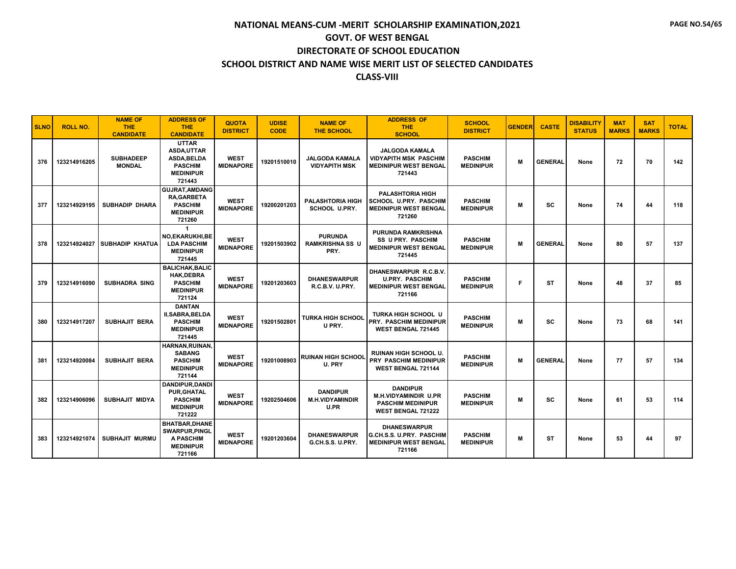# NATIONAL MEANS-CUM -MERIT SCHOLARSHIP EXAMINATION,2021
## GOVT. OF WEST BENGAL
## DIRECTORATE OF SCHOOL EDUCATION
## SCHOOL DISTRICT AND NAME WISE MERIT LIST OF SELECTED CANDIDATES
## CLASS-VIII

| SLNO | ROLL NO. | NAME OF THE CANDIDATE | ADDRESS OF THE CANDIDATE | QUOTA DISTRICT | UDISE CODE | NAME OF THE SCHOOL | ADDRESS OF THE SCHOOL | SCHOOL DISTRICT | GENDER | CASTE | DISABILITY STATUS | MAT MARKS | SAT MARKS | TOTAL |
|---|---|---|---|---|---|---|---|---|---|---|---|---|---|---|
| 376 | 123214916205 | SUBHADEEP MONDAL | UTTAR ASDA,UTTAR ASDA,BELDA PASCHIM MEDINIPUR 721443 | WEST MIDNAPORE | 19201510010 | JALGODA KAMALA VIDYAPITH MSK | JALGODA KAMALA VIDYAPITH MSK PASCHIM MEDINIPUR WEST BENGAL 721443 | PASCHIM MEDINIPUR | M | GENERAL | None | 72 | 70 | 142 |
| 377 | 123214929195 | SUBHADIP DHARA | GUJRAT,AMDANGRA,GARBETA PASCHIM MEDINIPUR 721260 | WEST MIDNAPORE | 19200201203 | PALASHTORIA HIGH SCHOOL U.PRY. | PALASHTORIA HIGH SCHOOL U.PRY. PASCHIM MEDINIPUR WEST BENGAL 721260 | PASCHIM MEDINIPUR | M | SC | None | 74 | 44 | 118 |
| 378 | 123214924027 | SUBHADIP KHATUA | 1 NO,EKARUKHI,BELDA PASCHIM MEDINIPUR 721445 | WEST MIDNAPORE | 19201503902 | PURUNDA RAMKRISHNA SS U PRY. | PURUNDA RAMKRISHNA SS U PRY. PASCHIM MEDINIPUR WEST BENGAL 721445 | PASCHIM MEDINIPUR | M | GENERAL | None | 80 | 57 | 137 |
| 379 | 123214916090 | SUBHADRA SING | BALICHAK,BALICHAK,DEBRA PASCHIM MEDINIPUR 721124 | WEST MIDNAPORE | 19201203603 | DHANESWARPUR R.C.B.V. U.PRY. | DHANESWARPUR R.C.B.V. U.PRY. PASCHIM MEDINIPUR WEST BENGAL 721166 | PASCHIM MEDINIPUR | F | ST | None | 48 | 37 | 85 |
| 380 | 123214917207 | SUBHAJIT BERA | DANTAN II,SABRA,BELDA PASCHIM MEDINIPUR 721445 | WEST MIDNAPORE | 19201502801 | TURKA HIGH SCHOOL U PRY. | TURKA HIGH SCHOOL U PRY. PASCHIM MEDINIPUR WEST BENGAL 721445 | PASCHIM MEDINIPUR | M | SC | None | 73 | 68 | 141 |
| 381 | 123214920084 | SUBHAJIT BERA | HARNAN,RUINAN,SABANG PASCHIM MEDINIPUR 721144 | WEST MIDNAPORE | 19201008903 | RUINAN HIGH SCHOOL U. PRY | RUINAN HIGH SCHOOL U. PRY PASCHIM MEDINIPUR WEST BENGAL 721144 | PASCHIM MEDINIPUR | M | GENERAL | None | 77 | 57 | 134 |
| 382 | 123214906096 | SUBHAJIT MIDYA | DANDIPUR,DANDIPUR,GHATAL PASCHIM MEDINIPUR 721222 | WEST MIDNAPORE | 19202504606 | DANDIPUR M.H.VIDYAMINDIR U.PR | DANDIPUR M.H.VIDYAMINDIR U.PR PASCHIM MEDINIPUR WEST BENGAL 721222 | PASCHIM MEDINIPUR | M | SC | None | 61 | 53 | 114 |
| 383 | 123214921074 | SUBHAJIT MURMU | BHATBAR,DHANESWARPUR,PINGLA PASCHIM MEDINIPUR 721166 | WEST MIDNAPORE | 19201203604 | DHANESWARPUR G.CH.S.S. U.PRY. | DHANESWARPUR G.CH.S.S. U.PRY. PASCHIM MEDINIPUR WEST BENGAL 721166 | PASCHIM MEDINIPUR | M | ST | None | 53 | 44 | 97 |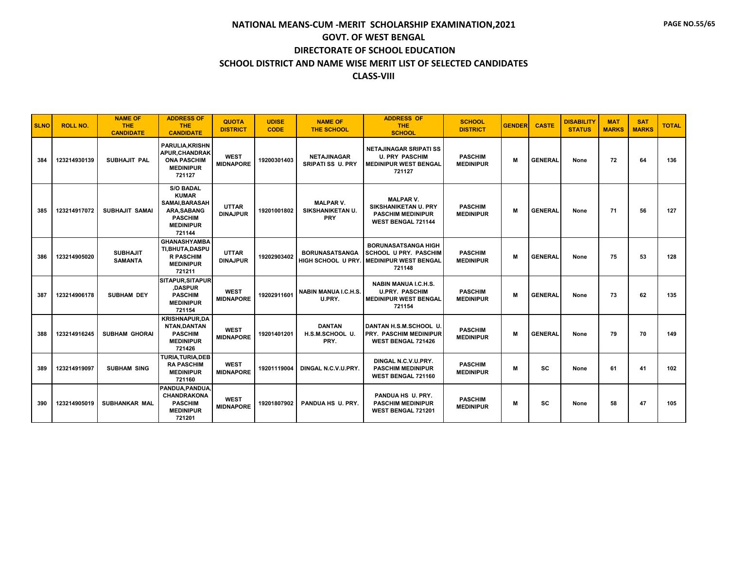# NATIONAL MEANS-CUM -MERIT SCHOLARSHIP EXAMINATION,2021

## GOVT. OF WEST BENGAL

## DIRECTORATE OF SCHOOL EDUCATION

## SCHOOL DISTRICT AND NAME WISE MERIT LIST OF SELECTED CANDIDATES

## CLASS-VIII

| SLNO | ROLL NO. | NAME OF THE CANDIDATE | ADDRESS OF THE CANDIDATE | QUOTA DISTRICT | UDISE CODE | NAME OF THE SCHOOL | ADDRESS OF THE SCHOOL | SCHOOL DISTRICT | GENDER | CASTE | DISABILITY STATUS | MAT MARKS | SAT MARKS | TOTAL |
|---|---|---|---|---|---|---|---|---|---|---|---|---|---|---|
| 384 | 123214930139 | SUBHAJIT PAL | PARULIA,KRISHNAPUR,CHANDRAKONA PASCHIM MEDINIPUR 721127 | WEST MIDNAPORE | 19200301403 | NETAJINAGAR SRIPATI SS U. PRY | NETAJINAGAR SRIPATI SS U. PRY PASCHIM MEDINIPUR WEST BENGAL 721127 | PASCHIM MEDINIPUR | M | GENERAL | None | 72 | 64 | 136 |
| 385 | 123214917072 | SUBHAJIT SAMAI | S/O BADAL KUMAR SAMAI,BARASAHARA,SABANG PASCHIM MEDINIPUR 721144 | UTTAR DINAJPUR | 19201001802 | MALPAR V. SIKSHANIKETAN U. PRY | MALPAR V. SIKSHANIKETAN U. PRY PASCHIM MEDINIPUR WEST BENGAL 721144 | PASCHIM MEDINIPUR | M | GENERAL | None | 71 | 56 | 127 |
| 386 | 123214905020 | SUBHAJIT SAMANTA | GHANASHYAMBATI,BHUTA,DASPUR PASCHIM MEDINIPUR 721211 | UTTAR DINAJPUR | 19202903402 | BORUNASATSANGA HIGH SCHOOL U PRY. | BORUNASATSANGA HIGH SCHOOL U PRY. PASCHIM MEDINIPUR WEST BENGAL 721148 | PASCHIM MEDINIPUR | M | GENERAL | None | 75 | 53 | 128 |
| 387 | 123214906178 | SUBHAM DEY | SITAPUR,SITAPUR,DASPUR PASCHIM MEDINIPUR 721154 | WEST MIDNAPORE | 19202911601 | NABIN MANUA I.C.H.S. U.PRY. | NABIN MANUA I.C.H.S. U.PRY. PASCHIM MEDINIPUR WEST BENGAL 721154 | PASCHIM MEDINIPUR | M | GENERAL | None | 73 | 62 | 135 |
| 388 | 123214916245 | SUBHAM GHORAI | KRISHNAPUR,DANTAN,DANTAN PASCHIM MEDINIPUR 721426 | WEST MIDNAPORE | 19201401201 | DANTAN H.S.M.SCHOOL U. PRY. | DANTAN H.S.M.SCHOOL U. PRY. PASCHIM MEDINIPUR WEST BENGAL 721426 | PASCHIM MEDINIPUR | M | GENERAL | None | 79 | 70 | 149 |
| 389 | 123214919097 | SUBHAM SING | TURIA,TURIA,DEBRA PASCHIM MEDINIPUR 721160 | WEST MIDNAPORE | 19201119004 | DINGAL N.C.V.U.PRY. | DINGAL N.C.V.U.PRY. PASCHIM MEDINIPUR WEST BENGAL 721160 | PASCHIM MEDINIPUR | M | SC | None | 61 | 41 | 102 |
| 390 | 123214905019 | SUBHANKAR MAL | PANDUA,PANDUA,CHANDRAKONA PASCHIM MEDINIPUR 721201 | WEST MIDNAPORE | 19201807902 | PANDUA HS U. PRY. | PANDUA HS U. PRY. PASCHIM MEDINIPUR WEST BENGAL 721201 | PASCHIM MEDINIPUR | M | SC | None | 58 | 47 | 105 |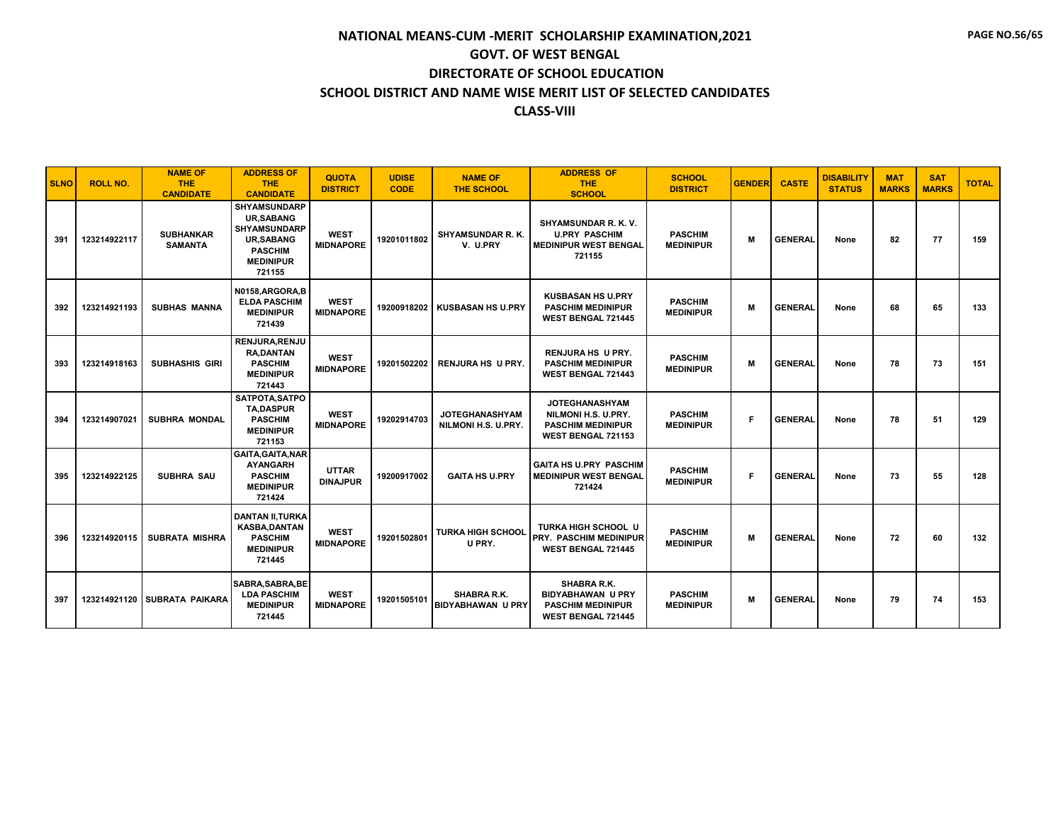# NATIONAL MEANS-CUM -MERIT SCHOLARSHIP EXAMINATION,2021
## GOVT. OF WEST BENGAL
## DIRECTORATE OF SCHOOL EDUCATION
## SCHOOL DISTRICT AND NAME WISE MERIT LIST OF SELECTED CANDIDATES
## CLASS-VIII

| SLNO | ROLL NO. | NAME OF THE CANDIDATE | ADDRESS OF THE CANDIDATE | QUOTA DISTRICT | UDISE CODE | NAME OF THE SCHOOL | ADDRESS OF THE SCHOOL | SCHOOL DISTRICT | GENDER | CASTE | DISABILITY STATUS | MAT MARKS | SAT MARKS | TOTAL |
|---|---|---|---|---|---|---|---|---|---|---|---|---|---|---|
| 391 | 123214922117 | SUBHANKAR SAMANTA | SHYAMSUNDARPUR,SABANG SHYAMSUNDARPUR,SABANG PASCHIM MEDINIPUR 721155 | WEST MIDNAPORE | 19201011802 | SHYAMSUNDAR R. K. V. U.PRY | SHYAMSUNDAR R. K. V. U.PRY PASCHIM MEDINIPUR WEST BENGAL 721155 | PASCHIM MEDINIPUR | M | GENERAL | None | 82 | 77 | 159 |
| 392 | 123214921193 | SUBHAS MANNA | N0158,ARGORA,BELDA PASCHIM MEDINIPUR 721439 | WEST MIDNAPORE | 19200918202 | KUSBASAN HS U.PRY | KUSBASAN HS U.PRY PASCHIM MEDINIPUR WEST BENGAL 721445 | PASCHIM MEDINIPUR | M | GENERAL | None | 68 | 65 | 133 |
| 393 | 123214918163 | SUBHASHIS GIRI | RENJURA,RENJURA,DANTAN PASCHIM MEDINIPUR 721443 | WEST MIDNAPORE | 19201502202 | RENJURA HS U PRY. | RENJURA HS U PRY. PASCHIM MEDINIPUR WEST BENGAL 721443 | PASCHIM MEDINIPUR | M | GENERAL | None | 78 | 73 | 151 |
| 394 | 123214907021 | SUBHRA MONDAL | SATPOTA,SATPOTA,DASPUR PASCHIM MEDINIPUR 721153 | WEST MIDNAPORE | 19202914703 | JOTEGHANASHYAM NILMONI H.S. U.PRY. | JOTEGHANASHYAM NILMONI H.S. U.PRY. PASCHIM MEDINIPUR WEST BENGAL 721153 | PASCHIM MEDINIPUR | F | GENERAL | None | 78 | 51 | 129 |
| 395 | 123214922125 | SUBHRA SAU | GAITA,GAITA,NARAYANGARH PASCHIM MEDINIPUR 721424 | UTTAR DINAJPUR | 19200917002 | GAITA HS U.PRY | GAITA HS U.PRY PASCHIM MEDINIPUR WEST BENGAL 721424 | PASCHIM MEDINIPUR | F | GENERAL | None | 73 | 55 | 128 |
| 396 | 123214920115 | SUBRATA MISHRA | DANTAN II,TURKA KASBA,DANTAN PASCHIM MEDINIPUR 721445 | WEST MIDNAPORE | 19201502801 | TURKA HIGH SCHOOL U PRY. | TURKA HIGH SCHOOL U PRY. PASCHIM MEDINIPUR WEST BENGAL 721445 | PASCHIM MEDINIPUR | M | GENERAL | None | 72 | 60 | 132 |
| 397 | 123214921120 | SUBRATA PAIKARA | SABRA,SABRA,BELDA PASCHIM MEDINIPUR 721445 | WEST MIDNAPORE | 19201505101 | SHABRA R.K. BIDYABHAWAN U PRY | SHABRA R.K. BIDYABHAWAN U PRY PASCHIM MEDINIPUR WEST BENGAL 721445 | PASCHIM MEDINIPUR | M | GENERAL | None | 79 | 74 | 153 |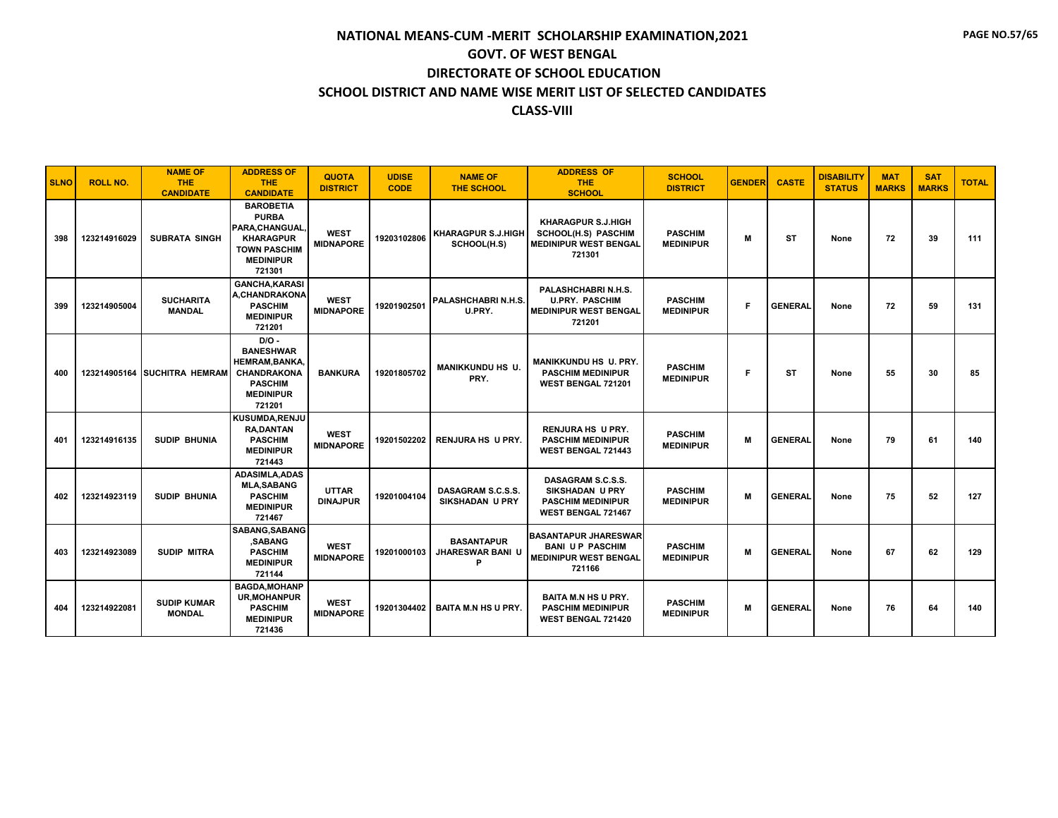# NATIONAL MEANS-CUM -MERIT SCHOLARSHIP EXAMINATION,2021

## GOVT. OF WEST BENGAL

## DIRECTORATE OF SCHOOL EDUCATION

## SCHOOL DISTRICT AND NAME WISE MERIT LIST OF SELECTED CANDIDATES

## CLASS-VIII

| SLNO | ROLL NO. | NAME OF THE CANDIDATE | ADDRESS OF THE CANDIDATE | QUOTA DISTRICT | UDISE CODE | NAME OF THE SCHOOL | ADDRESS OF THE SCHOOL | SCHOOL DISTRICT | GENDER | CASTE | DISABILITY STATUS | MAT MARKS | SAT MARKS | TOTAL |
|---|---|---|---|---|---|---|---|---|---|---|---|---|---|---|
| 398 | 123214916029 | SUBRATA SINGH | BAROBETIA PURBA PARA,CHANGUAL, KHARAGPUR TOWN PASCHIM MEDINIPUR 721301 | WEST MIDNAPORE | 19203102806 | KHARAGPUR S.J.HIGH SCHOOL(H.S) | KHARAGPUR S.J.HIGH SCHOOL(H.S) PASCHIM MEDINIPUR WEST BENGAL 721301 | PASCHIM MEDINIPUR | M | ST | None | 72 | 39 | 111 |
| 399 | 123214905004 | SUCHARITA MANDAL | GANCHA,KARASI A,CHANDRAKONA PASCHIM MEDINIPUR 721201 | WEST MIDNAPORE | 19201902501 | PALASHCHABRI N.H.S. U.PRY. | PALASHCHABRI N.H.S. U.PRY. PASCHIM MEDINIPUR WEST BENGAL 721201 | PASCHIM MEDINIPUR | F | GENERAL | None | 72 | 59 | 131 |
| 400 | 123214905164 | SUCHITRA HEMRAM | D/O - BANESHWAR HEMRAM,BANKA, CHANDRAKONA PASCHIM MEDINIPUR 721201 | BANKURA | 19201805702 | MANIKKUNDU HS U. PRY. | MANIKKUNDU HS U. PRY. PASCHIM MEDINIPUR WEST BENGAL 721201 | PASCHIM MEDINIPUR | F | ST | None | 55 | 30 | 85 |
| 401 | 123214916135 | SUDIP BHUNIA | KUSUMDA,RENJU RA,DANTAN PASCHIM MEDINIPUR 721443 | WEST MIDNAPORE | 19201502202 | RENJURA HS U PRY. | RENJURA HS U PRY. PASCHIM MEDINIPUR WEST BENGAL 721443 | PASCHIM MEDINIPUR | M | GENERAL | None | 79 | 61 | 140 |
| 402 | 123214923119 | SUDIP BHUNIA | ADASIMLA,ADAS MLA,SABANG PASCHIM MEDINIPUR 721467 | UTTAR DINAJPUR | 19201004104 | DASAGRAM S.C.S.S. SIKSHADAN U PRY | DASAGRAM S.C.S.S. SIKSHADAN U PRY PASCHIM MEDINIPUR WEST BENGAL 721467 | PASCHIM MEDINIPUR | M | GENERAL | None | 75 | 52 | 127 |
| 403 | 123214923089 | SUDIP MITRA | SABANG,SABANG ,SABANG PASCHIM MEDINIPUR 721144 | WEST MIDNAPORE | 19201000103 | BASANTAPUR JHARESWAR BANI U P | BASANTAPUR JHARESWAR BANI U P PASCHIM MEDINIPUR WEST BENGAL 721166 | PASCHIM MEDINIPUR | M | GENERAL | None | 67 | 62 | 129 |
| 404 | 123214922081 | SUDIP KUMAR MONDAL | BAGDA,MOHANP UR,MOHANPUR PASCHIM MEDINIPUR 721436 | WEST MIDNAPORE | 19201304402 | BAITA M.N HS U PRY. | BAITA M.N HS U PRY. PASCHIM MEDINIPUR WEST BENGAL 721420 | PASCHIM MEDINIPUR | M | GENERAL | None | 76 | 64 | 140 |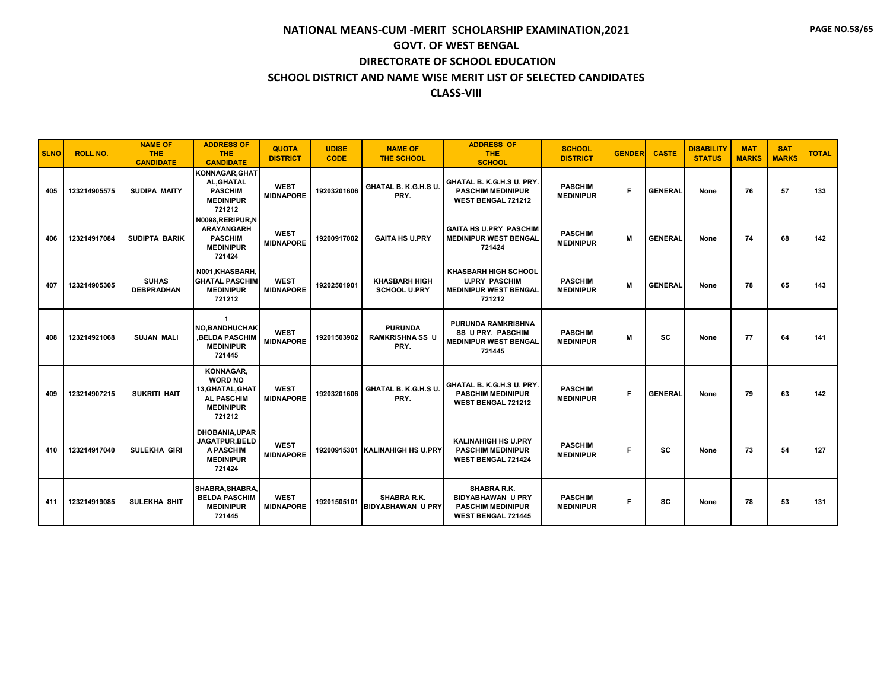# NATIONAL MEANS-CUM -MERIT SCHOLARSHIP EXAMINATION,2021

## GOVT. OF WEST BENGAL

## DIRECTORATE OF SCHOOL EDUCATION

## SCHOOL DISTRICT AND NAME WISE MERIT LIST OF SELECTED CANDIDATES

## CLASS-VIII

| SLNO | ROLL NO. | NAME OF THE CANDIDATE | ADDRESS OF THE CANDIDATE | QUOTA DISTRICT | UDISE CODE | NAME OF THE SCHOOL | ADDRESS OF THE SCHOOL | SCHOOL DISTRICT | GENDER | CASTE | DISABILITY STATUS | MAT MARKS | SAT MARKS | TOTAL |
|---|---|---|---|---|---|---|---|---|---|---|---|---|---|---|
| 405 | 123214905575 | SUDIPA MAITY | KONNAGAR,GHATAL,GHATAL PASCHIM MEDINIPUR 721212 | WEST MIDNAPORE | 19203201606 | GHATAL B. K.G.H.S U. PRY. | GHATAL B. K.G.H.S U. PRY. PASCHIM MEDINIPUR WEST BENGAL 721212 | PASCHIM MEDINIPUR | F | GENERAL | None | 76 | 57 | 133 |
| 406 | 123214917084 | SUDIPTA BARIK | N0098,RERIPUR,NARAYANGARH PASCHIM MEDINIPUR 721424 | WEST MIDNAPORE | 19200917002 | GAITA HS U.PRY | GAITA HS U.PRY PASCHIM MEDINIPUR WEST BENGAL 721424 | PASCHIM MEDINIPUR | M | GENERAL | None | 74 | 68 | 142 |
| 407 | 123214905305 | SUHAS DEBPRADHAN | N001,KHASBARH,GHATAL PASCHIM MEDINIPUR 721212 | WEST MIDNAPORE | 19202501901 | KHASBARH HIGH SCHOOL U.PRY | KHASBARH HIGH SCHOOL U.PRY PASCHIM MEDINIPUR WEST BENGAL 721212 | PASCHIM MEDINIPUR | M | GENERAL | None | 78 | 65 | 143 |
| 408 | 123214921068 | SUJAN MALI | 1 NO,BANDHUCHAK,BELDA PASCHIM MEDINIPUR 721445 | WEST MIDNAPORE | 19201503902 | PURUNDA RAMKRISHNA SS U PRY. | PURUNDA RAMKRISHNA SS U PRY. PASCHIM MEDINIPUR WEST BENGAL 721445 | PASCHIM MEDINIPUR | M | SC | None | 77 | 64 | 141 |
| 409 | 123214907215 | SUKRITI HAIT | KONNAGAR, WORD NO 13,GHATAL,GHATAL PASCHIM MEDINIPUR 721212 | WEST MIDNAPORE | 19203201606 | GHATAL B. K.G.H.S U. PRY. | GHATAL B. K.G.H.S U. PRY. PASCHIM MEDINIPUR WEST BENGAL 721212 | PASCHIM MEDINIPUR | F | GENERAL | None | 79 | 63 | 142 |
| 410 | 123214917040 | SULEKHA GIRI | DHOBANIA,UPAR JAGATPUR,BELDA PASCHIM MEDINIPUR 721424 | WEST MIDNAPORE | 19200915301 | KALINAHIGH HS U.PRY | KALINAHIGH HS U.PRY PASCHIM MEDINIPUR WEST BENGAL 721424 | PASCHIM MEDINIPUR | F | SC | None | 73 | 54 | 127 |
| 411 | 123214919085 | SULEKHA SHIT | SHABRA,SHABRA,BELDA PASCHIM MEDINIPUR 721445 | WEST MIDNAPORE | 19201505101 | SHABRA R.K. BIDYABHAWAN U PRY | SHABRA R.K. BIDYABHAWAN U PRY PASCHIM MEDINIPUR WEST BENGAL 721445 | PASCHIM MEDINIPUR | F | SC | None | 78 | 53 | 131 |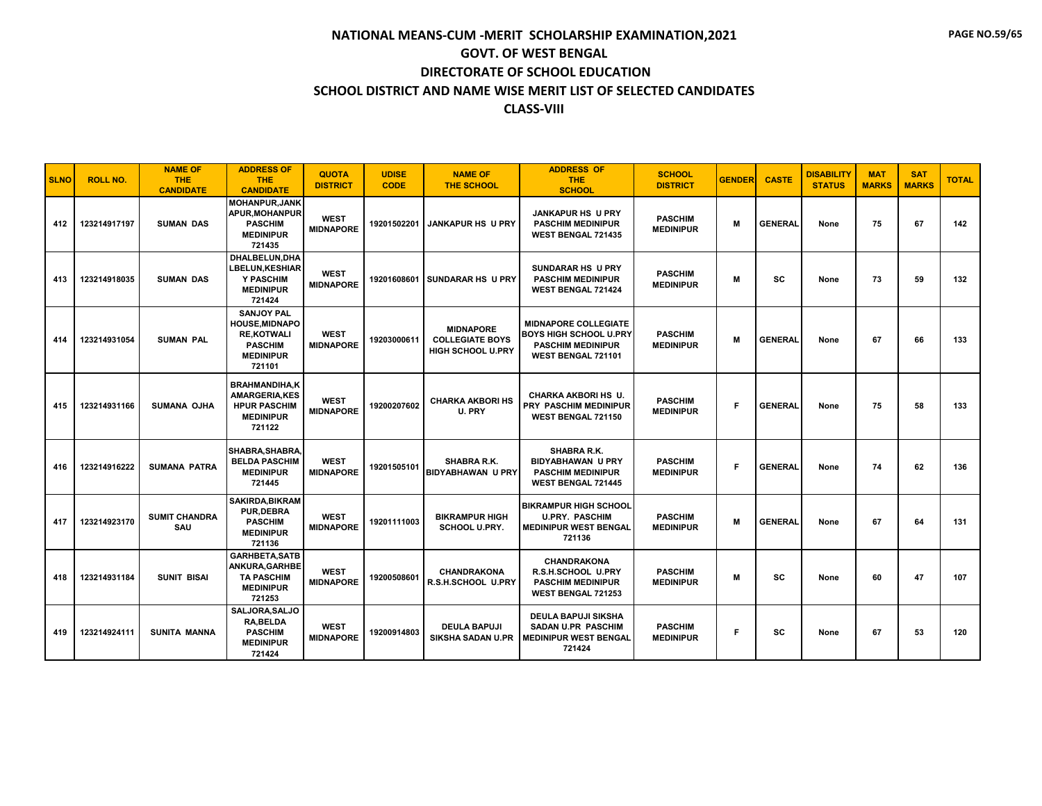# NATIONAL MEANS-CUM -MERIT SCHOLARSHIP EXAMINATION,2021

## GOVT. OF WEST BENGAL

## DIRECTORATE OF SCHOOL EDUCATION

## SCHOOL DISTRICT AND NAME WISE MERIT LIST OF SELECTED CANDIDATES

## CLASS-VIII

| SLNO | ROLL NO. | NAME OF THE CANDIDATE | ADDRESS OF THE CANDIDATE | QUOTA DISTRICT | UDISE CODE | NAME OF THE SCHOOL | ADDRESS OF THE SCHOOL | SCHOOL DISTRICT | GENDER | CASTE | DISABILITY STATUS | MAT MARKS | SAT MARKS | TOTAL |
|---|---|---|---|---|---|---|---|---|---|---|---|---|---|---|
| 412 | 123214917197 | SUMAN DAS | MOHANPUR,JANKAPUR,MOHANPUR PASCHIM MEDINIPUR 721435 | WEST MIDNAPORE | 19201502201 | JANKAPUR HS U PRY | JANKAPUR HS U PRY PASCHIM MEDINIPUR WEST BENGAL 721435 | PASCHIM MEDINIPUR | M | GENERAL | None | 75 | 67 | 142 |
| 413 | 123214918035 | SUMAN DAS | DHALBELUN,DHALBELUN,KESHIARY PASCHIM MEDINIPUR 721424 | WEST MIDNAPORE | 19201608601 | SUNDARAR HS U PRY | SUNDARAR HS U PRY PASCHIM MEDINIPUR WEST BENGAL 721424 | PASCHIM MEDINIPUR | M | SC | None | 73 | 59 | 132 |
| 414 | 123214931054 | SUMAN PAL | SANJOY PAL HOUSE,MIDNAPORE,KOTWALI PASCHIM MEDINIPUR 721101 | WEST MIDNAPORE | 19203000611 | MIDNAPORE COLLEGIATE BOYS HIGH SCHOOL U.PRY | MIDNAPORE COLLEGIATE BOYS HIGH SCHOOL U.PRY PASCHIM MEDINIPUR WEST BENGAL 721101 | PASCHIM MEDINIPUR | M | GENERAL | None | 67 | 66 | 133 |
| 415 | 123214931166 | SUMANA OJHA | BRAHMANDIHA,KAMARGERIA,KESHPUR PASCHIM MEDINIPUR 721122 | WEST MIDNAPORE | 19200207602 | CHARKA AKBORI HS U. PRY | CHARKA AKBORI HS U. PRY PASCHIM MEDINIPUR WEST BENGAL 721150 | PASCHIM MEDINIPUR | F | GENERAL | None | 75 | 58 | 133 |
| 416 | 123214916222 | SUMANA PATRA | SHABRA,SHABRA,BELDA PASCHIM MEDINIPUR 721445 | WEST MIDNAPORE | 19201505101 | SHABRA R.K. BIDYABHAWAN U PRY | SHABRA R.K. BIDYABHAWAN U PRY PASCHIM MEDINIPUR WEST BENGAL 721445 | PASCHIM MEDINIPUR | F | GENERAL | None | 74 | 62 | 136 |
| 417 | 123214923170 | SUMIT CHANDRA SAU | SAKIRDA,BIKRAMPUR,DEBRA PASCHIM MEDINIPUR 721136 | WEST MIDNAPORE | 19201111003 | BIKRAMPUR HIGH SCHOOL U.PRY. | BIKRAMPUR HIGH SCHOOL U.PRY. PASCHIM MEDINIPUR WEST BENGAL 721136 | PASCHIM MEDINIPUR | M | GENERAL | None | 67 | 64 | 131 |
| 418 | 123214931184 | SUNIT BISAI | GARHBETA,SATBANKURA,GARHBETA PASCHIM MEDINIPUR 721253 | WEST MIDNAPORE | 19200508601 | CHANDRAKONA R.S.H.SCHOOL U.PRY | CHANDRAKONA R.S.H.SCHOOL U.PRY PASCHIM MEDINIPUR WEST BENGAL 721253 | PASCHIM MEDINIPUR | M | SC | None | 60 | 47 | 107 |
| 419 | 123214924111 | SUNITA MANNA | SALJORA,SALJORA,BELDA PASCHIM MEDINIPUR 721424 | WEST MIDNAPORE | 19200914803 | DEULA BAPUJI SIKSHA SADAN U.PR | DEULA BAPUJI SIKSHA SADAN U.PR PASCHIM MEDINIPUR WEST BENGAL 721424 | PASCHIM MEDINIPUR | F | SC | None | 67 | 53 | 120 |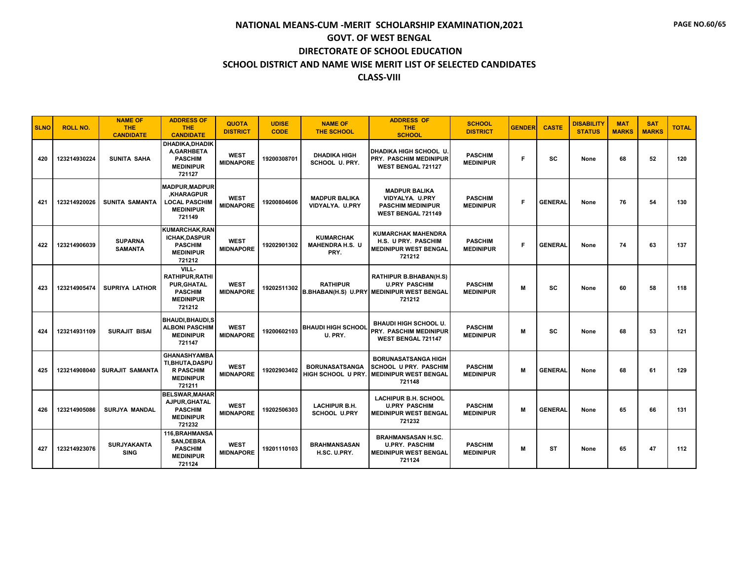# NATIONAL MEANS-CUM -MERIT SCHOLARSHIP EXAMINATION,2021
## GOVT. OF WEST BENGAL
## DIRECTORATE OF SCHOOL EDUCATION
## SCHOOL DISTRICT AND NAME WISE MERIT LIST OF SELECTED CANDIDATES
## CLASS-VIII

| SLNO | ROLL NO. | NAME OF THE CANDIDATE | ADDRESS OF THE CANDIDATE | QUOTA DISTRICT | UDISE CODE | NAME OF THE SCHOOL | ADDRESS OF THE SCHOOL | SCHOOL DISTRICT | GENDER | CASTE | DISABILITY STATUS | MAT MARKS | SAT MARKS | TOTAL |
|---|---|---|---|---|---|---|---|---|---|---|---|---|---|---|
| 420 | 123214930224 | SUNITA SAHA | DHADIKA,DHADIKA,GARHBETA PASCHIM MEDINIPUR 721127 | WEST MIDNAPORE | 19200308701 | DHADIKA HIGH SCHOOL U. PRY. | DHADIKA HIGH SCHOOL U. PRY. PASCHIM MEDINIPUR WEST BENGAL 721127 | PASCHIM MEDINIPUR | F | SC | None | 68 | 52 | 120 |
| 421 | 123214920026 | SUNITA SAMANTA | MADPUR,MADPUR,KHARAGPUR LOCAL PASCHIM MEDINIPUR 721149 | WEST MIDNAPORE | 19200804606 | MADPUR BALIKA VIDYALYA. U.PRY | MADPUR BALIKA VIDYALYA. U.PRY PASCHIM MEDINIPUR WEST BENGAL 721149 | PASCHIM MEDINIPUR | F | GENERAL | None | 76 | 54 | 130 |
| 422 | 123214906039 | SUPARNA SAMANTA | KUMARCHAK,RANICHAK,DASPUR PASCHIM MEDINIPUR 721212 | WEST MIDNAPORE | 19202901302 | KUMARCHAK MAHENDRA H.S. U PRY. | KUMARCHAK MAHENDRA H.S. U PRY. PASCHIM MEDINIPUR WEST BENGAL 721212 | PASCHIM MEDINIPUR | F | GENERAL | None | 74 | 63 | 137 |
| 423 | 123214905474 | SUPRIYA LATHOR | VILL-RATHIPUR,RATHIPUR,GHATAL PASCHIM MEDINIPUR 721212 | WEST MIDNAPORE | 19202511302 | RATHIPUR B.BHABAN(H.S) U.PRY | RATHIPUR B.BHABAN(H.S) U.PRY PASCHIM MEDINIPUR WEST BENGAL 721212 | PASCHIM MEDINIPUR | M | SC | None | 60 | 58 | 118 |
| 424 | 123214931109 | SURAJIT BISAI | BHAUDI,BHAUDI,SALBONI PASCHIM MEDINIPUR 721147 | WEST MIDNAPORE | 19200602103 | BHAUDI HIGH SCHOOL U. PRY. | BHAUDI HIGH SCHOOL U. PRY. PASCHIM MEDINIPUR WEST BENGAL 721147 | PASCHIM MEDINIPUR | M | SC | None | 68 | 53 | 121 |
| 425 | 123214908040 | SURAJIT SAMANTA | GHANASHYAMBATI,BHUTA,DASPUR PASCHIM MEDINIPUR 721211 | WEST MIDNAPORE | 19202903402 | BORUNASATSANGA HIGH SCHOOL U PRY. | BORUNASATSANGA HIGH SCHOOL U PRY. PASCHIM MEDINIPUR WEST BENGAL 721148 | PASCHIM MEDINIPUR | M | GENERAL | None | 68 | 61 | 129 |
| 426 | 123214905086 | SURJYA MANDAL | BELSWAR,MAHARAJPUR,GHATAL PASCHIM MEDINIPUR 721232 | WEST MIDNAPORE | 19202506303 | LACHIPUR B.H. SCHOOL U.PRY | LACHIPUR B.H. SCHOOL U.PRY PASCHIM MEDINIPUR WEST BENGAL 721232 | PASCHIM MEDINIPUR | M | GENERAL | None | 65 | 66 | 131 |
| 427 | 123214923076 | SURJYAKANTA SING | 116,BRAHMANSASAN,DEBRA PASCHIM MEDINIPUR 721124 | WEST MIDNAPORE | 19201110103 | BRAHMANSASAN H.SC. U.PRY. | BRAHMANSASAN H.SC. U.PRY. PASCHIM MEDINIPUR WEST BENGAL 721124 | PASCHIM MEDINIPUR | M | ST | None | 65 | 47 | 112 |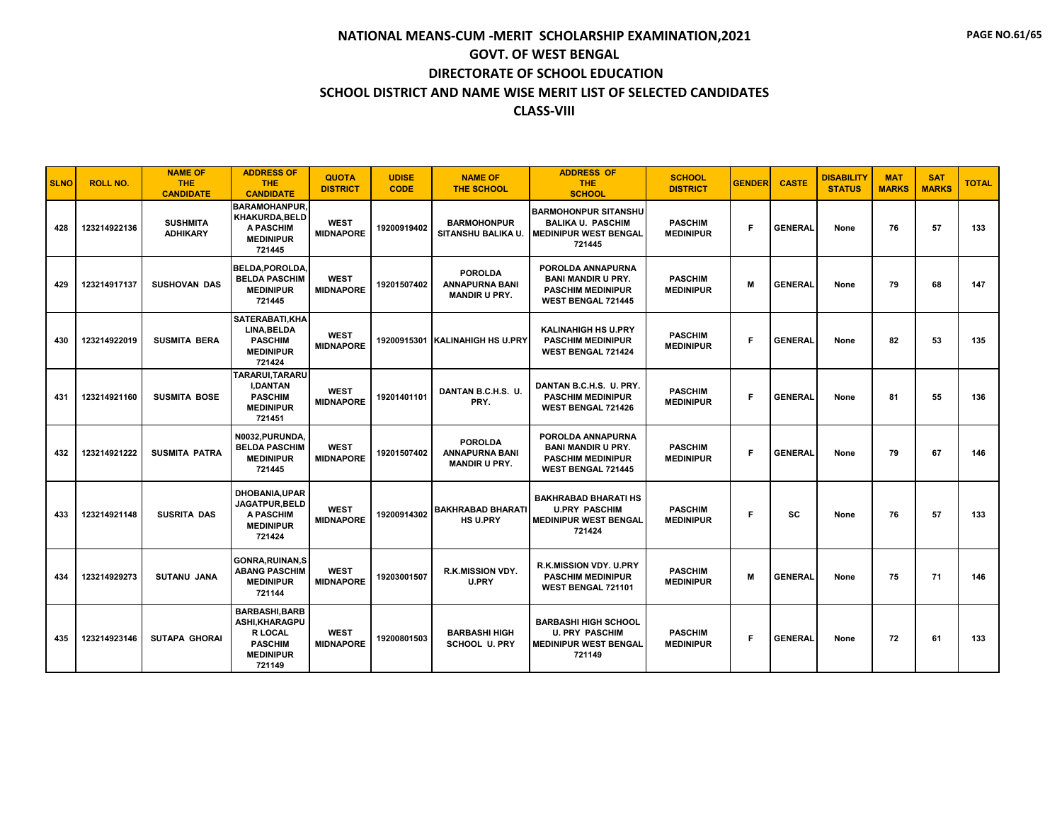# NATIONAL MEANS-CUM -MERIT SCHOLARSHIP EXAMINATION,2021

## GOVT. OF WEST BENGAL

## DIRECTORATE OF SCHOOL EDUCATION

## SCHOOL DISTRICT AND NAME WISE MERIT LIST OF SELECTED CANDIDATES

## CLASS-VIII

| SLNO | ROLL NO. | NAME OF THE CANDIDATE | ADDRESS OF THE CANDIDATE | QUOTA DISTRICT | UDISE CODE | NAME OF THE SCHOOL | ADDRESS OF THE SCHOOL | SCHOOL DISTRICT | GENDER | CASTE | DISABILITY STATUS | MAT MARKS | SAT MARKS | TOTAL |
|---|---|---|---|---|---|---|---|---|---|---|---|---|---|---|
| 428 | 123214922136 | SUSHMITA ADHIKARY | BARAMOHANPUR, KHAKURDA,BELD A PASCHIM MEDINIPUR 721445 | WEST MIDNAPORE | 19200919402 | BARMOHONPUR SITANSHU BALIKA U. | BARMOHONPUR SITANSHU BALIKA U. PASCHIM MEDINIPUR WEST BENGAL 721445 | PASCHIM MEDINIPUR | F | GENERAL | None | 76 | 57 | 133 |
| 429 | 123214917137 | SUSHOVAN DAS | BELDA,POROLDA, BELDA PASCHIM MEDINIPUR 721445 | WEST MIDNAPORE | 19201507402 | POROLDA ANNAPURNA BANI MANDIR U PRY. | POROLDA ANNAPURNA BANI MANDIR U PRY. PASCHIM MEDINIPUR WEST BENGAL 721445 | PASCHIM MEDINIPUR | M | GENERAL | None | 79 | 68 | 147 |
| 430 | 123214922019 | SUSMITA BERA | SATERABATI,KHA LINA,BELDA PASCHIM MEDINIPUR 721424 | WEST MIDNAPORE | 19200915301 | KALINAHIGH HS U.PRY | KALINAHIGH HS U.PRY PASCHIM MEDINIPUR WEST BENGAL 721424 | PASCHIM MEDINIPUR | F | GENERAL | None | 82 | 53 | 135 |
| 431 | 123214921160 | SUSMITA BOSE | TARARUI,TARARU I,DANTAN PASCHIM MEDINIPUR 721451 | WEST MIDNAPORE | 19201401101 | DANTAN B.C.H.S. U. PRY. | DANTAN B.C.H.S. U. PRY. PASCHIM MEDINIPUR WEST BENGAL 721426 | PASCHIM MEDINIPUR | F | GENERAL | None | 81 | 55 | 136 |
| 432 | 123214921222 | SUSMITA PATRA | N0032,PURUNDA, BELDA PASCHIM MEDINIPUR 721445 | WEST MIDNAPORE | 19201507402 | POROLDA ANNAPURNA BANI MANDIR U PRY. | POROLDA ANNAPURNA BANI MANDIR U PRY. PASCHIM MEDINIPUR WEST BENGAL 721445 | PASCHIM MEDINIPUR | F | GENERAL | None | 79 | 67 | 146 |
| 433 | 123214921148 | SUSRITA DAS | DHOBANIA,UPAR JAGATPUR,BELD A PASCHIM MEDINIPUR 721424 | WEST MIDNAPORE | 19200914302 | BAKHRABAD BHARATI HS U.PRY | BAKHRABAD BHARATI HS U.PRY PASCHIM MEDINIPUR WEST BENGAL 721424 | PASCHIM MEDINIPUR | F | SC | None | 76 | 57 | 133 |
| 434 | 123214929273 | SUTANU JANA | GONRA,RUINAN,S ABANG PASCHIM MEDINIPUR 721144 | WEST MIDNAPORE | 19203001507 | R.K.MISSION VDY. U.PRY | R.K.MISSION VDY. U.PRY PASCHIM MEDINIPUR WEST BENGAL 721101 | PASCHIM MEDINIPUR | M | GENERAL | None | 75 | 71 | 146 |
| 435 | 123214923146 | SUTAPA GHORAI | BARBASHI,BARB ASHI,KHARAGPU R LOCAL PASCHIM MEDINIPUR 721149 | WEST MIDNAPORE | 19200801503 | BARBASHI HIGH SCHOOL U. PRY | BARBASHI HIGH SCHOOL U. PRY PASCHIM MEDINIPUR WEST BENGAL 721149 | PASCHIM MEDINIPUR | F | GENERAL | None | 72 | 61 | 133 |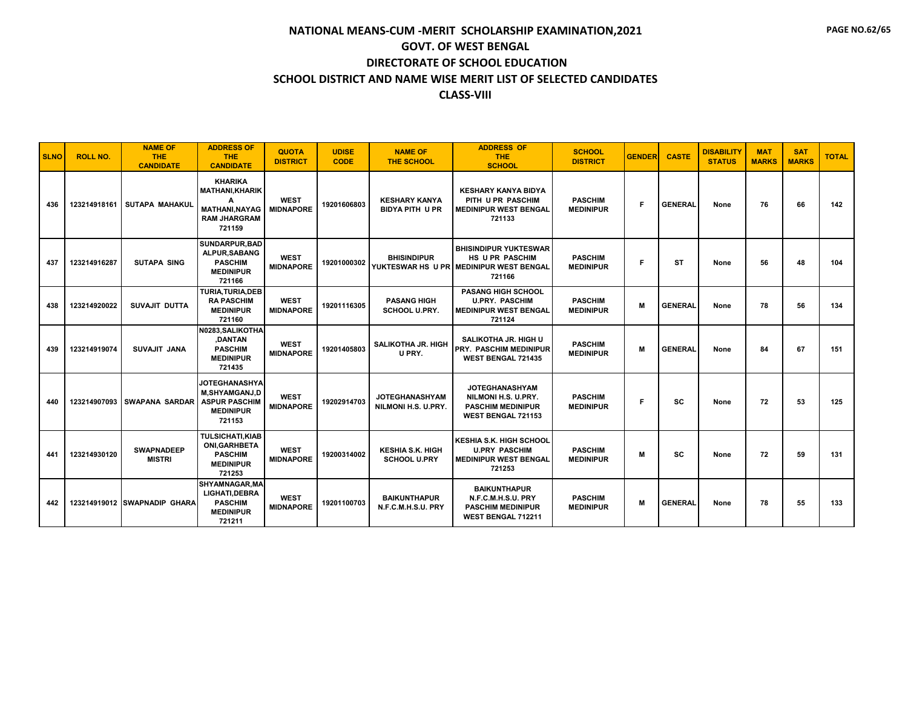# NATIONAL MEANS-CUM -MERIT SCHOLARSHIP EXAMINATION,2021
## GOVT. OF WEST BENGAL
## DIRECTORATE OF SCHOOL EDUCATION
## SCHOOL DISTRICT AND NAME WISE MERIT LIST OF SELECTED CANDIDATES
## CLASS-VIII

| SLNO | ROLL NO. | NAME OF THE CANDIDATE | ADDRESS OF THE CANDIDATE | QUOTA DISTRICT | UDISE CODE | NAME OF THE SCHOOL | ADDRESS OF THE SCHOOL | SCHOOL DISTRICT | GENDER | CASTE | DISABILITY STATUS | MAT MARKS | SAT MARKS | TOTAL |
|---|---|---|---|---|---|---|---|---|---|---|---|---|---|---|
| 436 | 123214918161 | SUTAPA MAHAKUL | KHARIKA MATHANI,KHARIKA MATHANI,NAYAGRAM JHARGRAM 721159 | WEST MIDNAPORE | 19201606803 | KESHARY KANYA BIDYA PITH U PR | KESHARY KANYA BIDYA PITH U PR PASCHIM MEDINIPUR WEST BENGAL 721133 | PASCHIM MEDINIPUR | F | GENERAL | None | 76 | 66 | 142 |
| 437 | 123214916287 | SUTAPA SING | SUNDARPUR,BADALPUR,SABANG PASCHIM MEDINIPUR 721166 | WEST MIDNAPORE | 19201000302 | BHISINDIPUR YUKTESWAR HS U PR | BHISINDIPUR YUKTESWAR HS U PR PASCHIM MEDINIPUR WEST BENGAL 721166 | PASCHIM MEDINIPUR | F | ST | None | 56 | 48 | 104 |
| 438 | 123214920022 | SUVAJIT DUTTA | TURIA,TURIA,DEBRA PASCHIM MEDINIPUR 721160 | WEST MIDNAPORE | 19201116305 | PASANG HIGH SCHOOL U.PRY. | PASANG HIGH SCHOOL U.PRY. PASCHIM MEDINIPUR WEST BENGAL 721124 | PASCHIM MEDINIPUR | M | GENERAL | None | 78 | 56 | 134 |
| 439 | 123214919074 | SUVAJIT JANA | N0283,SALIKOTHA,DANTAN PASCHIM MEDINIPUR 721435 | WEST MIDNAPORE | 19201405803 | SALIKOTHA JR. HIGH U PRY. | SALIKOTHA JR. HIGH U PRY. PASCHIM MEDINIPUR WEST BENGAL 721435 | PASCHIM MEDINIPUR | M | GENERAL | None | 84 | 67 | 151 |
| 440 | 123214907093 | SWAPANA SARDAR | JOTEGHANASHYAM,SHYAMGANJ,DASPUR PASCHIM MEDINIPUR 721153 | WEST MIDNAPORE | 19202914703 | JOTEGHANASHYAM NILMONI H.S. U.PRY. | JOTEGHANASHYAM NILMONI H.S. U.PRY. PASCHIM MEDINIPUR WEST BENGAL 721153 | PASCHIM MEDINIPUR | F | SC | None | 72 | 53 | 125 |
| 441 | 123214930120 | SWAPNADEEP MISTRI | TULSICHATI,KIABONI,GARHBETA PASCHIM MEDINIPUR 721253 | WEST MIDNAPORE | 19200314002 | KESHIA S.K. HIGH SCHOOL U.PRY | KESHIA S.K. HIGH SCHOOL U.PRY PASCHIM MEDINIPUR WEST BENGAL 721253 | PASCHIM MEDINIPUR | M | SC | None | 72 | 59 | 131 |
| 442 | 123214919012 | SWAPNADIP GHARA | SHYAMNAGAR,MALIGHATI,DEBRA PASCHIM MEDINIPUR 721211 | WEST MIDNAPORE | 19201100703 | BAIKUNTHAPUR N.F.C.M.H.S.U. PRY | BAIKUNTHAPUR N.F.C.M.H.S.U. PRY PASCHIM MEDINIPUR WEST BENGAL 712211 | PASCHIM MEDINIPUR | M | GENERAL | None | 78 | 55 | 133 |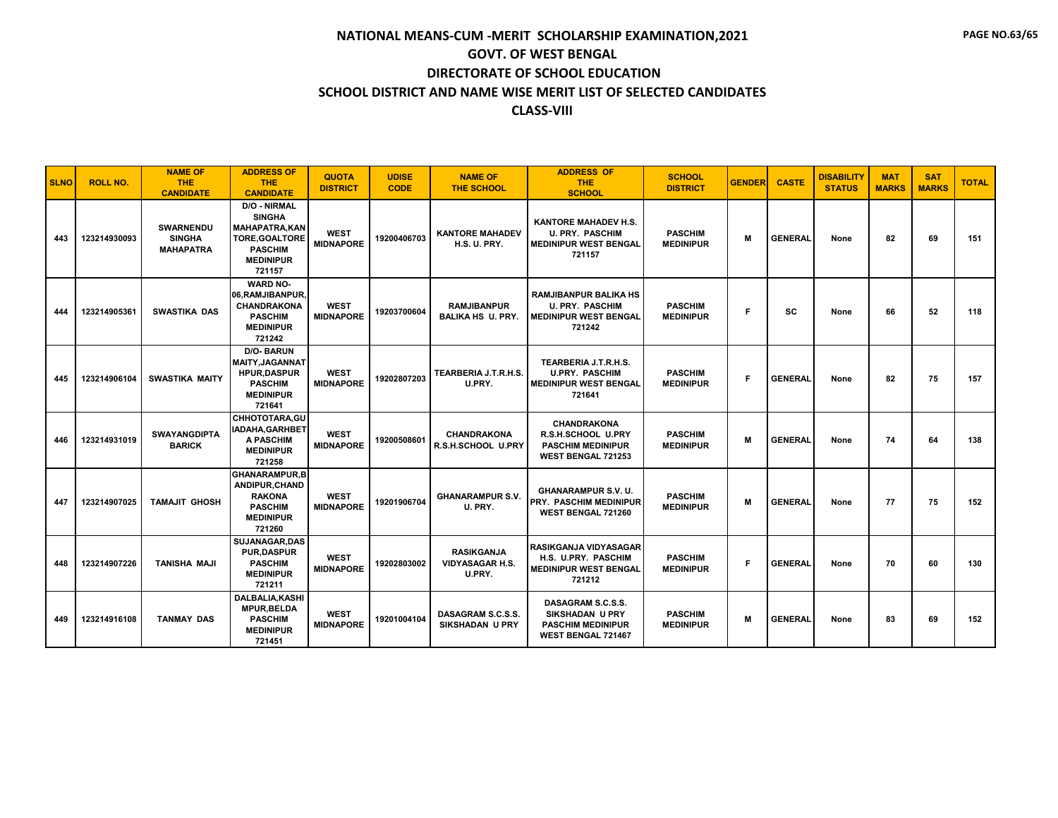# NATIONAL MEANS-CUM -MERIT SCHOLARSHIP EXAMINATION,2021

## GOVT. OF WEST BENGAL

## DIRECTORATE OF SCHOOL EDUCATION

## SCHOOL DISTRICT AND NAME WISE MERIT LIST OF SELECTED CANDIDATES

## CLASS-VIII

| SLNO | ROLL NO. | NAME OF THE CANDIDATE | ADDRESS OF THE CANDIDATE | QUOTA DISTRICT | UDISE CODE | NAME OF THE SCHOOL | ADDRESS OF THE SCHOOL | SCHOOL DISTRICT | GENDER | CASTE | DISABILITY STATUS | MAT MARKS | SAT MARKS | TOTAL |
|---|---|---|---|---|---|---|---|---|---|---|---|---|---|---|
| 443 | 123214930093 | SWARNENDU SINGHA MAHAPATRA | D/O - NIRMAL SINGHA MAHAPATRA,KANTORE,GOALTORE PASCHIM MEDINIPUR 721157 | WEST MIDNAPORE | 19200406703 | KANTORE MAHADEV H.S. U. PRY. | KANTORE MAHADEV H.S. U. PRY. PASCHIM MEDINIPUR WEST BENGAL 721157 | PASCHIM MEDINIPUR | M | GENERAL | None | 82 | 69 | 151 |
| 444 | 123214905361 | SWASTIKA DAS | WARD NO-06,RAMJIBANPUR,CHANDRAKONA PASCHIM MEDINIPUR 721242 | WEST MIDNAPORE | 19203700604 | RAMJIBANPUR BALIKA HS U. PRY. | RAMJIBANPUR BALIKA HS U. PRY. PASCHIM MEDINIPUR WEST BENGAL 721242 | PASCHIM MEDINIPUR | F | SC | None | 66 | 52 | 118 |
| 445 | 123214906104 | SWASTIKA MAITY | D/O- BARUN MAITY,JAGANNATHPUR,DASPUR PASCHIM MEDINIPUR 721641 | WEST MIDNAPORE | 19202807203 | TEARBERIA J.T.R.H.S. U.PRY. | TEARBERIA J.T.R.H.S. U.PRY. PASCHIM MEDINIPUR WEST BENGAL 721641 | PASCHIM MEDINIPUR | F | GENERAL | None | 82 | 75 | 157 |
| 446 | 123214931019 | SWAYANGDIPTA BARICK | CHHOTOTARA,GUIADAHA,GARHBETA PASCHIM MEDINIPUR 721258 | WEST MIDNAPORE | 19200508601 | CHANDRAKONA R.S.H.SCHOOL U.PRY | CHANDRAKONA R.S.H.SCHOOL U.PRY PASCHIM MEDINIPUR WEST BENGAL 721253 | PASCHIM MEDINIPUR | M | GENERAL | None | 74 | 64 | 138 |
| 447 | 123214907025 | TAMAJIT GHOSH | GHANARAMPUR,BANDIPUR,CHANDRAKONA PASCHIM MEDINIPUR 721260 | WEST MIDNAPORE | 19201906704 | GHANARAMPUR S.V. U. PRY. | GHANARAMPUR S.V. U. PRY. PASCHIM MEDINIPUR WEST BENGAL 721260 | PASCHIM MEDINIPUR | M | GENERAL | None | 77 | 75 | 152 |
| 448 | 123214907226 | TANISHA MAJI | SUJANAGAR,DASPUR,DASPUR PASCHIM MEDINIPUR 721211 | WEST MIDNAPORE | 19202803002 | RASIKGANJA VIDYASAGAR H.S. U.PRY. | RASIKGANJA VIDYASAGAR H.S. U.PRY. PASCHIM MEDINIPUR WEST BENGAL 721212 | PASCHIM MEDINIPUR | F | GENERAL | None | 70 | 60 | 130 |
| 449 | 123214916108 | TANMAY DAS | DALBALIA,KASHIMPUR,BELDA PASCHIM MEDINIPUR 721451 | WEST MIDNAPORE | 19201004104 | DASAGRAM S.C.S.S. SIKSHADAN U PRY | DASAGRAM S.C.S.S. SIKSHADAN U PRY PASCHIM MEDINIPUR WEST BENGAL 721467 | PASCHIM MEDINIPUR | M | GENERAL | None | 83 | 69 | 152 |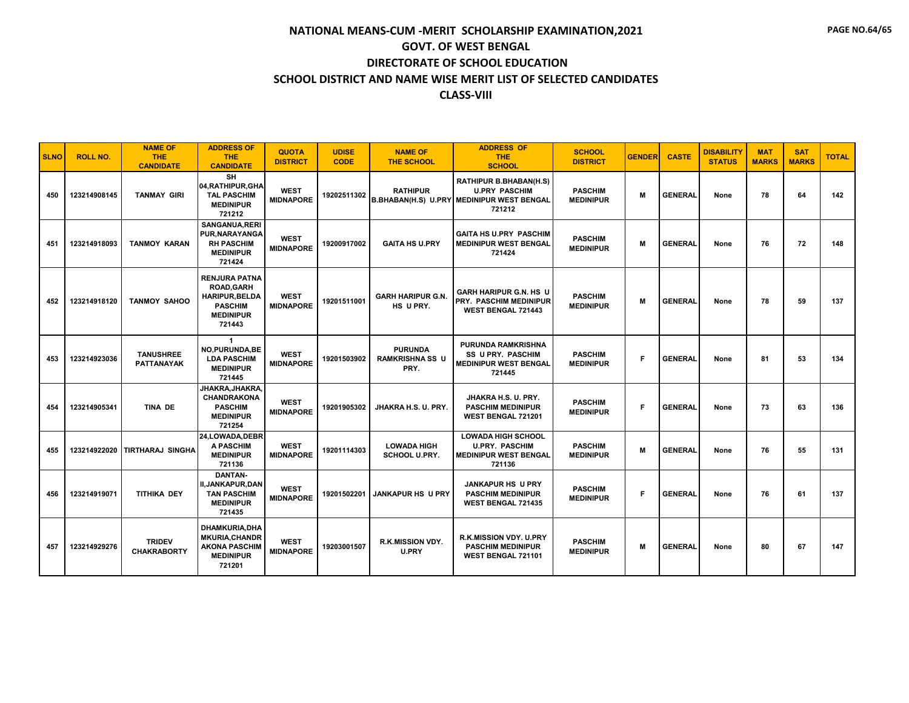# NATIONAL MEANS-CUM -MERIT SCHOLARSHIP EXAMINATION,2021

## GOVT. OF WEST BENGAL

## DIRECTORATE OF SCHOOL EDUCATION

## SCHOOL DISTRICT AND NAME WISE MERIT LIST OF SELECTED CANDIDATES

## CLASS-VIII

| SLNO | ROLL NO. | NAME OF THE CANDIDATE | ADDRESS OF THE CANDIDATE | QUOTA DISTRICT | UDISE CODE | NAME OF THE SCHOOL | ADDRESS OF THE SCHOOL | SCHOOL DISTRICT | GENDER | CASTE | DISABILITY STATUS | MAT MARKS | SAT MARKS | TOTAL |
|---|---|---|---|---|---|---|---|---|---|---|---|---|---|---|
| 450 | 123214908145 | TANMAY GIRI | SH 04,RATHIPUR,GHATAL PASCHIM MEDINIPUR 721212 | WEST MIDNAPORE | 19202511302 | RATHIPUR B.BHABAN(H.S) U.PRY | RATHIPUR B.BHABAN(H.S) U.PRY PASCHIM MEDINIPUR WEST BENGAL 721212 | PASCHIM MEDINIPUR | M | GENERAL | None | 78 | 64 | 142 |
| 451 | 123214918093 | TANMOY KARAN | SANGANUA,RERIPUR,NARAYANGARH PASCHIM MEDINIPUR 721424 | WEST MIDNAPORE | 19200917002 | GAITA HS U.PRY | GAITA HS U.PRY PASCHIM MEDINIPUR WEST BENGAL 721424 | PASCHIM MEDINIPUR | M | GENERAL | None | 76 | 72 | 148 |
| 452 | 123214918120 | TANMOY SAHOO | RENJURA PATNA ROAD,GARH HARIPUR,BELDA PASCHIM MEDINIPUR 721443 | WEST MIDNAPORE | 19201511001 | GARH HARIPUR G.N. HS U PRY. | GARH HARIPUR G.N. HS U PRY. PASCHIM MEDINIPUR WEST BENGAL 721443 | PASCHIM MEDINIPUR | M | GENERAL | None | 78 | 59 | 137 |
| 453 | 123214923036 | TANUSHREE PATTANAYAK | 1 NO,PURUNDA,BELDA PASCHIM MEDINIPUR 721445 | WEST MIDNAPORE | 19201503902 | PURUNDA RAMKRISHNA SS U PRY. | PURUNDA RAMKRISHNA SS U PRY. PASCHIM MEDINIPUR WEST BENGAL 721445 | PASCHIM MEDINIPUR | F | GENERAL | None | 81 | 53 | 134 |
| 454 | 123214905341 | TINA DE | JHAKRA,JHAKRA,CHANDRAKONA PASCHIM MEDINIPUR 721254 | WEST MIDNAPORE | 19201905302 | JHAKRA H.S. U. PRY. | JHAKRA H.S. U. PRY. PASCHIM MEDINIPUR WEST BENGAL 721201 | PASCHIM MEDINIPUR | F | GENERAL | None | 73 | 63 | 136 |
| 455 | 123214922020 | TIRTHARAJ SINGHA | 24,LOWADA,DEBRA PASCHIM MEDINIPUR 721136 | WEST MIDNAPORE | 19201114303 | LOWADA HIGH SCHOOL U.PRY. | LOWADA HIGH SCHOOL U.PRY. PASCHIM MEDINIPUR WEST BENGAL 721136 | PASCHIM MEDINIPUR | M | GENERAL | None | 76 | 55 | 131 |
| 456 | 123214919071 | TITHIKA DEY | DANTAN-II,JANKAPUR,DANTAN PASCHIM MEDINIPUR 721435 | WEST MIDNAPORE | 19201502201 | JANKAPUR HS U PRY | JANKAPUR HS U PRY PASCHIM MEDINIPUR WEST BENGAL 721435 | PASCHIM MEDINIPUR | F | GENERAL | None | 76 | 61 | 137 |
| 457 | 123214929276 | TRIDEV CHAKRABORTY | DHAMKURIA,DHAMKURIA,CHANDRAKONA PASCHIM MEDINIPUR 721201 | WEST MIDNAPORE | 19203001507 | R.K.MISSION VDY. U.PRY | R.K.MISSION VDY. U.PRY PASCHIM MEDINIPUR WEST BENGAL 721101 | PASCHIM MEDINIPUR | M | GENERAL | None | 80 | 67 | 147 |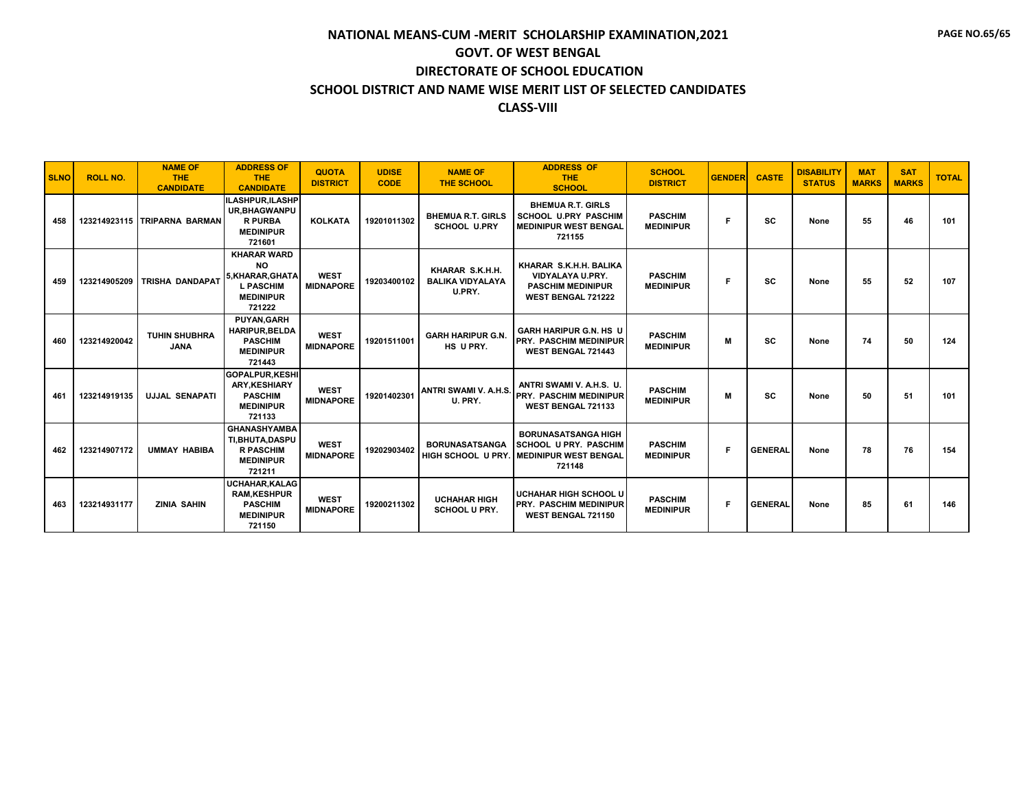# NATIONAL MEANS-CUM -MERIT SCHOLARSHIP EXAMINATION,2021

## GOVT. OF WEST BENGAL

## DIRECTORATE OF SCHOOL EDUCATION

## SCHOOL DISTRICT AND NAME WISE MERIT LIST OF SELECTED CANDIDATES

## CLASS-VIII

| SLNO | ROLL NO. | NAME OF THE CANDIDATE | ADDRESS OF THE CANDIDATE | QUOTA DISTRICT | UDISE CODE | NAME OF THE SCHOOL | ADDRESS OF THE SCHOOL | SCHOOL DISTRICT | GENDER | CASTE | DISABILITY STATUS | MAT MARKS | SAT MARKS | TOTAL |
|---|---|---|---|---|---|---|---|---|---|---|---|---|---|---|
| 458 | 123214923115 | TRIPARNA BARMAN | ILASHPUR,ILASHPUR,BHAGWANPUR PURBA MEDINIPUR 721601 | KOLKATA | 19201011302 | BHEMUA R.T. GIRLS SCHOOL U.PRY | BHEMUA R.T. GIRLS SCHOOL U.PRY PASCHIM MEDINIPUR WEST BENGAL 721155 | PASCHIM MEDINIPUR | F | SC | None | 55 | 46 | 101 |
| 459 | 123214905209 | TRISHA DANDAPAT | KHARAR WARD NO 5,KHARAR,GHATAL PASCHIM MEDINIPUR 721222 | WEST MIDNAPORE | 19203400102 | KHARAR S.K.H.H. BALIKA VIDYALAYA U.PRY. | KHARAR S.K.H.H. BALIKA VIDYALAYA U.PRY. PASCHIM MEDINIPUR WEST BENGAL 721222 | PASCHIM MEDINIPUR | F | SC | None | 55 | 52 | 107 |
| 460 | 123214920042 | TUHIN SHUBHRA JANA | PUYAN,GARH HARIPUR,BELDA PASCHIM MEDINIPUR 721443 | WEST MIDNAPORE | 19201511001 | GARH HARIPUR G.N. HS U PRY. | GARH HARIPUR G.N. HS U PRY. PASCHIM MEDINIPUR WEST BENGAL 721443 | PASCHIM MEDINIPUR | M | SC | None | 74 | 50 | 124 |
| 461 | 123214919135 | UJJAL SENAPATI | GOPALPUR,KESHIARY,KESHIARY PASCHIM MEDINIPUR 721133 | WEST MIDNAPORE | 19201402301 | ANTRI SWAMI V. A.H.S. U. PRY. | ANTRI SWAMI V. A.H.S. U. PRY. PASCHIM MEDINIPUR WEST BENGAL 721133 | PASCHIM MEDINIPUR | M | SC | None | 50 | 51 | 101 |
| 462 | 123214907172 | UMMAY HABIBA | GHANASHYAMBATI,BHUTA,DASPUR PASCHIM MEDINIPUR 721211 | WEST MIDNAPORE | 19202903402 | BORUNASATSANGA HIGH SCHOOL U PRY. | BORUNASATSANGA HIGH SCHOOL U PRY. PASCHIM MEDINIPUR WEST BENGAL 721148 | PASCHIM MEDINIPUR | F | GENERAL | None | 78 | 76 | 154 |
| 463 | 123214931177 | ZINIA SAHIN | UCHAHAR,KALAGRAM,KESHPUR PASCHIM MEDINIPUR 721150 | WEST MIDNAPORE | 19200211302 | UCHAHAR HIGH SCHOOL U PRY. | UCHAHAR HIGH SCHOOL U PRY. PASCHIM MEDINIPUR WEST BENGAL 721150 | PASCHIM MEDINIPUR | F | GENERAL | None | 85 | 61 | 146 |